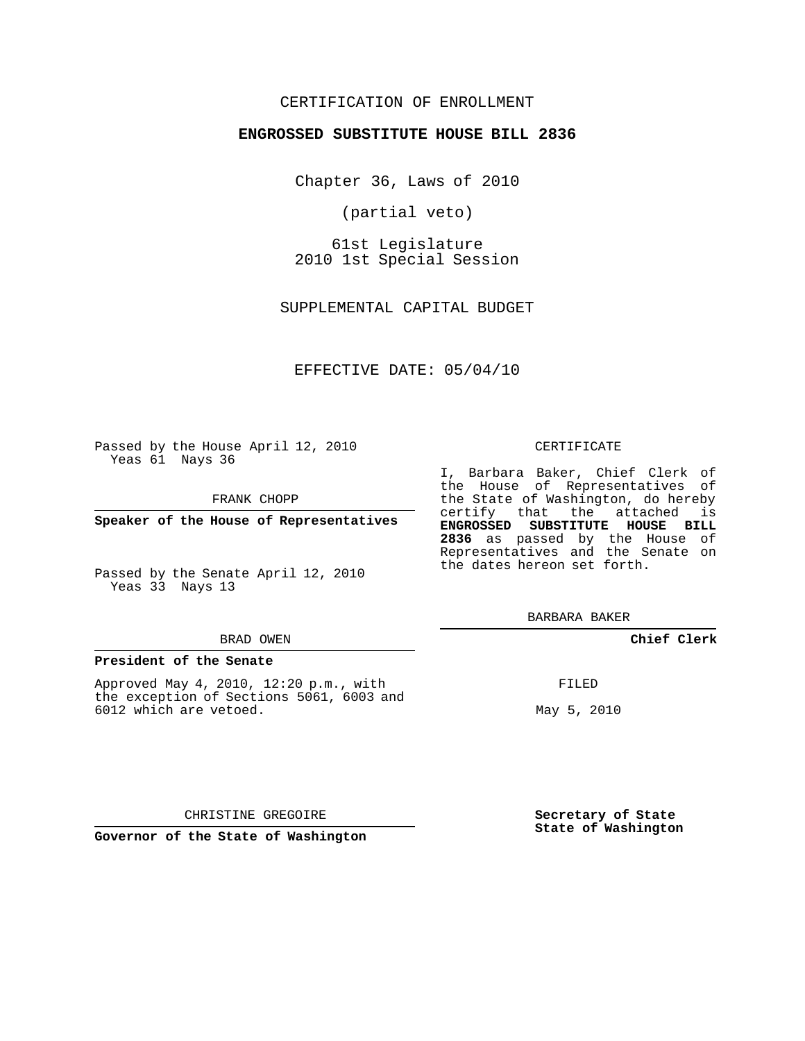CERTIFICATION OF ENROLLMENT

**ENGROSSED SUBSTITUTE HOUSE BILL 2836**

Chapter 36, Laws of 2010

(partial veto)

61st Legislature
2010 1st Special Session

SUPPLEMENTAL CAPITAL BUDGET

EFFECTIVE DATE: 05/04/10

Passed by the House April 12, 2010
Yeas 61 Nays 36

FRANK CHOPP

**Speaker of the House of Representatives**

Passed by the Senate April 12, 2010
Yeas 33 Nays 13

BRAD OWEN

**President of the Senate**

Approved May 4, 2010, 12:20 p.m., with the exception of Sections 5061, 6003 and 6012 which are vetoed.

CHRISTINE GREGOIRE

**Governor of the State of Washington**

CERTIFICATE

I, Barbara Baker, Chief Clerk of the House of Representatives of the State of Washington, do hereby certify that the attached is **ENGROSSED SUBSTITUTE HOUSE BILL 2836** as passed by the House of Representatives and the Senate on the dates hereon set forth.

BARBARA BAKER

**Chief Clerk**

FILED

May 5, 2010

**Secretary of State**
**State of Washington**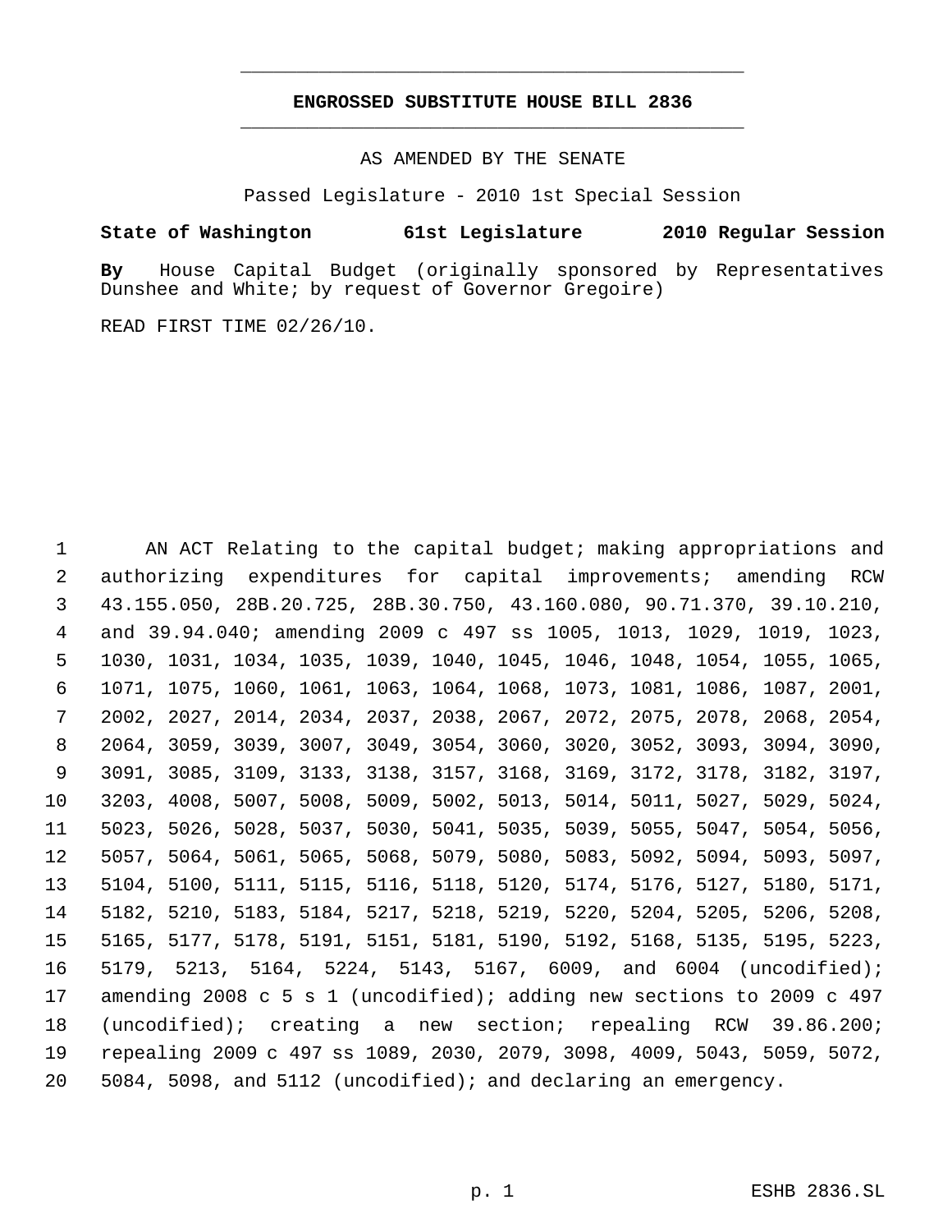# ENGROSSED SUBSTITUTE HOUSE BILL 2836

AS AMENDED BY THE SENATE

Passed Legislature - 2010 1st Special Session

**State of Washington 61st Legislature 2010 Regular Session**

**By** House Capital Budget (originally sponsored by Representatives Dunshee and White; by request of Governor Gregoire)

READ FIRST TIME 02/26/10.

AN ACT Relating to the capital budget; making appropriations and authorizing expenditures for capital improvements; amending RCW 43.155.050, 28B.20.725, 28B.30.750, 43.160.080, 90.71.370, 39.10.210, and 39.94.040; amending 2009 c 497 ss 1005, 1013, 1029, 1019, 1023, 1030, 1031, 1034, 1035, 1039, 1040, 1045, 1046, 1048, 1054, 1055, 1065, 1071, 1075, 1060, 1061, 1063, 1064, 1068, 1073, 1081, 1086, 1087, 2001, 2002, 2027, 2014, 2034, 2037, 2038, 2067, 2072, 2075, 2078, 2068, 2054, 2064, 3059, 3039, 3007, 3049, 3054, 3060, 3020, 3052, 3093, 3094, 3090, 3091, 3085, 3109, 3133, 3138, 3157, 3168, 3169, 3172, 3178, 3182, 3197, 3203, 4008, 5007, 5008, 5009, 5002, 5013, 5014, 5011, 5027, 5029, 5024, 5023, 5026, 5028, 5037, 5030, 5041, 5035, 5039, 5055, 5047, 5054, 5056, 5057, 5064, 5061, 5065, 5068, 5079, 5080, 5083, 5092, 5094, 5093, 5097, 5104, 5100, 5111, 5115, 5116, 5118, 5120, 5174, 5176, 5127, 5180, 5171, 5182, 5210, 5183, 5184, 5217, 5218, 5219, 5220, 5204, 5205, 5206, 5208, 5165, 5177, 5178, 5191, 5151, 5181, 5190, 5192, 5168, 5135, 5195, 5223, 5179, 5213, 5164, 5224, 5143, 5167, 6009, and 6004 (uncodified); amending 2008 c 5 s 1 (uncodified); adding new sections to 2009 c 497 (uncodified); creating a new section; repealing RCW 39.86.200; repealing 2009 c 497 ss 1089, 2030, 2079, 3098, 4009, 5043, 5059, 5072, 5084, 5098, and 5112 (uncodified); and declaring an emergency.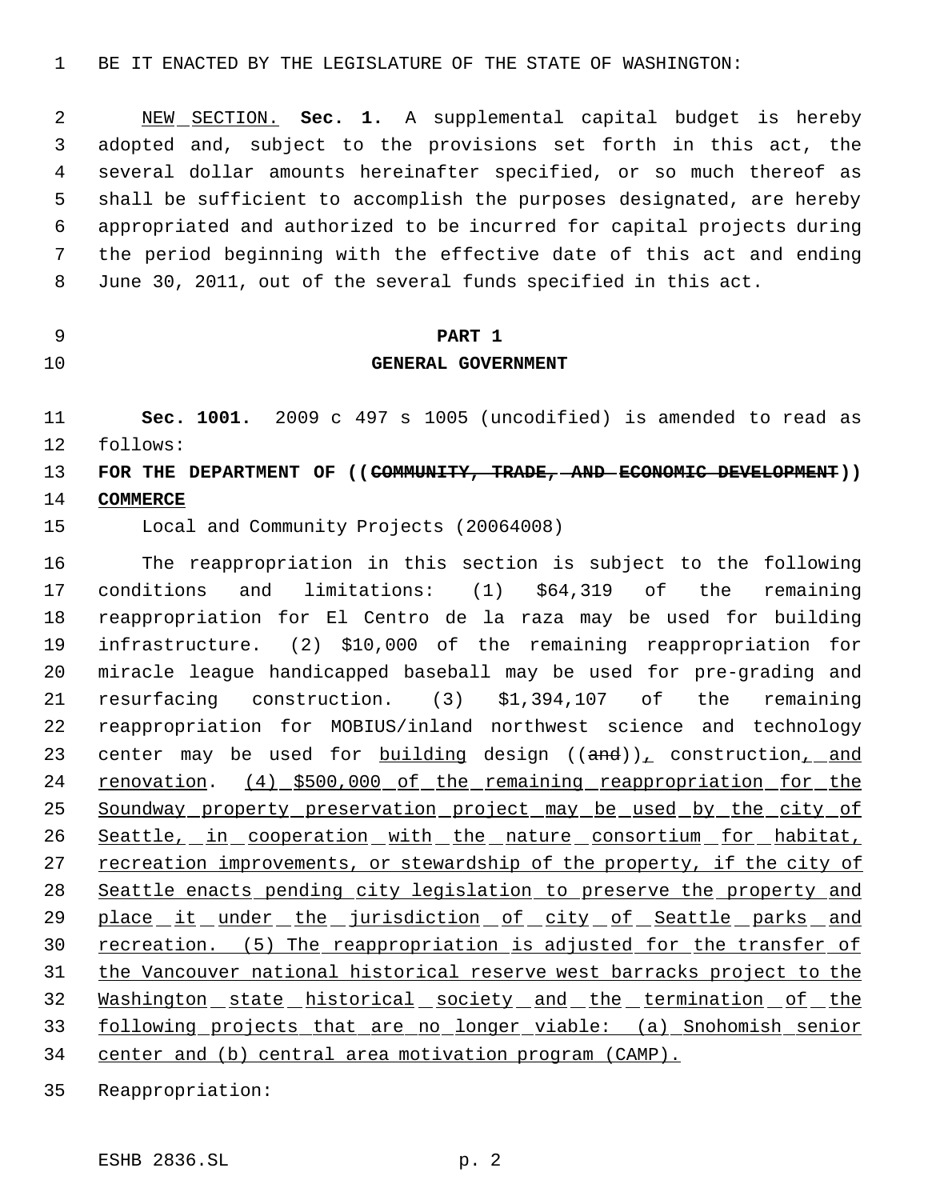BE IT ENACTED BY THE LEGISLATURE OF THE STATE OF WASHINGTON:

NEW SECTION. **Sec. 1.** A supplemental capital budget is hereby adopted and, subject to the provisions set forth in this act, the several dollar amounts hereinafter specified, or so much thereof as shall be sufficient to accomplish the purposes designated, are hereby appropriated and authorized to be incurred for capital projects during the period beginning with the effective date of this act and ending June 30, 2011, out of the several funds specified in this act.

## PART 1
## GENERAL GOVERNMENT

**Sec. 1001.** 2009 c 497 s 1005 (uncodified) is amended to read as follows:

**FOR THE DEPARTMENT OF ((~~COMMUNITY, TRADE, AND ECONOMIC DEVELOPMENT~~)) COMMERCE**

Local and Community Projects (20064008)

The reappropriation in this section is subject to the following conditions and limitations: (1) $64,319 of the remaining reappropriation for El Centro de la raza may be used for building infrastructure. (2) $10,000 of the remaining reappropriation for miracle league handicapped baseball may be used for pre-grading and resurfacing construction. (3) $1,394,107 of the remaining reappropriation for MOBIUS/inland northwest science and technology center may be used for building design ((~~and~~)), construction, and renovation. (4) $500,000 of the remaining reappropriation for the Soundway property preservation project may be used by the city of Seattle, in cooperation with the nature consortium for habitat, recreation improvements, or stewardship of the property, if the city of Seattle enacts pending city legislation to preserve the property and place it under the jurisdiction of city of Seattle parks and recreation. (5) The reappropriation is adjusted for the transfer of the Vancouver national historical reserve west barracks project to the Washington state historical society and the termination of the following projects that are no longer viable: (a) Snohomish senior center and (b) central area motivation program (CAMP).

Reappropriation: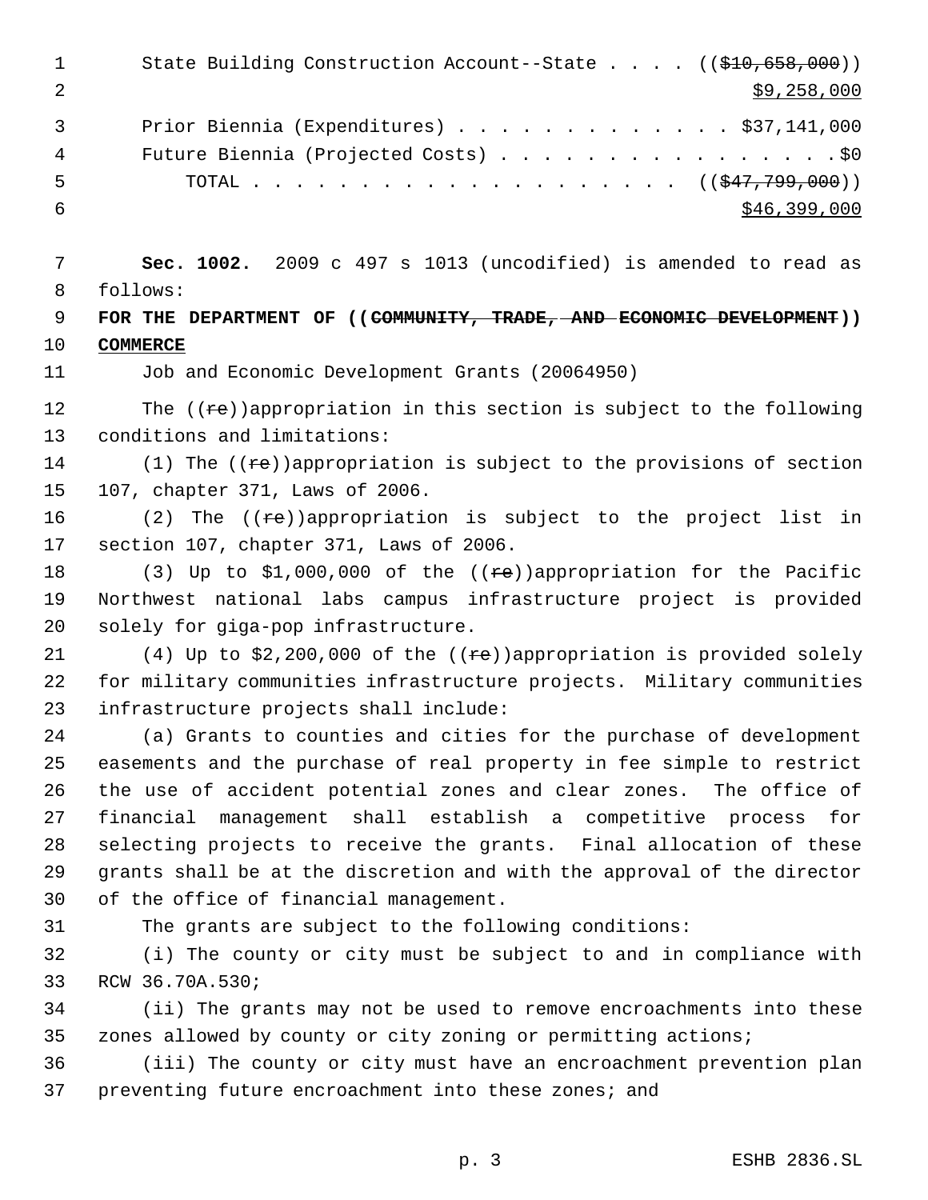State Building Construction Account--State . . . . (($10,658,000))
$9,258,000

Prior Biennia (Expenditures) . . . . . . . . . . . . . $37,141,000
Future Biennia (Projected Costs) . . . . . . . . . . . . . . . . $0
TOTAL . . . . . . . . . . . . . . . . . . . . . (($47,799,000))
$46,399,000

**Sec. 1002.** 2009 c 497 s 1013 (uncodified) is amended to read as follows:

**FOR THE DEPARTMENT OF ((COMMUNITY, TRADE, AND ECONOMIC DEVELOPMENT)) COMMERCE**

Job and Economic Development Grants (20064950)

The ((re))appropriation in this section is subject to the following conditions and limitations:

(1) The ((re))appropriation is subject to the provisions of section 107, chapter 371, Laws of 2006.

(2) The ((re))appropriation is subject to the project list in section 107, chapter 371, Laws of 2006.

(3) Up to $1,000,000 of the ((re))appropriation for the Pacific Northwest national labs campus infrastructure project is provided solely for giga-pop infrastructure.

(4) Up to $2,200,000 of the ((re))appropriation is provided solely for military communities infrastructure projects. Military communities infrastructure projects shall include:

(a) Grants to counties and cities for the purchase of development easements and the purchase of real property in fee simple to restrict the use of accident potential zones and clear zones. The office of financial management shall establish a competitive process for selecting projects to receive the grants. Final allocation of these grants shall be at the discretion and with the approval of the director of the office of financial management.

The grants are subject to the following conditions:

(i) The county or city must be subject to and in compliance with RCW 36.70A.530;

(ii) The grants may not be used to remove encroachments into these zones allowed by county or city zoning or permitting actions;

(iii) The county or city must have an encroachment prevention plan preventing future encroachment into these zones; and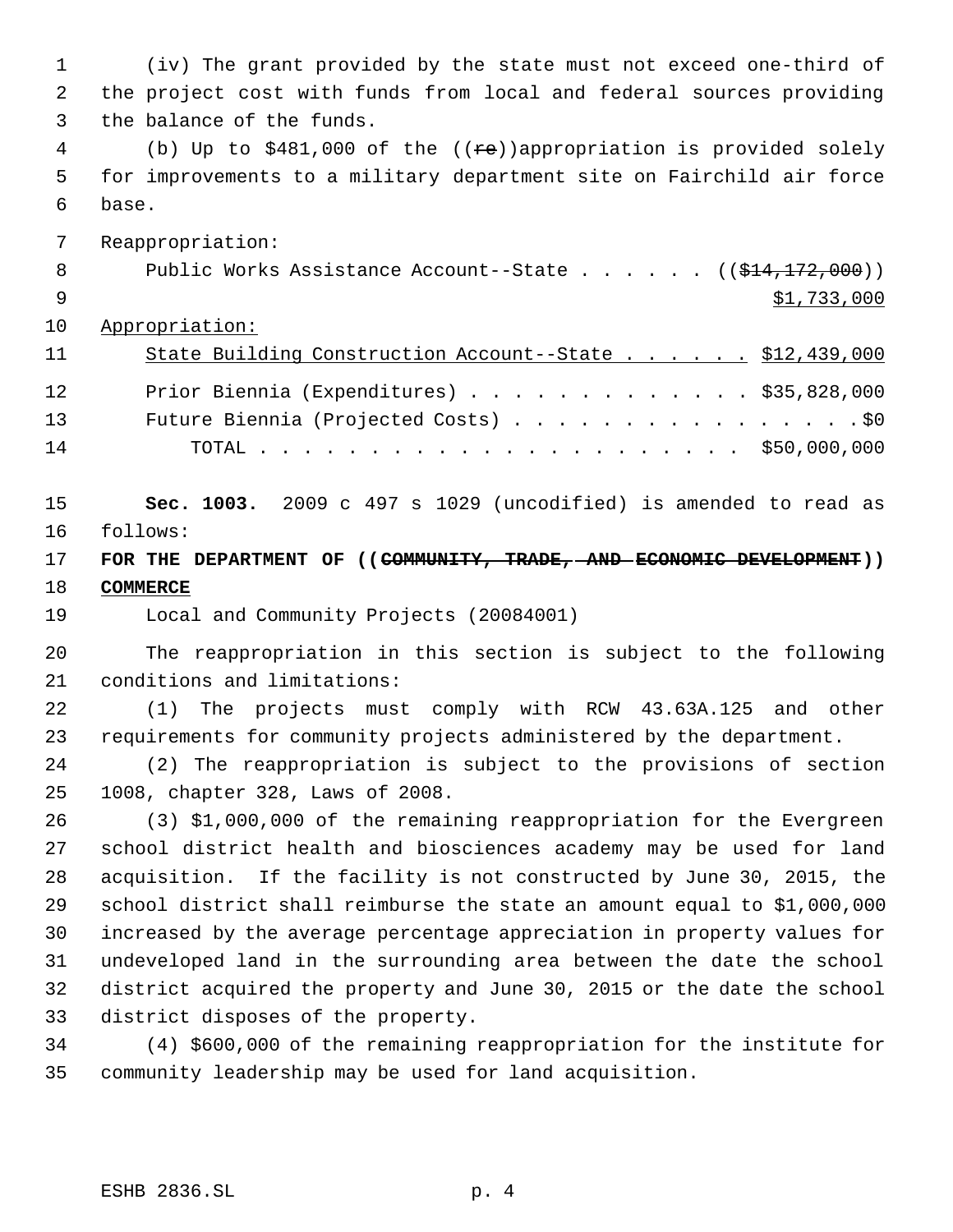(iv) The grant provided by the state must not exceed one-third of the project cost with funds from local and federal sources providing the balance of the funds.

(b) Up to $481,000 of the ((~~re~~))appropriation is provided solely for improvements to a military department site on Fairchild air force base.

Reappropriation:

Public Works Assistance Account--State . . . . . . ((~~$14,172,000~~)) $1,733,000

Appropriation:

State Building Construction Account--State . . . . . . $12,439,000

Prior Biennia (Expenditures) . . . . . . . . . . . . . $35,828,000

Future Biennia (Projected Costs) . . . . . . . . . . . . . . . . .$0

TOTAL . . . . . . . . . . . . . . . . . . . . . . $50,000,000

**Sec. 1003.** 2009 c 497 s 1029 (uncodified) is amended to read as follows:

**FOR THE DEPARTMENT OF ((~~COMMUNITY, TRADE, AND ECONOMIC DEVELOPMENT~~)) COMMERCE**

Local and Community Projects (20084001)

The reappropriation in this section is subject to the following conditions and limitations:

(1) The projects must comply with RCW 43.63A.125 and other requirements for community projects administered by the department.

(2) The reappropriation is subject to the provisions of section 1008, chapter 328, Laws of 2008.

(3) $1,000,000 of the remaining reappropriation for the Evergreen school district health and biosciences academy may be used for land acquisition. If the facility is not constructed by June 30, 2015, the school district shall reimburse the state an amount equal to $1,000,000 increased by the average percentage appreciation in property values for undeveloped land in the surrounding area between the date the school district acquired the property and June 30, 2015 or the date the school district disposes of the property.

(4) $600,000 of the remaining reappropriation for the institute for community leadership may be used for land acquisition.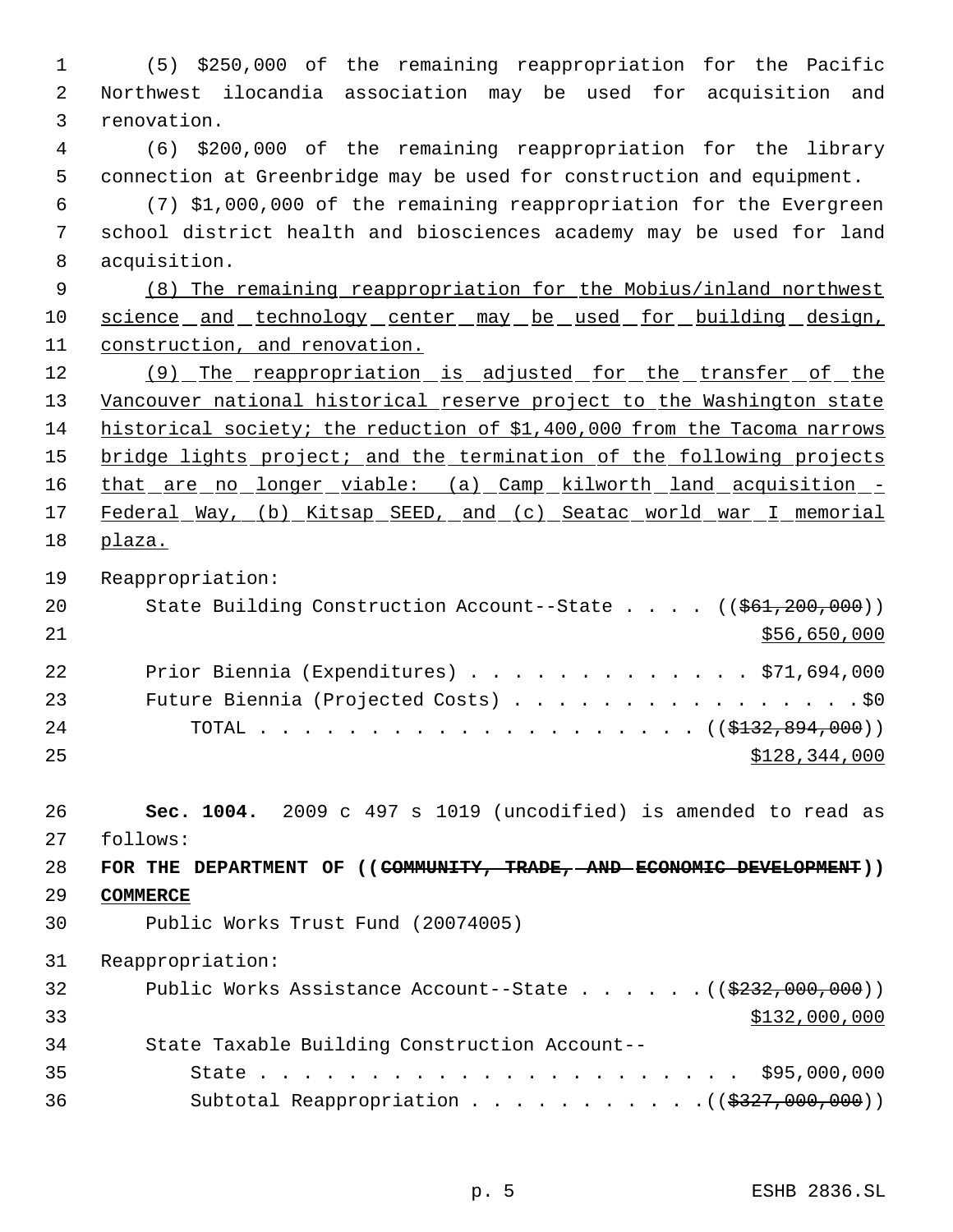(5) $250,000 of the remaining reappropriation for the Pacific Northwest ilocandia association may be used for acquisition and renovation.

(6) $200,000 of the remaining reappropriation for the library connection at Greenbridge may be used for construction and equipment.

(7) $1,000,000 of the remaining reappropriation for the Evergreen school district health and biosciences academy may be used for land acquisition.

(8) The remaining reappropriation for the Mobius/inland northwest science and technology center may be used for building design, construction, and renovation.

(9) The reappropriation is adjusted for the transfer of the Vancouver national historical reserve project to the Washington state historical society; the reduction of $1,400,000 from the Tacoma narrows bridge lights project; and the termination of the following projects that are no longer viable: (a) Camp kilworth land acquisition - Federal Way, (b) Kitsap SEED, and (c) Seatac world war I memorial plaza.

Reappropriation:

State Building Construction Account--State . . . . ((~~$61,200,000~~)) $56,650,000

Prior Biennia (Expenditures) . . . . . . . . . . . . . $71,694,000

Future Biennia (Projected Costs) . . . . . . . . . . . . . . . . $0

TOTAL . . . . . . . . . . . . . . . . . . . . . ((~~$132,894,000~~)) $128,344,000

**Sec. 1004.** 2009 c 497 s 1019 (uncodified) is amended to read as follows:

**FOR THE DEPARTMENT OF ((~~COMMUNITY, TRADE, AND ECONOMIC DEVELOPMENT~~)) COMMERCE**

Public Works Trust Fund (20074005)

Reappropriation:

Public Works Assistance Account--State . . . . . . ((~~$232,000,000~~)) $132,000,000

State Taxable Building Construction Account--State . . . . . . . . . . . . . . . . . . . . . . $95,000,000

Subtotal Reappropriation . . . . . . . . . . . ((~~$327,000,000~~))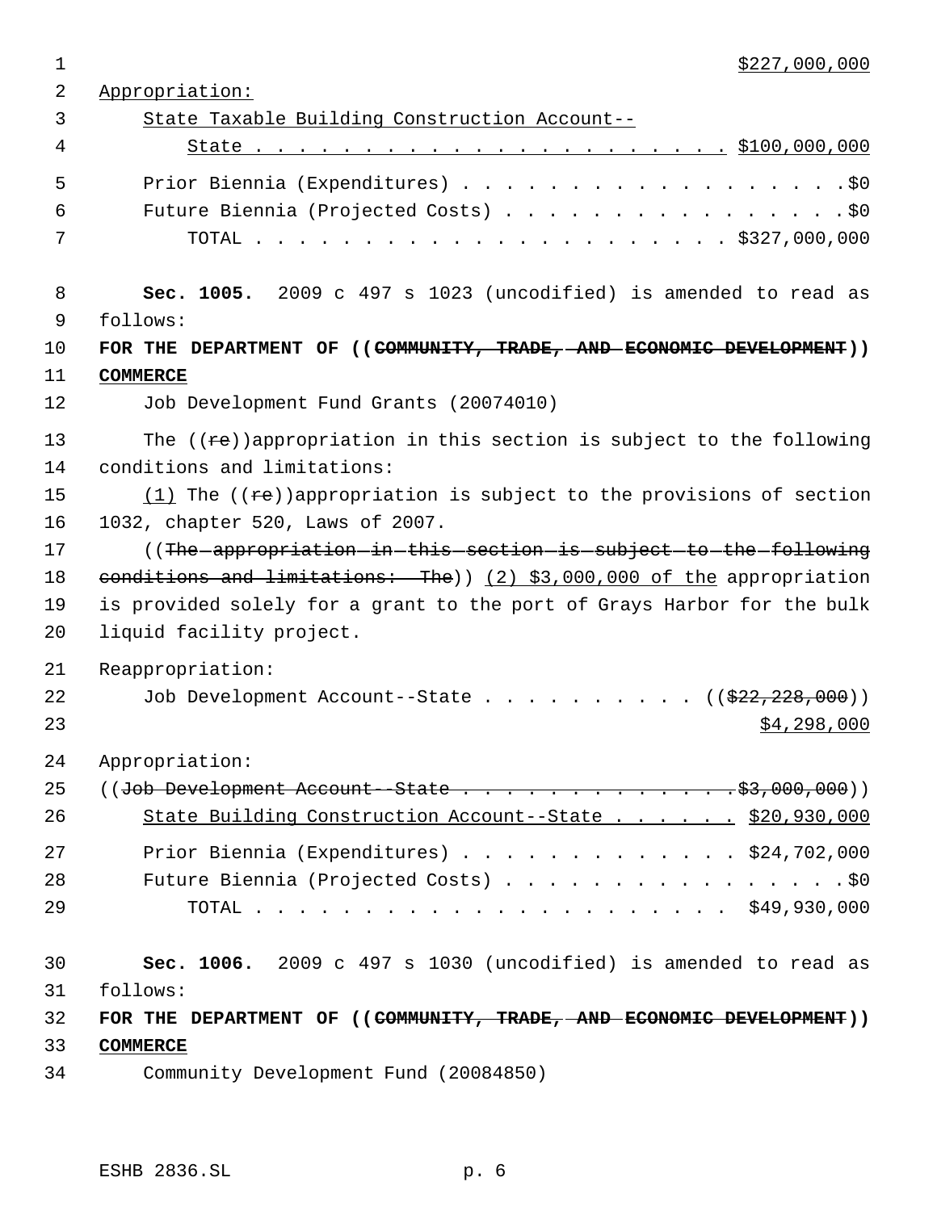$227,000,000

Appropriation:

State Taxable Building Construction Account--
State . . . . . . . . . . . . . . . . . . . . . . $100,000,000

Prior Biennia (Expenditures) . . . . . . . . . . . . . . . . . . .$0
Future Biennia (Projected Costs) . . . . . . . . . . . . . . . . .$0
TOTAL . . . . . . . . . . . . . . . . . . . . . . . $327,000,000

**Sec. 1005.** 2009 c 497 s 1023 (uncodified) is amended to read as follows:

**FOR THE DEPARTMENT OF ((~~COMMUNITY, TRADE, AND ECONOMIC DEVELOPMENT~~)) COMMERCE**

Job Development Fund Grants (20074010)

The ((~~re~~))appropriation in this section is subject to the following conditions and limitations:

(1) The ((~~re~~))appropriation is subject to the provisions of section 1032, chapter 520, Laws of 2007.

((~~The appropriation in this section is subject to the following conditions and limitations: The~~)) (2) $3,000,000 of the appropriation is provided solely for a grant to the port of Grays Harbor for the bulk liquid facility project.

Reappropriation:

Job Development Account--State . . . . . . . . . . ((~~$22,228,000~~))
$4,298,000

Appropriation:

((~~Job Development Account--State . . . . . . . . . . . . . . $3,000,000~~))
State Building Construction Account--State . . . . . . $20,930,000

Prior Biennia (Expenditures) . . . . . . . . . . . . . $24,702,000
Future Biennia (Projected Costs) . . . . . . . . . . . . . . . . .$0
TOTAL . . . . . . . . . . . . . . . . . . . . . . $49,930,000

**Sec. 1006.** 2009 c 497 s 1030 (uncodified) is amended to read as follows:

**FOR THE DEPARTMENT OF ((~~COMMUNITY, TRADE, AND ECONOMIC DEVELOPMENT~~)) COMMERCE**

Community Development Fund (20084850)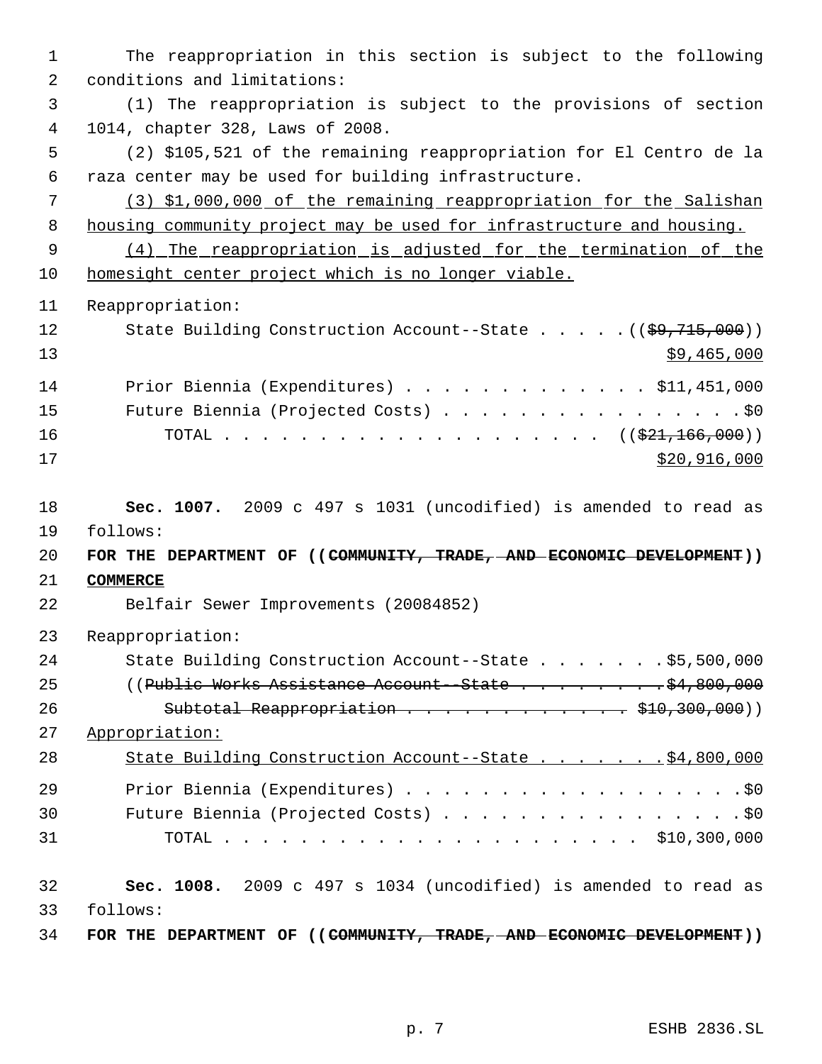The reappropriation in this section is subject to the following conditions and limitations:

(1) The reappropriation is subject to the provisions of section 1014, chapter 328, Laws of 2008.

(2) $105,521 of the remaining reappropriation for El Centro de la raza center may be used for building infrastructure.

(3) $1,000,000 of the remaining reappropriation for the Salishan housing community project may be used for infrastructure and housing.

(4) The reappropriation is adjusted for the termination of the homesight center project which is no longer viable.

Reappropriation:

State Building Construction Account--State . . . . . (($9,715,000)) $9,465,000

Prior Biennia (Expenditures) . . . . . . . . . . . . . $11,451,000

Future Biennia (Projected Costs) . . . . . . . . . . . . . . . . $0

TOTAL . . . . . . . . . . . . . . . . . . . . . (($21,166,000)) $20,916,000

**Sec. 1007.** 2009 c 497 s 1031 (uncodified) is amended to read as follows:

**FOR THE DEPARTMENT OF ((COMMUNITY, TRADE, AND ECONOMIC DEVELOPMENT)) COMMERCE**

Belfair Sewer Improvements (20084852)

Reappropriation:

State Building Construction Account--State . . . . . . . $5,500,000

((Public Works Assistance Account--State . . . . . . . . $4,800,000

Subtotal Reappropriation . . . . . . . . . . . . . $10,300,000))

Appropriation:

State Building Construction Account--State . . . . . . . $4,800,000

Prior Biennia (Expenditures) . . . . . . . . . . . . . . . . . . $0

Future Biennia (Projected Costs) . . . . . . . . . . . . . . . . $0

TOTAL . . . . . . . . . . . . . . . . . . . . . . $10,300,000

**Sec. 1008.** 2009 c 497 s 1034 (uncodified) is amended to read as follows:

**FOR THE DEPARTMENT OF ((COMMUNITY, TRADE, AND ECONOMIC DEVELOPMENT))**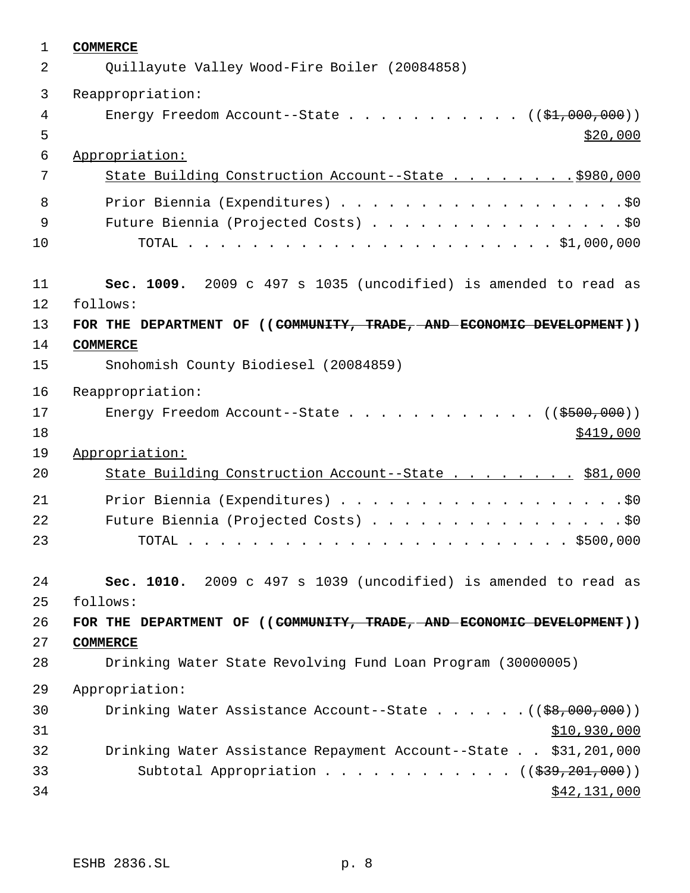**COMMERCE**

Quillayute Valley Wood-Fire Boiler (20084858)

Reappropriation:

Energy Freedom Account--State . . . . . . . . . . . (($1,000,000))
$20,000

Appropriation:

State Building Construction Account--State . . . . . . . . $980,000

Prior Biennia (Expenditures) . . . . . . . . . . . . . . . . . . . $0
Future Biennia (Projected Costs) . . . . . . . . . . . . . . . . . $0
TOTAL . . . . . . . . . . . . . . . . . . . . . . . . . $1,000,000

**Sec. 1009.** 2009 c 497 s 1035 (uncodified) is amended to read as follows:

**FOR THE DEPARTMENT OF ((COMMUNITY, TRADE, AND ECONOMIC DEVELOPMENT)) COMMERCE**

Snohomish County Biodiesel (20084859)

Reappropriation:

Energy Freedom Account--State . . . . . . . . . . . . (($500,000))
$419,000

Appropriation:

State Building Construction Account--State . . . . . . . . $81,000

Prior Biennia (Expenditures) . . . . . . . . . . . . . . . . . . . $0
Future Biennia (Projected Costs) . . . . . . . . . . . . . . . . . $0
TOTAL . . . . . . . . . . . . . . . . . . . . . . . . . $500,000

**Sec. 1010.** 2009 c 497 s 1039 (uncodified) is amended to read as follows:

**FOR THE DEPARTMENT OF ((COMMUNITY, TRADE, AND ECONOMIC DEVELOPMENT)) COMMERCE**

Drinking Water State Revolving Fund Loan Program (30000005)

Appropriation:

Drinking Water Assistance Account--State . . . . . . (($8,000,000))
$10,930,000
Drinking Water Assistance Repayment Account--State . . $31,201,000
Subtotal Appropriation . . . . . . . . . . . . (($39,201,000))
$42,131,000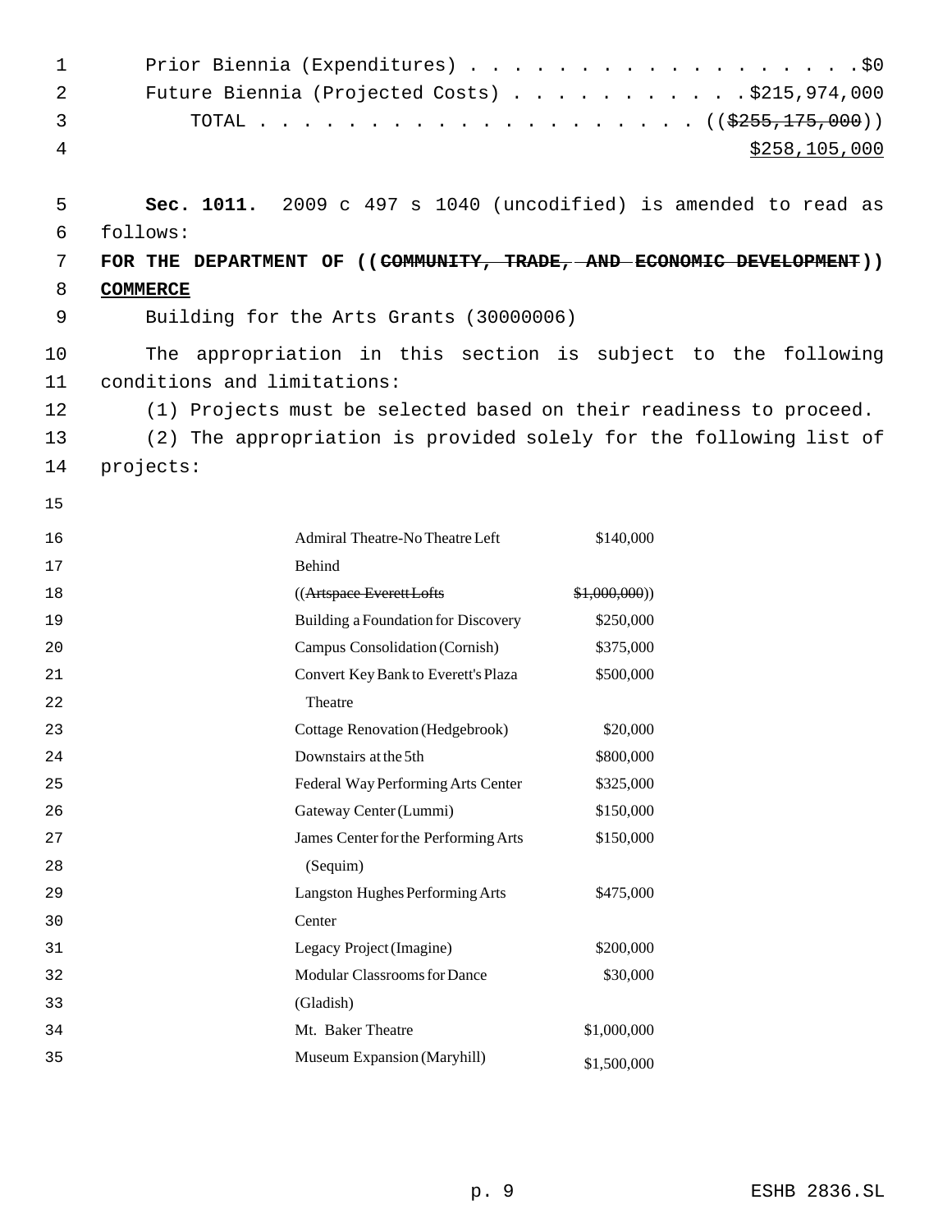Prior Biennia (Expenditures) . . . . . . . . . . . . . . . . . . .$0
Future Biennia (Projected Costs) . . . . . . . . . . . .$215,974,000
TOTAL . . . . . . . . . . . . . . . . . . . . . . ((~~$255,175,000~~))
<u>$258,105,000</u>

**Sec. 1011.** 2009 c 497 s 1040 (uncodified) is amended to read as follows:

**FOR THE DEPARTMENT OF ((~~COMMUNITY, TRADE, AND ECONOMIC DEVELOPMENT~~)) <u>COMMERCE</u>**

Building for the Arts Grants (30000006)

The appropriation in this section is subject to the following conditions and limitations:

(1) Projects must be selected based on their readiness to proceed.

(2) The appropriation is provided solely for the following list of projects:

| | |
|---|---|
| Admiral Theatre-No Theatre Left Behind | $140,000 |
| ((~~Artspace Everett Lofts~~ | ~~$1,000,000~~)) |
| Building a Foundation for Discovery | $250,000 |
| Campus Consolidation (Cornish) | $375,000 |
| Convert Key Bank to Everett's Plaza Theatre | $500,000 |
| Cottage Renovation (Hedgebrook) | $20,000 |
| Downstairs at the 5th | $800,000 |
| Federal Way Performing Arts Center | $325,000 |
| Gateway Center (Lummi) | $150,000 |
| James Center for the Performing Arts (Sequim) | $150,000 |
| Langston Hughes Performing Arts Center | $475,000 |
| Legacy Project (Imagine) | $200,000 |
| Modular Classrooms for Dance (Gladish) | $30,000 |
| Mt. Baker Theatre | $1,000,000 |
| Museum Expansion (Maryhill) | $1,500,000 |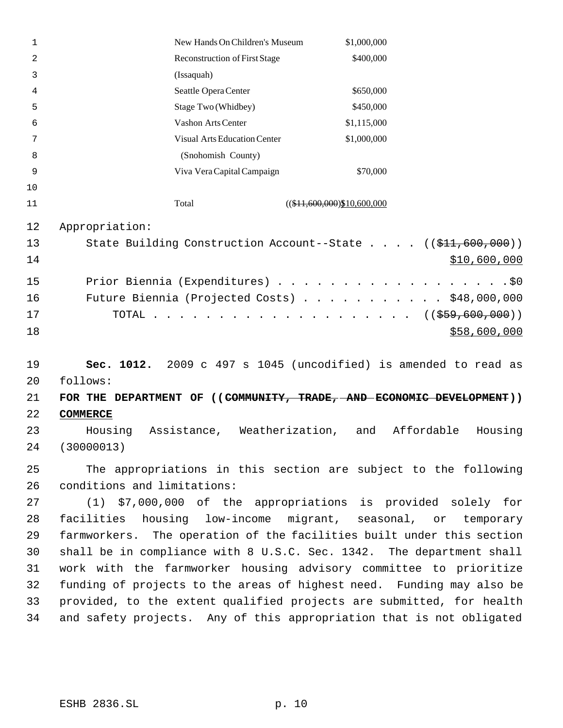| | |
|---|---|
| New Hands On Children's Museum | $1,000,000 |
| Reconstruction of First Stage (Issaquah) | $400,000 |
| Seattle Opera Center | $650,000 |
| Stage Two (Whidbey) | $450,000 |
| Vashon Arts Center | $1,115,000 |
| Visual Arts Education Center (Snohomish County) | $1,000,000 |
| Viva Vera Capital Campaign | $70,000 |
| Total | (( ~~$11,600,000~~ ))$10,600,000 |

Appropriation:

State Building Construction Account--State . . . . (( ~~$11,600,000~~ ))
$10,600,000

Prior Biennia (Expenditures) . . . . . . . . . . . . . . . . . . .$0
Future Biennia (Projected Costs) . . . . . . . . . . . $48,000,000
TOTAL . . . . . . . . . . . . . . . . . . . . . (( ~~$59,600,000~~ ))
$58,600,000

**Sec. 1012.** 2009 c 497 s 1045 (uncodified) is amended to read as follows:

**FOR THE DEPARTMENT OF (( ~~COMMUNITY, TRADE, AND ECONOMIC DEVELOPMENT~~ )) COMMERCE**

Housing Assistance, Weatherization, and Affordable Housing (30000013)

The appropriations in this section are subject to the following conditions and limitations:

(1) $7,000,000 of the appropriations is provided solely for facilities housing low-income migrant, seasonal, or temporary farmworkers. The operation of the facilities built under this section shall be in compliance with 8 U.S.C. Sec. 1342. The department shall work with the farmworker housing advisory committee to prioritize funding of projects to the areas of highest need. Funding may also be provided, to the extent qualified projects are submitted, for health and safety projects. Any of this appropriation that is not obligated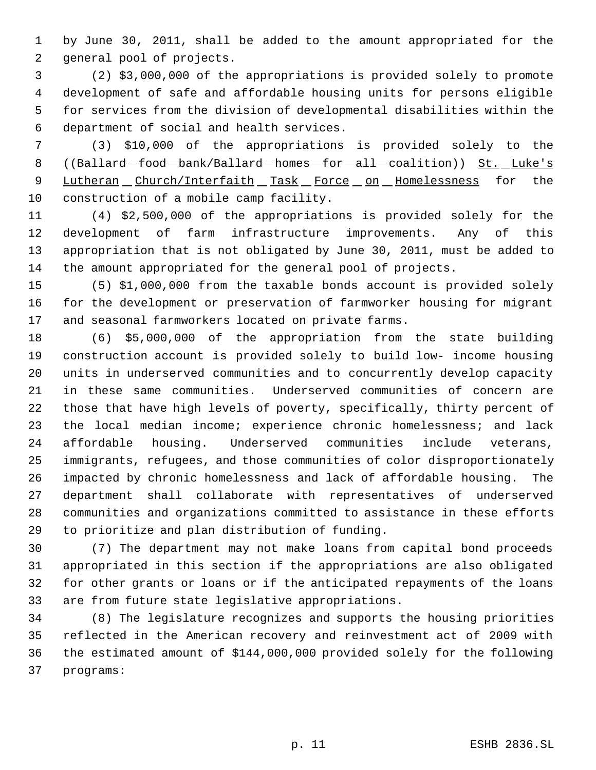by June 30, 2011, shall be added to the amount appropriated for the general pool of projects.

(2) $3,000,000 of the appropriations is provided solely to promote development of safe and affordable housing units for persons eligible for services from the division of developmental disabilities within the department of social and health services.

(3) $10,000 of the appropriations is provided solely to the ((~~Ballard food bank/Ballard homes for all coalition~~)) St. Luke's Lutheran Church/Interfaith Task Force on Homelessness for the construction of a mobile camp facility.

(4) $2,500,000 of the appropriations is provided solely for the development of farm infrastructure improvements. Any of this appropriation that is not obligated by June 30, 2011, must be added to the amount appropriated for the general pool of projects.

(5) $1,000,000 from the taxable bonds account is provided solely for the development or preservation of farmworker housing for migrant and seasonal farmworkers located on private farms.

(6) $5,000,000 of the appropriation from the state building construction account is provided solely to build low- income housing units in underserved communities and to concurrently develop capacity in these same communities. Underserved communities of concern are those that have high levels of poverty, specifically, thirty percent of the local median income; experience chronic homelessness; and lack affordable housing. Underserved communities include veterans, immigrants, refugees, and those communities of color disproportionately impacted by chronic homelessness and lack of affordable housing. The department shall collaborate with representatives of underserved communities and organizations committed to assistance in these efforts to prioritize and plan distribution of funding.

(7) The department may not make loans from capital bond proceeds appropriated in this section if the appropriations are also obligated for other grants or loans or if the anticipated repayments of the loans are from future state legislative appropriations.

(8) The legislature recognizes and supports the housing priorities reflected in the American recovery and reinvestment act of 2009 with the estimated amount of $144,000,000 provided solely for the following programs: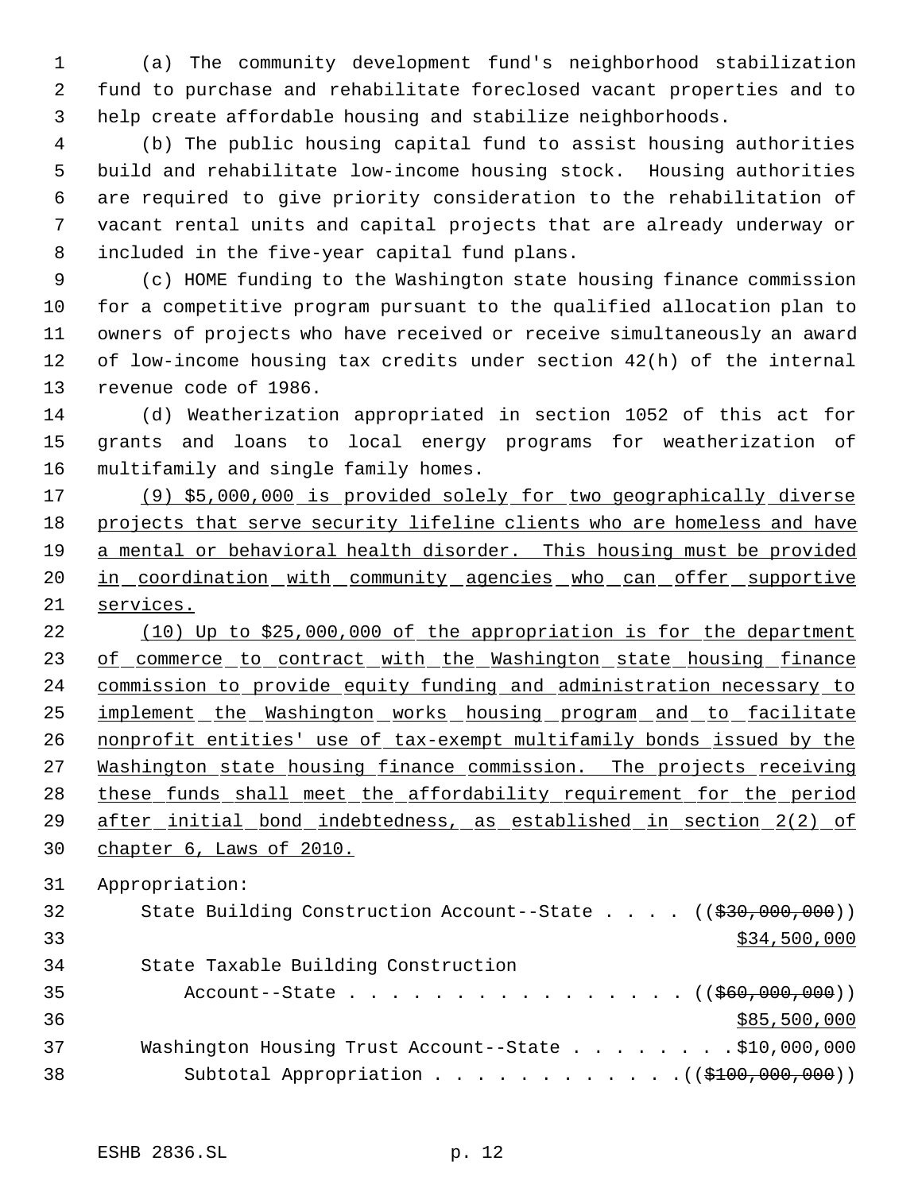(a) The community development fund's neighborhood stabilization fund to purchase and rehabilitate foreclosed vacant properties and to help create affordable housing and stabilize neighborhoods.

(b) The public housing capital fund to assist housing authorities build and rehabilitate low-income housing stock. Housing authorities are required to give priority consideration to the rehabilitation of vacant rental units and capital projects that are already underway or included in the five-year capital fund plans.

(c) HOME funding to the Washington state housing finance commission for a competitive program pursuant to the qualified allocation plan to owners of projects who have received or receive simultaneously an award of low-income housing tax credits under section 42(h) of the internal revenue code of 1986.

(d) Weatherization appropriated in section 1052 of this act for grants and loans to local energy programs for weatherization of multifamily and single family homes.

(9) $5,000,000 is provided solely for two geographically diverse projects that serve security lifeline clients who are homeless and have a mental or behavioral health disorder. This housing must be provided in coordination with community agencies who can offer supportive services.

(10) Up to $25,000,000 of the appropriation is for the department of commerce to contract with the Washington state housing finance commission to provide equity funding and administration necessary to implement the Washington works housing program and to facilitate nonprofit entities' use of tax-exempt multifamily bonds issued by the Washington state housing finance commission. The projects receiving these funds shall meet the affordability requirement for the period after initial bond indebtedness, as established in section 2(2) of chapter 6, Laws of 2010.

Appropriation:

State Building Construction Account--State . . . . (($30,000,000))
$34,500,000

State Taxable Building Construction
Account--State . . . . . . . . . . . . . . . . (($60,000,000))
$85,500,000

Washington Housing Trust Account--State . . . . . . . . $10,000,000

Subtotal Appropriation . . . . . . . . . . . . (($100,000,000))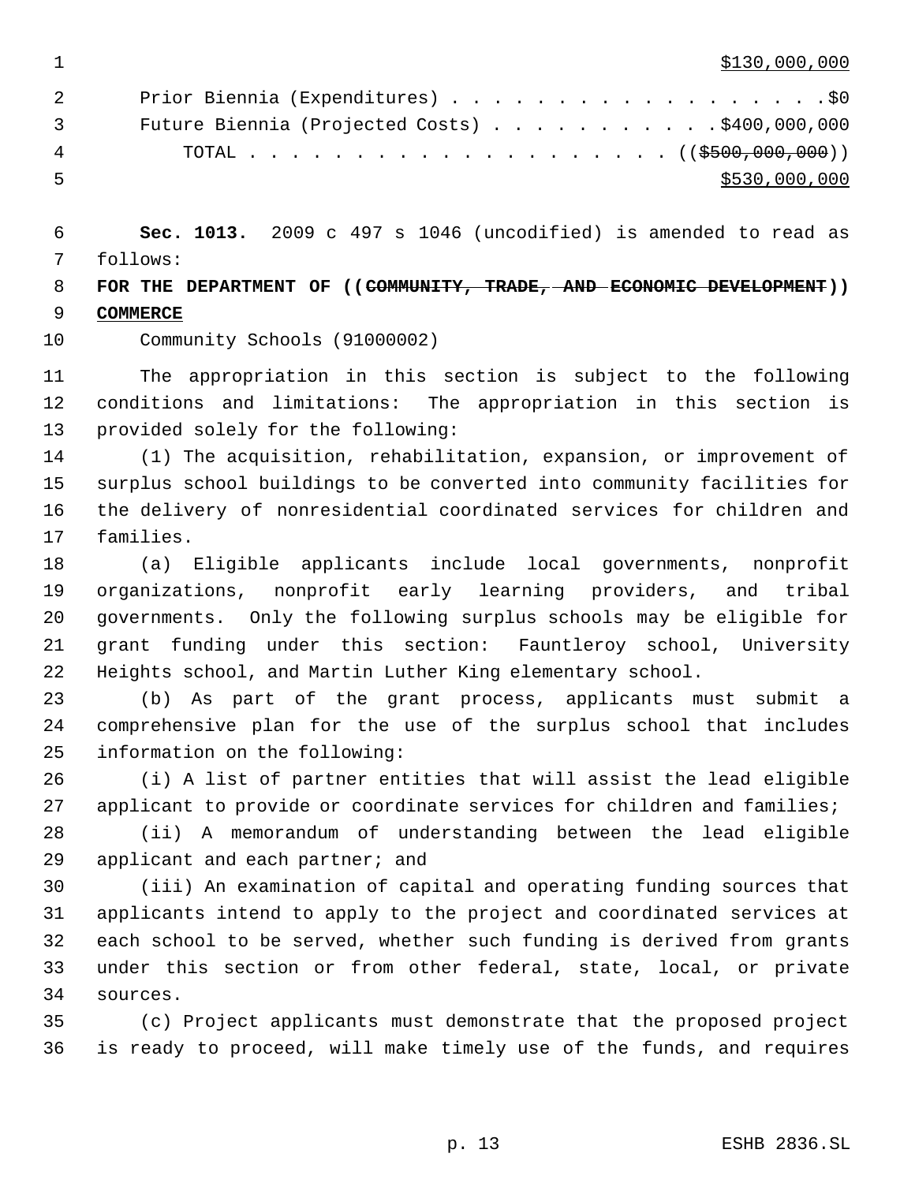$130,000,000

Prior Biennia (Expenditures) . . . . . . . . . . . . . . . . . . $0
Future Biennia (Projected Costs) . . . . . . . . . . . $400,000,000
TOTAL . . . . . . . . . . . . . . . . . . . . . (( ~~$500,000,000~~ ))
$530,000,000

**Sec. 1013.** 2009 c 497 s 1046 (uncodified) is amended to read as follows:

**FOR THE DEPARTMENT OF (( ~~COMMUNITY, TRADE, AND ECONOMIC DEVELOPMENT~~ )) COMMERCE**

Community Schools (91000002)

The appropriation in this section is subject to the following conditions and limitations: The appropriation in this section is provided solely for the following:

(1) The acquisition, rehabilitation, expansion, or improvement of surplus school buildings to be converted into community facilities for the delivery of nonresidential coordinated services for children and families.

(a) Eligible applicants include local governments, nonprofit organizations, nonprofit early learning providers, and tribal governments. Only the following surplus schools may be eligible for grant funding under this section: Fauntleroy school, University Heights school, and Martin Luther King elementary school.

(b) As part of the grant process, applicants must submit a comprehensive plan for the use of the surplus school that includes information on the following:

(i) A list of partner entities that will assist the lead eligible applicant to provide or coordinate services for children and families;

(ii) A memorandum of understanding between the lead eligible applicant and each partner; and

(iii) An examination of capital and operating funding sources that applicants intend to apply to the project and coordinated services at each school to be served, whether such funding is derived from grants under this section or from other federal, state, local, or private sources.

(c) Project applicants must demonstrate that the proposed project is ready to proceed, will make timely use of the funds, and requires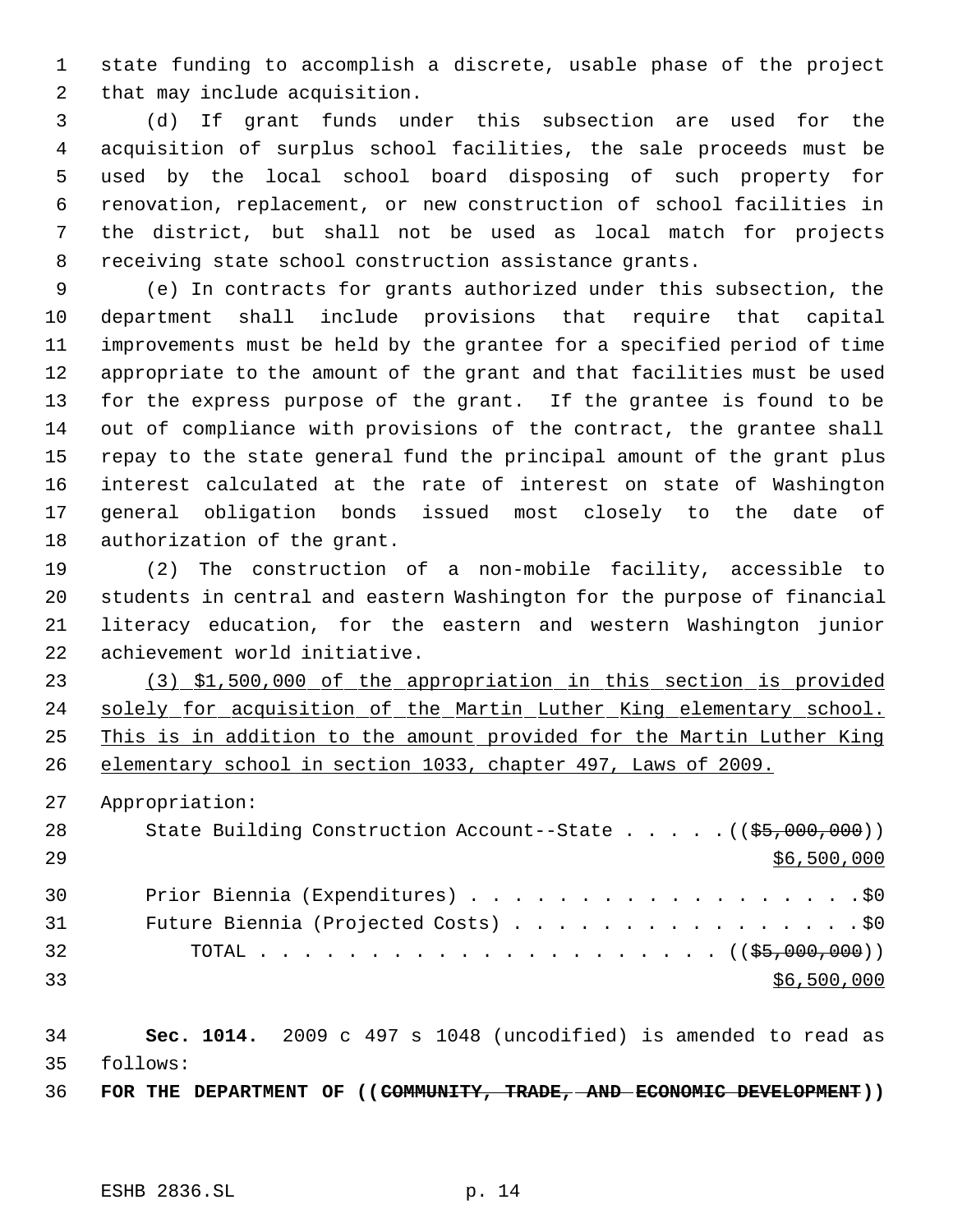state funding to accomplish a discrete, usable phase of the project that may include acquisition.

(d) If grant funds under this subsection are used for the acquisition of surplus school facilities, the sale proceeds must be used by the local school board disposing of such property for renovation, replacement, or new construction of school facilities in the district, but shall not be used as local match for projects receiving state school construction assistance grants.

(e) In contracts for grants authorized under this subsection, the department shall include provisions that require that capital improvements must be held by the grantee for a specified period of time appropriate to the amount of the grant and that facilities must be used for the express purpose of the grant. If the grantee is found to be out of compliance with provisions of the contract, the grantee shall repay to the state general fund the principal amount of the grant plus interest calculated at the rate of interest on state of Washington general obligation bonds issued most closely to the date of authorization of the grant.

(2) The construction of a non-mobile facility, accessible to students in central and eastern Washington for the purpose of financial literacy education, for the eastern and western Washington junior achievement world initiative.

(3) $1,500,000 of the appropriation in this section is provided solely for acquisition of the Martin Luther King elementary school. This is in addition to the amount provided for the Martin Luther King elementary school in section 1033, chapter 497, Laws of 2009.

Appropriation:

State Building Construction Account--State . . . . . (($5,000,000)) $6,500,000

Prior Biennia (Expenditures) . . . . . . . . . . . . . . . . . . $0

Future Biennia (Projected Costs) . . . . . . . . . . . . . . . . $0

TOTAL . . . . . . . . . . . . . . . . . . . . . . (($5,000,000)) $6,500,000

**Sec. 1014.** 2009 c 497 s 1048 (uncodified) is amended to read as follows:

**FOR THE DEPARTMENT OF ((COMMUNITY, TRADE, AND ECONOMIC DEVELOPMENT))**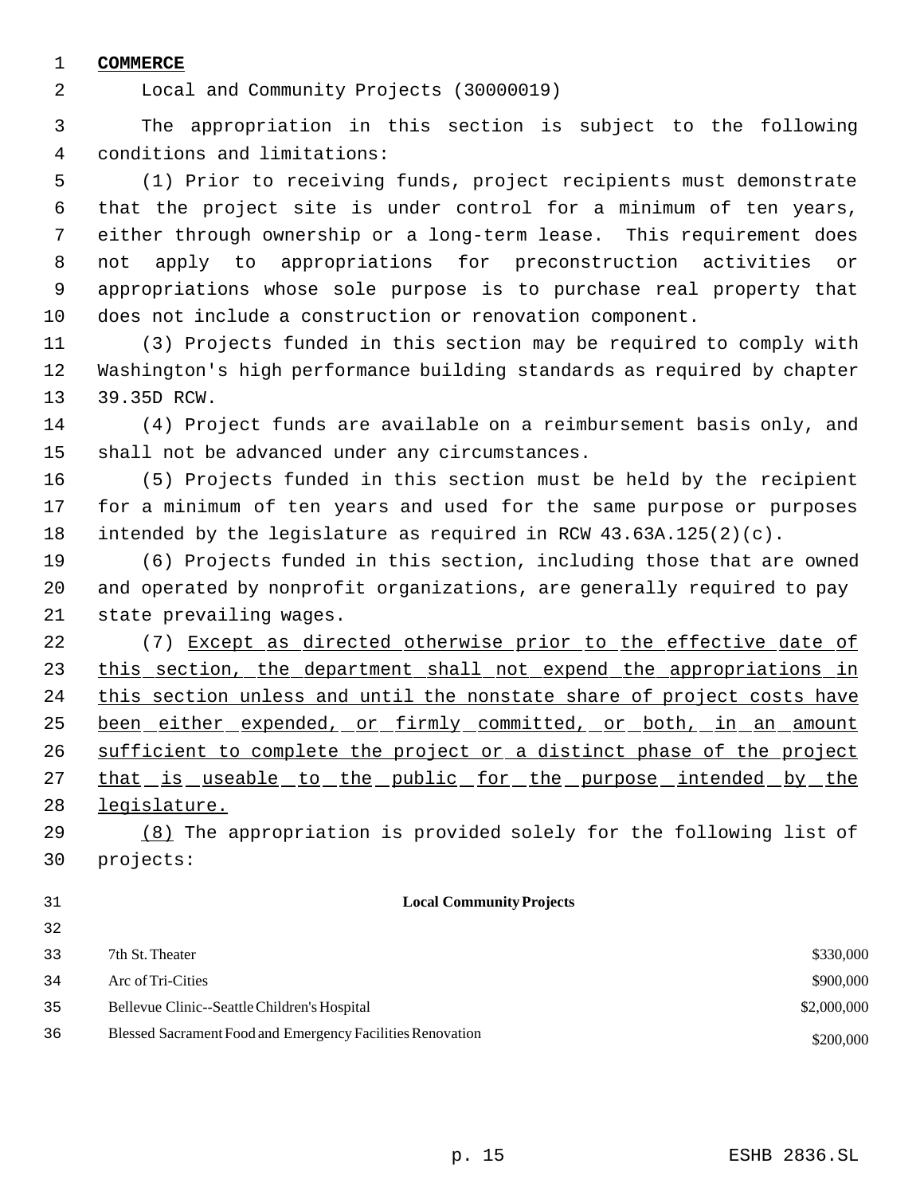**COMMERCE**

Local and Community Projects (30000019)

The appropriation in this section is subject to the following conditions and limitations:

(1) Prior to receiving funds, project recipients must demonstrate that the project site is under control for a minimum of ten years, either through ownership or a long-term lease. This requirement does not apply to appropriations for preconstruction activities or appropriations whose sole purpose is to purchase real property that does not include a construction or renovation component.

(3) Projects funded in this section may be required to comply with Washington's high performance building standards as required by chapter 39.35D RCW.

(4) Project funds are available on a reimbursement basis only, and shall not be advanced under any circumstances.

(5) Projects funded in this section must be held by the recipient for a minimum of ten years and used for the same purpose or purposes intended by the legislature as required in RCW 43.63A.125(2)(c).

(6) Projects funded in this section, including those that are owned and operated by nonprofit organizations, are generally required to pay state prevailing wages.

(7) <u>Except as directed otherwise prior to the effective date of this section, the department shall not expend the appropriations in this section unless and until the nonstate share of project costs have been either expended, or firmly committed, or both, in an amount sufficient to complete the project or a distinct phase of the project that is useable to the public for the purpose intended by the legislature.</u>

<u>(8)</u> The appropriation is provided solely for the following list of projects:

| Local Community Projects | |
|---|---|
| 7th St. Theater | $330,000 |
| Arc of Tri-Cities | $900,000 |
| Bellevue Clinic--Seattle Children's Hospital | $2,000,000 |
| Blessed Sacrament Food and Emergency Facilities Renovation | $200,000 |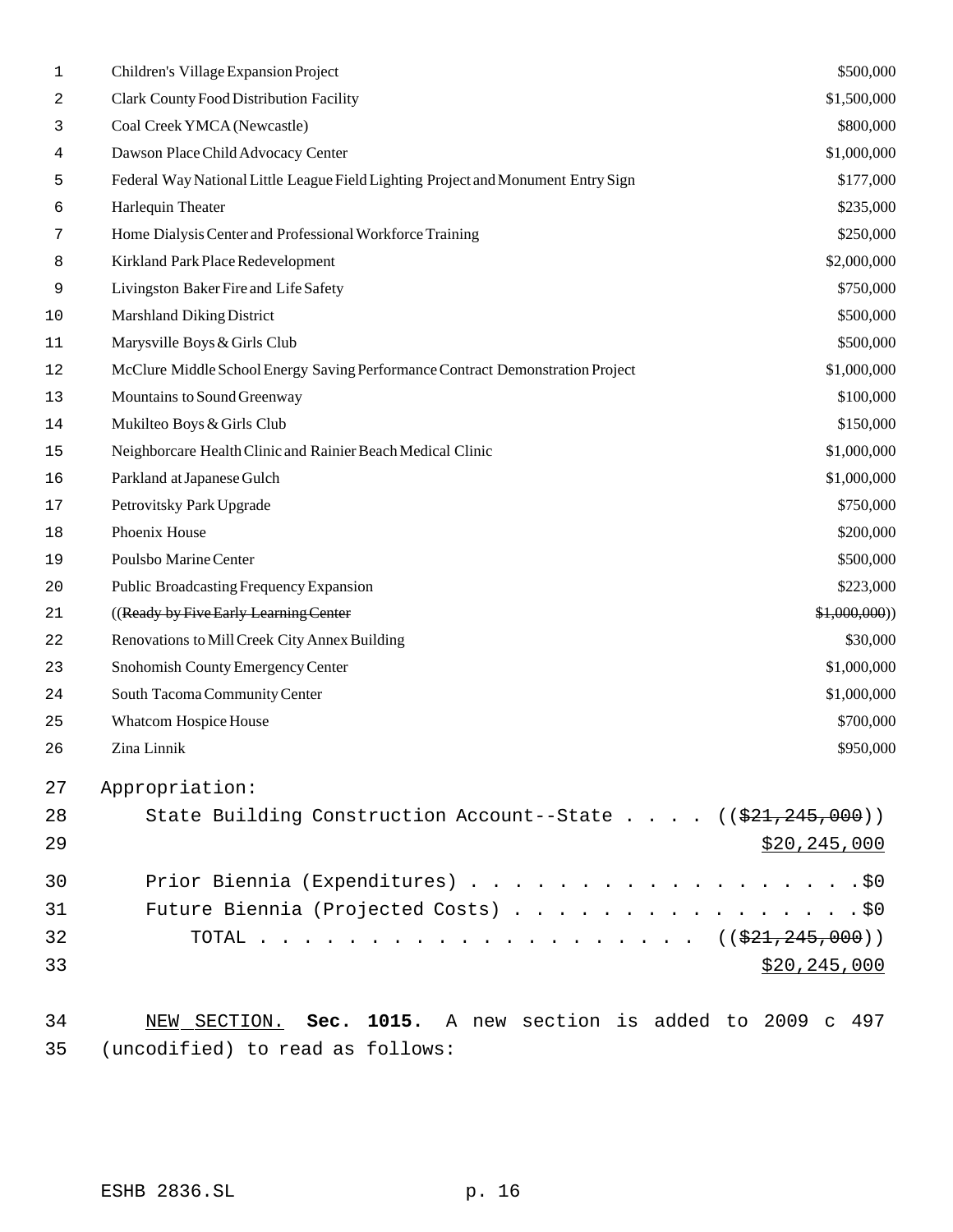| | |
|---|---|
| Children's Village Expansion Project | $500,000 |
| Clark County Food Distribution Facility | $1,500,000 |
| Coal Creek YMCA (Newcastle) | $800,000 |
| Dawson Place Child Advocacy Center | $1,000,000 |
| Federal Way National Little League Field Lighting Project and Monument Entry Sign | $177,000 |
| Harlequin Theater | $235,000 |
| Home Dialysis Center and Professional Workforce Training | $250,000 |
| Kirkland Park Place Redevelopment | $2,000,000 |
| Livingston Baker Fire and Life Safety | $750,000 |
| Marshland Diking District | $500,000 |
| Marysville Boys & Girls Club | $500,000 |
| McClure Middle School Energy Saving Performance Contract Demonstration Project | $1,000,000 |
| Mountains to Sound Greenway | $100,000 |
| Mukilteo Boys & Girls Club | $150,000 |
| Neighborcare Health Clinic and Rainier Beach Medical Clinic | $1,000,000 |
| Parkland at Japanese Gulch | $1,000,000 |
| Petrovitsky Park Upgrade | $750,000 |
| Phoenix House | $200,000 |
| Poulsbo Marine Center | $500,000 |
| Public Broadcasting Frequency Expansion | $223,000 |
| ((~~Ready by Five Early Learning Center~~ | ~~$1,000,000~~)) |
| Renovations to Mill Creek City Annex Building | $30,000 |
| Snohomish County Emergency Center | $1,000,000 |
| South Tacoma Community Center | $1,000,000 |
| Whatcom Hospice House | $700,000 |
| Zina Linnik | $950,000 |

Appropriation:

State Building Construction Account--State . . . . ((~~$21,245,000~~))
<u>$20,245,000</u>

Prior Biennia (Expenditures) . . . . . . . . . . . . . . . . . . .$0

Future Biennia (Projected Costs) . . . . . . . . . . . . . . . . .$0

TOTAL . . . . . . . . . . . . . . . . . . . . . ((~~$21,245,000~~))
<u>$20,245,000</u>

<u>NEW SECTION.</u> **Sec. 1015.** A new section is added to 2009 c 497 (uncodified) to read as follows: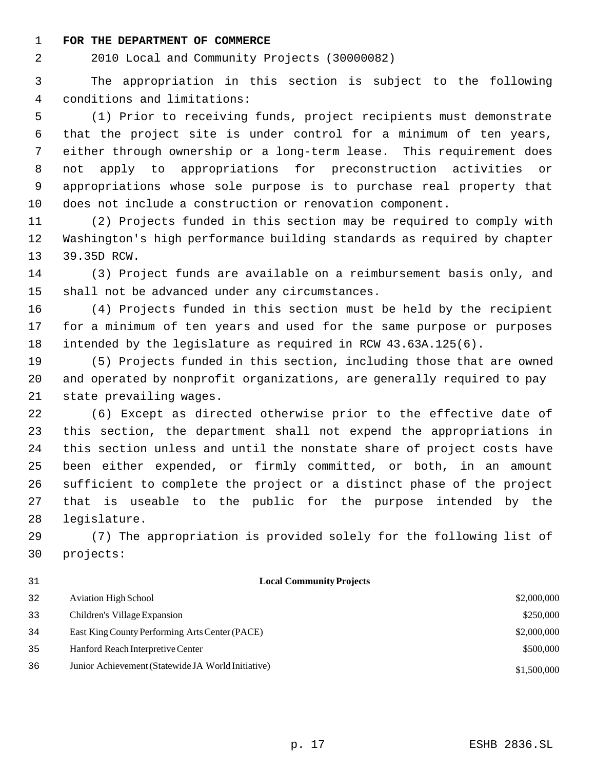**FOR THE DEPARTMENT OF COMMERCE**

2010 Local and Community Projects (30000082)

The appropriation in this section is subject to the following conditions and limitations:

(1) Prior to receiving funds, project recipients must demonstrate that the project site is under control for a minimum of ten years, either through ownership or a long-term lease. This requirement does not apply to appropriations for preconstruction activities or appropriations whose sole purpose is to purchase real property that does not include a construction or renovation component.

(2) Projects funded in this section may be required to comply with Washington's high performance building standards as required by chapter 39.35D RCW.

(3) Project funds are available on a reimbursement basis only, and shall not be advanced under any circumstances.

(4) Projects funded in this section must be held by the recipient for a minimum of ten years and used for the same purpose or purposes intended by the legislature as required in RCW 43.63A.125(6).

(5) Projects funded in this section, including those that are owned and operated by nonprofit organizations, are generally required to pay state prevailing wages.

(6) Except as directed otherwise prior to the effective date of this section, the department shall not expend the appropriations in this section unless and until the nonstate share of project costs have been either expended, or firmly committed, or both, in an amount sufficient to complete the project or a distinct phase of the project that is useable to the public for the purpose intended by the legislature.

(7) The appropriation is provided solely for the following list of projects:

| Local Community Projects | |
|---|---|
| Aviation High School | $2,000,000 |
| Children's Village Expansion | $250,000 |
| East King County Performing Arts Center (PACE) | $2,000,000 |
| Hanford Reach Interpretive Center | $500,000 |
| Junior Achievement (Statewide JA World Initiative) | $1,500,000 |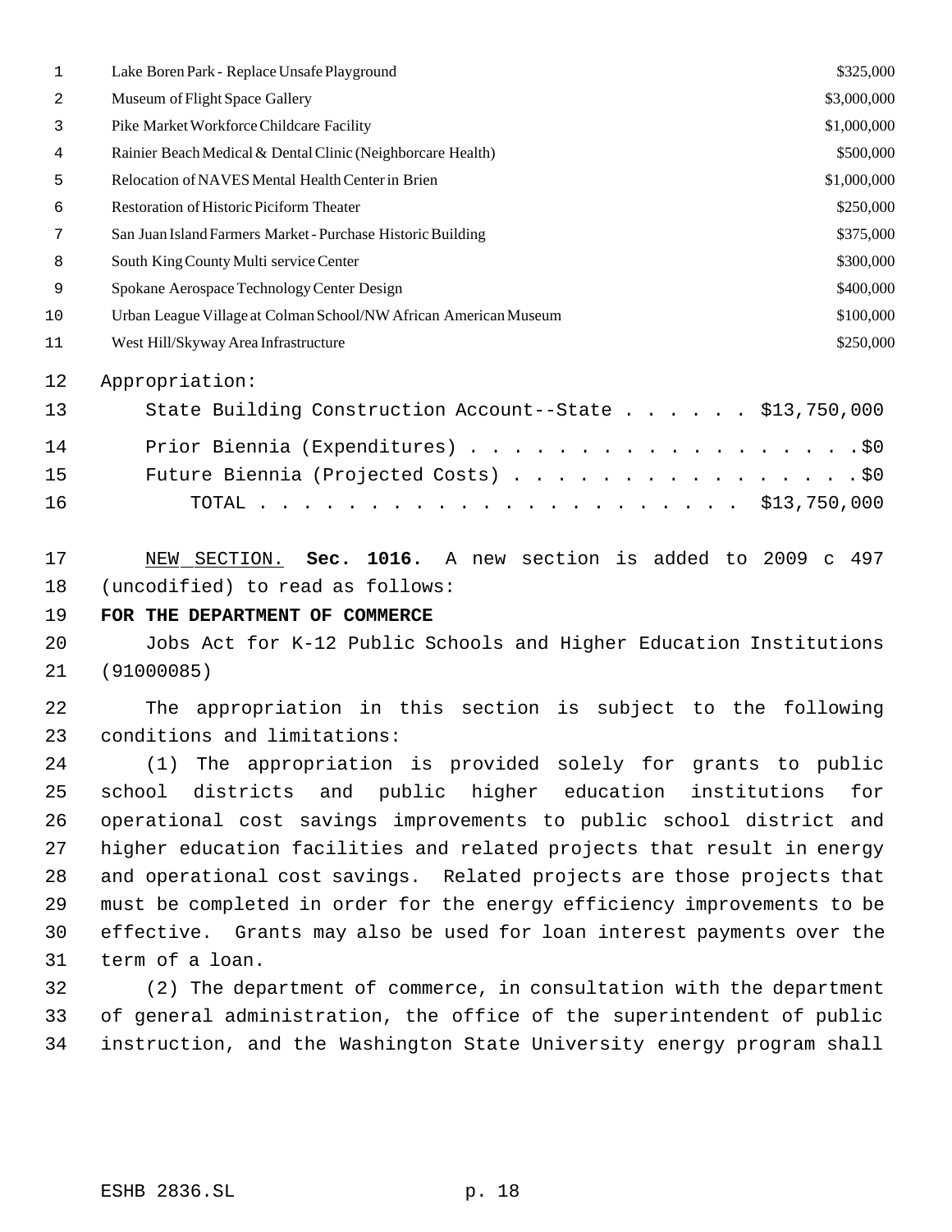| | |
|---|---|
| Lake Boren Park - Replace Unsafe Playground | $325,000 |
| Museum of Flight Space Gallery | $3,000,000 |
| Pike Market Workforce Childcare Facility | $1,000,000 |
| Rainier Beach Medical & Dental Clinic (Neighborcare Health) | $500,000 |
| Relocation of NAVES Mental Health Center in Brien | $1,000,000 |
| Restoration of Historic Piciform Theater | $250,000 |
| San Juan Island Farmers Market - Purchase Historic Building | $375,000 |
| South King County Multi service Center | $300,000 |
| Spokane Aerospace Technology Center Design | $400,000 |
| Urban League Village at Colman School/NW African American Museum | $100,000 |
| West Hill/Skyway Area Infrastructure | $250,000 |

Appropriation:

State Building Construction Account--State . . . . . . $13,750,000

Prior Biennia (Expenditures) . . . . . . . . . . . . . . . . . . .$0

Future Biennia (Projected Costs) . . . . . . . . . . . . . . . . .$0

TOTAL . . . . . . . . . . . . . . . . . . . . . . $13,750,000

NEW SECTION. **Sec. 1016.** A new section is added to 2009 c 497 (uncodified) to read as follows:

**FOR THE DEPARTMENT OF COMMERCE**

Jobs Act for K-12 Public Schools and Higher Education Institutions (91000085)

The appropriation in this section is subject to the following conditions and limitations:

(1) The appropriation is provided solely for grants to public school districts and public higher education institutions for operational cost savings improvements to public school district and higher education facilities and related projects that result in energy and operational cost savings. Related projects are those projects that must be completed in order for the energy efficiency improvements to be effective. Grants may also be used for loan interest payments over the term of a loan.

(2) The department of commerce, in consultation with the department of general administration, the office of the superintendent of public instruction, and the Washington State University energy program shall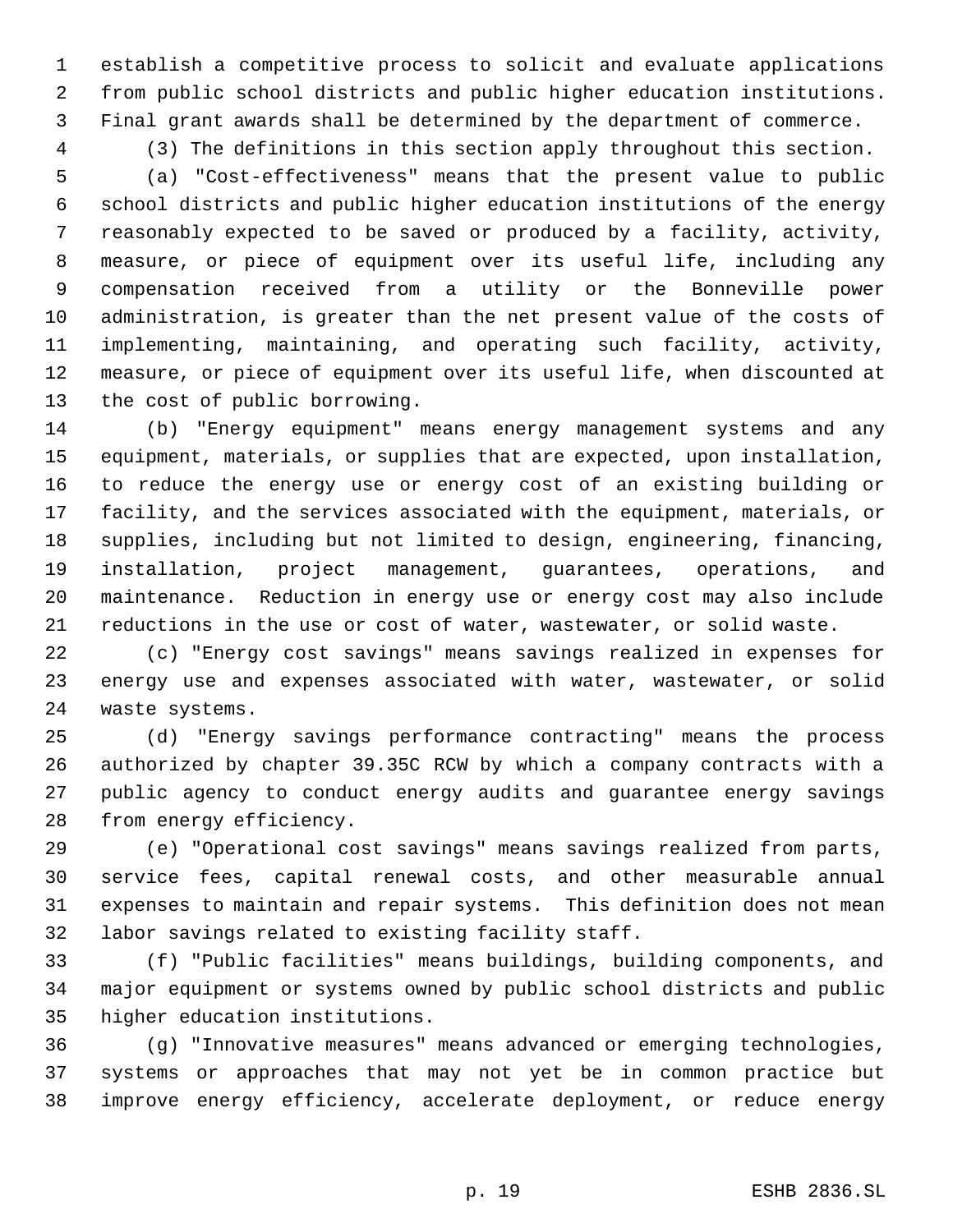establish a competitive process to solicit and evaluate applications from public school districts and public higher education institutions. Final grant awards shall be determined by the department of commerce.

(3) The definitions in this section apply throughout this section.

(a) "Cost-effectiveness" means that the present value to public school districts and public higher education institutions of the energy reasonably expected to be saved or produced by a facility, activity, measure, or piece of equipment over its useful life, including any compensation received from a utility or the Bonneville power administration, is greater than the net present value of the costs of implementing, maintaining, and operating such facility, activity, measure, or piece of equipment over its useful life, when discounted at the cost of public borrowing.

(b) "Energy equipment" means energy management systems and any equipment, materials, or supplies that are expected, upon installation, to reduce the energy use or energy cost of an existing building or facility, and the services associated with the equipment, materials, or supplies, including but not limited to design, engineering, financing, installation, project management, guarantees, operations, and maintenance. Reduction in energy use or energy cost may also include reductions in the use or cost of water, wastewater, or solid waste.

(c) "Energy cost savings" means savings realized in expenses for energy use and expenses associated with water, wastewater, or solid waste systems.

(d) "Energy savings performance contracting" means the process authorized by chapter 39.35C RCW by which a company contracts with a public agency to conduct energy audits and guarantee energy savings from energy efficiency.

(e) "Operational cost savings" means savings realized from parts, service fees, capital renewal costs, and other measurable annual expenses to maintain and repair systems. This definition does not mean labor savings related to existing facility staff.

(f) "Public facilities" means buildings, building components, and major equipment or systems owned by public school districts and public higher education institutions.

(g) "Innovative measures" means advanced or emerging technologies, systems or approaches that may not yet be in common practice but improve energy efficiency, accelerate deployment, or reduce energy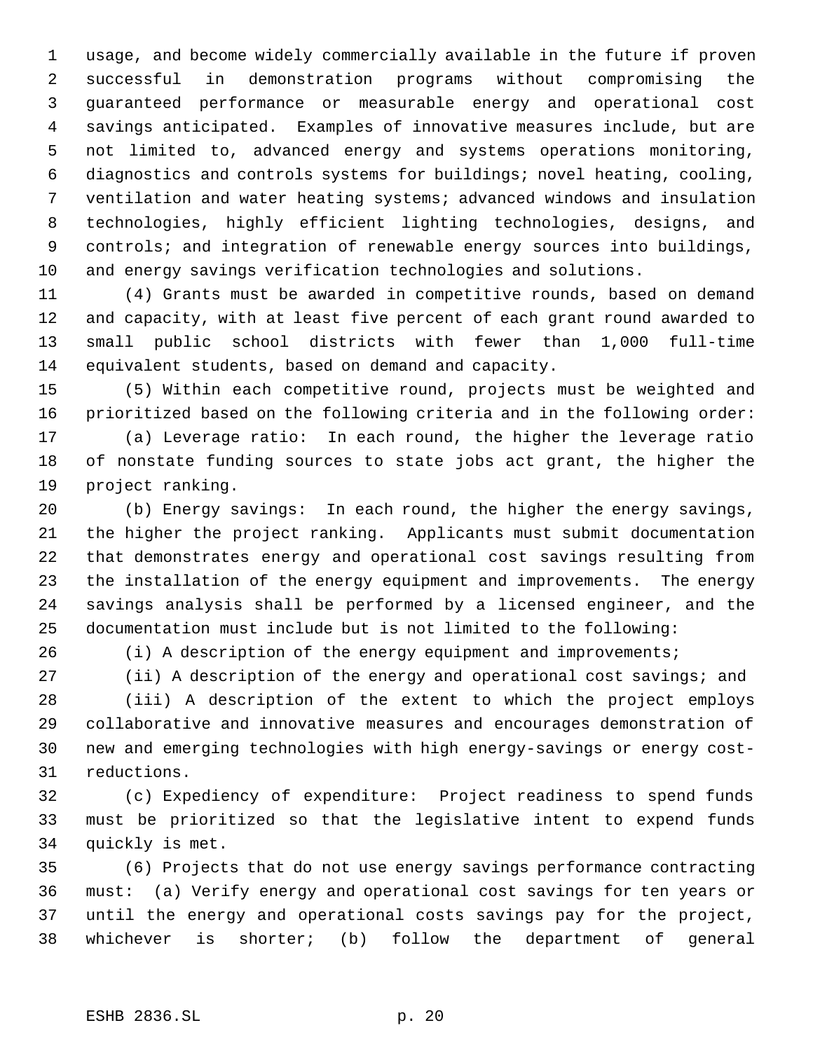usage, and become widely commercially available in the future if proven successful in demonstration programs without compromising the guaranteed performance or measurable energy and operational cost savings anticipated. Examples of innovative measures include, but are not limited to, advanced energy and systems operations monitoring, diagnostics and controls systems for buildings; novel heating, cooling, ventilation and water heating systems; advanced windows and insulation technologies, highly efficient lighting technologies, designs, and controls; and integration of renewable energy sources into buildings, and energy savings verification technologies and solutions.

(4) Grants must be awarded in competitive rounds, based on demand and capacity, with at least five percent of each grant round awarded to small public school districts with fewer than 1,000 full-time equivalent students, based on demand and capacity.

(5) Within each competitive round, projects must be weighted and prioritized based on the following criteria and in the following order:

(a) Leverage ratio: In each round, the higher the leverage ratio of nonstate funding sources to state jobs act grant, the higher the project ranking.

(b) Energy savings: In each round, the higher the energy savings, the higher the project ranking. Applicants must submit documentation that demonstrates energy and operational cost savings resulting from the installation of the energy equipment and improvements. The energy savings analysis shall be performed by a licensed engineer, and the documentation must include but is not limited to the following:

(i) A description of the energy equipment and improvements;

(ii) A description of the energy and operational cost savings; and

(iii) A description of the extent to which the project employs collaborative and innovative measures and encourages demonstration of new and emerging technologies with high energy-savings or energy cost-reductions.

(c) Expediency of expenditure: Project readiness to spend funds must be prioritized so that the legislative intent to expend funds quickly is met.

(6) Projects that do not use energy savings performance contracting must: (a) Verify energy and operational cost savings for ten years or until the energy and operational costs savings pay for the project, whichever is shorter; (b) follow the department of general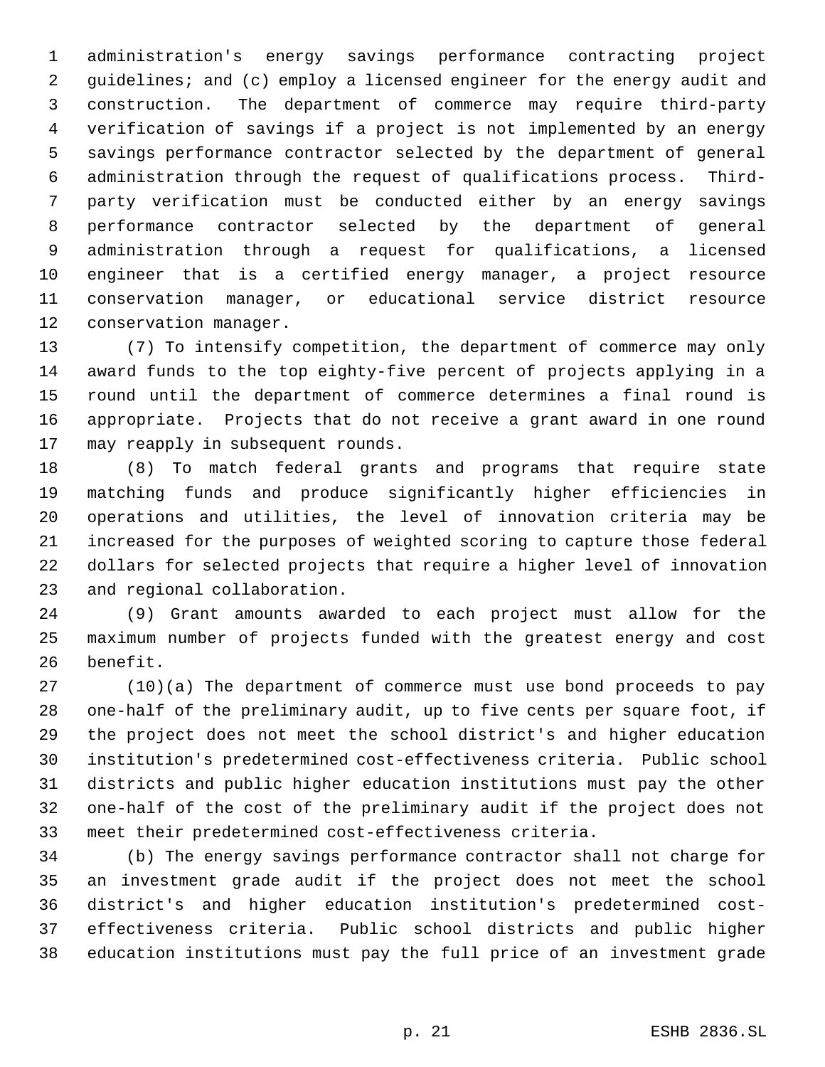administration's energy savings performance contracting project guidelines; and (c) employ a licensed engineer for the energy audit and construction. The department of commerce may require third-party verification of savings if a project is not implemented by an energy savings performance contractor selected by the department of general administration through the request of qualifications process. Third-party verification must be conducted either by an energy savings performance contractor selected by the department of general administration through a request for qualifications, a licensed engineer that is a certified energy manager, a project resource conservation manager, or educational service district resource conservation manager.

(7) To intensify competition, the department of commerce may only award funds to the top eighty-five percent of projects applying in a round until the department of commerce determines a final round is appropriate. Projects that do not receive a grant award in one round may reapply in subsequent rounds.

(8) To match federal grants and programs that require state matching funds and produce significantly higher efficiencies in operations and utilities, the level of innovation criteria may be increased for the purposes of weighted scoring to capture those federal dollars for selected projects that require a higher level of innovation and regional collaboration.

(9) Grant amounts awarded to each project must allow for the maximum number of projects funded with the greatest energy and cost benefit.

(10)(a) The department of commerce must use bond proceeds to pay one-half of the preliminary audit, up to five cents per square foot, if the project does not meet the school district's and higher education institution's predetermined cost-effectiveness criteria. Public school districts and public higher education institutions must pay the other one-half of the cost of the preliminary audit if the project does not meet their predetermined cost-effectiveness criteria.

(b) The energy savings performance contractor shall not charge for an investment grade audit if the project does not meet the school district's and higher education institution's predetermined cost-effectiveness criteria. Public school districts and public higher education institutions must pay the full price of an investment grade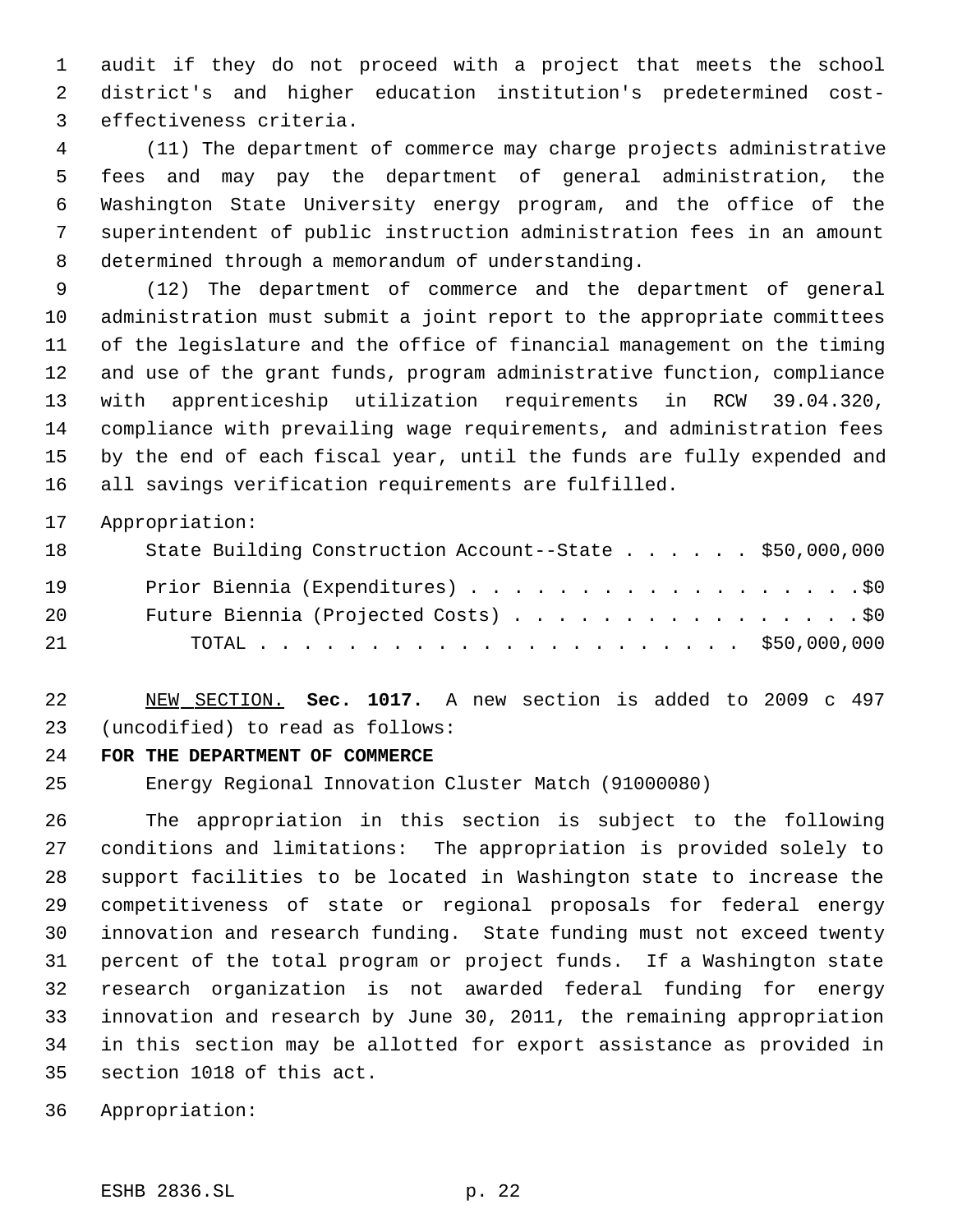audit if they do not proceed with a project that meets the school district's and higher education institution's predetermined cost-effectiveness criteria.

(11) The department of commerce may charge projects administrative fees and may pay the department of general administration, the Washington State University energy program, and the office of the superintendent of public instruction administration fees in an amount determined through a memorandum of understanding.

(12) The department of commerce and the department of general administration must submit a joint report to the appropriate committees of the legislature and the office of financial management on the timing and use of the grant funds, program administrative function, compliance with apprenticeship utilization requirements in RCW 39.04.320, compliance with prevailing wage requirements, and administration fees by the end of each fiscal year, until the funds are fully expended and all savings verification requirements are fulfilled.

Appropriation:

| | |
|---|---|
| State Building Construction Account--State | $50,000,000 |
| Prior Biennia (Expenditures) | $0 |
| Future Biennia (Projected Costs) | $0 |
| TOTAL | $50,000,000 |

NEW SECTION. **Sec. 1017.** A new section is added to 2009 c 497 (uncodified) to read as follows:

**FOR THE DEPARTMENT OF COMMERCE**

Energy Regional Innovation Cluster Match (91000080)

The appropriation in this section is subject to the following conditions and limitations: The appropriation is provided solely to support facilities to be located in Washington state to increase the competitiveness of state or regional proposals for federal energy innovation and research funding. State funding must not exceed twenty percent of the total program or project funds. If a Washington state research organization is not awarded federal funding for energy innovation and research by June 30, 2011, the remaining appropriation in this section may be allotted for export assistance as provided in section 1018 of this act.

Appropriation: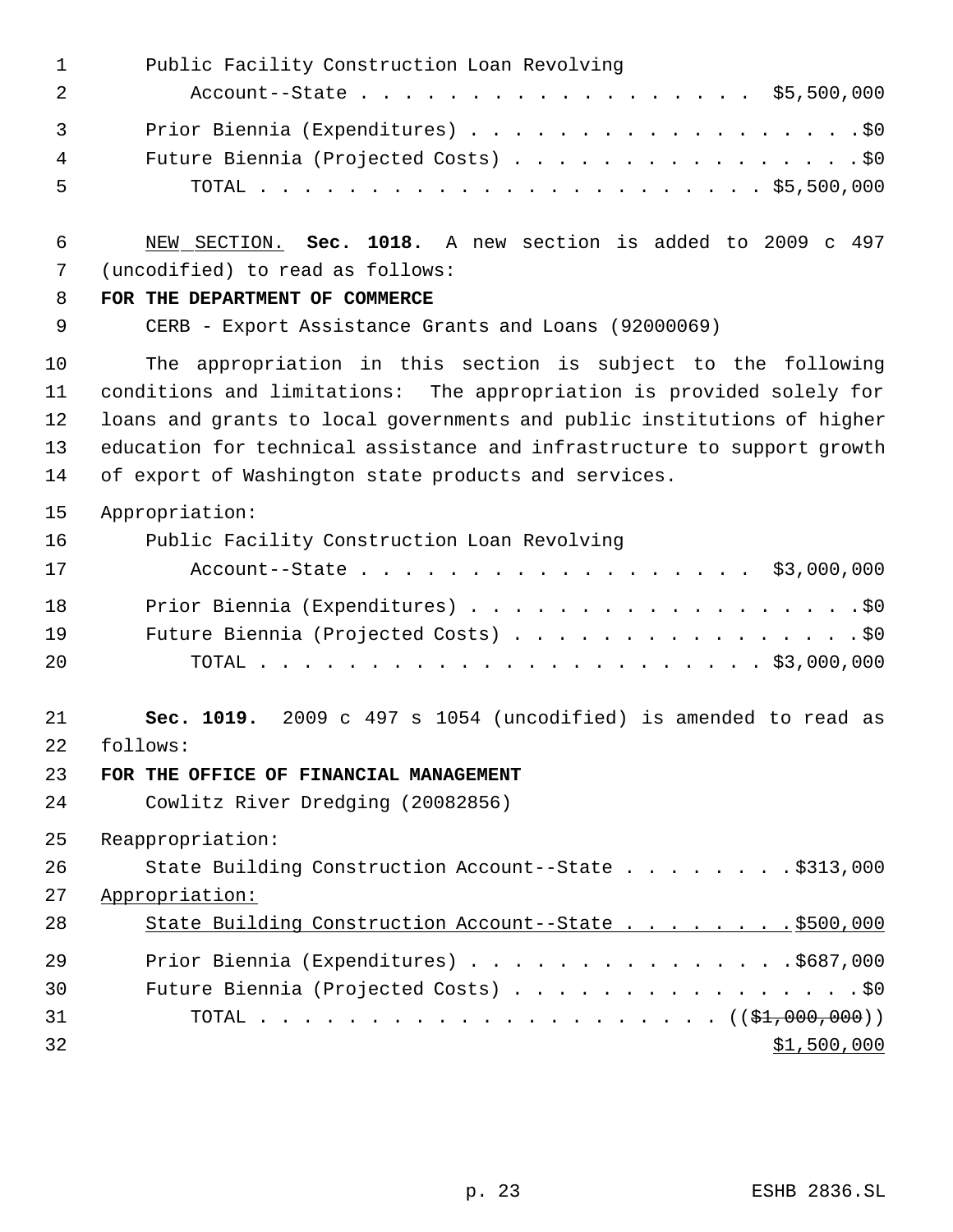Public Facility Construction Loan Revolving
Account--State . . . . . . . . . . . . . . . . . . $5,500,000
Prior Biennia (Expenditures) . . . . . . . . . . . . . . . . . . . $0
Future Biennia (Projected Costs) . . . . . . . . . . . . . . . . . $0
TOTAL . . . . . . . . . . . . . . . . . . . . . . . . $5,500,000

NEW SECTION. **Sec. 1018.** A new section is added to 2009 c 497 (uncodified) to read as follows:

**FOR THE DEPARTMENT OF COMMERCE**

CERB - Export Assistance Grants and Loans (92000069)

The appropriation in this section is subject to the following conditions and limitations: The appropriation is provided solely for loans and grants to local governments and public institutions of higher education for technical assistance and infrastructure to support growth of export of Washington state products and services.

Appropriation:

Public Facility Construction Loan Revolving
Account--State . . . . . . . . . . . . . . . . . . $3,000,000
Prior Biennia (Expenditures) . . . . . . . . . . . . . . . . . . . $0
Future Biennia (Projected Costs) . . . . . . . . . . . . . . . . . $0
TOTAL . . . . . . . . . . . . . . . . . . . . . . . . $3,000,000

**Sec. 1019.** 2009 c 497 s 1054 (uncodified) is amended to read as follows:

**FOR THE OFFICE OF FINANCIAL MANAGEMENT**

Cowlitz River Dredging (20082856)

Reappropriation:

State Building Construction Account--State . . . . . . . . $313,000

Appropriation:

State Building Construction Account--State . . . . . . . . $500,000
Prior Biennia (Expenditures) . . . . . . . . . . . . . . . $687,000
Future Biennia (Projected Costs) . . . . . . . . . . . . . . . . . $0
TOTAL . . . . . . . . . . . . . . . . . . . . . . (( ~~$1,000,000~~ ))
$1,500,000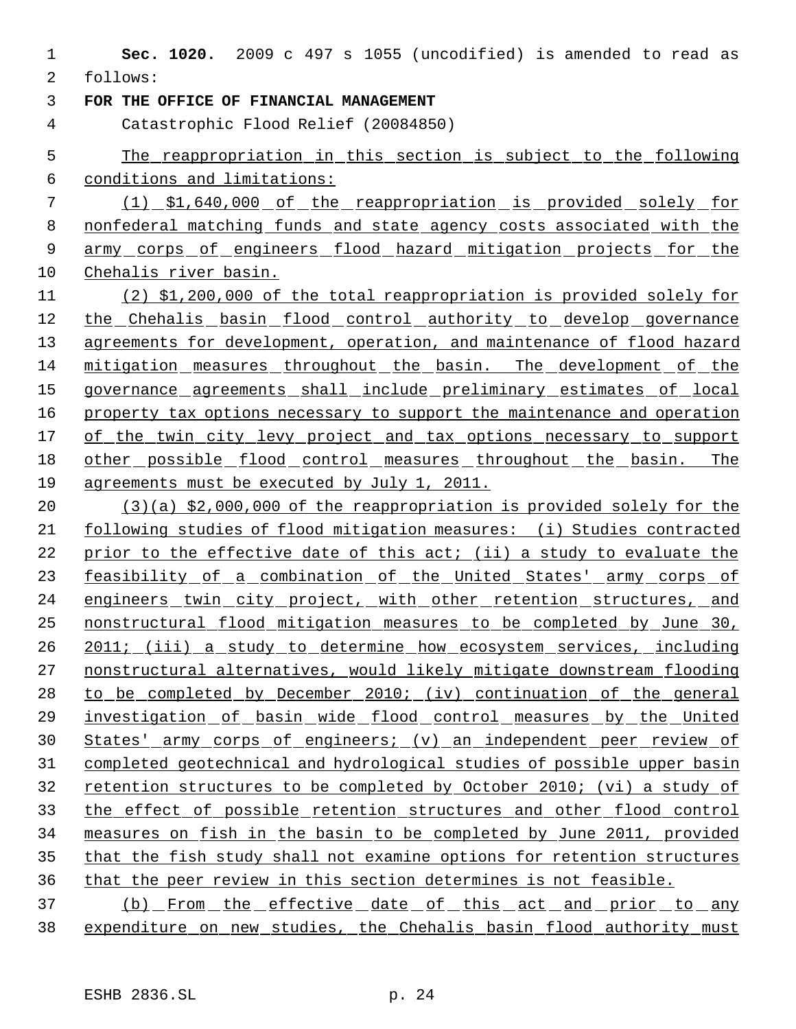**Sec. 1020.** 2009 c 497 s 1055 (uncodified) is amended to read as follows:

**FOR THE OFFICE OF FINANCIAL MANAGEMENT**

Catastrophic Flood Relief (20084850)

The reappropriation in this section is subject to the following conditions and limitations:

(1) $1,640,000 of the reappropriation is provided solely for nonfederal matching funds and state agency costs associated with the army corps of engineers flood hazard mitigation projects for the Chehalis river basin.

(2) $1,200,000 of the total reappropriation is provided solely for the Chehalis basin flood control authority to develop governance agreements for development, operation, and maintenance of flood hazard mitigation measures throughout the basin. The development of the governance agreements shall include preliminary estimates of local property tax options necessary to support the maintenance and operation of the twin city levy project and tax options necessary to support other possible flood control measures throughout the basin. The agreements must be executed by July 1, 2011.

(3)(a) $2,000,000 of the reappropriation is provided solely for the following studies of flood mitigation measures: (i) Studies contracted prior to the effective date of this act; (ii) a study to evaluate the feasibility of a combination of the United States' army corps of engineers twin city project, with other retention structures, and nonstructural flood mitigation measures to be completed by June 30, 2011; (iii) a study to determine how ecosystem services, including nonstructural alternatives, would likely mitigate downstream flooding to be completed by December 2010; (iv) continuation of the general investigation of basin wide flood control measures by the United States' army corps of engineers; (v) an independent peer review of completed geotechnical and hydrological studies of possible upper basin retention structures to be completed by October 2010; (vi) a study of the effect of possible retention structures and other flood control measures on fish in the basin to be completed by June 2011, provided that the fish study shall not examine options for retention structures that the peer review in this section determines is not feasible.

(b) From the effective date of this act and prior to any expenditure on new studies, the Chehalis basin flood authority must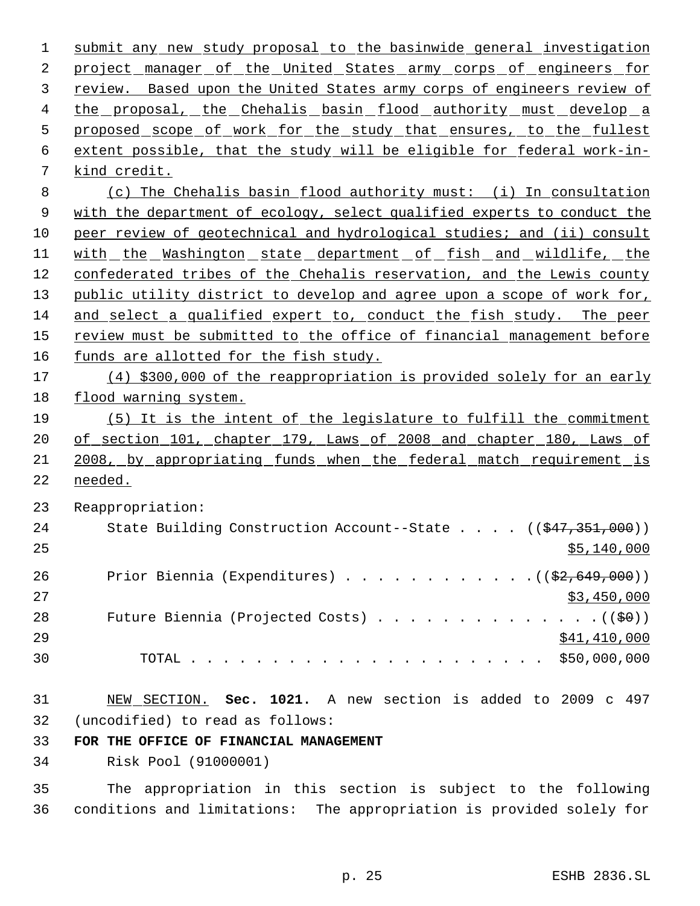submit any new study proposal to the basinwide general investigation project manager of the United States army corps of engineers for review. Based upon the United States army corps of engineers review of the proposal, the Chehalis basin flood authority must develop a proposed scope of work for the study that ensures, to the fullest extent possible, that the study will be eligible for federal work-in-kind credit.

(c) The Chehalis basin flood authority must: (i) In consultation with the department of ecology, select qualified experts to conduct the peer review of geotechnical and hydrological studies; and (ii) consult with the Washington state department of fish and wildlife, the confederated tribes of the Chehalis reservation, and the Lewis county public utility district to develop and agree upon a scope of work for, and select a qualified expert to, conduct the fish study. The peer review must be submitted to the office of financial management before funds are allotted for the fish study.

(4) $300,000 of the reappropriation is provided solely for an early flood warning system.

(5) It is the intent of the legislature to fulfill the commitment of section 101, chapter 179, Laws of 2008 and chapter 180, Laws of 2008, by appropriating funds when the federal match requirement is needed.

Reappropriation:

| | |
|---|---|
| State Building Construction Account--State . . . . | (($47,351,000)) $5,140,000 |
| Prior Biennia (Expenditures) . . . . . . . . . . . . | (($2,649,000)) $3,450,000 |
| Future Biennia (Projected Costs) . . . . . . . . . . . . . . | (($0)) $41,410,000 |
| TOTAL . . . . . . . . . . . . . . . . . . . . . . | $50,000,000 |

NEW SECTION. **Sec. 1021.** A new section is added to 2009 c 497 (uncodified) to read as follows:

**FOR THE OFFICE OF FINANCIAL MANAGEMENT**

Risk Pool (91000001)

The appropriation in this section is subject to the following conditions and limitations: The appropriation is provided solely for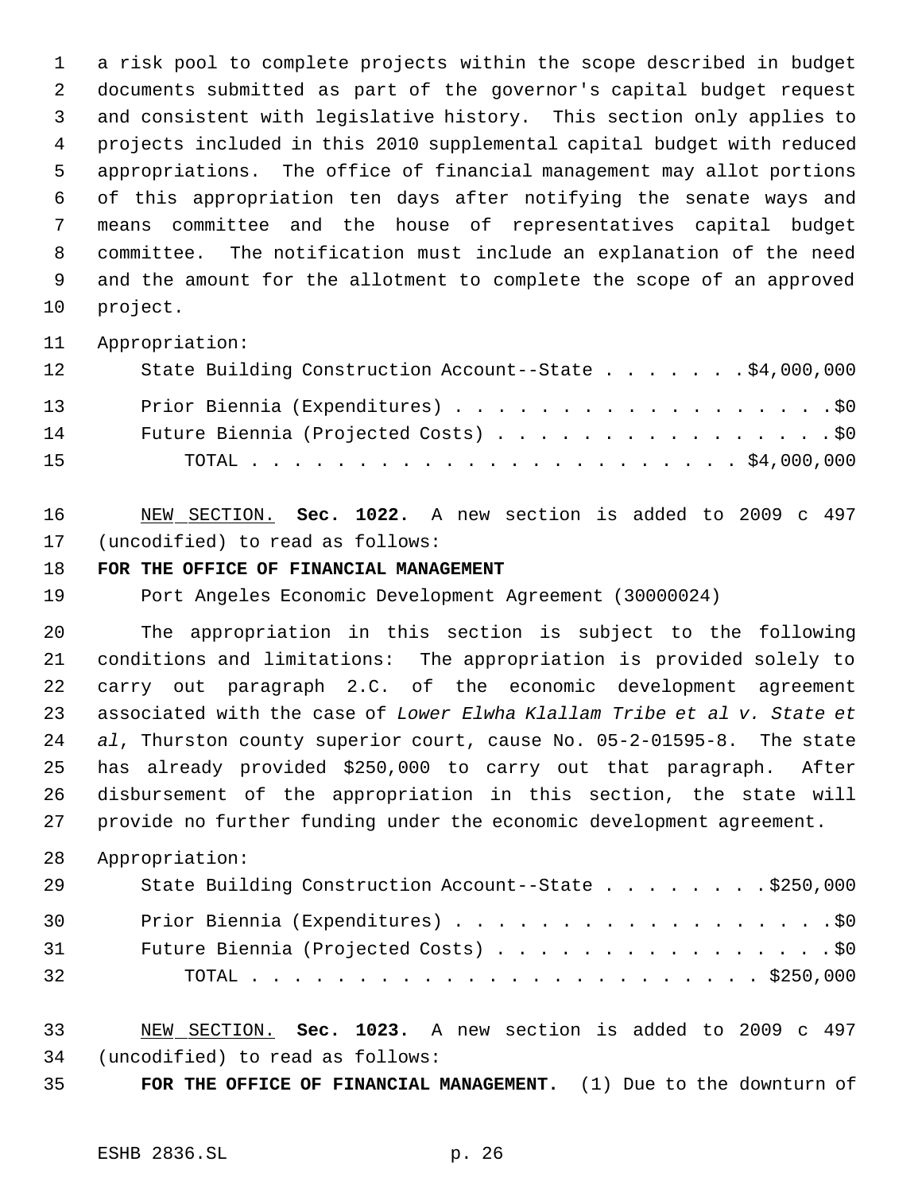a risk pool to complete projects within the scope described in budget documents submitted as part of the governor's capital budget request and consistent with legislative history. This section only applies to projects included in this 2010 supplemental capital budget with reduced appropriations. The office of financial management may allot portions of this appropriation ten days after notifying the senate ways and means committee and the house of representatives capital budget committee. The notification must include an explanation of the need and the amount for the allotment to complete the scope of an approved project.

Appropriation:

| | |
|---|---|
| State Building Construction Account--State | $4,000,000 |
| Prior Biennia (Expenditures) | $0 |
| Future Biennia (Projected Costs) | $0 |
| TOTAL | $4,000,000 |

NEW SECTION. **Sec. 1022.** A new section is added to 2009 c 497 (uncodified) to read as follows:

**FOR THE OFFICE OF FINANCIAL MANAGEMENT**

Port Angeles Economic Development Agreement (30000024)

The appropriation in this section is subject to the following conditions and limitations: The appropriation is provided solely to carry out paragraph 2.C. of the economic development agreement associated with the case of *Lower Elwha Klallam Tribe et al v. State et al*, Thurston county superior court, cause No. 05-2-01595-8. The state has already provided $250,000 to carry out that paragraph. After disbursement of the appropriation in this section, the state will provide no further funding under the economic development agreement.

Appropriation:

| | |
|---|---|
| State Building Construction Account--State | $250,000 |
| Prior Biennia (Expenditures) | $0 |
| Future Biennia (Projected Costs) | $0 |
| TOTAL | $250,000 |

NEW SECTION. **Sec. 1023.** A new section is added to 2009 c 497 (uncodified) to read as follows:

**FOR THE OFFICE OF FINANCIAL MANAGEMENT.** (1) Due to the downturn of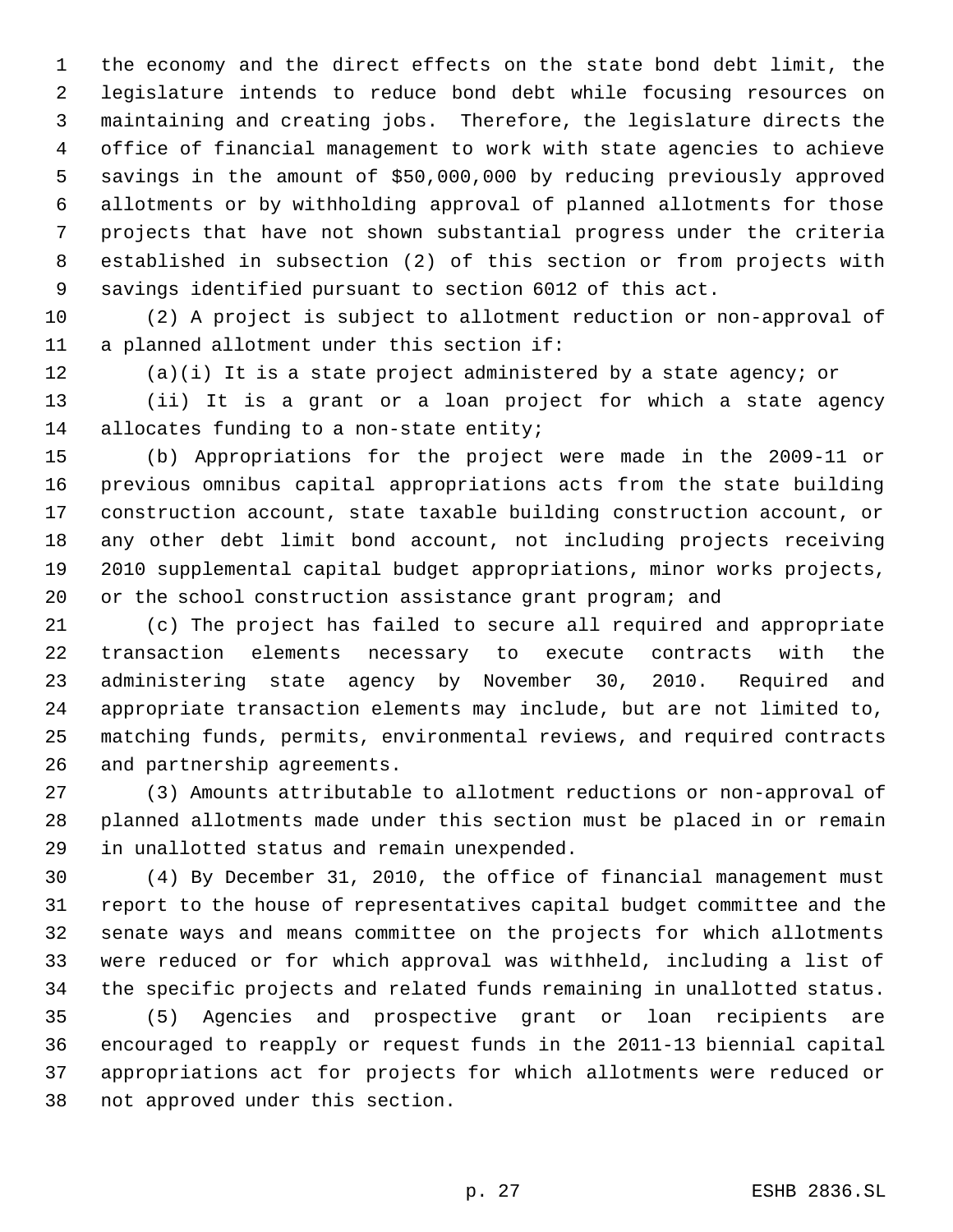the economy and the direct effects on the state bond debt limit, the legislature intends to reduce bond debt while focusing resources on maintaining and creating jobs. Therefore, the legislature directs the office of financial management to work with state agencies to achieve savings in the amount of $50,000,000 by reducing previously approved allotments or by withholding approval of planned allotments for those projects that have not shown substantial progress under the criteria established in subsection (2) of this section or from projects with savings identified pursuant to section 6012 of this act.

(2) A project is subject to allotment reduction or non-approval of a planned allotment under this section if:

(a)(i) It is a state project administered by a state agency; or

(ii) It is a grant or a loan project for which a state agency allocates funding to a non-state entity;

(b) Appropriations for the project were made in the 2009-11 or previous omnibus capital appropriations acts from the state building construction account, state taxable building construction account, or any other debt limit bond account, not including projects receiving 2010 supplemental capital budget appropriations, minor works projects, or the school construction assistance grant program; and

(c) The project has failed to secure all required and appropriate transaction elements necessary to execute contracts with the administering state agency by November 30, 2010. Required and appropriate transaction elements may include, but are not limited to, matching funds, permits, environmental reviews, and required contracts and partnership agreements.

(3) Amounts attributable to allotment reductions or non-approval of planned allotments made under this section must be placed in or remain in unallotted status and remain unexpended.

(4) By December 31, 2010, the office of financial management must report to the house of representatives capital budget committee and the senate ways and means committee on the projects for which allotments were reduced or for which approval was withheld, including a list of the specific projects and related funds remaining in unallotted status.

(5) Agencies and prospective grant or loan recipients are encouraged to reapply or request funds in the 2011-13 biennial capital appropriations act for projects for which allotments were reduced or not approved under this section.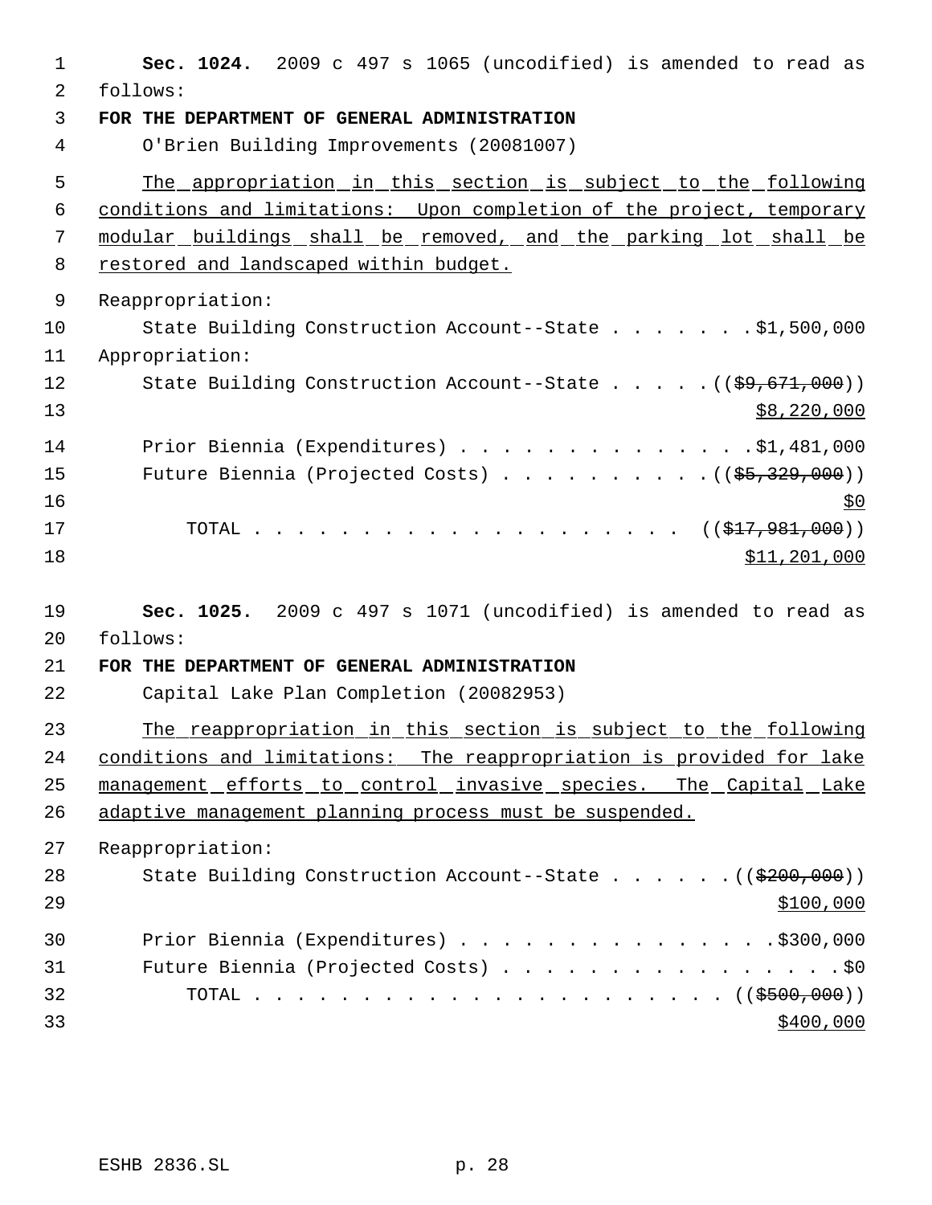**Sec. 1024.** 2009 c 497 s 1065 (uncodified) is amended to read as follows:

**FOR THE DEPARTMENT OF GENERAL ADMINISTRATION**

O'Brien Building Improvements (20081007)

The appropriation in this section is subject to the following conditions and limitations: Upon completion of the project, temporary modular buildings shall be removed, and the parking lot shall be restored and landscaped within budget.

Reappropriation:

State Building Construction Account--State . . . . . . . . $1,500,000

Appropriation:

State Building Construction Account--State . . . . . (($9,671,000)) $8,220,000

Prior Biennia (Expenditures) . . . . . . . . . . . . . . $1,481,000

Future Biennia (Projected Costs) . . . . . . . . . . (($5,329,000)) $0

TOTAL . . . . . . . . . . . . . . . . . . . . (($17,981,000)) $11,201,000

**Sec. 1025.** 2009 c 497 s 1071 (uncodified) is amended to read as follows:

**FOR THE DEPARTMENT OF GENERAL ADMINISTRATION**

Capital Lake Plan Completion (20082953)

The reappropriation in this section is subject to the following conditions and limitations: The reappropriation is provided for lake management efforts to control invasive species. The Capital Lake adaptive management planning process must be suspended.

Reappropriation:

State Building Construction Account--State . . . . . . (($200,000)) $100,000

Prior Biennia (Expenditures) . . . . . . . . . . . . . . . . $300,000

Future Biennia (Projected Costs) . . . . . . . . . . . . . . . . . $0

TOTAL . . . . . . . . . . . . . . . . . . . . . . . (($500,000)) $400,000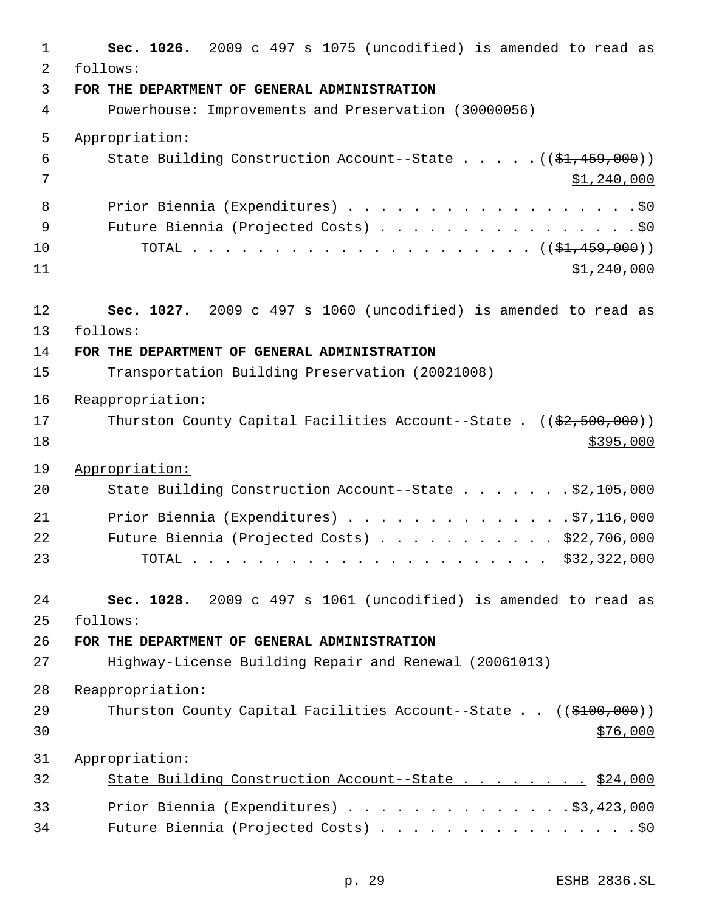**Sec. 1026.** 2009 c 497 s 1075 (uncodified) is amended to read as follows:

**FOR THE DEPARTMENT OF GENERAL ADMINISTRATION**

Powerhouse: Improvements and Preservation (30000056)

Appropriation:

State Building Construction Account--State . . . . . ((~~$1,459,000~~)) <u>$1,240,000</u>

Prior Biennia (Expenditures) . . . . . . . . . . . . . . . . . . $0

Future Biennia (Projected Costs) . . . . . . . . . . . . . . . . $0

TOTAL . . . . . . . . . . . . . . . . . . . . . . ((~~$1,459,000~~)) <u>$1,240,000</u>

**Sec. 1027.** 2009 c 497 s 1060 (uncodified) is amended to read as follows:

**FOR THE DEPARTMENT OF GENERAL ADMINISTRATION**

Transportation Building Preservation (20021008)

Reappropriation:

Thurston County Capital Facilities Account--State . ((~~$2,500,000~~)) <u>$395,000</u>

<u>Appropriation:</u>

<u>State Building Construction Account--State . . . . . . . $2,105,000</u>

Prior Biennia (Expenditures) . . . . . . . . . . . . . . $7,116,000

Future Biennia (Projected Costs) . . . . . . . . . . . $22,706,000

TOTAL . . . . . . . . . . . . . . . . . . . . . . $32,322,000

**Sec. 1028.** 2009 c 497 s 1061 (uncodified) is amended to read as follows:

**FOR THE DEPARTMENT OF GENERAL ADMINISTRATION**

Highway-License Building Repair and Renewal (20061013)

Reappropriation:

Thurston County Capital Facilities Account--State . . ((~~$100,000~~)) <u>$76,000</u>

<u>Appropriation:</u>

<u>State Building Construction Account--State . . . . . . . . $24,000</u>

Prior Biennia (Expenditures) . . . . . . . . . . . . . . $3,423,000

Future Biennia (Projected Costs) . . . . . . . . . . . . . . . . $0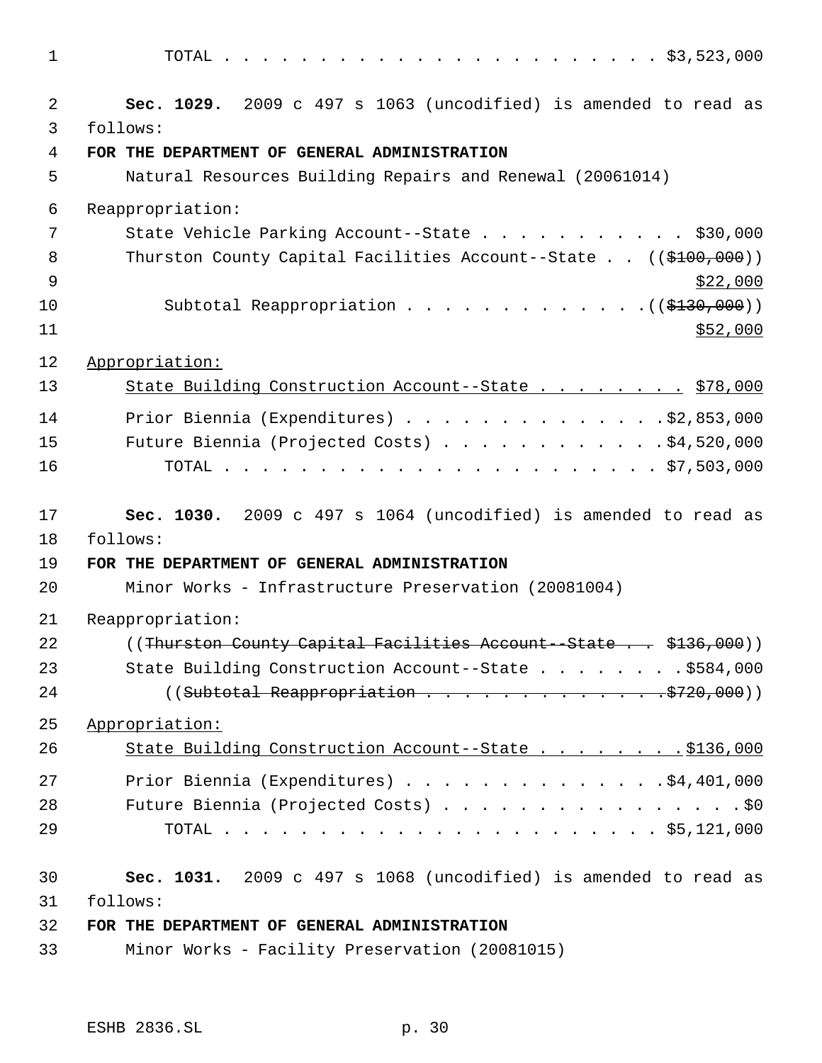TOTAL . . . . . . . . . . . . . . . . . . . . . . . $3,523,000

**Sec. 1029.** 2009 c 497 s 1063 (uncodified) is amended to read as follows:

**FOR THE DEPARTMENT OF GENERAL ADMINISTRATION**

Natural Resources Building Repairs and Renewal (20061014)

Reappropriation:

State Vehicle Parking Account--State . . . . . . . . . . . . $30,000

Thurston County Capital Facilities Account--State . . ((~~$100,000~~)) <u>$22,000</u>

Subtotal Reappropriation . . . . . . . . . . . . . ((~~$130,000~~)) <u>$52,000</u>

<u>Appropriation:</u>

<u>State Building Construction Account--State . . . . . . . . $78,000</u>

Prior Biennia (Expenditures) . . . . . . . . . . . . . . $2,853,000

Future Biennia (Projected Costs) . . . . . . . . . . . . $4,520,000

TOTAL . . . . . . . . . . . . . . . . . . . . . . . $7,503,000

**Sec. 1030.** 2009 c 497 s 1064 (uncodified) is amended to read as follows:

**FOR THE DEPARTMENT OF GENERAL ADMINISTRATION**

Minor Works - Infrastructure Preservation (20081004)

Reappropriation:

((~~Thurston County Capital Facilities Account--State . . $136,000~~))

State Building Construction Account--State . . . . . . . . $584,000

((~~Subtotal Reappropriation . . . . . . . . . . . . . . $720,000~~))

<u>Appropriation:</u>

<u>State Building Construction Account--State . . . . . . . . $136,000</u>

Prior Biennia (Expenditures) . . . . . . . . . . . . . . $4,401,000

Future Biennia (Projected Costs) . . . . . . . . . . . . . . . . $0

TOTAL . . . . . . . . . . . . . . . . . . . . . . . $5,121,000

**Sec. 1031.** 2009 c 497 s 1068 (uncodified) is amended to read as follows:

**FOR THE DEPARTMENT OF GENERAL ADMINISTRATION**

Minor Works - Facility Preservation (20081015)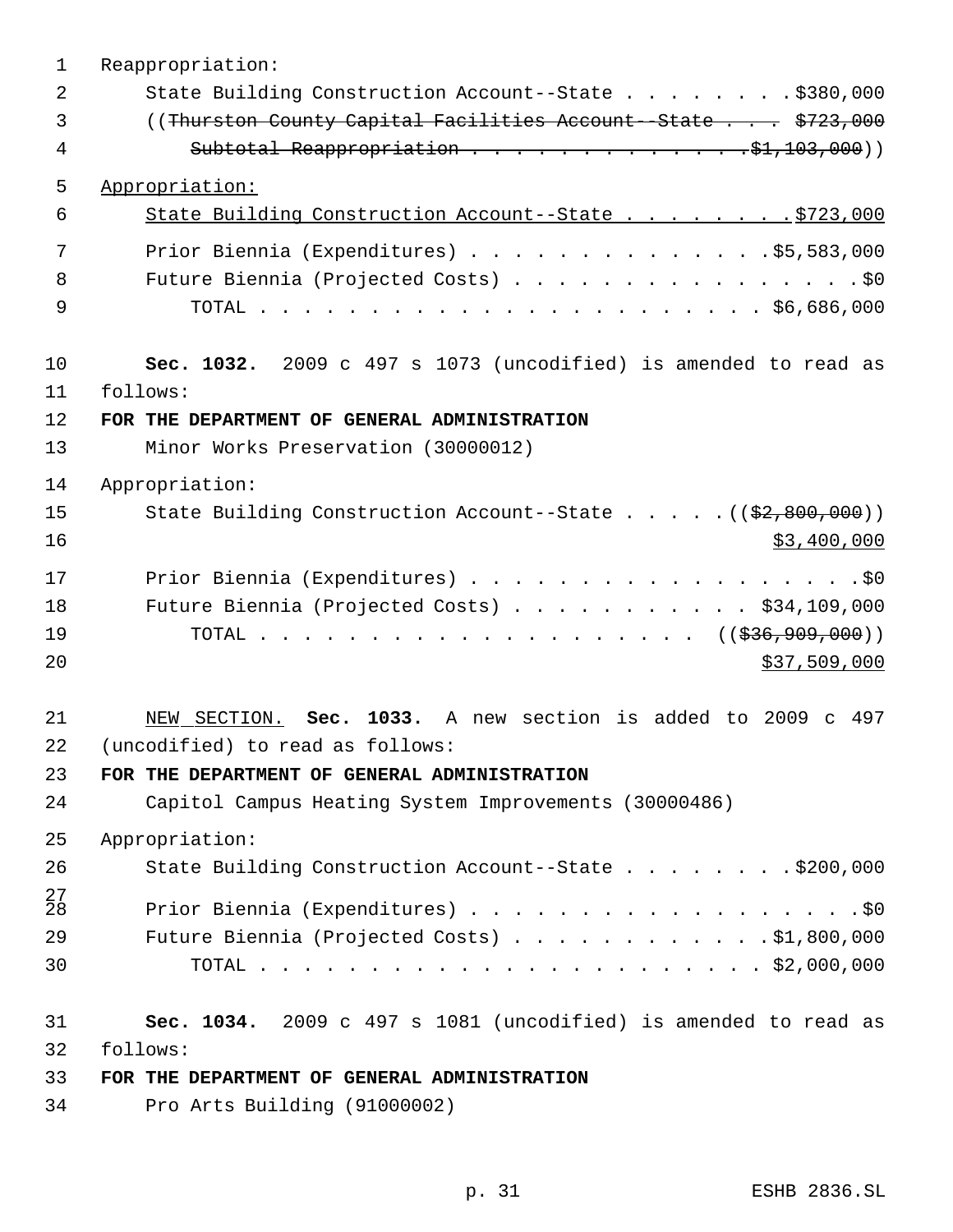Reappropriation:

State Building Construction Account--State . . . . . . . . $380,000

((~~Thurston County Capital Facilities Account--State . . . $723,000~~

~~Subtotal Reappropriation . . . . . . . . . . . . . $1,103,000~~))

Appropriation:

State Building Construction Account--State . . . . . . . . $723,000

Prior Biennia (Expenditures) . . . . . . . . . . . . . . $5,583,000

Future Biennia (Projected Costs) . . . . . . . . . . . . . . . . $0

TOTAL . . . . . . . . . . . . . . . . . . . . . . . . $6,686,000

**Sec. 1032.** 2009 c 497 s 1073 (uncodified) is amended to read as follows:

**FOR THE DEPARTMENT OF GENERAL ADMINISTRATION**

Minor Works Preservation (30000012)

Appropriation:

State Building Construction Account--State . . . . . (( ~~$2,800,000~~ ))
$3,400,000

Prior Biennia (Expenditures) . . . . . . . . . . . . . . . . . . $0

Future Biennia (Projected Costs) . . . . . . . . . . . $34,109,000

TOTAL . . . . . . . . . . . . . . . . . . . . . (( ~~$36,909,000~~ ))
$37,509,000

NEW SECTION. **Sec. 1033.** A new section is added to 2009 c 497 (uncodified) to read as follows:

**FOR THE DEPARTMENT OF GENERAL ADMINISTRATION**

Capitol Campus Heating System Improvements (30000486)

Appropriation:

State Building Construction Account--State . . . . . . . . $200,000

Prior Biennia (Expenditures) . . . . . . . . . . . . . . . . . . $0

Future Biennia (Projected Costs) . . . . . . . . . . . . $1,800,000

TOTAL . . . . . . . . . . . . . . . . . . . . . . . . $2,000,000

**Sec. 1034.** 2009 c 497 s 1081 (uncodified) is amended to read as follows:

**FOR THE DEPARTMENT OF GENERAL ADMINISTRATION**

Pro Arts Building (91000002)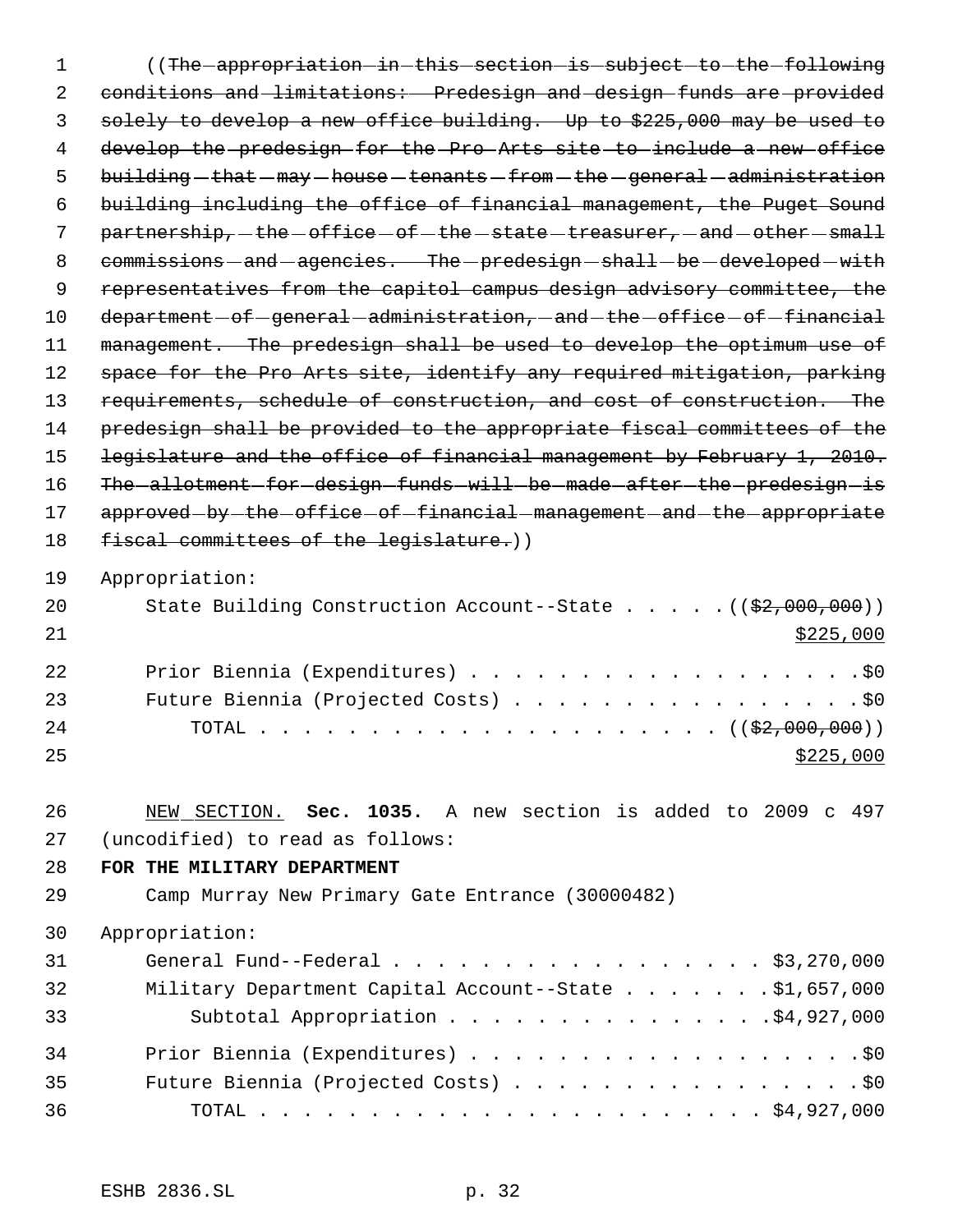((~~The appropriation in this section is subject to the following conditions and limitations: Predesign and design funds are provided solely to develop a new office building. Up to $225,000 may be used to develop the predesign for the Pro Arts site to include a new office building that may house tenants from the general administration building including the office of financial management, the Puget Sound partnership, the office of the state treasurer, and other small commissions and agencies. The predesign shall be developed with representatives from the capitol campus design advisory committee, the department of general administration, and the office of financial management. The predesign shall be used to develop the optimum use of space for the Pro Arts site, identify any required mitigation, parking requirements, schedule of construction, and cost of construction. The predesign shall be provided to the appropriate fiscal committees of the legislature and the office of financial management by February 1, 2010. The allotment for design funds will be made after the predesign is approved by the office of financial management and the appropriate fiscal committees of the legislature.~~))

Appropriation:

| | |
|---|---|
| State Building Construction Account--State | ((~~$2,000,000~~)) <u>$225,000</u> |
| Prior Biennia (Expenditures) | $0 |
| Future Biennia (Projected Costs) | $0 |
| TOTAL | ((~~$2,000,000~~)) <u>$225,000</u> |

<u>NEW SECTION.</u> **Sec. 1035.** A new section is added to 2009 c 497 (uncodified) to read as follows:

**FOR THE MILITARY DEPARTMENT**

Camp Murray New Primary Gate Entrance (30000482)

Appropriation:

| | |
|---|---|
| General Fund--Federal | $3,270,000 |
| Military Department Capital Account--State | $1,657,000 |
| Subtotal Appropriation | $4,927,000 |
| Prior Biennia (Expenditures) | $0 |
| Future Biennia (Projected Costs) | $0 |
| TOTAL | $4,927,000 |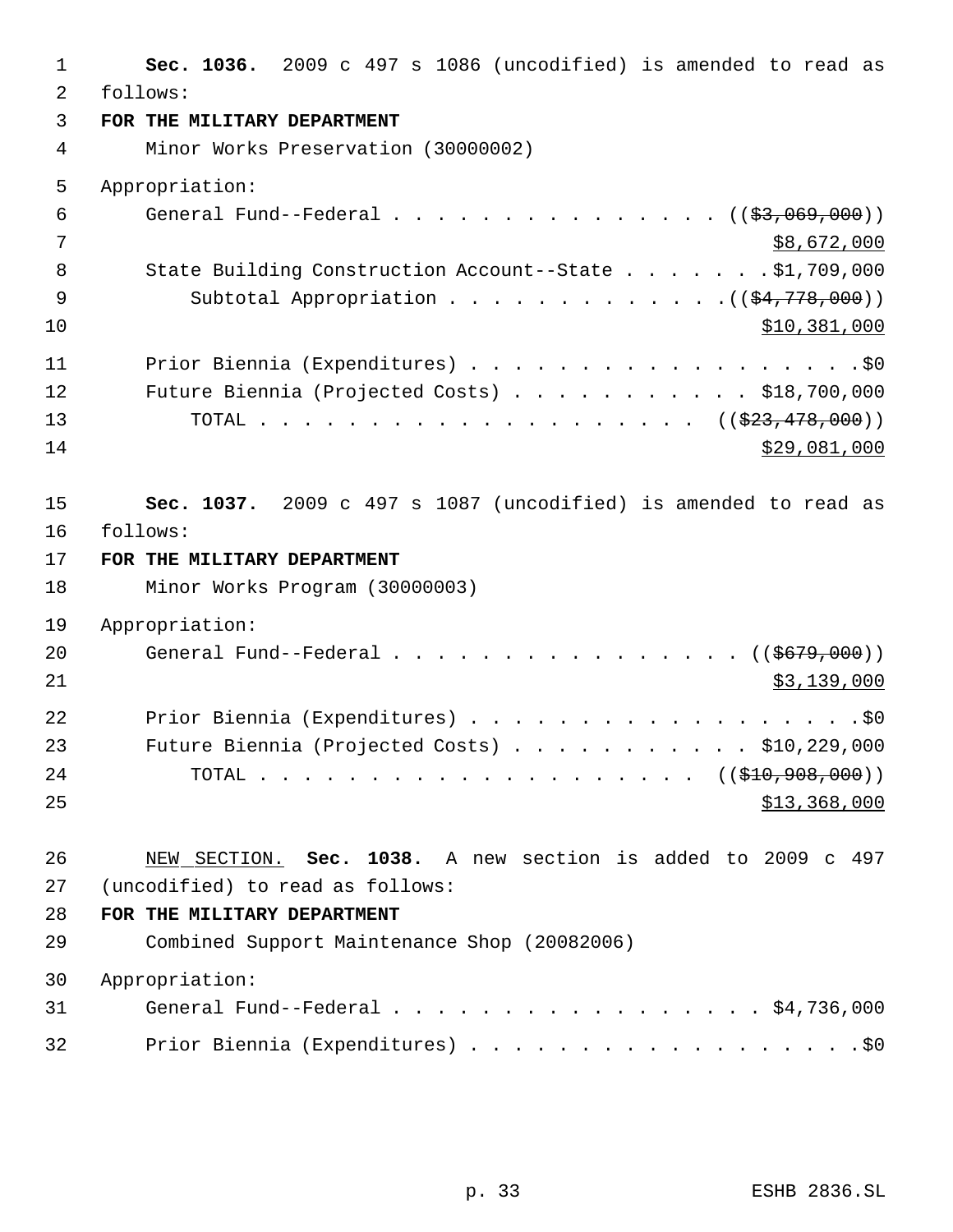**Sec. 1036.** 2009 c 497 s 1086 (uncodified) is amended to read as follows:

**FOR THE MILITARY DEPARTMENT**

Minor Works Preservation (30000002)

Appropriation:

General Fund--Federal . . . . . . . . . . . . . . . . (( ~~$3,069,000~~ )) $8,672,000

State Building Construction Account--State . . . . . . . $1,709,000

Subtotal Appropriation . . . . . . . . . . . . . (( ~~$4,778,000~~ )) $10,381,000

Prior Biennia (Expenditures) . . . . . . . . . . . . . . . . . . . $0

Future Biennia (Projected Costs) . . . . . . . . . . . $18,700,000

TOTAL . . . . . . . . . . . . . . . . . . . . . (( ~~$23,478,000~~ )) $29,081,000

**Sec. 1037.** 2009 c 497 s 1087 (uncodified) is amended to read as follows:

**FOR THE MILITARY DEPARTMENT**

Minor Works Program (30000003)

Appropriation:

General Fund--Federal . . . . . . . . . . . . . . . . (( ~~$679,000~~ )) $3,139,000

Prior Biennia (Expenditures) . . . . . . . . . . . . . . . . . . . $0

Future Biennia (Projected Costs) . . . . . . . . . . . $10,229,000

TOTAL . . . . . . . . . . . . . . . . . . . . . (( ~~$10,908,000~~ )) $13,368,000

NEW SECTION. **Sec. 1038.** A new section is added to 2009 c 497 (uncodified) to read as follows:

**FOR THE MILITARY DEPARTMENT**

Combined Support Maintenance Shop (20082006)

Appropriation:

General Fund--Federal . . . . . . . . . . . . . . . . . . $4,736,000

Prior Biennia (Expenditures) . . . . . . . . . . . . . . . . . . . $0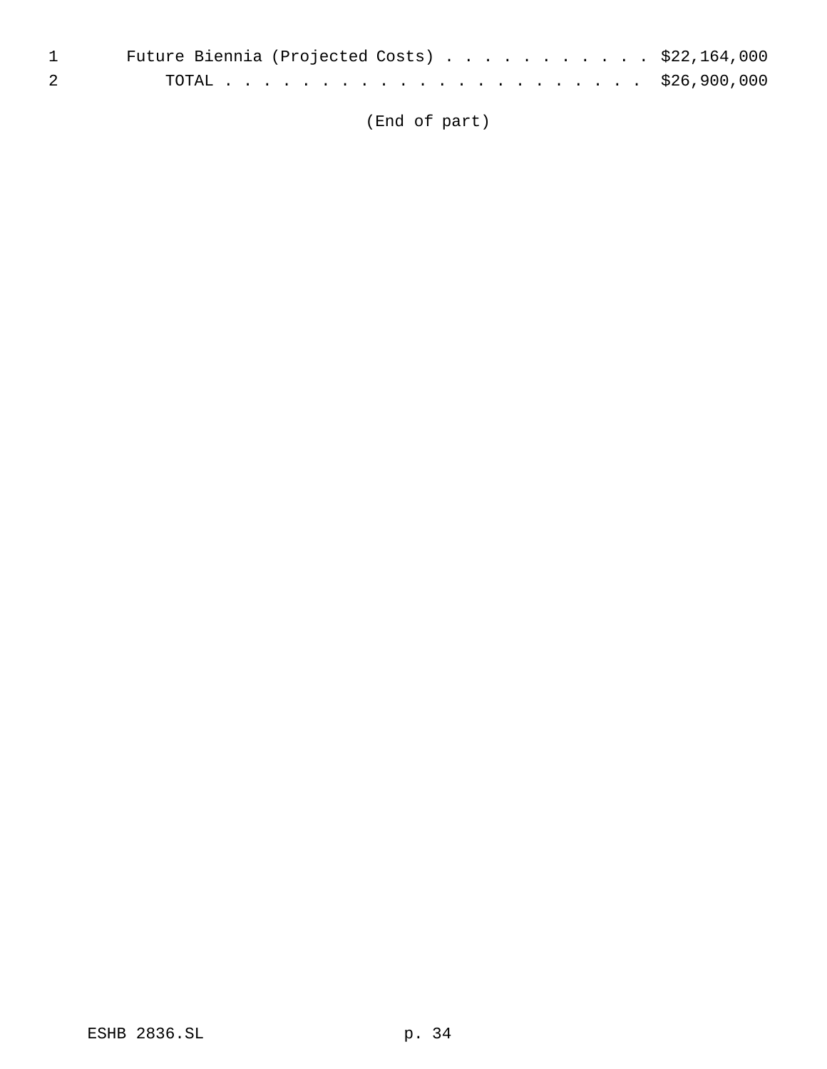Future Biennia (Projected Costs) . . . . . . . . . . . . $22,164,000

TOTAL . . . . . . . . . . . . . . . . . . . . . . . . $26,900,000

(End of part)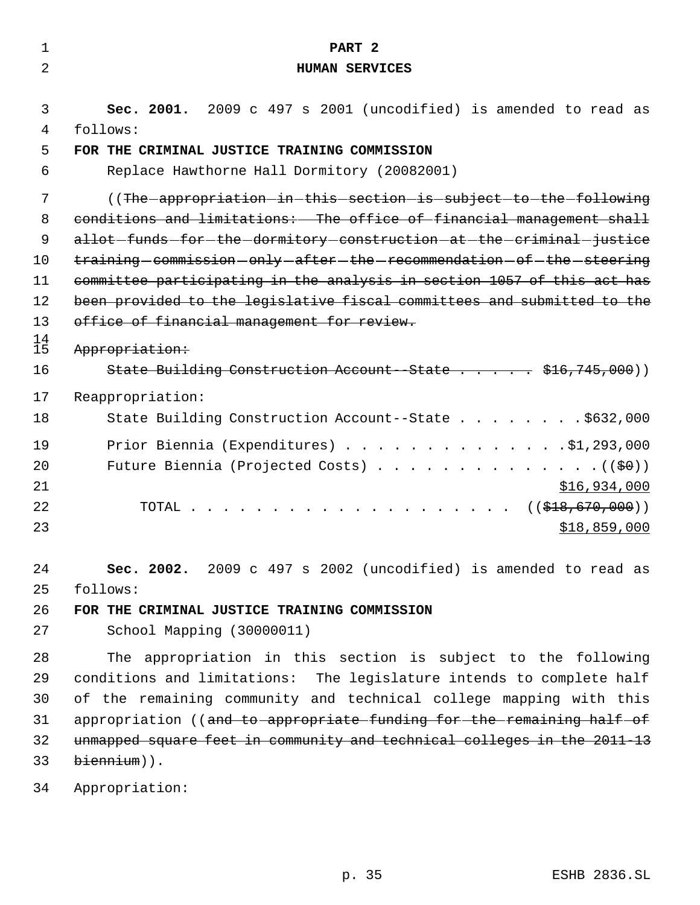# PART 2
# HUMAN SERVICES

**Sec. 2001.** 2009 c 497 s 2001 (uncodified) is amended to read as follows:

**FOR THE CRIMINAL JUSTICE TRAINING COMMISSION**

Replace Hawthorne Hall Dormitory (20082001)

((~~The appropriation in this section is subject to the following conditions and limitations: The office of financial management shall allot funds for the dormitory construction at the criminal justice training commission only after the recommendation of the steering committee participating in the analysis in section 1057 of this act has been provided to the legislative fiscal committees and submitted to the office of financial management for review.~~

~~Appropriation:~~

~~State Building Construction Account--State . . . . . . $16,745,000~~))

Reappropriation:

State Building Construction Account--State . . . . . . . . $632,000

Prior Biennia (Expenditures) . . . . . . . . . . . . . . $1,293,000

Future Biennia (Projected Costs) . . . . . . . . . . . . . . . ((~~$0~~))

<u>$16,934,000</u>

TOTAL . . . . . . . . . . . . . . . . . . . . . ((~~$18,670,000~~))

<u>$18,859,000</u>

**Sec. 2002.** 2009 c 497 s 2002 (uncodified) is amended to read as follows:

**FOR THE CRIMINAL JUSTICE TRAINING COMMISSION**

School Mapping (30000011)

The appropriation in this section is subject to the following conditions and limitations: The legislature intends to complete half of the remaining community and technical college mapping with this appropriation ((~~and to appropriate funding for the remaining half of unmapped square feet in community and technical colleges in the 2011-13 biennium~~)).

Appropriation: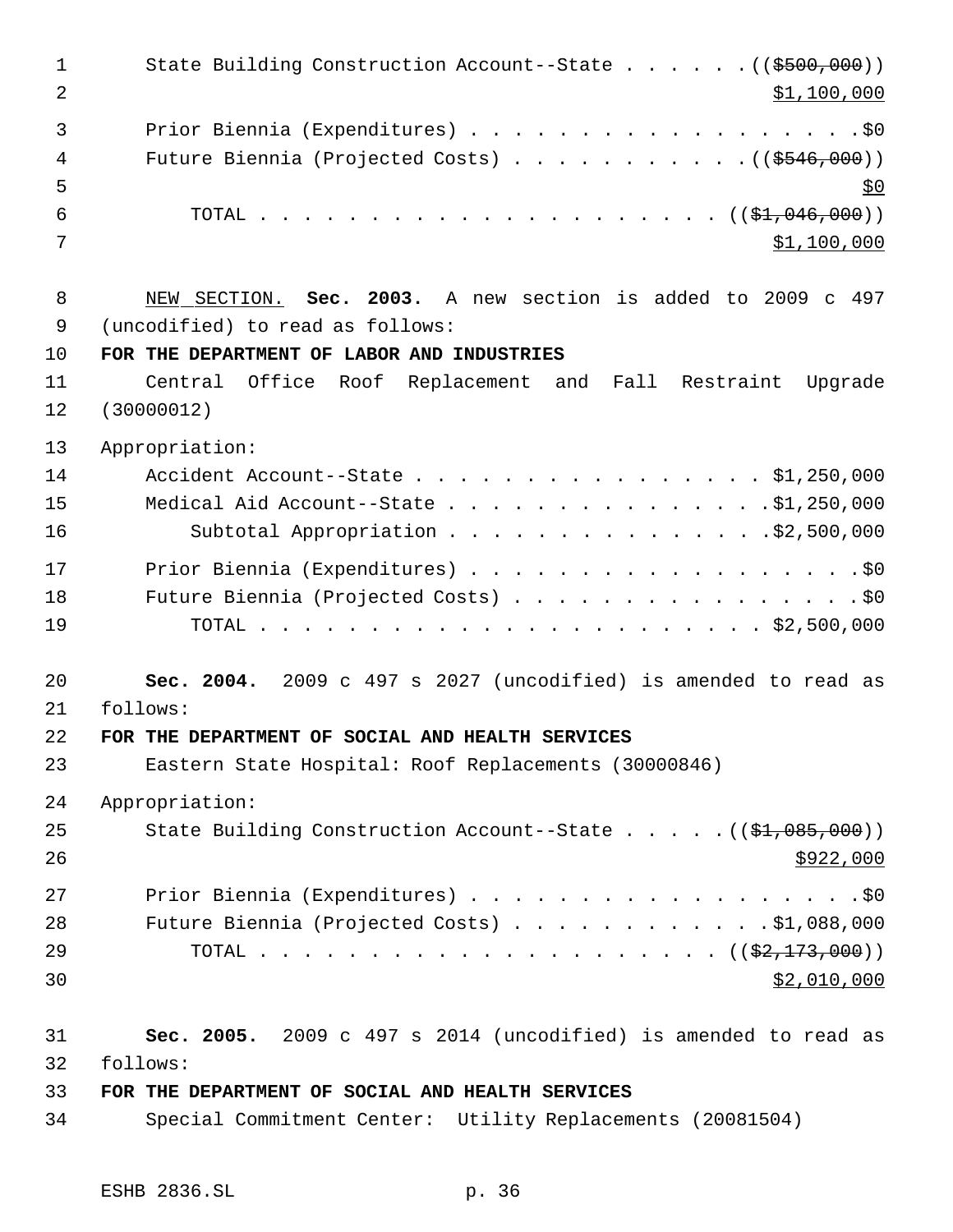State Building Construction Account--State . . . . . . ((~~$500,000~~))
$1,100,000

Prior Biennia (Expenditures) . . . . . . . . . . . . . . . . . . .$0
Future Biennia (Projected Costs) . . . . . . . . . . . ((~~$546,000~~))
$0

TOTAL . . . . . . . . . . . . . . . . . . . . . . ((~~$1,046,000~~))
$1,100,000

NEW SECTION. **Sec. 2003.** A new section is added to 2009 c 497 (uncodified) to read as follows:

**FOR THE DEPARTMENT OF LABOR AND INDUSTRIES**

Central Office Roof Replacement and Fall Restraint Upgrade (30000012)

Appropriation:

Accident Account--State . . . . . . . . . . . . . . . . . $1,250,000
Medical Aid Account--State . . . . . . . . . . . . . . . .$1,250,000
Subtotal Appropriation . . . . . . . . . . . . . . . .$2,500,000

Prior Biennia (Expenditures) . . . . . . . . . . . . . . . . . . .$0
Future Biennia (Projected Costs) . . . . . . . . . . . . . . . . .$0
TOTAL . . . . . . . . . . . . . . . . . . . . . . . . $2,500,000

**Sec. 2004.** 2009 c 497 s 2027 (uncodified) is amended to read as follows:

**FOR THE DEPARTMENT OF SOCIAL AND HEALTH SERVICES**

Eastern State Hospital: Roof Replacements (30000846)

Appropriation:

State Building Construction Account--State . . . . . ((~~$1,085,000~~))
$922,000

Prior Biennia (Expenditures) . . . . . . . . . . . . . . . . . . .$0
Future Biennia (Projected Costs) . . . . . . . . . . . . .$1,088,000
TOTAL . . . . . . . . . . . . . . . . . . . . . . ((~~$2,173,000~~))
$2,010,000

**Sec. 2005.** 2009 c 497 s 2014 (uncodified) is amended to read as follows:

**FOR THE DEPARTMENT OF SOCIAL AND HEALTH SERVICES**

Special Commitment Center: Utility Replacements (20081504)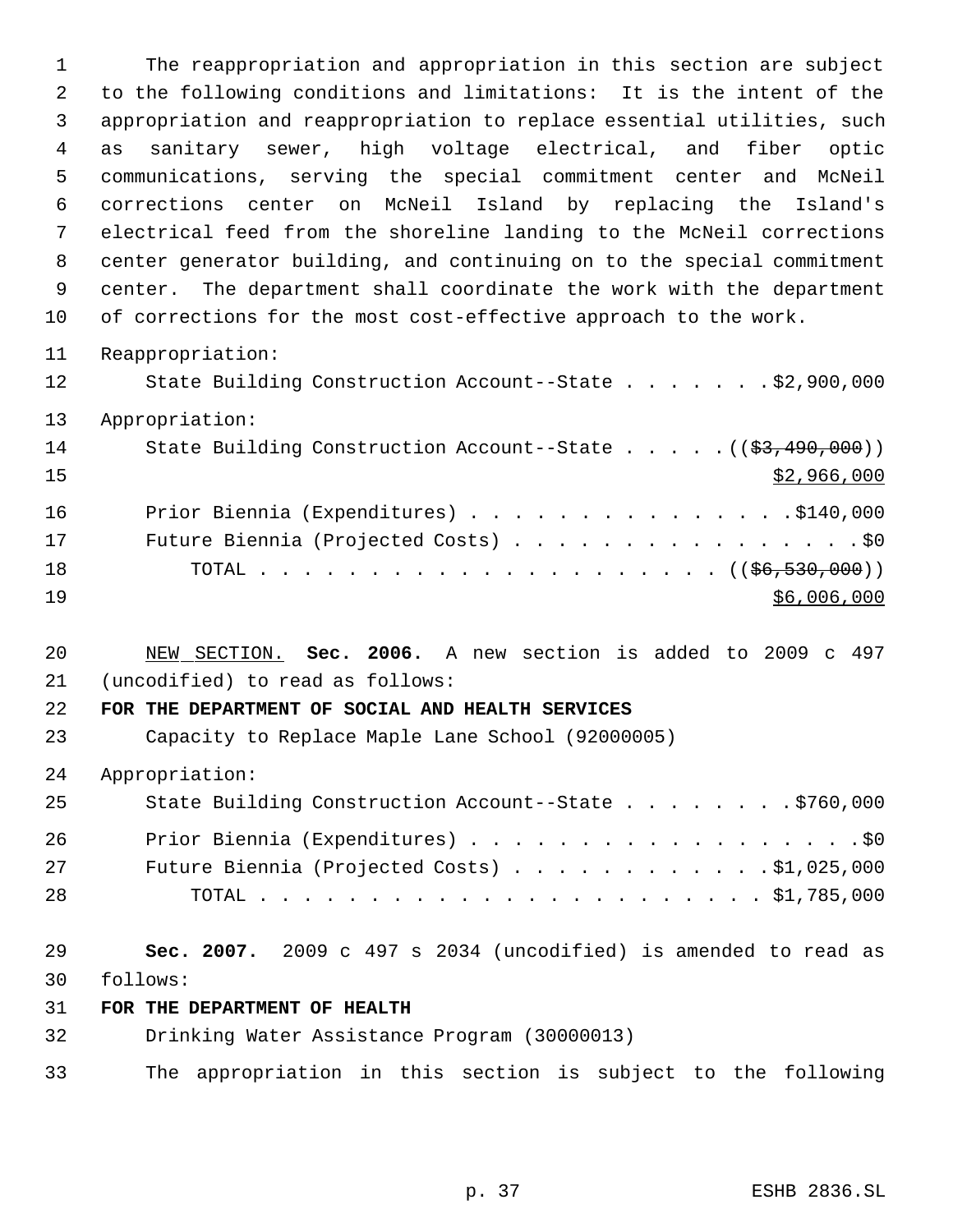The reappropriation and appropriation in this section are subject to the following conditions and limitations: It is the intent of the appropriation and reappropriation to replace essential utilities, such as sanitary sewer, high voltage electrical, and fiber optic communications, serving the special commitment center and McNeil corrections center on McNeil Island by replacing the Island's electrical feed from the shoreline landing to the McNeil corrections center generator building, and continuing on to the special commitment center. The department shall coordinate the work with the department of corrections for the most cost-effective approach to the work.

Reappropriation:

State Building Construction Account--State . . . . . . . $2,900,000

Appropriation:

State Building Construction Account--State . . . . . (( ~~$3,490,000~~ ))
$2,966,000

Prior Biennia (Expenditures) . . . . . . . . . . . . . . . $140,000

Future Biennia (Projected Costs) . . . . . . . . . . . . . . . . . $0

TOTAL . . . . . . . . . . . . . . . . . . . . . (( ~~$6,530,000~~ ))
$6,006,000

NEW SECTION. **Sec. 2006.** A new section is added to 2009 c 497 (uncodified) to read as follows:

**FOR THE DEPARTMENT OF SOCIAL AND HEALTH SERVICES**

Capacity to Replace Maple Lane School (92000005)

Appropriation:

State Building Construction Account--State . . . . . . . . $760,000

Prior Biennia (Expenditures) . . . . . . . . . . . . . . . . . . $0

Future Biennia (Projected Costs) . . . . . . . . . . . . $1,025,000

TOTAL . . . . . . . . . . . . . . . . . . . . . . . . $1,785,000

**Sec. 2007.** 2009 c 497 s 2034 (uncodified) is amended to read as follows:

**FOR THE DEPARTMENT OF HEALTH**

Drinking Water Assistance Program (30000013)

The appropriation in this section is subject to the following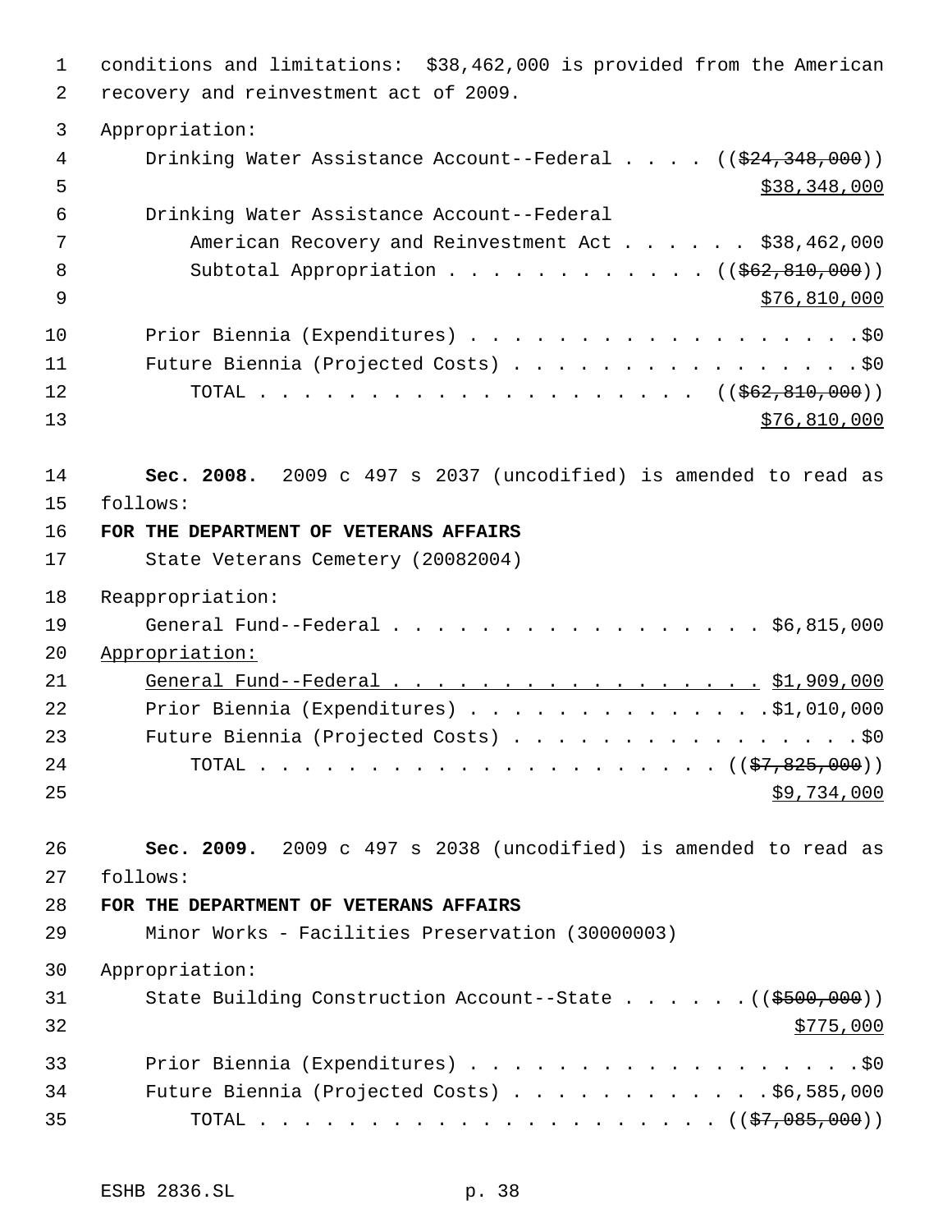conditions and limitations: $38,462,000 is provided from the American recovery and reinvestment act of 2009.

Appropriation:

Drinking Water Assistance Account--Federal . . . . ((~~$24,348,000~~)) $38,348,000

Drinking Water Assistance Account--Federal American Recovery and Reinvestment Act . . . . . . $38,462,000

Subtotal Appropriation . . . . . . . . . . . . ((~~$62,810,000~~)) $76,810,000

Prior Biennia (Expenditures) . . . . . . . . . . . . . . . . . . .$0

Future Biennia (Projected Costs) . . . . . . . . . . . . . . . . .$0

TOTAL . . . . . . . . . . . . . . . . . . . . . ((~~$62,810,000~~)) $76,810,000

**Sec. 2008.** 2009 c 497 s 2037 (uncodified) is amended to read as follows:

**FOR THE DEPARTMENT OF VETERANS AFFAIRS**

State Veterans Cemetery (20082004)

Reappropriation:

General Fund--Federal . . . . . . . . . . . . . . . . . . $6,815,000

Appropriation:

General Fund--Federal . . . . . . . . . . . . . . . . . . $1,909,000

Prior Biennia (Expenditures) . . . . . . . . . . . . . . .$1,010,000

Future Biennia (Projected Costs) . . . . . . . . . . . . . . . . .$0

TOTAL . . . . . . . . . . . . . . . . . . . . . . ((~~$7,825,000~~)) $9,734,000

**Sec. 2009.** 2009 c 497 s 2038 (uncodified) is amended to read as follows:

**FOR THE DEPARTMENT OF VETERANS AFFAIRS**

Minor Works - Facilities Preservation (30000003)

Appropriation:

State Building Construction Account--State . . . . . . .((~~$500,000~~)) $775,000

Prior Biennia (Expenditures) . . . . . . . . . . . . . . . . . . .$0

Future Biennia (Projected Costs) . . . . . . . . . . . . .$6,585,000

TOTAL . . . . . . . . . . . . . . . . . . . . . . ((~~$7,085,000~~))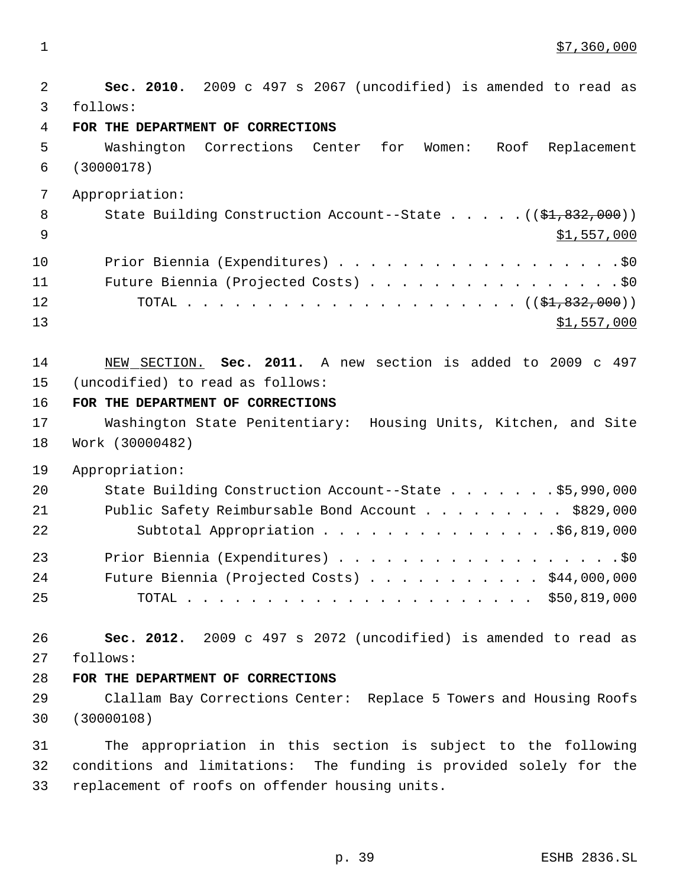$7,360,000

**Sec. 2010.** 2009 c 497 s 2067 (uncodified) is amended to read as follows:

**FOR THE DEPARTMENT OF CORRECTIONS**

Washington Corrections Center for Women: Roof Replacement (30000178)

Appropriation:

State Building Construction Account--State . . . . . (($1,832,000))
$1,557,000

Prior Biennia (Expenditures) . . . . . . . . . . . . . . . . . . .$0
Future Biennia (Projected Costs) . . . . . . . . . . . . . . . . .$0
TOTAL . . . . . . . . . . . . . . . . . . . . . . (($1,832,000))
$1,557,000

NEW SECTION. **Sec. 2011.** A new section is added to 2009 c 497 (uncodified) to read as follows:

**FOR THE DEPARTMENT OF CORRECTIONS**

Washington State Penitentiary: Housing Units, Kitchen, and Site Work (30000482)

Appropriation:

State Building Construction Account--State . . . . . . . .$5,990,000
Public Safety Reimbursable Bond Account . . . . . . . . . $829,000
Subtotal Appropriation . . . . . . . . . . . . . . . .$6,819,000

Prior Biennia (Expenditures) . . . . . . . . . . . . . . . . . . .$0
Future Biennia (Projected Costs) . . . . . . . . . . . $44,000,000
TOTAL . . . . . . . . . . . . . . . . . . . . . . $50,819,000

**Sec. 2012.** 2009 c 497 s 2072 (uncodified) is amended to read as follows:

**FOR THE DEPARTMENT OF CORRECTIONS**

Clallam Bay Corrections Center: Replace 5 Towers and Housing Roofs (30000108)

The appropriation in this section is subject to the following conditions and limitations: The funding is provided solely for the replacement of roofs on offender housing units.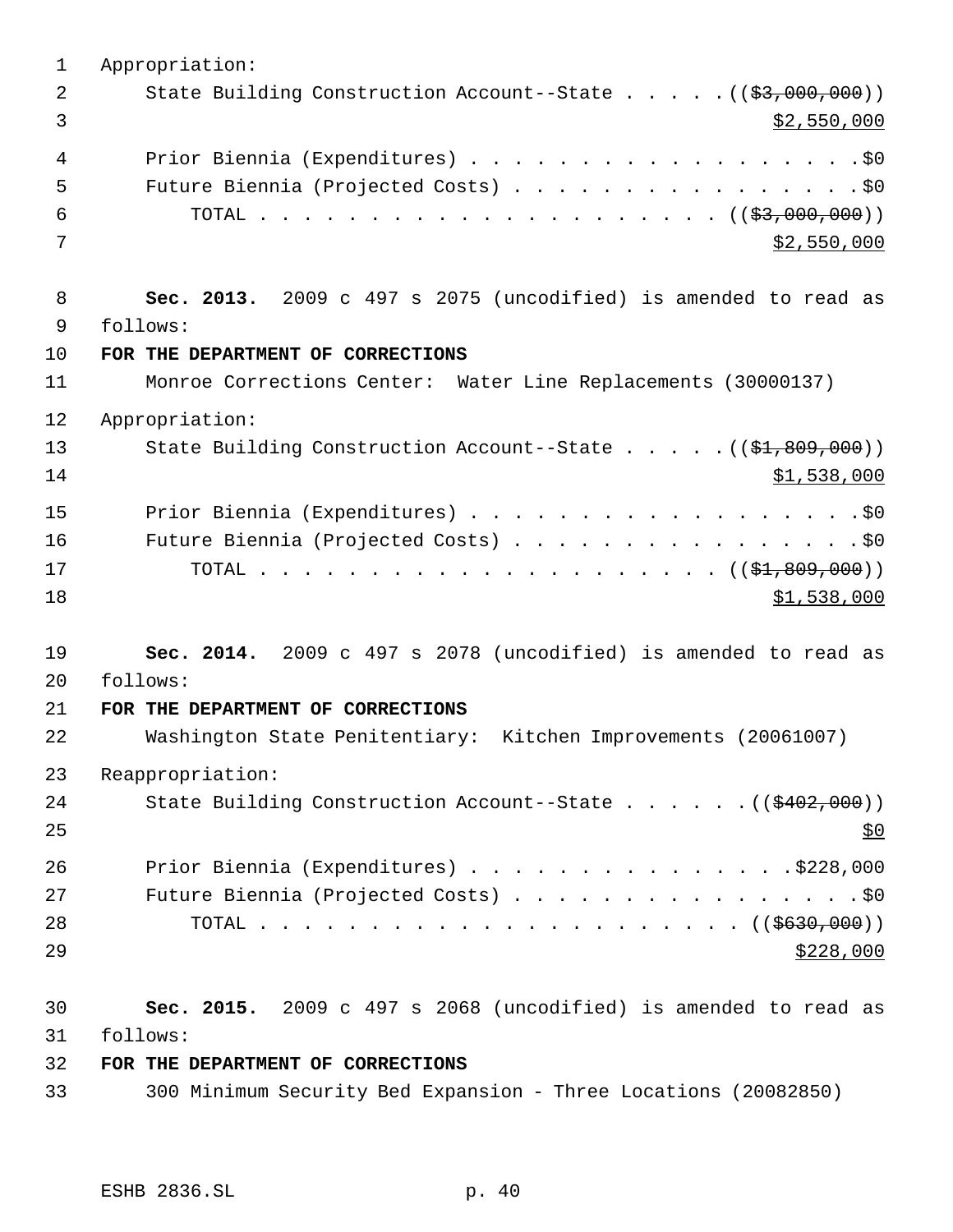Appropriation:

State Building Construction Account--State . . . . . ((~~$3,000,000~~))
<u>$2,550,000</u>

Prior Biennia (Expenditures) . . . . . . . . . . . . . . . . . . .$0

Future Biennia (Projected Costs) . . . . . . . . . . . . . . . . .$0

TOTAL . . . . . . . . . . . . . . . . . . . . . . ((~~$3,000,000~~))
<u>$2,550,000</u>

**Sec. 2013.** 2009 c 497 s 2075 (uncodified) is amended to read as follows:

**FOR THE DEPARTMENT OF CORRECTIONS**

Monroe Corrections Center: Water Line Replacements (30000137)

Appropriation:

State Building Construction Account--State . . . . . ((~~$1,809,000~~))
<u>$1,538,000</u>

Prior Biennia (Expenditures) . . . . . . . . . . . . . . . . . . .$0

Future Biennia (Projected Costs) . . . . . . . . . . . . . . . . .$0

TOTAL . . . . . . . . . . . . . . . . . . . . . . ((~~$1,809,000~~))
<u>$1,538,000</u>

**Sec. 2014.** 2009 c 497 s 2078 (uncodified) is amended to read as follows:

**FOR THE DEPARTMENT OF CORRECTIONS**

Washington State Penitentiary: Kitchen Improvements (20061007)

Reappropriation:

State Building Construction Account--State . . . . . . ((~~$402,000~~))
<u>$0</u>

Prior Biennia (Expenditures) . . . . . . . . . . . . . . . .$228,000

Future Biennia (Projected Costs) . . . . . . . . . . . . . . . . .$0

TOTAL . . . . . . . . . . . . . . . . . . . . . . . ((~~$630,000~~))
<u>$228,000</u>

**Sec. 2015.** 2009 c 497 s 2068 (uncodified) is amended to read as follows:

**FOR THE DEPARTMENT OF CORRECTIONS**

300 Minimum Security Bed Expansion - Three Locations (20082850)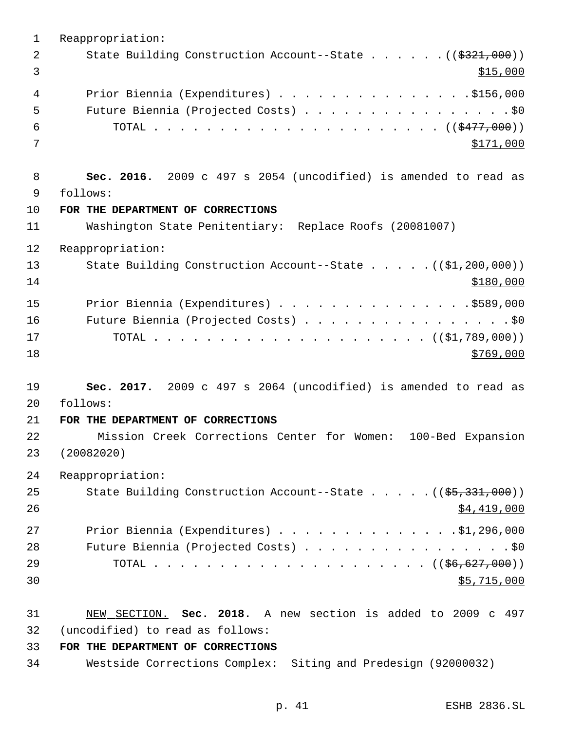Reappropriation:

State Building Construction Account--State . . . . . . (($321,000)) $15,000

Prior Biennia (Expenditures) . . . . . . . . . . . . . . . $156,000

Future Biennia (Projected Costs) . . . . . . . . . . . . . . . . . $0

TOTAL . . . . . . . . . . . . . . . . . . . . . . . (($477,000)) $171,000

**Sec. 2016.** 2009 c 497 s 2054 (uncodified) is amended to read as follows:

**FOR THE DEPARTMENT OF CORRECTIONS**

Washington State Penitentiary: Replace Roofs (20081007)

Reappropriation:

State Building Construction Account--State . . . . . (($1,200,000)) $180,000

Prior Biennia (Expenditures) . . . . . . . . . . . . . . . $589,000

Future Biennia (Projected Costs) . . . . . . . . . . . . . . . . . $0

TOTAL . . . . . . . . . . . . . . . . . . . . . . (($1,789,000)) $769,000

**Sec. 2017.** 2009 c 497 s 2064 (uncodified) is amended to read as follows:

**FOR THE DEPARTMENT OF CORRECTIONS**

Mission Creek Corrections Center for Women: 100-Bed Expansion (20082020)

Reappropriation:

State Building Construction Account--State . . . . . (($5,331,000)) $4,419,000

Prior Biennia (Expenditures) . . . . . . . . . . . . . . $1,296,000

Future Biennia (Projected Costs) . . . . . . . . . . . . . . . . . $0

TOTAL . . . . . . . . . . . . . . . . . . . . . . (($6,627,000)) $5,715,000

NEW SECTION. **Sec. 2018.** A new section is added to 2009 c 497 (uncodified) to read as follows:

**FOR THE DEPARTMENT OF CORRECTIONS**

Westside Corrections Complex: Siting and Predesign (92000032)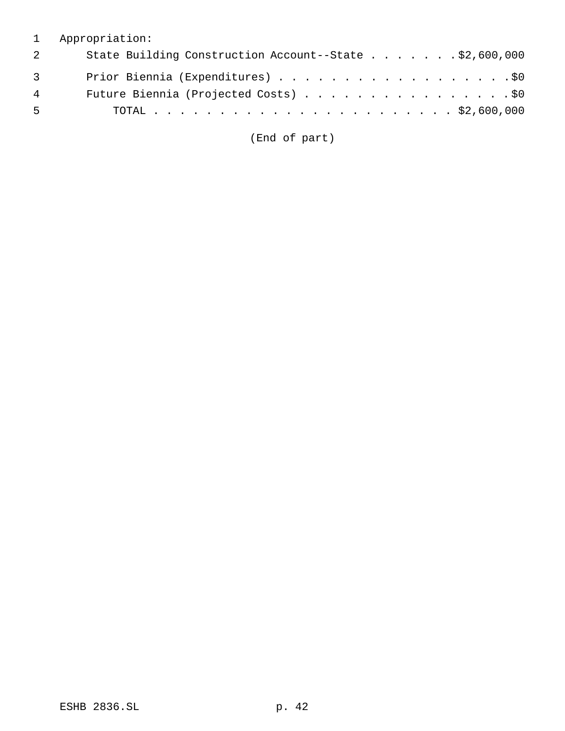Appropriation:

State Building Construction Account--State . . . . . . . $2,600,000

Prior Biennia (Expenditures) . . . . . . . . . . . . . . . . . . $0

Future Biennia (Projected Costs) . . . . . . . . . . . . . . . . $0

TOTAL . . . . . . . . . . . . . . . . . . . . . . . . $2,600,000

(End of part)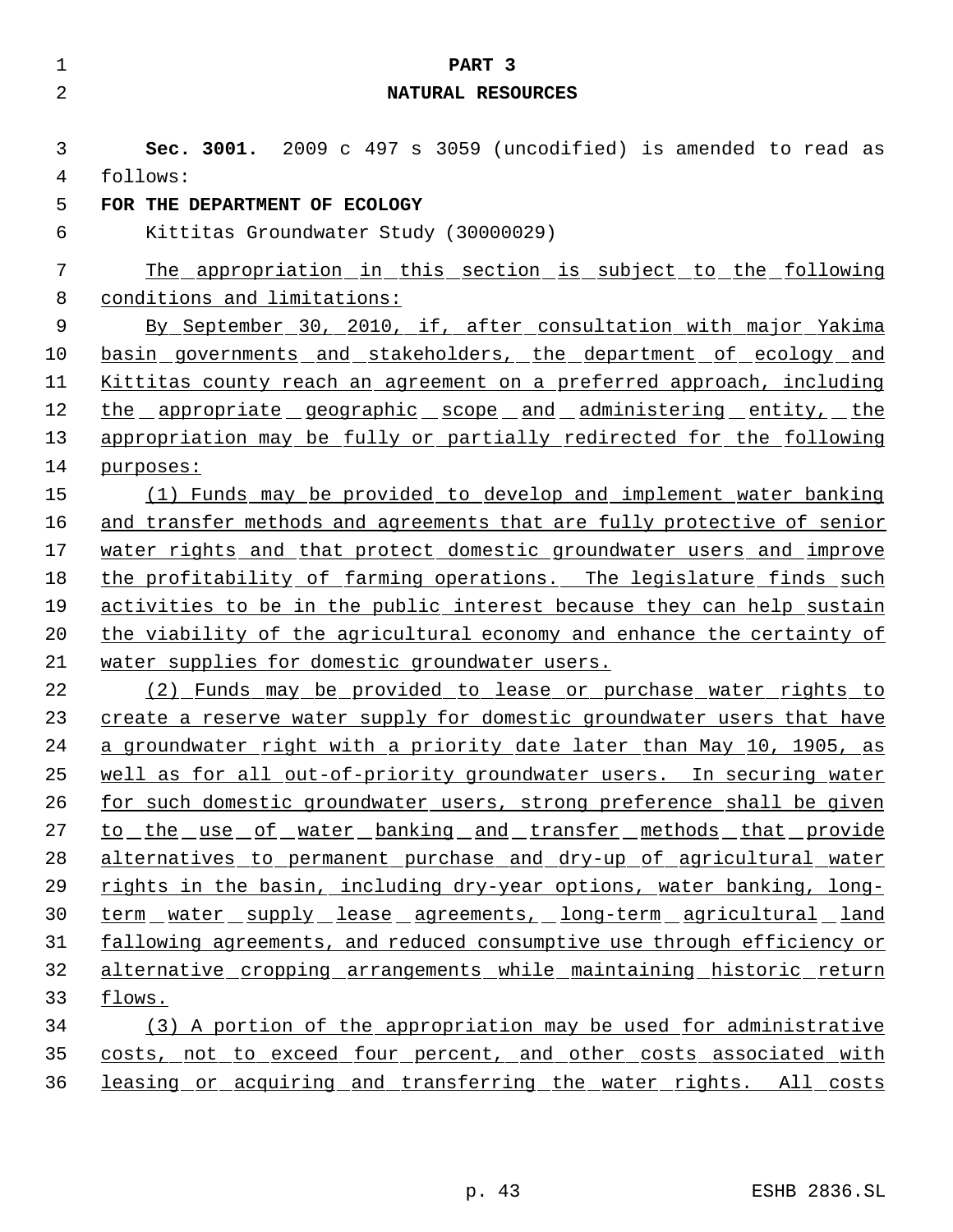# PART 3

# NATURAL RESOURCES

**Sec. 3001.** 2009 c 497 s 3059 (uncodified) is amended to read as follows:

**FOR THE DEPARTMENT OF ECOLOGY**

Kittitas Groundwater Study (30000029)

The appropriation in this section is subject to the following conditions and limitations:

By September 30, 2010, if, after consultation with major Yakima basin governments and stakeholders, the department of ecology and Kittitas county reach an agreement on a preferred approach, including the appropriate geographic scope and administering entity, the appropriation may be fully or partially redirected for the following purposes:

(1) Funds may be provided to develop and implement water banking and transfer methods and agreements that are fully protective of senior water rights and that protect domestic groundwater users and improve the profitability of farming operations. The legislature finds such activities to be in the public interest because they can help sustain the viability of the agricultural economy and enhance the certainty of water supplies for domestic groundwater users.

(2) Funds may be provided to lease or purchase water rights to create a reserve water supply for domestic groundwater users that have a groundwater right with a priority date later than May 10, 1905, as well as for all out-of-priority groundwater users. In securing water for such domestic groundwater users, strong preference shall be given to the use of water banking and transfer methods that provide alternatives to permanent purchase and dry-up of agricultural water rights in the basin, including dry-year options, water banking, long-term water supply lease agreements, long-term agricultural land fallowing agreements, and reduced consumptive use through efficiency or alternative cropping arrangements while maintaining historic return flows.

(3) A portion of the appropriation may be used for administrative costs, not to exceed four percent, and other costs associated with leasing or acquiring and transferring the water rights. All costs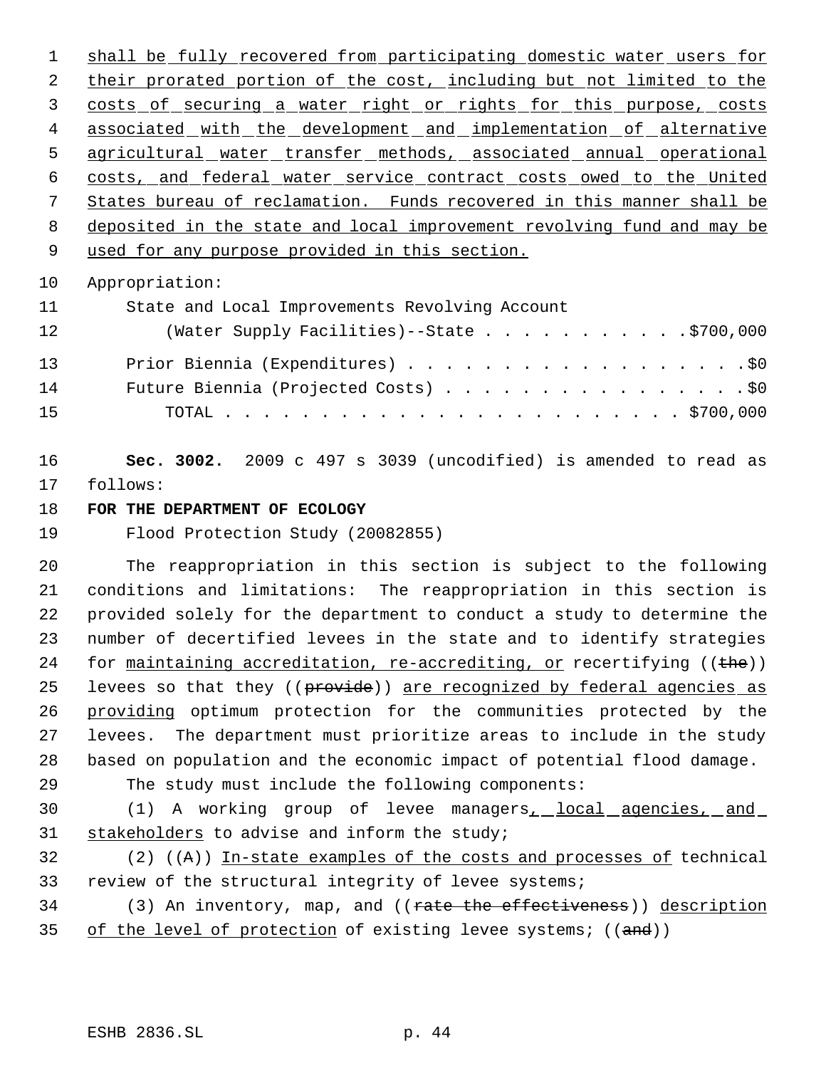shall be fully recovered from participating domestic water users for their prorated portion of the cost, including but not limited to the costs of securing a water right or rights for this purpose, costs associated with the development and implementation of alternative agricultural water transfer methods, associated annual operational costs, and federal water service contract costs owed to the United States bureau of reclamation. Funds recovered in this manner shall be deposited in the state and local improvement revolving fund and may be used for any purpose provided in this section.

Appropriation:

State and Local Improvements Revolving Account (Water Supply Facilities)--State . . . . . . . . . . . $700,000

Prior Biennia (Expenditures) . . . . . . . . . . . . . . . . . . $0

Future Biennia (Projected Costs) . . . . . . . . . . . . . . . . $0

TOTAL . . . . . . . . . . . . . . . . . . . . . . . . . $700,000

**Sec. 3002.** 2009 c 497 s 3039 (uncodified) is amended to read as follows:

**FOR THE DEPARTMENT OF ECOLOGY**

Flood Protection Study (20082855)

The reappropriation in this section is subject to the following conditions and limitations: The reappropriation in this section is provided solely for the department to conduct a study to determine the number of decertified levees in the state and to identify strategies for maintaining accreditation, re-accrediting, or recertifying ((the)) levees so that they ((provide)) are recognized by federal agencies as providing optimum protection for the communities protected by the levees. The department must prioritize areas to include in the study based on population and the economic impact of potential flood damage.

The study must include the following components:

(1) A working group of levee managers, local agencies, and stakeholders to advise and inform the study;

(2) ((A)) In-state examples of the costs and processes of technical review of the structural integrity of levee systems;

(3) An inventory, map, and ((rate the effectiveness)) description of the level of protection of existing levee systems; ((and))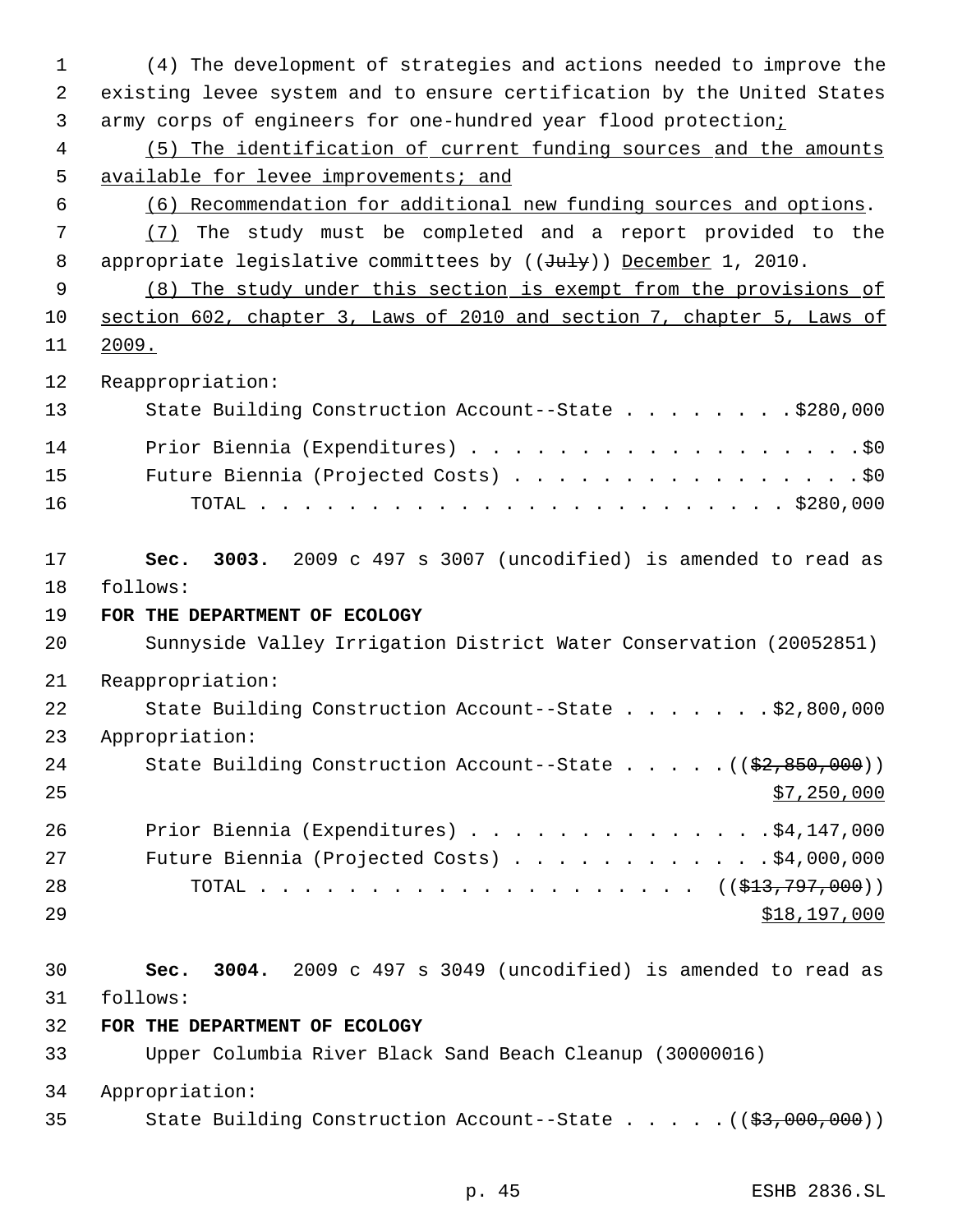(4) The development of strategies and actions needed to improve the existing levee system and to ensure certification by the United States army corps of engineers for one-hundred year flood protection;

(5) The identification of current funding sources and the amounts available for levee improvements; and

(6) Recommendation for additional new funding sources and options.

(7) The study must be completed and a report provided to the appropriate legislative committees by ((July)) December 1, 2010.

(8) The study under this section is exempt from the provisions of section 602, chapter 3, Laws of 2010 and section 7, chapter 5, Laws of 2009.

Reappropriation:

State Building Construction Account--State . . . . . . . . $280,000

Prior Biennia (Expenditures) . . . . . . . . . . . . . . . . . . $0

Future Biennia (Projected Costs) . . . . . . . . . . . . . . . . $0

TOTAL . . . . . . . . . . . . . . . . . . . . . . . . $280,000

**Sec. 3003.** 2009 c 497 s 3007 (uncodified) is amended to read as follows:

**FOR THE DEPARTMENT OF ECOLOGY**

Sunnyside Valley Irrigation District Water Conservation (20052851)

Reappropriation:

State Building Construction Account--State . . . . . . . $2,800,000

Appropriation:

State Building Construction Account--State . . . . . (($2,850,000)) $7,250,000

Prior Biennia (Expenditures) . . . . . . . . . . . . . . $4,147,000

Future Biennia (Projected Costs) . . . . . . . . . . . . $4,000,000

TOTAL . . . . . . . . . . . . . . . . . . . . . (($13,797,000)) $18,197,000

**Sec. 3004.** 2009 c 497 s 3049 (uncodified) is amended to read as follows:

**FOR THE DEPARTMENT OF ECOLOGY**

Upper Columbia River Black Sand Beach Cleanup (30000016)

Appropriation:

State Building Construction Account--State . . . . . (($3,000,000))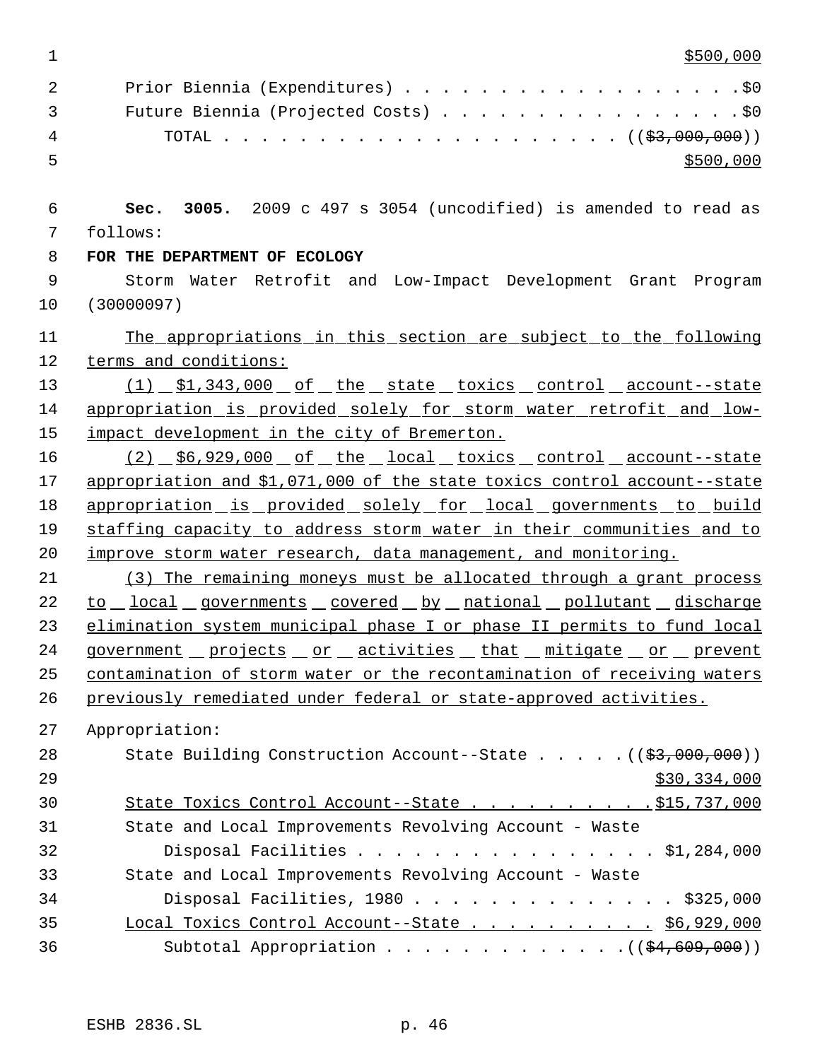$500,000

Prior Biennia (Expenditures) . . . . . . . . . . . . . . . . . . .$0

Future Biennia (Projected Costs) . . . . . . . . . . . . . . . . .$0

TOTAL . . . . . . . . . . . . . . . . . . . . . . . ((~~$3,000,000~~))

$500,000

**Sec. 3005.** 2009 c 497 s 3054 (uncodified) is amended to read as follows:

**FOR THE DEPARTMENT OF ECOLOGY**

Storm Water Retrofit and Low-Impact Development Grant Program (30000097)

The appropriations in this section are subject to the following terms and conditions:

(1) $1,343,000 of the state toxics control account--state appropriation is provided solely for storm water retrofit and low-impact development in the city of Bremerton.

(2) $6,929,000 of the local toxics control account--state appropriation and $1,071,000 of the state toxics control account--state appropriation is provided solely for local governments to build staffing capacity to address storm water in their communities and to improve storm water research, data management, and monitoring.

(3) The remaining moneys must be allocated through a grant process to local governments covered by national pollutant discharge elimination system municipal phase I or phase II permits to fund local government projects or activities that mitigate or prevent contamination of storm water or the recontamination of receiving waters previously remediated under federal or state-approved activities.

Appropriation:

State Building Construction Account--State . . . . . ((~~$3,000,000~~))

$30,334,000

State Toxics Control Account--State . . . . . . . . . . .$15,737,000

State and Local Improvements Revolving Account - Waste Disposal Facilities . . . . . . . . . . . . . . . . . $1,284,000

State and Local Improvements Revolving Account - Waste Disposal Facilities, 1980 . . . . . . . . . . . . . . . $325,000

Local Toxics Control Account--State . . . . . . . . . . . $6,929,000

Subtotal Appropriation . . . . . . . . . . . . . .((~~$4,609,000~~))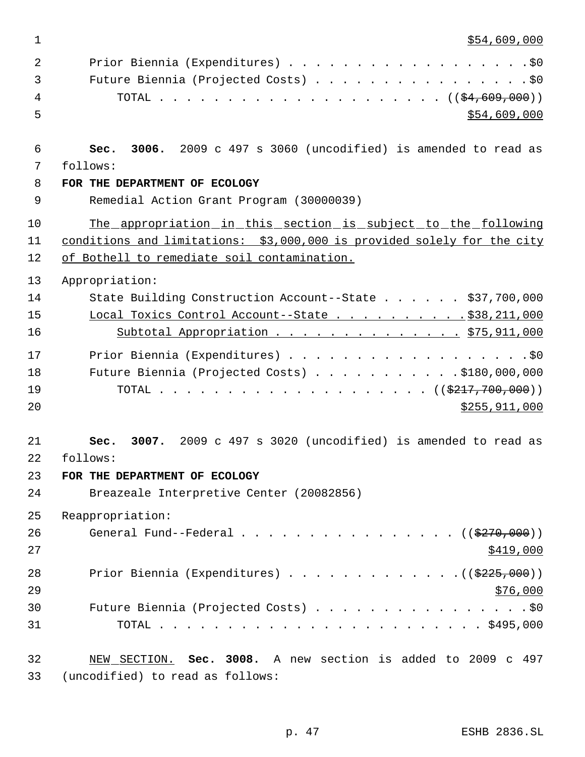$54,609,000

Prior Biennia (Expenditures) . . . . . . . . . . . . . . . . . . .$0
Future Biennia (Projected Costs) . . . . . . . . . . . . . . . . .$0
TOTAL . . . . . . . . . . . . . . . . . . . . . . . ((~~$4,609,000~~))
$54,609,000

**Sec. 3006.** 2009 c 497 s 3060 (uncodified) is amended to read as follows:

**FOR THE DEPARTMENT OF ECOLOGY**

Remedial Action Grant Program (30000039)

The appropriation in this section is subject to the following conditions and limitations: $3,000,000 is provided solely for the city of Bothell to remediate soil contamination.

Appropriation:

State Building Construction Account--State . . . . . . $37,700,000
Local Toxics Control Account--State . . . . . . . . . . $38,211,000
Subtotal Appropriation . . . . . . . . . . . . . . $75,911,000

Prior Biennia (Expenditures) . . . . . . . . . . . . . . . . . . .$0
Future Biennia (Projected Costs) . . . . . . . . . . . .$180,000,000
TOTAL . . . . . . . . . . . . . . . . . . . . . ((~~$217,700,000~~))
$255,911,000

**Sec. 3007.** 2009 c 497 s 3020 (uncodified) is amended to read as follows:

**FOR THE DEPARTMENT OF ECOLOGY**

Breazeale Interpretive Center (20082856)

Reappropriation:

General Fund--Federal . . . . . . . . . . . . . . . . . ((~~$270,000~~))
$419,000

Prior Biennia (Expenditures) . . . . . . . . . . . . . .((~~$225,000~~))
$76,000
Future Biennia (Projected Costs) . . . . . . . . . . . . . . . . .$0
TOTAL . . . . . . . . . . . . . . . . . . . . . . . . . . $495,000

NEW SECTION. **Sec. 3008.** A new section is added to 2009 c 497 (uncodified) to read as follows: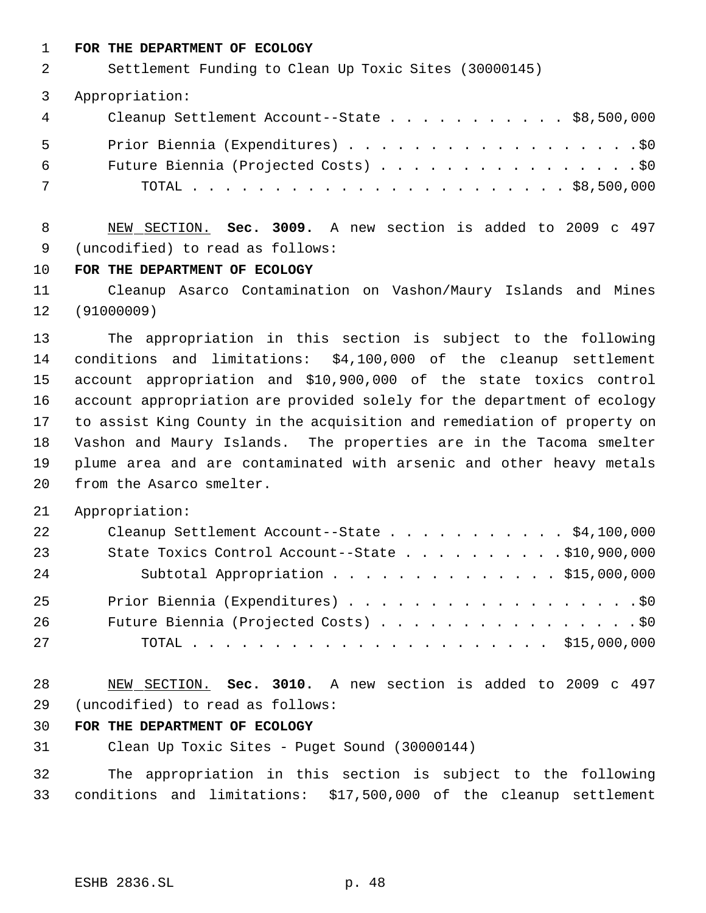**FOR THE DEPARTMENT OF ECOLOGY**

Settlement Funding to Clean Up Toxic Sites (30000145)

Appropriation:

| | |
|---|---|
| Cleanup Settlement Account--State | $8,500,000 |
| Prior Biennia (Expenditures) | $0 |
| Future Biennia (Projected Costs) | $0 |
| TOTAL | $8,500,000 |

NEW SECTION. **Sec. 3009.** A new section is added to 2009 c 497 (uncodified) to read as follows:

**FOR THE DEPARTMENT OF ECOLOGY**

Cleanup Asarco Contamination on Vashon/Maury Islands and Mines (91000009)

The appropriation in this section is subject to the following conditions and limitations: $4,100,000 of the cleanup settlement account appropriation and $10,900,000 of the state toxics control account appropriation are provided solely for the department of ecology to assist King County in the acquisition and remediation of property on Vashon and Maury Islands. The properties are in the Tacoma smelter plume area and are contaminated with arsenic and other heavy metals from the Asarco smelter.

Appropriation:

| | |
|---|---|
| Cleanup Settlement Account--State | $4,100,000 |
| State Toxics Control Account--State | $10,900,000 |
| Subtotal Appropriation | $15,000,000 |
| Prior Biennia (Expenditures) | $0 |
| Future Biennia (Projected Costs) | $0 |
| TOTAL | $15,000,000 |

NEW SECTION. **Sec. 3010.** A new section is added to 2009 c 497 (uncodified) to read as follows:

**FOR THE DEPARTMENT OF ECOLOGY**

Clean Up Toxic Sites - Puget Sound (30000144)

The appropriation in this section is subject to the following conditions and limitations: $17,500,000 of the cleanup settlement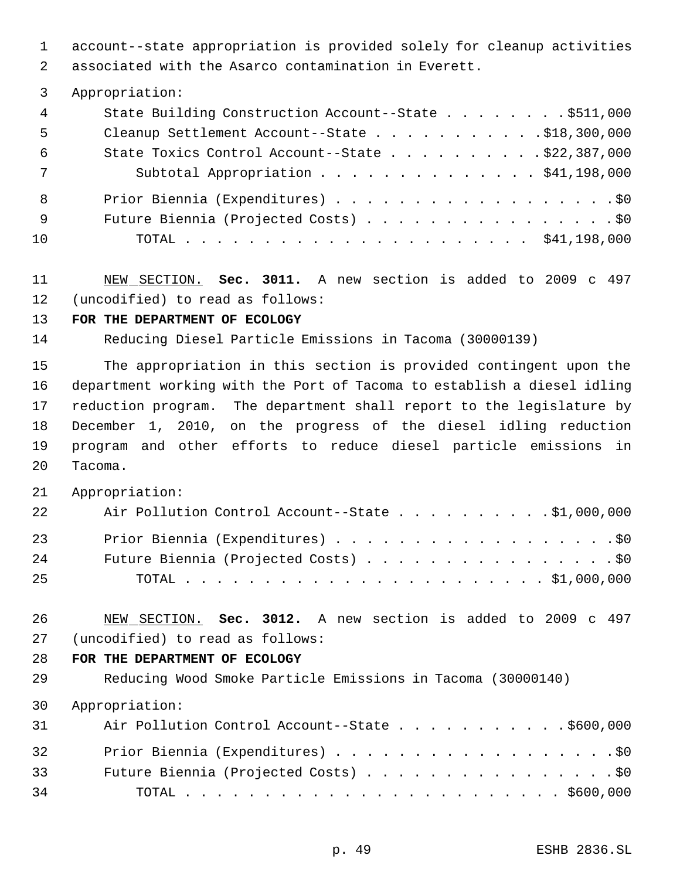account--state appropriation is provided solely for cleanup activities associated with the Asarco contamination in Everett.

Appropriation:

| | |
|---|---|
| State Building Construction Account--State | $511,000 |
| Cleanup Settlement Account--State | $18,300,000 |
| State Toxics Control Account--State | $22,387,000 |
| Subtotal Appropriation | $41,198,000 |
| Prior Biennia (Expenditures) | $0 |
| Future Biennia (Projected Costs) | $0 |
| TOTAL | $41,198,000 |

NEW SECTION. **Sec. 3011.** A new section is added to 2009 c 497 (uncodified) to read as follows:

**FOR THE DEPARTMENT OF ECOLOGY**

Reducing Diesel Particle Emissions in Tacoma (30000139)

The appropriation in this section is provided contingent upon the department working with the Port of Tacoma to establish a diesel idling reduction program. The department shall report to the legislature by December 1, 2010, on the progress of the diesel idling reduction program and other efforts to reduce diesel particle emissions in Tacoma.

Appropriation:

| | |
|---|---|
| Air Pollution Control Account--State | $1,000,000 |
| Prior Biennia (Expenditures) | $0 |
| Future Biennia (Projected Costs) | $0 |
| TOTAL | $1,000,000 |

NEW SECTION. **Sec. 3012.** A new section is added to 2009 c 497 (uncodified) to read as follows:

**FOR THE DEPARTMENT OF ECOLOGY**

Reducing Wood Smoke Particle Emissions in Tacoma (30000140)

Appropriation:

| | |
|---|---|
| Air Pollution Control Account--State | $600,000 |
| Prior Biennia (Expenditures) | $0 |
| Future Biennia (Projected Costs) | $0 |
| TOTAL | $600,000 |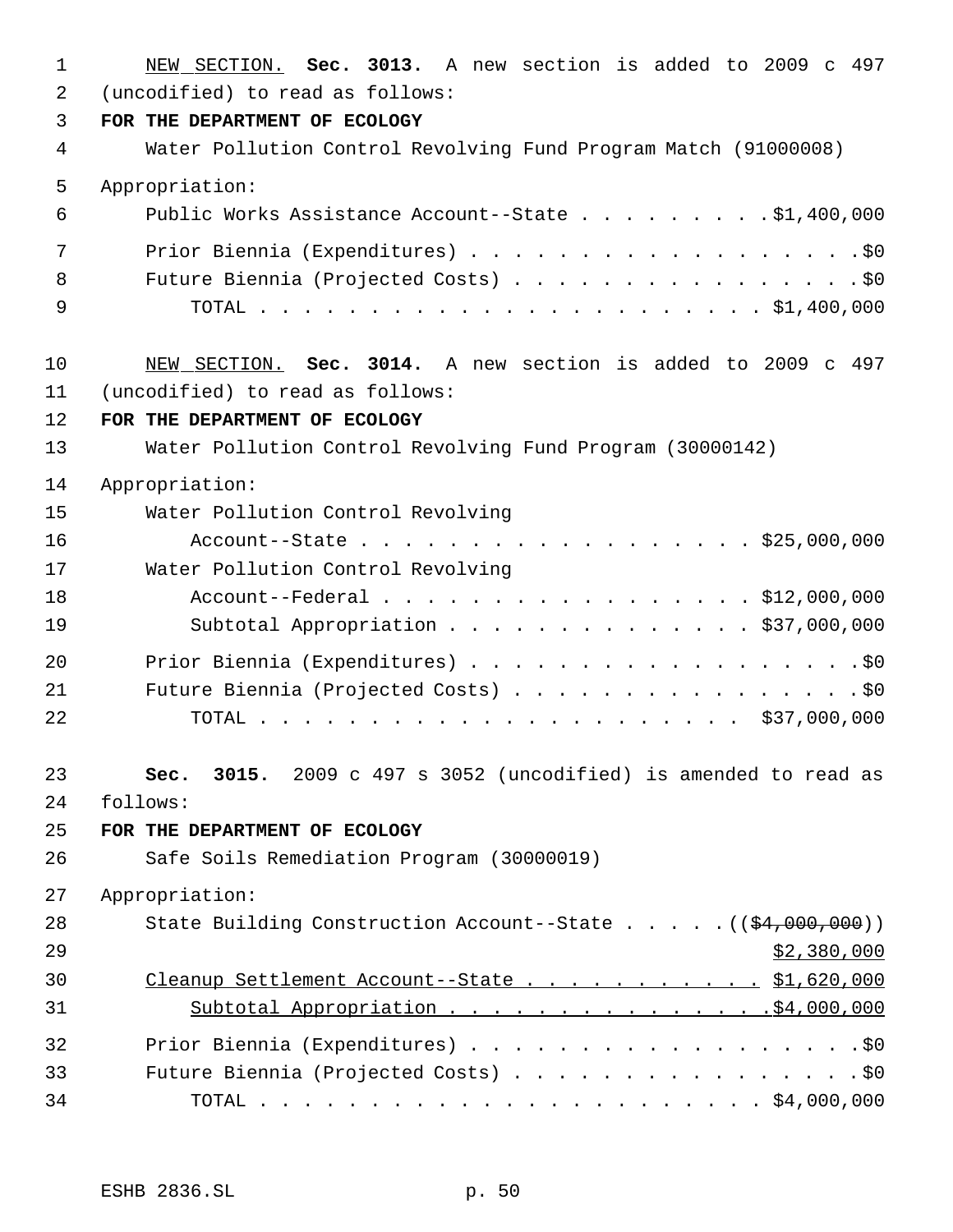NEW SECTION. **Sec. 3013.** A new section is added to 2009 c 497 (uncodified) to read as follows:

**FOR THE DEPARTMENT OF ECOLOGY**

Water Pollution Control Revolving Fund Program Match (91000008)

Appropriation:

Public Works Assistance Account--State . . . . . . . . . $1,400,000

Prior Biennia (Expenditures) . . . . . . . . . . . . . . . . . . $0

Future Biennia (Projected Costs) . . . . . . . . . . . . . . . . $0

TOTAL . . . . . . . . . . . . . . . . . . . . . . . $1,400,000

NEW SECTION. **Sec. 3014.** A new section is added to 2009 c 497 (uncodified) to read as follows:

**FOR THE DEPARTMENT OF ECOLOGY**

Water Pollution Control Revolving Fund Program (30000142)

Appropriation:

Water Pollution Control Revolving Account--State . . . . . . . . . . . . . . . . . . $25,000,000

Water Pollution Control Revolving Account--Federal . . . . . . . . . . . . . . . . . $12,000,000

Subtotal Appropriation . . . . . . . . . . . . . . $37,000,000

Prior Biennia (Expenditures) . . . . . . . . . . . . . . . . . . $0

Future Biennia (Projected Costs) . . . . . . . . . . . . . . . . $0

TOTAL . . . . . . . . . . . . . . . . . . . . . . $37,000,000

**Sec. 3015.** 2009 c 497 s 3052 (uncodified) is amended to read as follows:

**FOR THE DEPARTMENT OF ECOLOGY**

Safe Soils Remediation Program (30000019)

Appropriation:

State Building Construction Account--State . . . . . ((~~$4,000,000~~)) $2,380,000

Cleanup Settlement Account--State . . . . . . . . . . . $1,620,000

Subtotal Appropriation . . . . . . . . . . . . . . . $4,000,000

Prior Biennia (Expenditures) . . . . . . . . . . . . . . . . . . $0

Future Biennia (Projected Costs) . . . . . . . . . . . . . . . . $0

TOTAL . . . . . . . . . . . . . . . . . . . . . . . $4,000,000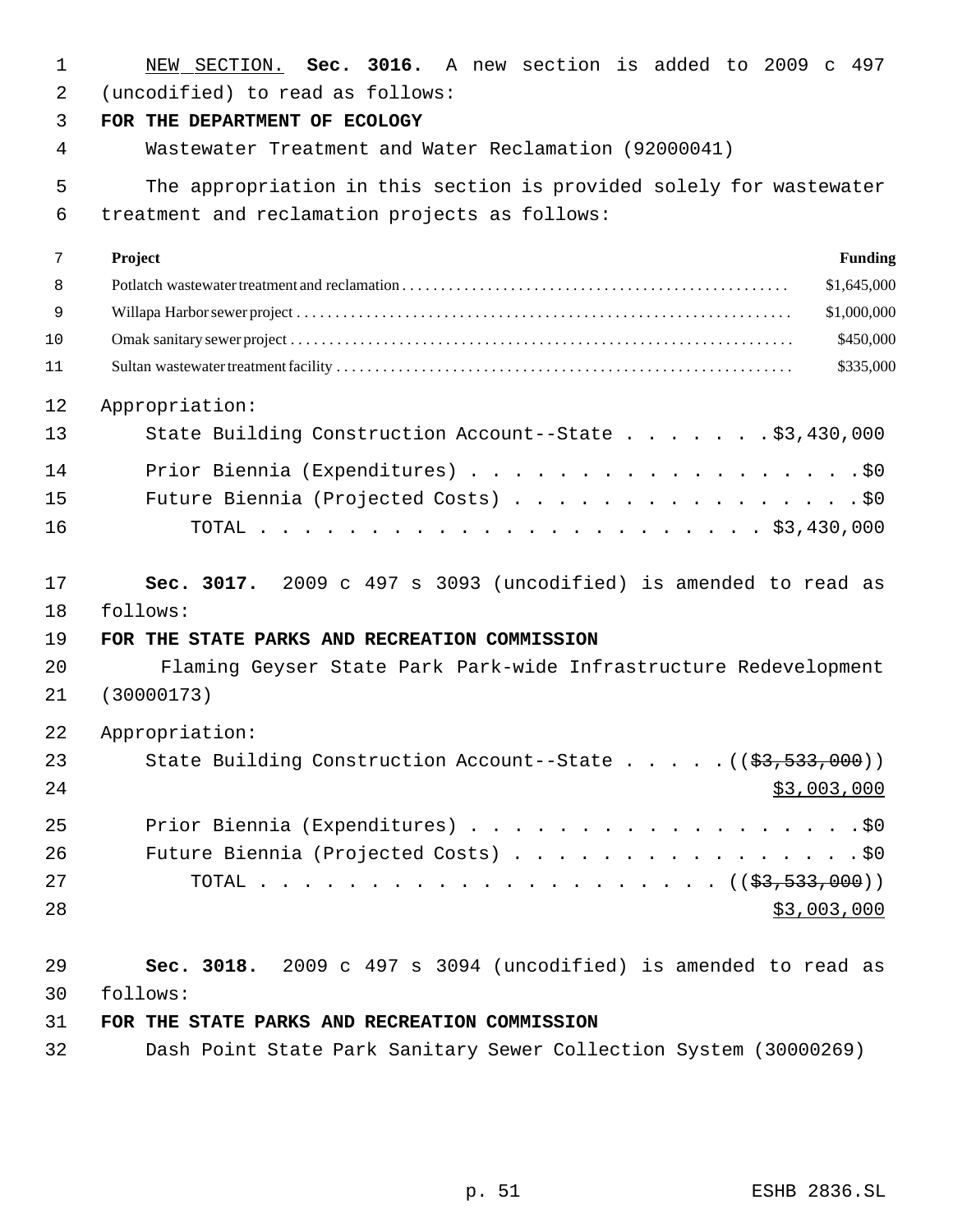NEW SECTION. **Sec. 3016.** A new section is added to 2009 c 497 (uncodified) to read as follows:

**FOR THE DEPARTMENT OF ECOLOGY**

Wastewater Treatment and Water Reclamation (92000041)

The appropriation in this section is provided solely for wastewater treatment and reclamation projects as follows:

| Project | Funding |
|---|---|
| Potlatch wastewater treatment and reclamation | $1,645,000 |
| Willapa Harbor sewer project | $1,000,000 |
| Omak sanitary sewer project | $450,000 |
| Sultan wastewater treatment facility | $335,000 |

Appropriation:

State Building Construction Account--State . . . . . . . $3,430,000

Prior Biennia (Expenditures) . . . . . . . . . . . . . . . . . . . $0

Future Biennia (Projected Costs) . . . . . . . . . . . . . . . . $0

TOTAL . . . . . . . . . . . . . . . . . . . . . . . . $3,430,000

**Sec. 3017.** 2009 c 497 s 3093 (uncodified) is amended to read as follows:

**FOR THE STATE PARKS AND RECREATION COMMISSION**

Flaming Geyser State Park Park-wide Infrastructure Redevelopment (30000173)

Appropriation:

State Building Construction Account--State . . . . . ((~~$3,533,000~~))
$3,003,000

Prior Biennia (Expenditures) . . . . . . . . . . . . . . . . . . . $0

Future Biennia (Projected Costs) . . . . . . . . . . . . . . . . $0

TOTAL . . . . . . . . . . . . . . . . . . . . . ((~~$3,533,000~~))
$3,003,000

**Sec. 3018.** 2009 c 497 s 3094 (uncodified) is amended to read as follows:

**FOR THE STATE PARKS AND RECREATION COMMISSION**

Dash Point State Park Sanitary Sewer Collection System (30000269)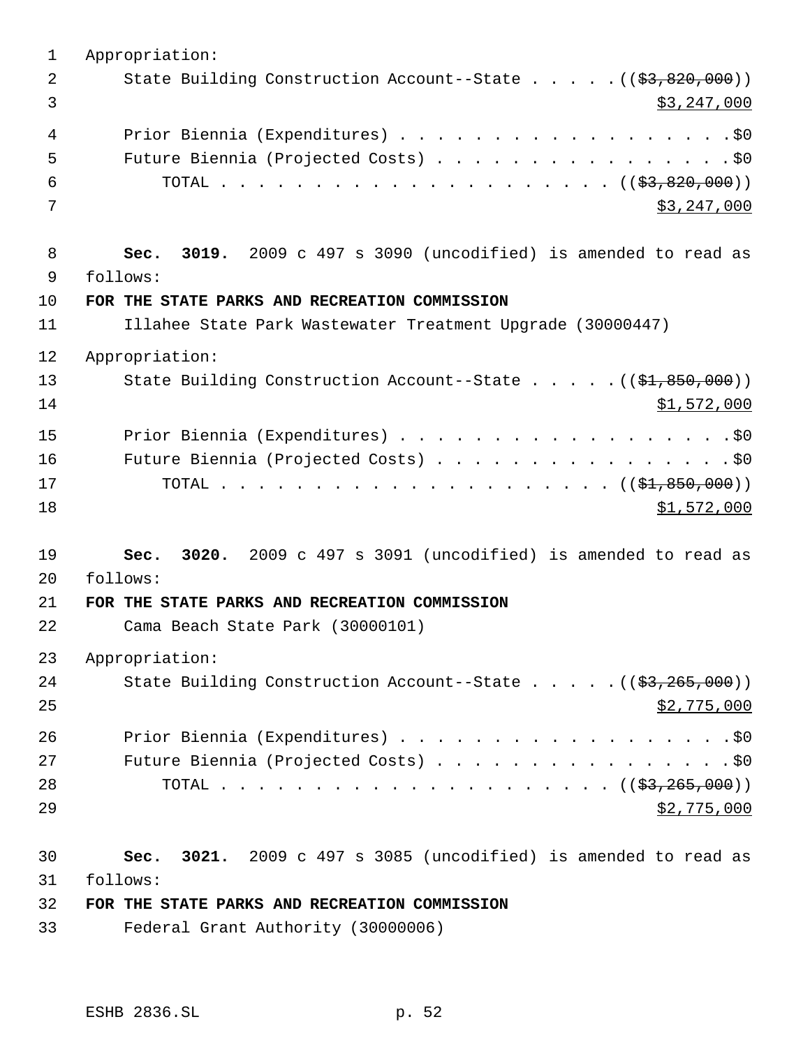Appropriation:

State Building Construction Account--State . . . . . ((~~$3,820,000~~))
$3,247,000

Prior Biennia (Expenditures) . . . . . . . . . . . . . . . . . . . $0

Future Biennia (Projected Costs) . . . . . . . . . . . . . . . . . $0

TOTAL . . . . . . . . . . . . . . . . . . . . . . ((~~$3,820,000~~))
$3,247,000

**Sec. 3019.** 2009 c 497 s 3090 (uncodified) is amended to read as follows:

**FOR THE STATE PARKS AND RECREATION COMMISSION**

Illahee State Park Wastewater Treatment Upgrade (30000447)

Appropriation:

State Building Construction Account--State . . . . . ((~~$1,850,000~~))
$1,572,000

Prior Biennia (Expenditures) . . . . . . . . . . . . . . . . . . . $0

Future Biennia (Projected Costs) . . . . . . . . . . . . . . . . . $0

TOTAL . . . . . . . . . . . . . . . . . . . . . . ((~~$1,850,000~~))
$1,572,000

**Sec. 3020.** 2009 c 497 s 3091 (uncodified) is amended to read as follows:

**FOR THE STATE PARKS AND RECREATION COMMISSION**

Cama Beach State Park (30000101)

Appropriation:

State Building Construction Account--State . . . . . ((~~$3,265,000~~))
$2,775,000

Prior Biennia (Expenditures) . . . . . . . . . . . . . . . . . . . $0

Future Biennia (Projected Costs) . . . . . . . . . . . . . . . . . $0

TOTAL . . . . . . . . . . . . . . . . . . . . . . ((~~$3,265,000~~))
$2,775,000

**Sec. 3021.** 2009 c 497 s 3085 (uncodified) is amended to read as follows:

**FOR THE STATE PARKS AND RECREATION COMMISSION**

Federal Grant Authority (30000006)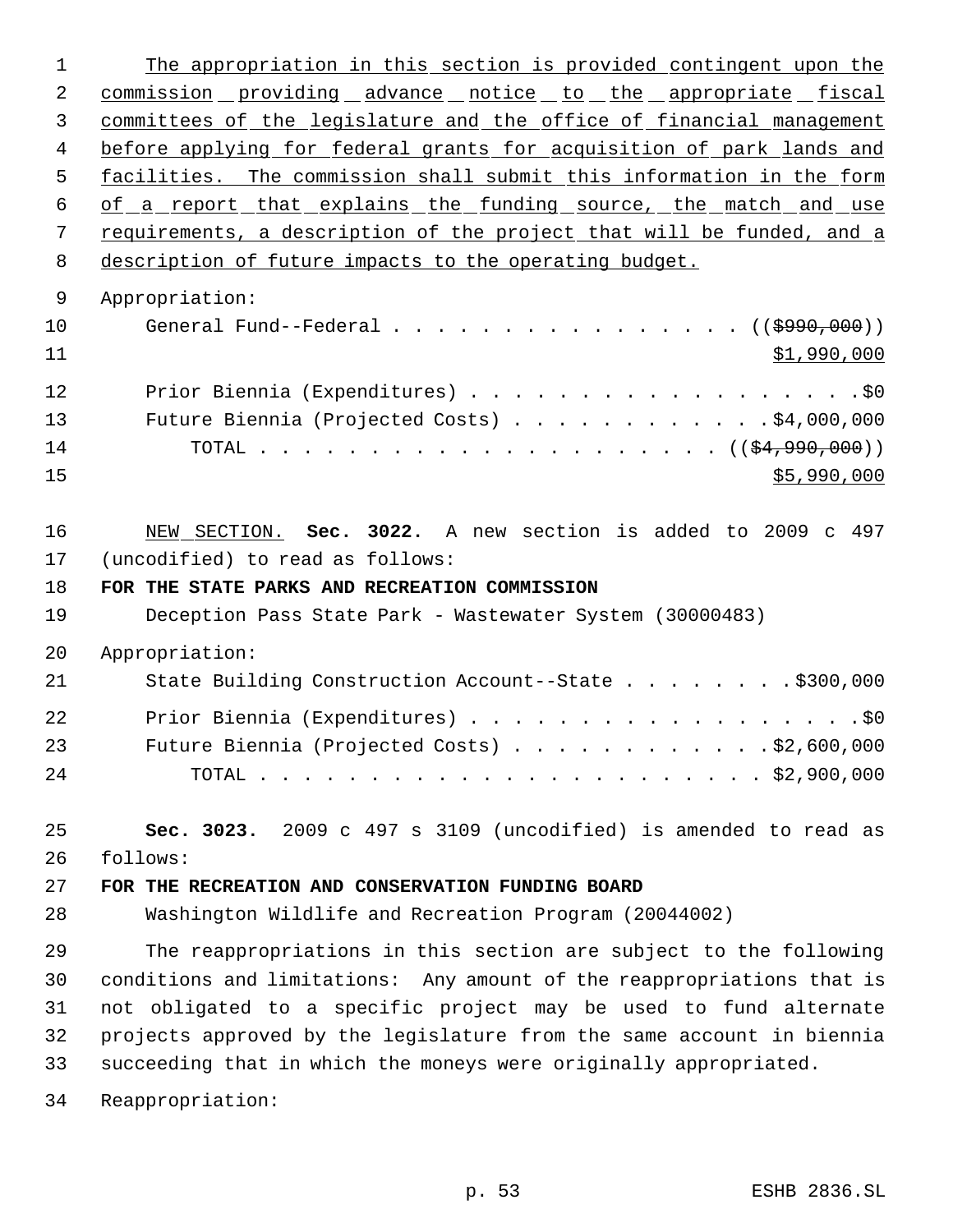The appropriation in this section is provided contingent upon the commission providing advance notice to the appropriate fiscal committees of the legislature and the office of financial management before applying for federal grants for acquisition of park lands and facilities. The commission shall submit this information in the form of a report that explains the funding source, the match and use requirements, a description of the project that will be funded, and a description of future impacts to the operating budget.

Appropriation:

General Fund--Federal . . . . . . . . . . . . . . . . . (($990,000)) $1,990,000

Prior Biennia (Expenditures) . . . . . . . . . . . . . . . . . . $0

Future Biennia (Projected Costs) . . . . . . . . . . . . $4,000,000

TOTAL . . . . . . . . . . . . . . . . . . . . . (($4,990,000)) $5,990,000

NEW SECTION. **Sec. 3022.** A new section is added to 2009 c 497 (uncodified) to read as follows:

**FOR THE STATE PARKS AND RECREATION COMMISSION**

Deception Pass State Park - Wastewater System (30000483)

Appropriation:

State Building Construction Account--State . . . . . . . . $300,000

Prior Biennia (Expenditures) . . . . . . . . . . . . . . . . . . $0

Future Biennia (Projected Costs) . . . . . . . . . . . . $2,600,000

TOTAL . . . . . . . . . . . . . . . . . . . . . . . $2,900,000

**Sec. 3023.** 2009 c 497 s 3109 (uncodified) is amended to read as follows:

**FOR THE RECREATION AND CONSERVATION FUNDING BOARD**

Washington Wildlife and Recreation Program (20044002)

The reappropriations in this section are subject to the following conditions and limitations: Any amount of the reappropriations that is not obligated to a specific project may be used to fund alternate projects approved by the legislature from the same account in biennia succeeding that in which the moneys were originally appropriated.

Reappropriation: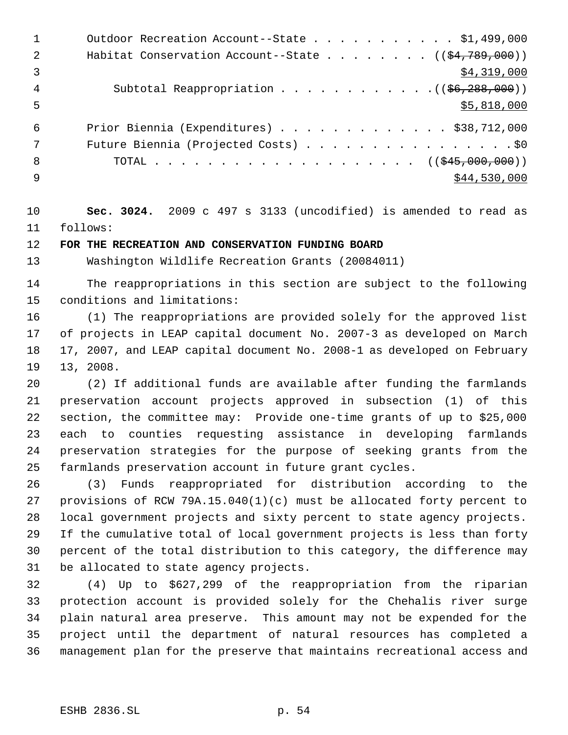Outdoor Recreation Account--State . . . . . . . . . . . $1,499,000
Habitat Conservation Account--State . . . . . . . . ((~~$4,789,000~~))
<u>$4,319,000</u>
Subtotal Reappropriation . . . . . . . . . . . .((~~$6,288,000~~))
<u>$5,818,000</u>

Prior Biennia (Expenditures) . . . . . . . . . . . . . $38,712,000
Future Biennia (Projected Costs) . . . . . . . . . . . . . . . . .$0
TOTAL . . . . . . . . . . . . . . . . . . . . . ((~~$45,000,000~~))
<u>$44,530,000</u>

**Sec. 3024.** 2009 c 497 s 3133 (uncodified) is amended to read as follows:

**FOR THE RECREATION AND CONSERVATION FUNDING BOARD**

Washington Wildlife Recreation Grants (20084011)

The reappropriations in this section are subject to the following conditions and limitations:

(1) The reappropriations are provided solely for the approved list of projects in LEAP capital document No. 2007-3 as developed on March 17, 2007, and LEAP capital document No. 2008-1 as developed on February 13, 2008.

(2) If additional funds are available after funding the farmlands preservation account projects approved in subsection (1) of this section, the committee may: Provide one-time grants of up to $25,000 each to counties requesting assistance in developing farmlands preservation strategies for the purpose of seeking grants from the farmlands preservation account in future grant cycles.

(3) Funds reappropriated for distribution according to the provisions of RCW 79A.15.040(1)(c) must be allocated forty percent to local government projects and sixty percent to state agency projects. If the cumulative total of local government projects is less than forty percent of the total distribution to this category, the difference may be allocated to state agency projects.

(4) Up to $627,299 of the reappropriation from the riparian protection account is provided solely for the Chehalis river surge plain natural area preserve. This amount may not be expended for the project until the department of natural resources has completed a management plan for the preserve that maintains recreational access and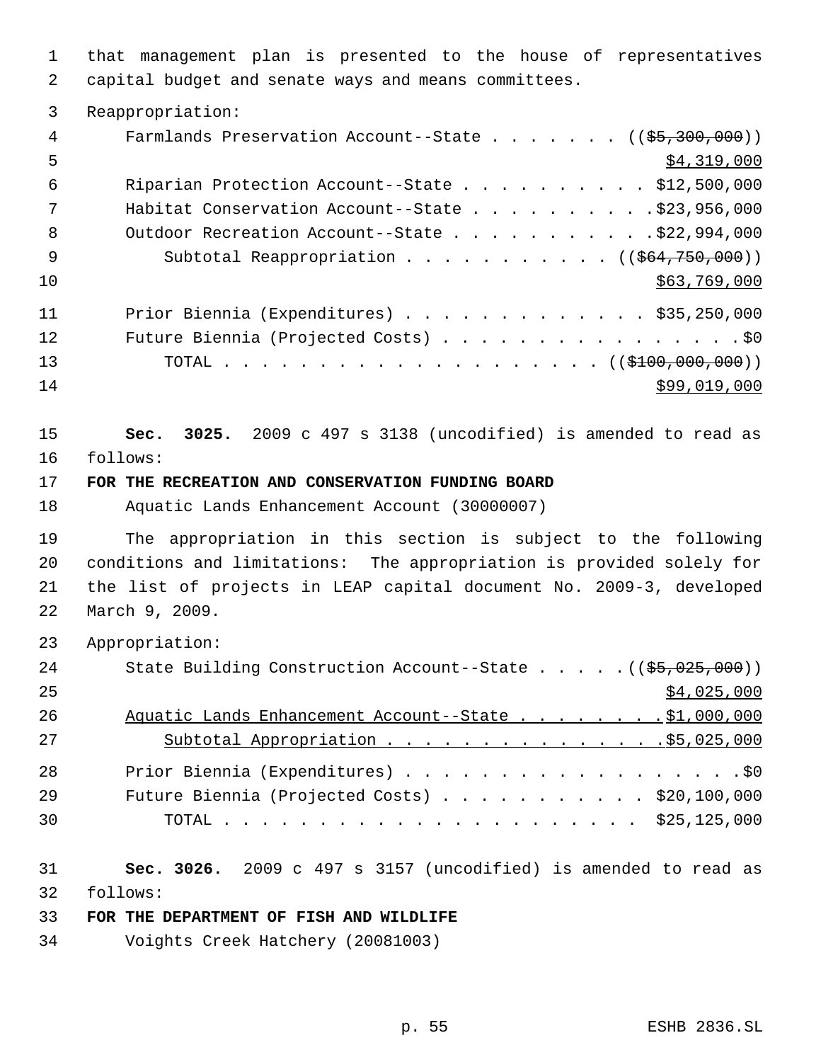that management plan is presented to the house of representatives capital budget and senate ways and means committees.

Reappropriation:

Farmlands Preservation Account--State . . . . . . . . ((~~$5,300,000~~))
<u>$4,319,000</u>

Riparian Protection Account--State . . . . . . . . . . . $12,500,000

Habitat Conservation Account--State . . . . . . . . . . .$23,956,000

Outdoor Recreation Account--State . . . . . . . . . . . .$22,994,000

Subtotal Reappropriation . . . . . . . . . . . ((~~$64,750,000~~))
<u>$63,769,000</u>

Prior Biennia (Expenditures) . . . . . . . . . . . . . $35,250,000

Future Biennia (Projected Costs) . . . . . . . . . . . . . . . . .$0

TOTAL . . . . . . . . . . . . . . . . . . . . . ((~~$100,000,000~~))
<u>$99,019,000</u>

**Sec. 3025.** 2009 c 497 s 3138 (uncodified) is amended to read as follows:

**FOR THE RECREATION AND CONSERVATION FUNDING BOARD**

Aquatic Lands Enhancement Account (30000007)

The appropriation in this section is subject to the following conditions and limitations: The appropriation is provided solely for the list of projects in LEAP capital document No. 2009-3, developed March 9, 2009.

Appropriation:

State Building Construction Account--State . . . . . .((~~$5,025,000~~))
<u>$4,025,000</u>

<u>Aquatic Lands Enhancement Account--State . . . . . . . . .$1,000,000</u>

<u>Subtotal Appropriation . . . . . . . . . . . . . . . .$5,025,000</u>

Prior Biennia (Expenditures) . . . . . . . . . . . . . . . . . . .$0

Future Biennia (Projected Costs) . . . . . . . . . . . $20,100,000

TOTAL . . . . . . . . . . . . . . . . . . . . . . . $25,125,000

**Sec. 3026.** 2009 c 497 s 3157 (uncodified) is amended to read as follows:

**FOR THE DEPARTMENT OF FISH AND WILDLIFE**

Voights Creek Hatchery (20081003)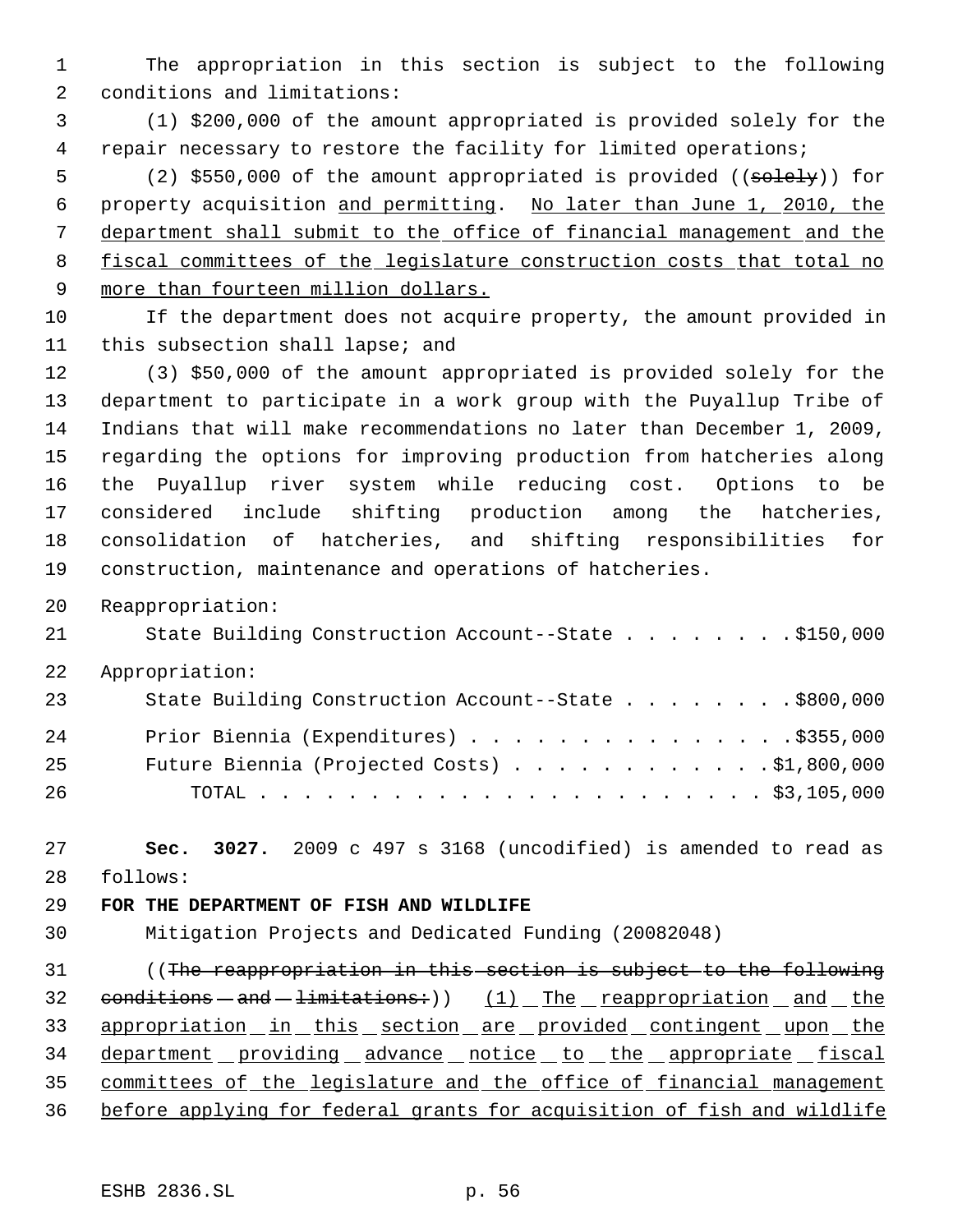The appropriation in this section is subject to the following conditions and limitations:

(1) $200,000 of the amount appropriated is provided solely for the repair necessary to restore the facility for limited operations;

(2) $550,000 of the amount appropriated is provided ((~~solely~~)) for property acquisition <u>and permitting</u>. <u>No later than June 1, 2010, the department shall submit to the office of financial management and the fiscal committees of the legislature construction costs that total no more than fourteen million dollars.</u>

If the department does not acquire property, the amount provided in this subsection shall lapse; and

(3) $50,000 of the amount appropriated is provided solely for the department to participate in a work group with the Puyallup Tribe of Indians that will make recommendations no later than December 1, 2009, regarding the options for improving production from hatcheries along the Puyallup river system while reducing cost. Options to be considered include shifting production among the hatcheries, consolidation of hatcheries, and shifting responsibilities for construction, maintenance and operations of hatcheries.

Reappropriation:

| | |
|---|---|
| State Building Construction Account--State | $150,000 |

Appropriation:

| | |
|---|---|
| State Building Construction Account--State | $800,000 |
| Prior Biennia (Expenditures) | $355,000 |
| Future Biennia (Projected Costs) | $1,800,000 |
| TOTAL | $3,105,000 |

**Sec. 3027.** 2009 c 497 s 3168 (uncodified) is amended to read as follows:

**FOR THE DEPARTMENT OF FISH AND WILDLIFE**

Mitigation Projects and Dedicated Funding (20082048)

((~~The reappropriation in this section is subject to the following conditions and limitations:~~)) <u>(1) The reappropriation and the appropriation in this section are provided contingent upon the department providing advance notice to the appropriate fiscal committees of the legislature and the office of financial management before applying for federal grants for acquisition of fish and wildlife</u>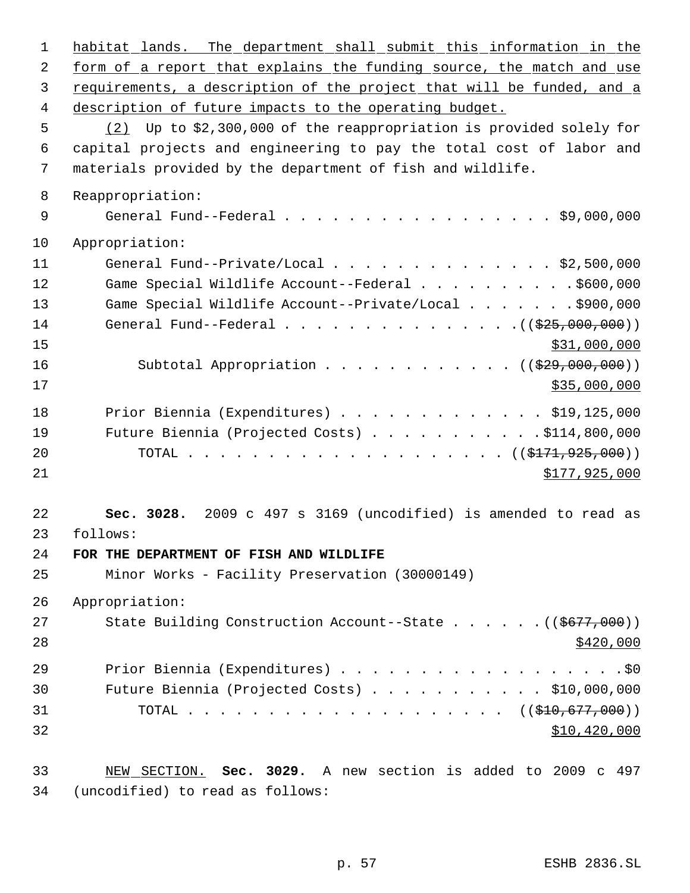habitat lands. The department shall submit this information in the form of a report that explains the funding source, the match and use requirements, a description of the project that will be funded, and a description of future impacts to the operating budget.

(2) Up to $2,300,000 of the reappropriation is provided solely for capital projects and engineering to pay the total cost of labor and materials provided by the department of fish and wildlife.

Reappropriation:

General Fund--Federal . . . . . . . . . . . . . . . . . $9,000,000

Appropriation:

General Fund--Private/Local . . . . . . . . . . . . . . $2,500,000

Game Special Wildlife Account--Federal . . . . . . . . . . $600,000

Game Special Wildlife Account--Private/Local . . . . . . . $900,000

General Fund--Federal . . . . . . . . . . . . . . . (($25,000,000))
$31,000,000

Subtotal Appropriation . . . . . . . . . . . . (($29,000,000))
$35,000,000

Prior Biennia (Expenditures) . . . . . . . . . . . . . $19,125,000

Future Biennia (Projected Costs) . . . . . . . . . . . $114,800,000

TOTAL . . . . . . . . . . . . . . . . . . . . . (($171,925,000))
$177,925,000

**Sec. 3028.** 2009 c 497 s 3169 (uncodified) is amended to read as follows:

**FOR THE DEPARTMENT OF FISH AND WILDLIFE**

Minor Works - Facility Preservation (30000149)

Appropriation:

State Building Construction Account--State . . . . . . (($677,000))
$420,000

Prior Biennia (Expenditures) . . . . . . . . . . . . . . . . . $0

Future Biennia (Projected Costs) . . . . . . . . . . . $10,000,000

TOTAL . . . . . . . . . . . . . . . . . . . . . (($10,677,000))
$10,420,000

NEW SECTION. **Sec. 3029.** A new section is added to 2009 c 497 (uncodified) to read as follows: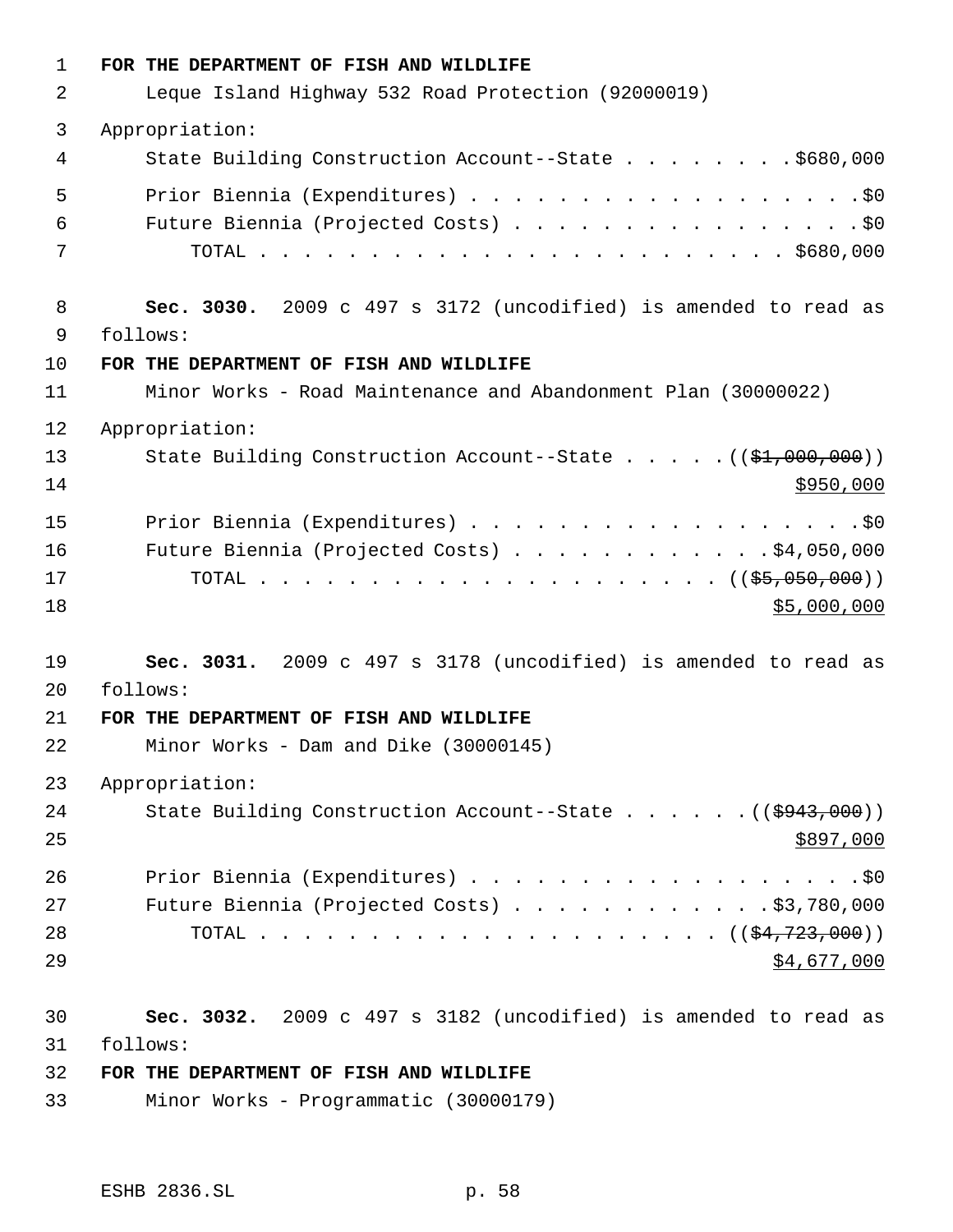**FOR THE DEPARTMENT OF FISH AND WILDLIFE**

Leque Island Highway 532 Road Protection (92000019)

Appropriation:

State Building Construction Account--State . . . . . . . . $680,000

Prior Biennia (Expenditures) . . . . . . . . . . . . . . . . . . $0

Future Biennia (Projected Costs) . . . . . . . . . . . . . . . . $0

TOTAL . . . . . . . . . . . . . . . . . . . . . . . . $680,000

**Sec. 3030.** 2009 c 497 s 3172 (uncodified) is amended to read as follows:

**FOR THE DEPARTMENT OF FISH AND WILDLIFE**

Minor Works - Road Maintenance and Abandonment Plan (30000022)

Appropriation:

State Building Construction Account--State . . . . . (($1,000,000)) $950,000

Prior Biennia (Expenditures) . . . . . . . . . . . . . . . . . . $0

Future Biennia (Projected Costs) . . . . . . . . . . . . $4,050,000

TOTAL . . . . . . . . . . . . . . . . . . . . . (($5,050,000)) $5,000,000

**Sec. 3031.** 2009 c 497 s 3178 (uncodified) is amended to read as follows:

**FOR THE DEPARTMENT OF FISH AND WILDLIFE**

Minor Works - Dam and Dike (30000145)

Appropriation:

State Building Construction Account--State . . . . . . (($943,000)) $897,000

Prior Biennia (Expenditures) . . . . . . . . . . . . . . . . . . $0

Future Biennia (Projected Costs) . . . . . . . . . . . . $3,780,000

TOTAL . . . . . . . . . . . . . . . . . . . . . (($4,723,000)) $4,677,000

**Sec. 3032.** 2009 c 497 s 3182 (uncodified) is amended to read as follows:

**FOR THE DEPARTMENT OF FISH AND WILDLIFE**

Minor Works - Programmatic (30000179)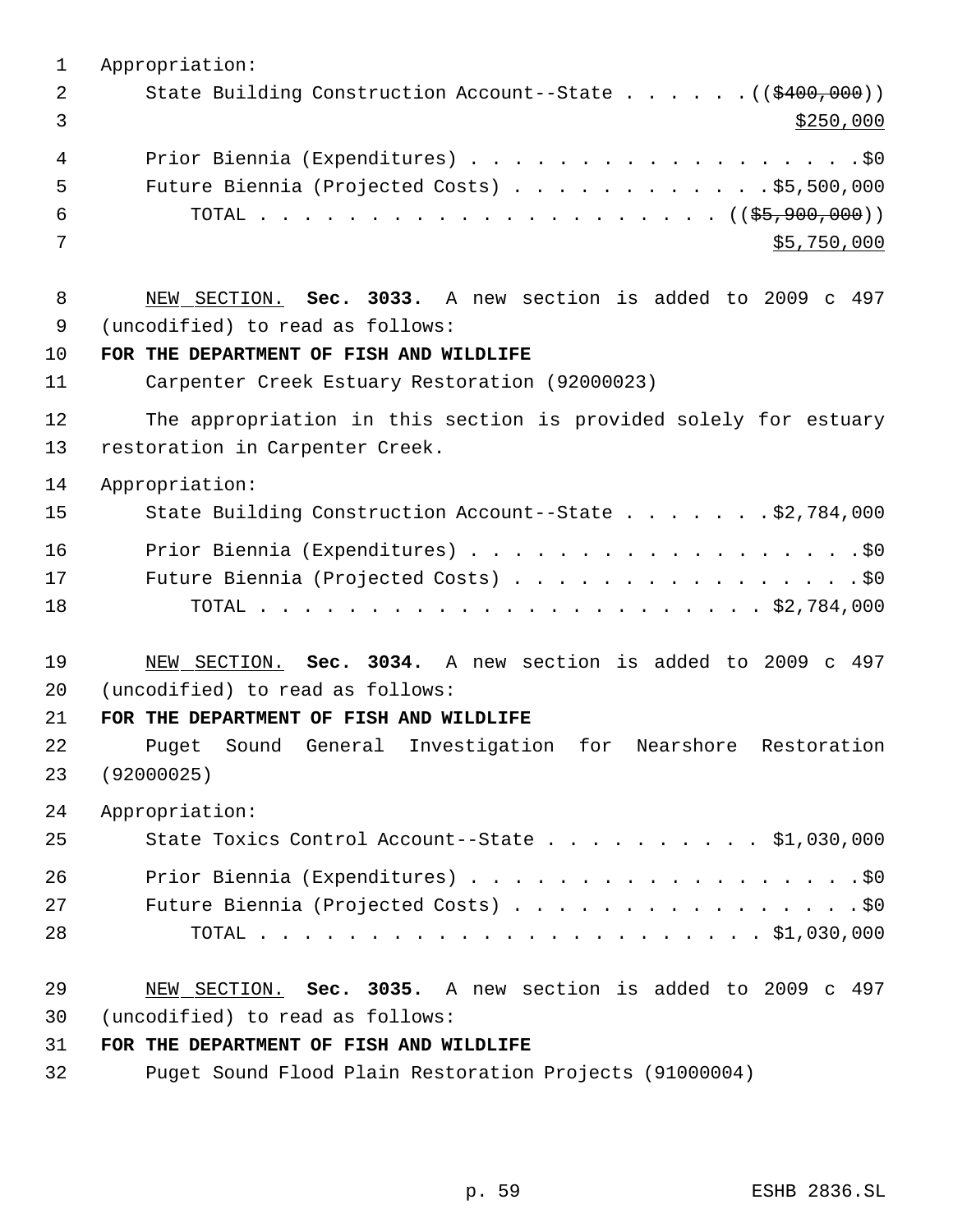Appropriation:

State Building Construction Account--State . . . . . . ((~~$400,000~~)) <u>$250,000</u>

Prior Biennia (Expenditures) . . . . . . . . . . . . . . . . . . $0

Future Biennia (Projected Costs) . . . . . . . . . . . . $5,500,000

TOTAL . . . . . . . . . . . . . . . . . . . . . . ((~~$5,900,000~~)) <u>$5,750,000</u>

<u>NEW SECTION.</u> **Sec. 3033.** A new section is added to 2009 c 497 (uncodified) to read as follows:

**FOR THE DEPARTMENT OF FISH AND WILDLIFE**

Carpenter Creek Estuary Restoration (92000023)

The appropriation in this section is provided solely for estuary restoration in Carpenter Creek.

Appropriation:

State Building Construction Account--State . . . . . . . $2,784,000

Prior Biennia (Expenditures) . . . . . . . . . . . . . . . . . . $0

Future Biennia (Projected Costs) . . . . . . . . . . . . . . . . $0

TOTAL . . . . . . . . . . . . . . . . . . . . . . . $2,784,000

<u>NEW SECTION.</u> **Sec. 3034.** A new section is added to 2009 c 497 (uncodified) to read as follows:

**FOR THE DEPARTMENT OF FISH AND WILDLIFE**

Puget Sound General Investigation for Nearshore Restoration (92000025)

Appropriation:

State Toxics Control Account--State . . . . . . . . . . $1,030,000

Prior Biennia (Expenditures) . . . . . . . . . . . . . . . . . . $0

Future Biennia (Projected Costs) . . . . . . . . . . . . . . . . $0

TOTAL . . . . . . . . . . . . . . . . . . . . . . . $1,030,000

<u>NEW SECTION.</u> **Sec. 3035.** A new section is added to 2009 c 497 (uncodified) to read as follows:

**FOR THE DEPARTMENT OF FISH AND WILDLIFE**

Puget Sound Flood Plain Restoration Projects (91000004)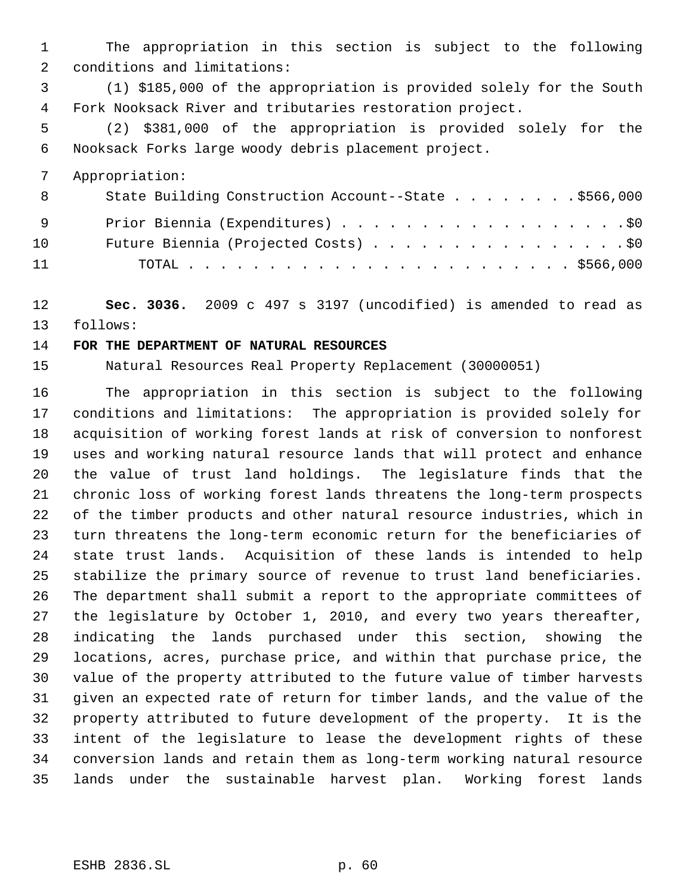The appropriation in this section is subject to the following conditions and limitations:

(1) $185,000 of the appropriation is provided solely for the South Fork Nooksack River and tributaries restoration project.

(2) $381,000 of the appropriation is provided solely for the Nooksack Forks large woody debris placement project.

Appropriation:

| | |
|---|---|
| State Building Construction Account--State | $566,000 |
| Prior Biennia (Expenditures) | $0 |
| Future Biennia (Projected Costs) | $0 |
| TOTAL | $566,000 |

**Sec. 3036.** 2009 c 497 s 3197 (uncodified) is amended to read as follows:

**FOR THE DEPARTMENT OF NATURAL RESOURCES**

Natural Resources Real Property Replacement (30000051)

The appropriation in this section is subject to the following conditions and limitations: The appropriation is provided solely for acquisition of working forest lands at risk of conversion to nonforest uses and working natural resource lands that will protect and enhance the value of trust land holdings. The legislature finds that the chronic loss of working forest lands threatens the long-term prospects of the timber products and other natural resource industries, which in turn threatens the long-term economic return for the beneficiaries of state trust lands. Acquisition of these lands is intended to help stabilize the primary source of revenue to trust land beneficiaries. The department shall submit a report to the appropriate committees of the legislature by October 1, 2010, and every two years thereafter, indicating the lands purchased under this section, showing the locations, acres, purchase price, and within that purchase price, the value of the property attributed to the future value of timber harvests given an expected rate of return for timber lands, and the value of the property attributed to future development of the property. It is the intent of the legislature to lease the development rights of these conversion lands and retain them as long-term working natural resource lands under the sustainable harvest plan. Working forest lands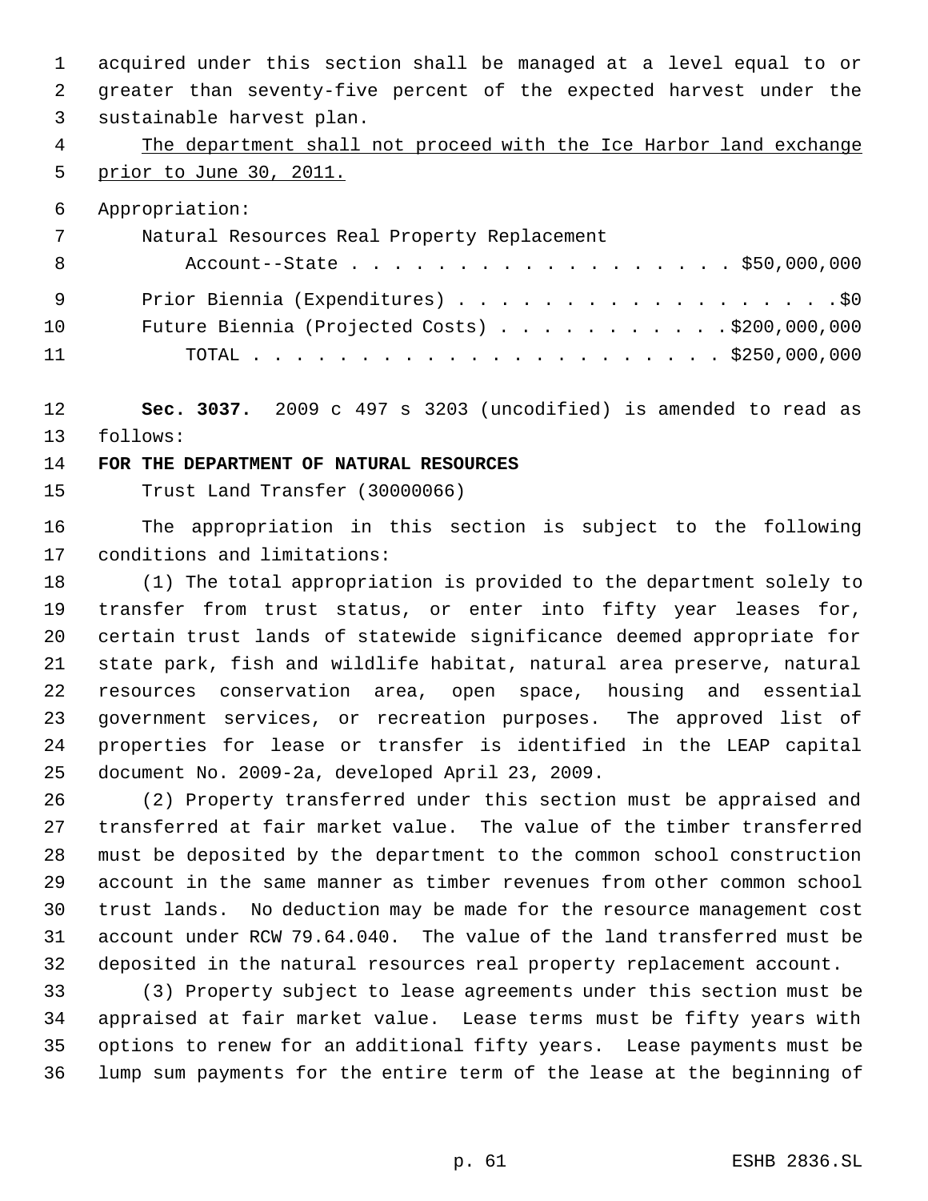acquired under this section shall be managed at a level equal to or greater than seventy-five percent of the expected harvest under the sustainable harvest plan.

The department shall not proceed with the Ice Harbor land exchange prior to June 30, 2011.

Appropriation:

| | |
|---|---|
| Natural Resources Real Property Replacement Account--State | $50,000,000 |
| Prior Biennia (Expenditures) | $0 |
| Future Biennia (Projected Costs) | $200,000,000 |
| TOTAL | $250,000,000 |

**Sec. 3037.** 2009 c 497 s 3203 (uncodified) is amended to read as follows:

**FOR THE DEPARTMENT OF NATURAL RESOURCES**

Trust Land Transfer (30000066)

The appropriation in this section is subject to the following conditions and limitations:

(1) The total appropriation is provided to the department solely to transfer from trust status, or enter into fifty year leases for, certain trust lands of statewide significance deemed appropriate for state park, fish and wildlife habitat, natural area preserve, natural resources conservation area, open space, housing and essential government services, or recreation purposes. The approved list of properties for lease or transfer is identified in the LEAP capital document No. 2009-2a, developed April 23, 2009.

(2) Property transferred under this section must be appraised and transferred at fair market value. The value of the timber transferred must be deposited by the department to the common school construction account in the same manner as timber revenues from other common school trust lands. No deduction may be made for the resource management cost account under RCW 79.64.040. The value of the land transferred must be deposited in the natural resources real property replacement account.

(3) Property subject to lease agreements under this section must be appraised at fair market value. Lease terms must be fifty years with options to renew for an additional fifty years. Lease payments must be lump sum payments for the entire term of the lease at the beginning of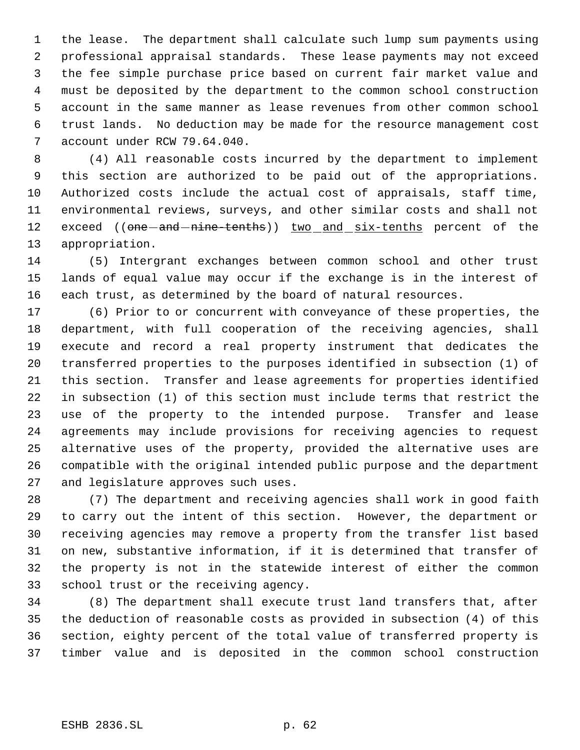the lease. The department shall calculate such lump sum payments using professional appraisal standards. These lease payments may not exceed the fee simple purchase price based on current fair market value and must be deposited by the department to the common school construction account in the same manner as lease revenues from other common school trust lands. No deduction may be made for the resource management cost account under RCW 79.64.040.

(4) All reasonable costs incurred by the department to implement this section are authorized to be paid out of the appropriations. Authorized costs include the actual cost of appraisals, staff time, environmental reviews, surveys, and other similar costs and shall not exceed ((~~one and nine-tenths~~)) <u>two and six-tenths</u> percent of the appropriation.

(5) Intergrant exchanges between common school and other trust lands of equal value may occur if the exchange is in the interest of each trust, as determined by the board of natural resources.

(6) Prior to or concurrent with conveyance of these properties, the department, with full cooperation of the receiving agencies, shall execute and record a real property instrument that dedicates the transferred properties to the purposes identified in subsection (1) of this section. Transfer and lease agreements for properties identified in subsection (1) of this section must include terms that restrict the use of the property to the intended purpose. Transfer and lease agreements may include provisions for receiving agencies to request alternative uses of the property, provided the alternative uses are compatible with the original intended public purpose and the department and legislature approves such uses.

(7) The department and receiving agencies shall work in good faith to carry out the intent of this section. However, the department or receiving agencies may remove a property from the transfer list based on new, substantive information, if it is determined that transfer of the property is not in the statewide interest of either the common school trust or the receiving agency.

(8) The department shall execute trust land transfers that, after the deduction of reasonable costs as provided in subsection (4) of this section, eighty percent of the total value of transferred property is timber value and is deposited in the common school construction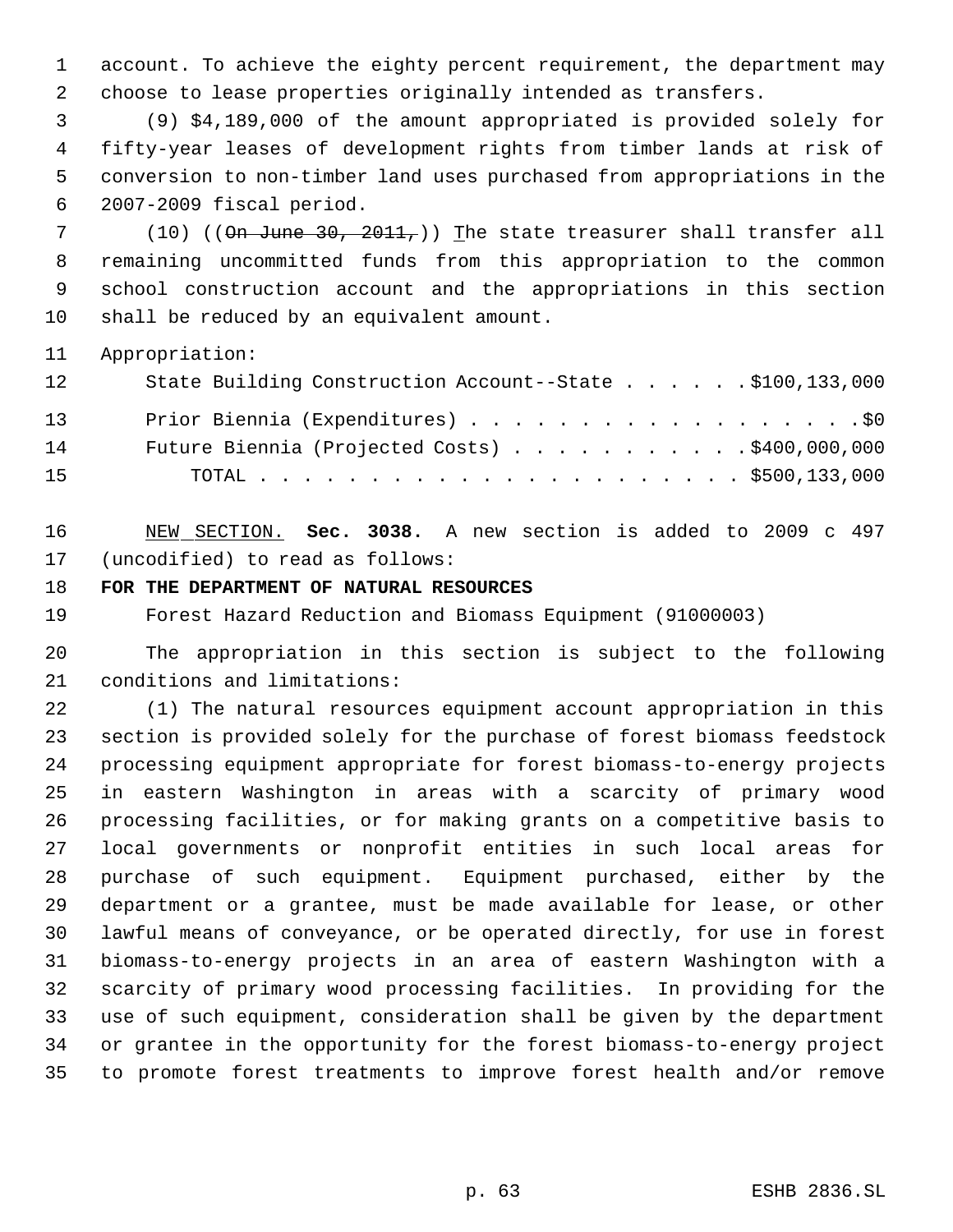account. To achieve the eighty percent requirement, the department may choose to lease properties originally intended as transfers.

(9) $4,189,000 of the amount appropriated is provided solely for fifty-year leases of development rights from timber lands at risk of conversion to non-timber land uses purchased from appropriations in the 2007-2009 fiscal period.

(10) ((~~On June 30, 2011,~~)) The state treasurer shall transfer all remaining uncommitted funds from this appropriation to the common school construction account and the appropriations in this section shall be reduced by an equivalent amount.

Appropriation:

| | |
|---|---|
| State Building Construction Account--State | $100,133,000 |
| Prior Biennia (Expenditures) | $0 |
| Future Biennia (Projected Costs) | $400,000,000 |
| TOTAL | $500,133,000 |

NEW SECTION. **Sec. 3038.** A new section is added to 2009 c 497 (uncodified) to read as follows:

**FOR THE DEPARTMENT OF NATURAL RESOURCES**

Forest Hazard Reduction and Biomass Equipment (91000003)

The appropriation in this section is subject to the following conditions and limitations:

(1) The natural resources equipment account appropriation in this section is provided solely for the purchase of forest biomass feedstock processing equipment appropriate for forest biomass-to-energy projects in eastern Washington in areas with a scarcity of primary wood processing facilities, or for making grants on a competitive basis to local governments or nonprofit entities in such local areas for purchase of such equipment. Equipment purchased, either by the department or a grantee, must be made available for lease, or other lawful means of conveyance, or be operated directly, for use in forest biomass-to-energy projects in an area of eastern Washington with a scarcity of primary wood processing facilities. In providing for the use of such equipment, consideration shall be given by the department or grantee in the opportunity for the forest biomass-to-energy project to promote forest treatments to improve forest health and/or remove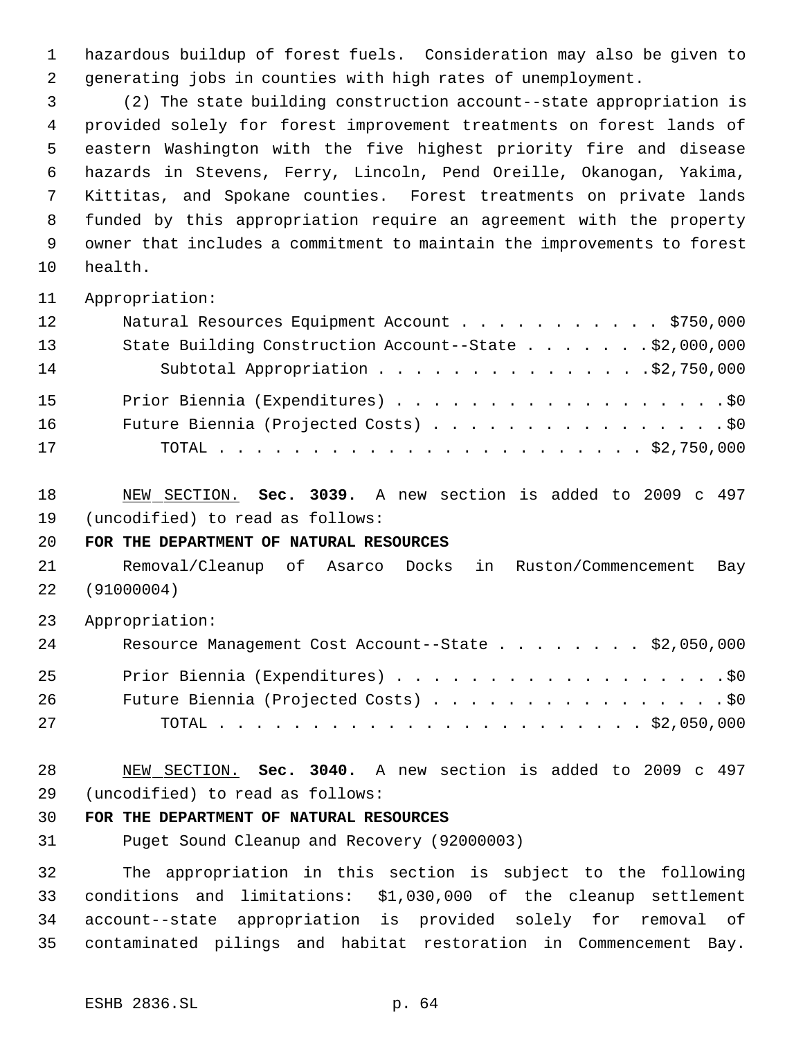hazardous buildup of forest fuels. Consideration may also be given to generating jobs in counties with high rates of unemployment.

(2) The state building construction account--state appropriation is provided solely for forest improvement treatments on forest lands of eastern Washington with the five highest priority fire and disease hazards in Stevens, Ferry, Lincoln, Pend Oreille, Okanogan, Yakima, Kittitas, and Spokane counties. Forest treatments on private lands funded by this appropriation require an agreement with the property owner that includes a commitment to maintain the improvements to forest health.

Appropriation:

| | |
|---|---|
| Natural Resources Equipment Account | $750,000 |
| State Building Construction Account--State | $2,000,000 |
| Subtotal Appropriation | $2,750,000 |
| Prior Biennia (Expenditures) | $0 |
| Future Biennia (Projected Costs) | $0 |
| TOTAL | $2,750,000 |

NEW SECTION. **Sec. 3039.** A new section is added to 2009 c 497 (uncodified) to read as follows:

**FOR THE DEPARTMENT OF NATURAL RESOURCES**

Removal/Cleanup of Asarco Docks in Ruston/Commencement Bay (91000004)

Appropriation:

| | |
|---|---|
| Resource Management Cost Account--State | $2,050,000 |
| Prior Biennia (Expenditures) | $0 |
| Future Biennia (Projected Costs) | $0 |
| TOTAL | $2,050,000 |

NEW SECTION. **Sec. 3040.** A new section is added to 2009 c 497 (uncodified) to read as follows:

**FOR THE DEPARTMENT OF NATURAL RESOURCES**

Puget Sound Cleanup and Recovery (92000003)

The appropriation in this section is subject to the following conditions and limitations: $1,030,000 of the cleanup settlement account--state appropriation is provided solely for removal of contaminated pilings and habitat restoration in Commencement Bay.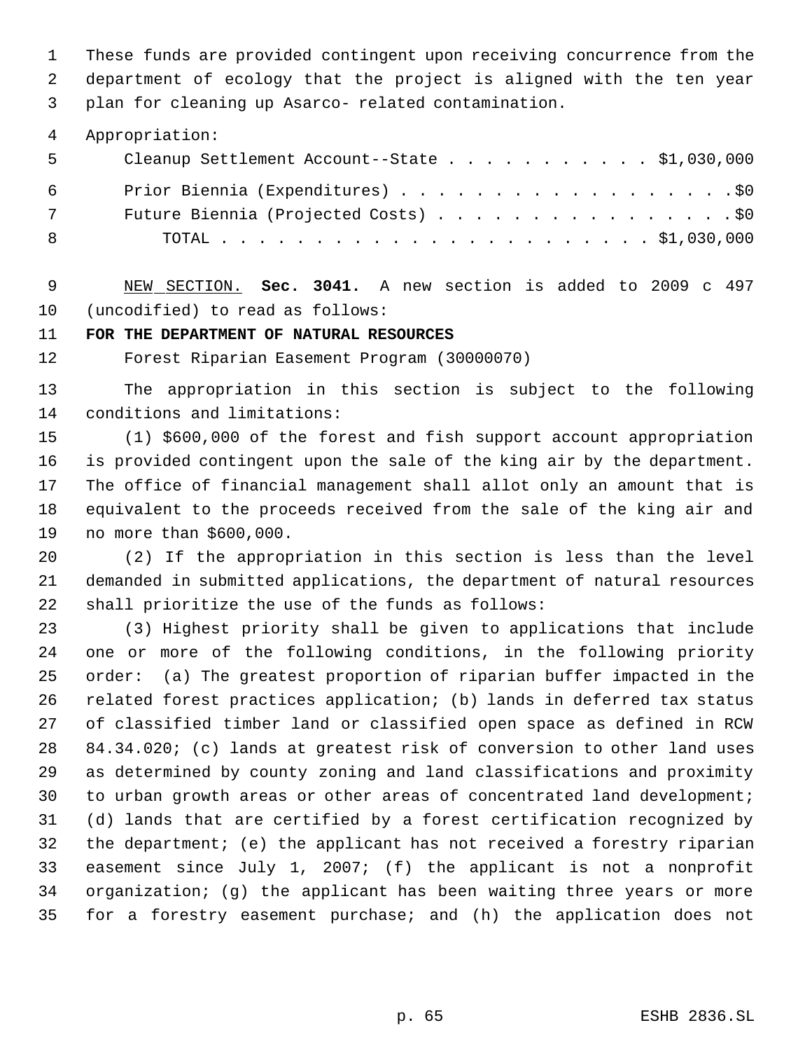These funds are provided contingent upon receiving concurrence from the department of ecology that the project is aligned with the ten year plan for cleaning up Asarco- related contamination.

Appropriation:

| | |
|---|---|
| Cleanup Settlement Account--State | $1,030,000 |
| Prior Biennia (Expenditures) | $0 |
| Future Biennia (Projected Costs) | $0 |
| TOTAL | $1,030,000 |

NEW SECTION. **Sec. 3041.** A new section is added to 2009 c 497 (uncodified) to read as follows:

**FOR THE DEPARTMENT OF NATURAL RESOURCES**

Forest Riparian Easement Program (30000070)

The appropriation in this section is subject to the following conditions and limitations:

(1) $600,000 of the forest and fish support account appropriation is provided contingent upon the sale of the king air by the department. The office of financial management shall allot only an amount that is equivalent to the proceeds received from the sale of the king air and no more than $600,000.

(2) If the appropriation in this section is less than the level demanded in submitted applications, the department of natural resources shall prioritize the use of the funds as follows:

(3) Highest priority shall be given to applications that include one or more of the following conditions, in the following priority order: (a) The greatest proportion of riparian buffer impacted in the related forest practices application; (b) lands in deferred tax status of classified timber land or classified open space as defined in RCW 84.34.020; (c) lands at greatest risk of conversion to other land uses as determined by county zoning and land classifications and proximity to urban growth areas or other areas of concentrated land development; (d) lands that are certified by a forest certification recognized by the department; (e) the applicant has not received a forestry riparian easement since July 1, 2007; (f) the applicant is not a nonprofit organization; (g) the applicant has been waiting three years or more for a forestry easement purchase; and (h) the application does not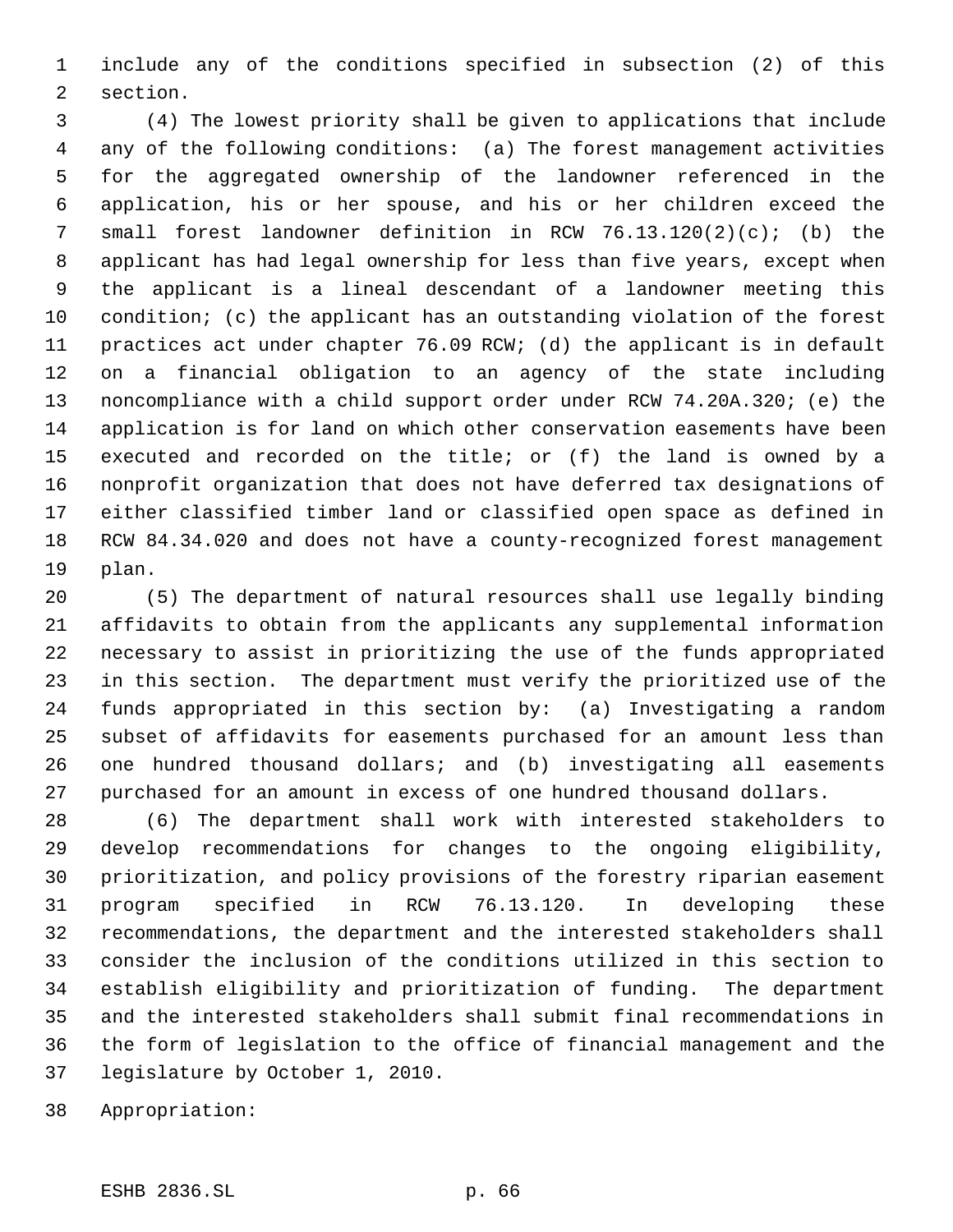include any of the conditions specified in subsection (2) of this section.

(4) The lowest priority shall be given to applications that include any of the following conditions: (a) The forest management activities for the aggregated ownership of the landowner referenced in the application, his or her spouse, and his or her children exceed the small forest landowner definition in RCW 76.13.120(2)(c); (b) the applicant has had legal ownership for less than five years, except when the applicant is a lineal descendant of a landowner meeting this condition; (c) the applicant has an outstanding violation of the forest practices act under chapter 76.09 RCW; (d) the applicant is in default on a financial obligation to an agency of the state including noncompliance with a child support order under RCW 74.20A.320; (e) the application is for land on which other conservation easements have been executed and recorded on the title; or (f) the land is owned by a nonprofit organization that does not have deferred tax designations of either classified timber land or classified open space as defined in RCW 84.34.020 and does not have a county-recognized forest management plan.

(5) The department of natural resources shall use legally binding affidavits to obtain from the applicants any supplemental information necessary to assist in prioritizing the use of the funds appropriated in this section. The department must verify the prioritized use of the funds appropriated in this section by: (a) Investigating a random subset of affidavits for easements purchased for an amount less than one hundred thousand dollars; and (b) investigating all easements purchased for an amount in excess of one hundred thousand dollars.

(6) The department shall work with interested stakeholders to develop recommendations for changes to the ongoing eligibility, prioritization, and policy provisions of the forestry riparian easement program specified in RCW 76.13.120. In developing these recommendations, the department and the interested stakeholders shall consider the inclusion of the conditions utilized in this section to establish eligibility and prioritization of funding. The department and the interested stakeholders shall submit final recommendations in the form of legislation to the office of financial management and the legislature by October 1, 2010.

Appropriation: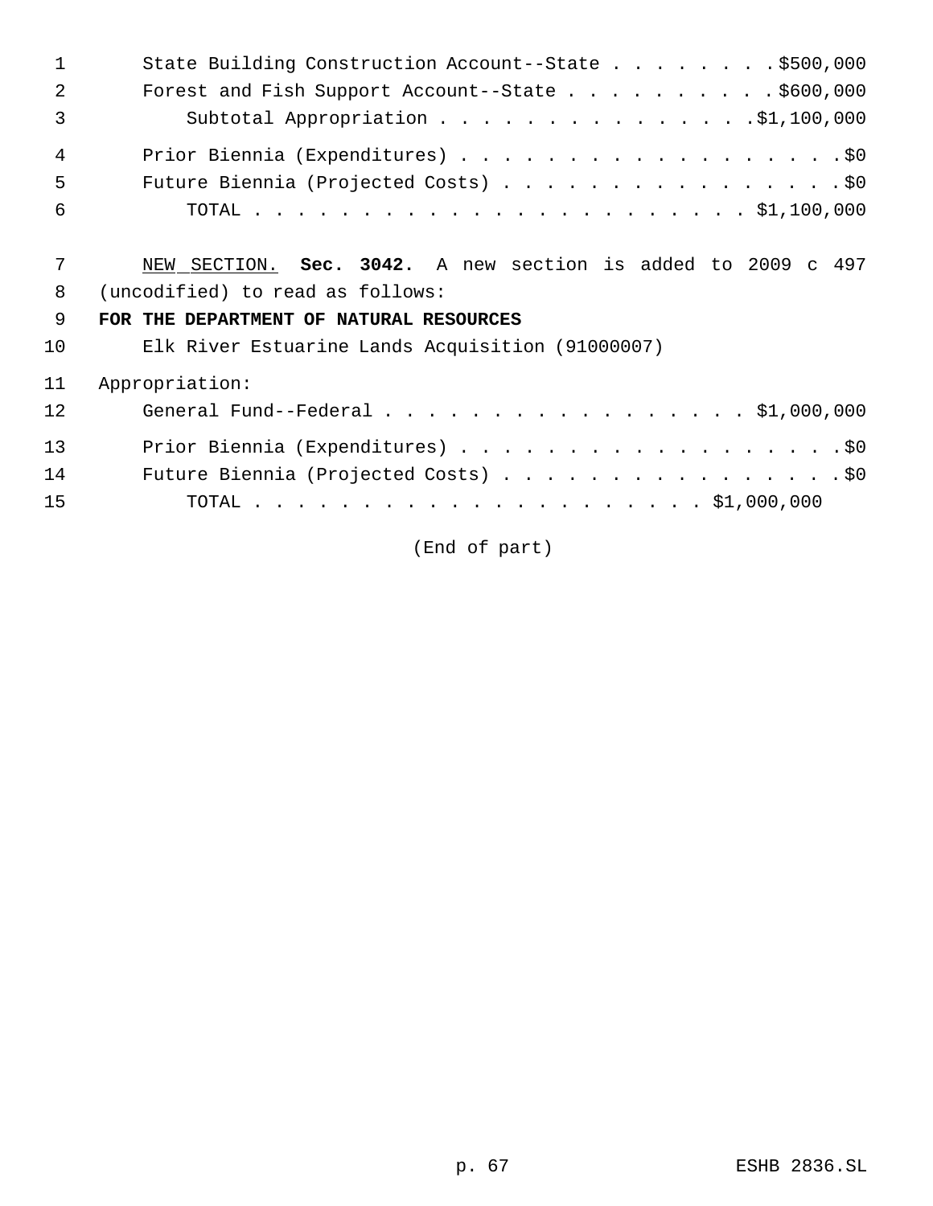State Building Construction Account--State . . . . . . . . $500,000
Forest and Fish Support Account--State . . . . . . . . . . $600,000
Subtotal Appropriation . . . . . . . . . . . . . . . $1,100,000

Prior Biennia (Expenditures) . . . . . . . . . . . . . . . . . . $0
Future Biennia (Projected Costs) . . . . . . . . . . . . . . . . $0
TOTAL . . . . . . . . . . . . . . . . . . . . . . . $1,100,000

NEW SECTION. **Sec. 3042.** A new section is added to 2009 c 497 (uncodified) to read as follows:

**FOR THE DEPARTMENT OF NATURAL RESOURCES**

Elk River Estuarine Lands Acquisition (91000007)

Appropriation:

General Fund--Federal . . . . . . . . . . . . . . . . . $1,000,000

Prior Biennia (Expenditures) . . . . . . . . . . . . . . . . . . $0
Future Biennia (Projected Costs) . . . . . . . . . . . . . . . . $0
TOTAL . . . . . . . . . . . . . . . . . . . . . $1,000,000

(End of part)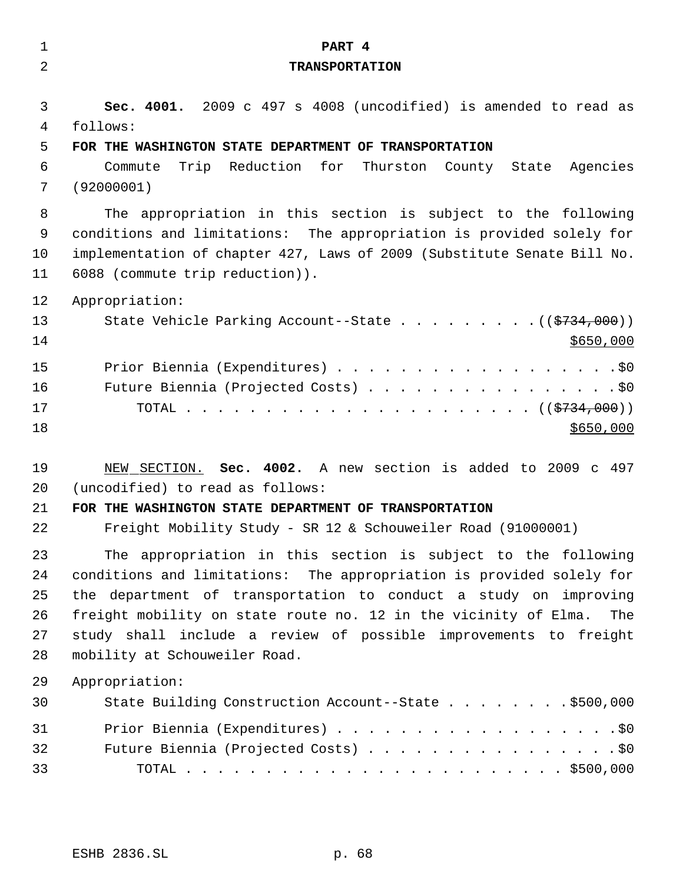# PART 4
## TRANSPORTATION

**Sec. 4001.** 2009 c 497 s 4008 (uncodified) is amended to read as follows:

**FOR THE WASHINGTON STATE DEPARTMENT OF TRANSPORTATION**

Commute Trip Reduction for Thurston County State Agencies (92000001)

The appropriation in this section is subject to the following conditions and limitations: The appropriation is provided solely for implementation of chapter 427, Laws of 2009 (Substitute Senate Bill No. 6088 (commute trip reduction)).

Appropriation:

State Vehicle Parking Account--State . . . . . . . . . . ((~~$734,000~~)) $650,000

Prior Biennia (Expenditures) . . . . . . . . . . . . . . . . . . .$0

Future Biennia (Projected Costs) . . . . . . . . . . . . . . . . .$0

TOTAL . . . . . . . . . . . . . . . . . . . . . . . ((~~$734,000~~)) $650,000

NEW SECTION. **Sec. 4002.** A new section is added to 2009 c 497 (uncodified) to read as follows:

**FOR THE WASHINGTON STATE DEPARTMENT OF TRANSPORTATION**

Freight Mobility Study - SR 12 & Schouweiler Road (91000001)

The appropriation in this section is subject to the following conditions and limitations: The appropriation is provided solely for the department of transportation to conduct a study on improving freight mobility on state route no. 12 in the vicinity of Elma. The study shall include a review of possible improvements to freight mobility at Schouweiler Road.

Appropriation:

State Building Construction Account--State . . . . . . . . .$500,000

Prior Biennia (Expenditures) . . . . . . . . . . . . . . . . . . .$0

Future Biennia (Projected Costs) . . . . . . . . . . . . . . . . .$0

TOTAL . . . . . . . . . . . . . . . . . . . . . . . . . $500,000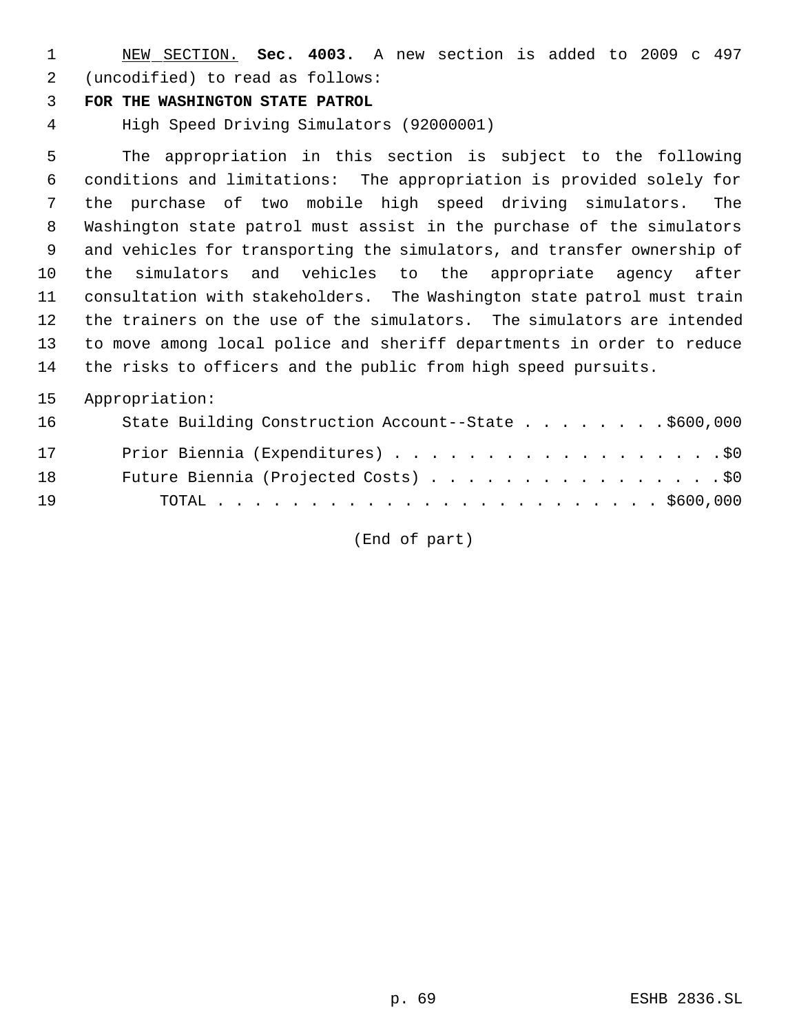NEW SECTION. **Sec. 4003.** A new section is added to 2009 c 497 (uncodified) to read as follows:

**FOR THE WASHINGTON STATE PATROL**

High Speed Driving Simulators (92000001)

The appropriation in this section is subject to the following conditions and limitations: The appropriation is provided solely for the purchase of two mobile high speed driving simulators. The Washington state patrol must assist in the purchase of the simulators and vehicles for transporting the simulators, and transfer ownership of the simulators and vehicles to the appropriate agency after consultation with stakeholders. The Washington state patrol must train the trainers on the use of the simulators. The simulators are intended to move among local police and sheriff departments in order to reduce the risks to officers and the public from high speed pursuits.

Appropriation:

State Building Construction Account--State . . . . . . . . $600,000

Prior Biennia (Expenditures) . . . . . . . . . . . . . . . . . . $0

Future Biennia (Projected Costs) . . . . . . . . . . . . . . . . $0

TOTAL . . . . . . . . . . . . . . . . . . . . . . . . . $600,000

(End of part)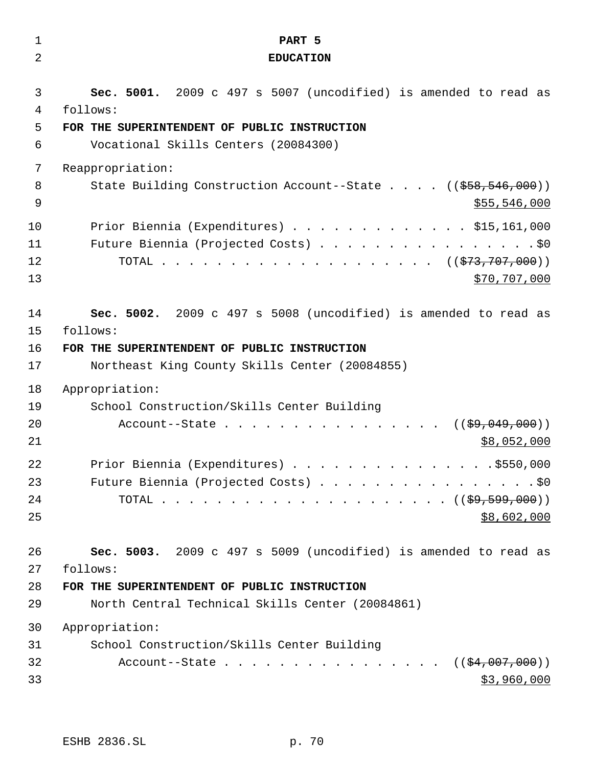# PART 5
# EDUCATION

**Sec. 5001.** 2009 c 497 s 5007 (uncodified) is amended to read as follows:

**FOR THE SUPERINTENDENT OF PUBLIC INSTRUCTION**

Vocational Skills Centers (20084300)

Reappropriation:

State Building Construction Account--State . . . . ((~~$58,546,000~~)) $55,546,000

Prior Biennia (Expenditures) . . . . . . . . . . . . . $15,161,000

Future Biennia (Projected Costs) . . . . . . . . . . . . . . . . $0

TOTAL . . . . . . . . . . . . . . . . . . . . . ((~~$73,707,000~~)) $70,707,000

**Sec. 5002.** 2009 c 497 s 5008 (uncodified) is amended to read as follows:

**FOR THE SUPERINTENDENT OF PUBLIC INSTRUCTION**

Northeast King County Skills Center (20084855)

Appropriation:

School Construction/Skills Center Building Account--State . . . . . . . . . . . . . . . . ((~~$9,049,000~~)) $8,052,000

Prior Biennia (Expenditures) . . . . . . . . . . . . . . . $550,000

Future Biennia (Projected Costs) . . . . . . . . . . . . . . . . $0

TOTAL . . . . . . . . . . . . . . . . . . . . . . ((~~$9,599,000~~)) $8,602,000

**Sec. 5003.** 2009 c 497 s 5009 (uncodified) is amended to read as follows:

**FOR THE SUPERINTENDENT OF PUBLIC INSTRUCTION**

North Central Technical Skills Center (20084861)

Appropriation:

School Construction/Skills Center Building Account--State . . . . . . . . . . . . . . . . ((~~$4,007,000~~)) $3,960,000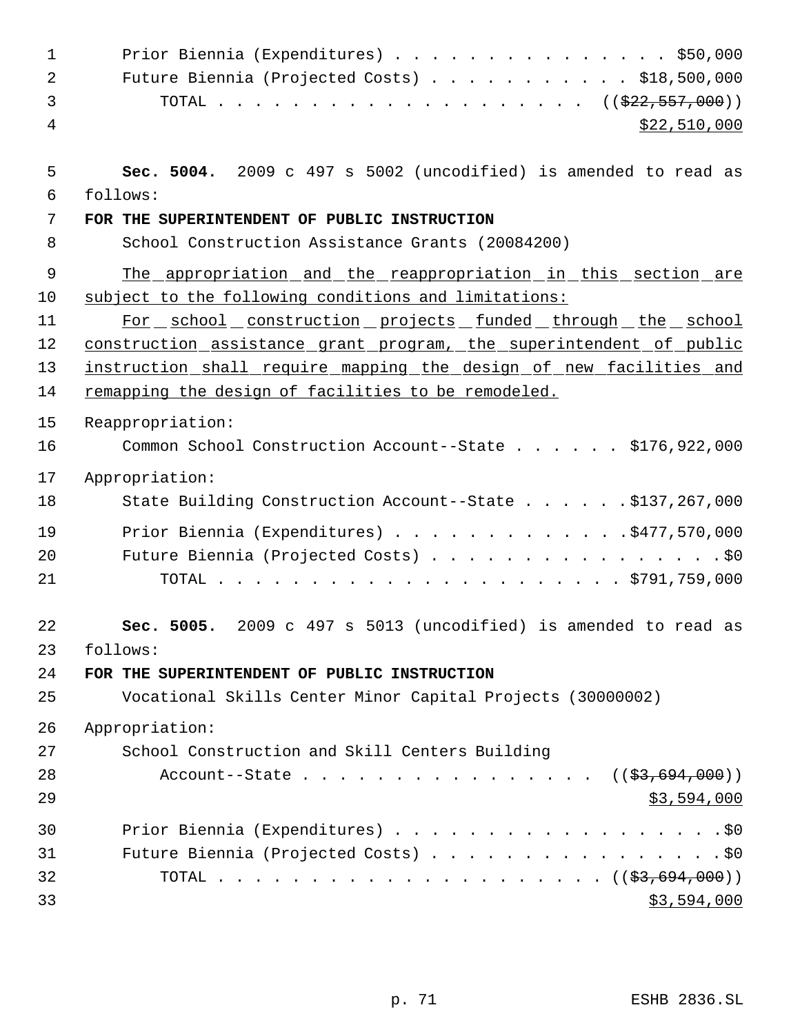Prior Biennia (Expenditures) . . . . . . . . . . . . . . . . $50,000
Future Biennia (Projected Costs) . . . . . . . . . . . $18,500,000
TOTAL . . . . . . . . . . . . . . . . . . . . . ((~~$22,557,000~~))
<u>$22,510,000</u>

**Sec. 5004.** 2009 c 497 s 5002 (uncodified) is amended to read as follows:

**FOR THE SUPERINTENDENT OF PUBLIC INSTRUCTION**

School Construction Assistance Grants (20084200)

<u>The appropriation and the reappropriation in this section are subject to the following conditions and limitations:</u>

<u>For school construction projects funded through the school construction assistance grant program, the superintendent of public instruction shall require mapping the design of new facilities and remapping the design of facilities to be remodeled.</u>

Reappropriation:

Common School Construction Account--State . . . . . . $176,922,000

Appropriation:

State Building Construction Account--State . . . . . . $137,267,000

Prior Biennia (Expenditures) . . . . . . . . . . . . . $477,570,000
Future Biennia (Projected Costs) . . . . . . . . . . . . . . . . $0
TOTAL . . . . . . . . . . . . . . . . . . . . . . $791,759,000

**Sec. 5005.** 2009 c 497 s 5013 (uncodified) is amended to read as follows:

**FOR THE SUPERINTENDENT OF PUBLIC INSTRUCTION**

Vocational Skills Center Minor Capital Projects (30000002)

Appropriation:

School Construction and Skill Centers Building
Account--State . . . . . . . . . . . . . . . . ((~~$3,694,000~~))
<u>$3,594,000</u>

Prior Biennia (Expenditures) . . . . . . . . . . . . . . . . . . $0
Future Biennia (Projected Costs) . . . . . . . . . . . . . . . . $0
TOTAL . . . . . . . . . . . . . . . . . . . . . . ((~~$3,694,000~~))
<u>$3,594,000</u>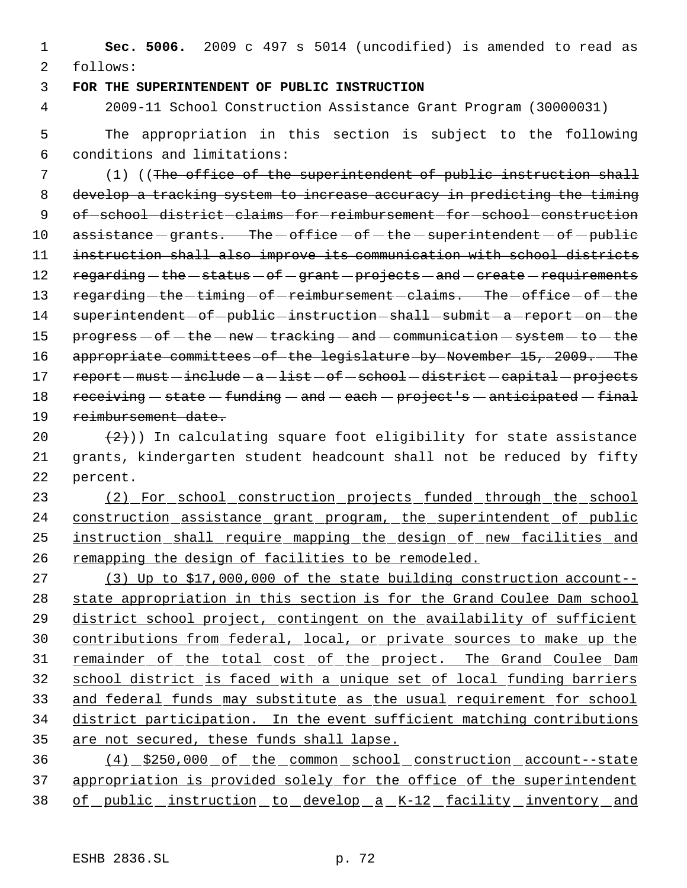**Sec. 5006.** 2009 c 497 s 5014 (uncodified) is amended to read as follows:

**FOR THE SUPERINTENDENT OF PUBLIC INSTRUCTION**

2009-11 School Construction Assistance Grant Program (30000031)

The appropriation in this section is subject to the following conditions and limitations:

(1) ((~~The office of the superintendent of public instruction shall develop a tracking system to increase accuracy in predicting the timing of school district claims for reimbursement for school construction assistance grants. The office of the superintendent of public instruction shall also improve its communication with school districts regarding the status of grant projects and create requirements regarding the timing of reimbursement claims. The office of the superintendent of public instruction shall submit a report on the progress of the new tracking and communication system to the appropriate committees of the legislature by November 15, 2009. The report must include a list of school district capital projects receiving state funding and each project's anticipated final reimbursement date.~~

~~(2)~~)) In calculating square foot eligibility for state assistance grants, kindergarten student headcount shall not be reduced by fifty percent.

<u>(2) For school construction projects funded through the school construction assistance grant program, the superintendent of public instruction shall require mapping the design of new facilities and remapping the design of facilities to be remodeled.</u>

<u>(3) Up to $17,000,000 of the state building construction account--state appropriation in this section is for the Grand Coulee Dam school district school project, contingent on the availability of sufficient contributions from federal, local, or private sources to make up the remainder of the total cost of the project. The Grand Coulee Dam school district is faced with a unique set of local funding barriers and federal funds may substitute as the usual requirement for school district participation. In the event sufficient matching contributions are not secured, these funds shall lapse.</u>

<u>(4) $250,000 of the common school construction account--state appropriation is provided solely for the office of the superintendent of public instruction to develop a K-12 facility inventory and</u>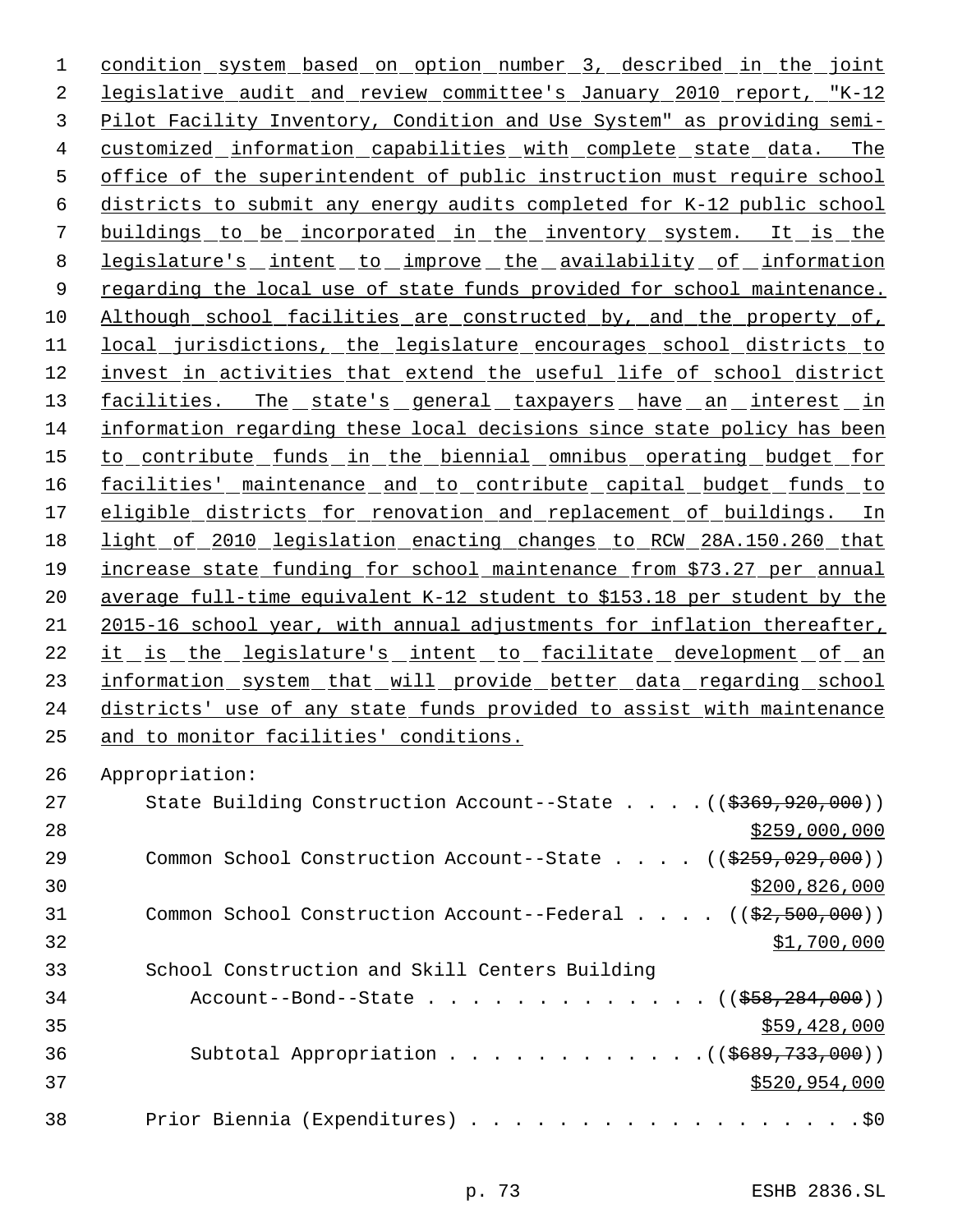condition system based on option number 3, described in the joint legislative audit and review committee's January 2010 report, "K-12 Pilot Facility Inventory, Condition and Use System" as providing semi-customized information capabilities with complete state data. The office of the superintendent of public instruction must require school districts to submit any energy audits completed for K-12 public school buildings to be incorporated in the inventory system. It is the legislature's intent to improve the availability of information regarding the local use of state funds provided for school maintenance. Although school facilities are constructed by, and the property of, local jurisdictions, the legislature encourages school districts to invest in activities that extend the useful life of school district facilities. The state's general taxpayers have an interest in information regarding these local decisions since state policy has been to contribute funds in the biennial omnibus operating budget for facilities' maintenance and to contribute capital budget funds to eligible districts for renovation and replacement of buildings. In light of 2010 legislation enacting changes to RCW 28A.150.260 that increase state funding for school maintenance from $73.27 per annual average full-time equivalent K-12 student to $153.18 per student by the 2015-16 school year, with annual adjustments for inflation thereafter, it is the legislature's intent to facilitate development of an information system that will provide better data regarding school districts' use of any state funds provided to assist with maintenance and to monitor facilities' conditions.

Appropriation:

| | |
|---|---|
| State Building Construction Account--State | (( ~~$369,920,000~~ )) $259,000,000 |
| Common School Construction Account--State | (( ~~$259,029,000~~ )) $200,826,000 |
| Common School Construction Account--Federal | (( ~~$2,500,000~~ )) $1,700,000 |
| School Construction and Skill Centers Building Account--Bond--State | (( ~~$58,284,000~~ )) $59,428,000 |
| Subtotal Appropriation | (( ~~$689,733,000~~ )) $520,954,000 |
| Prior Biennia (Expenditures) | $0 |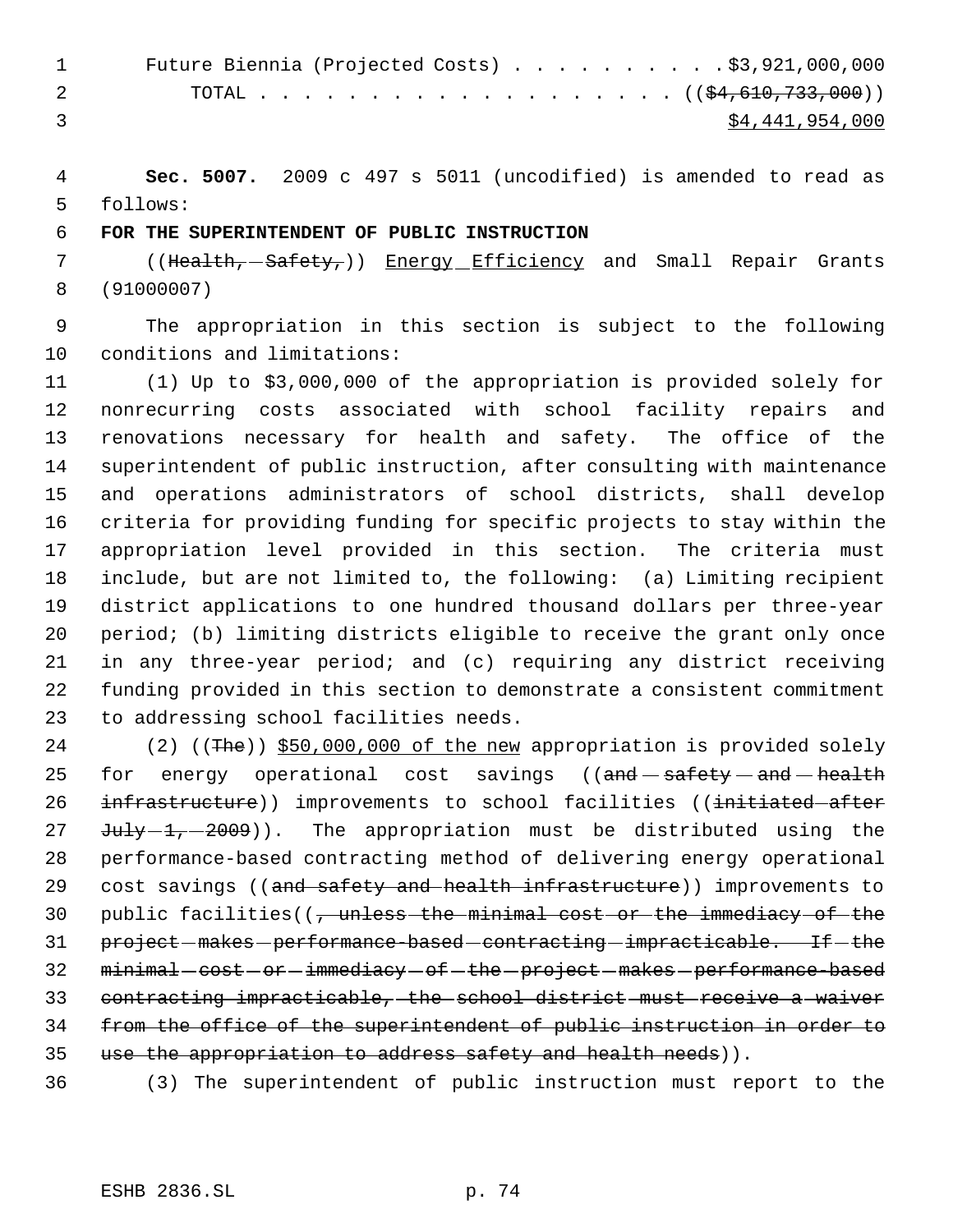Future Biennia (Projected Costs) . . . . . . . . . . .$3,921,000,000
TOTAL . . . . . . . . . . . . . . . . . . . . ((~~$4,610,733,000~~))
<u>$4,441,954,000</u>

**Sec. 5007.** 2009 c 497 s 5011 (uncodified) is amended to read as follows:

**FOR THE SUPERINTENDENT OF PUBLIC INSTRUCTION**

((~~Health, Safety,~~)) <u>Energy Efficiency</u> and Small Repair Grants (91000007)

The appropriation in this section is subject to the following conditions and limitations:

(1) Up to $3,000,000 of the appropriation is provided solely for nonrecurring costs associated with school facility repairs and renovations necessary for health and safety. The office of the superintendent of public instruction, after consulting with maintenance and operations administrators of school districts, shall develop criteria for providing funding for specific projects to stay within the appropriation level provided in this section. The criteria must include, but are not limited to, the following: (a) Limiting recipient district applications to one hundred thousand dollars per three-year period; (b) limiting districts eligible to receive the grant only once in any three-year period; and (c) requiring any district receiving funding provided in this section to demonstrate a consistent commitment to addressing school facilities needs.

(2) ((~~The~~)) <u>$50,000,000 of the new</u> appropriation is provided solely for energy operational cost savings ((~~and safety and health infrastructure~~)) improvements to school facilities ((~~initiated after July 1, 2009~~)). The appropriation must be distributed using the performance-based contracting method of delivering energy operational cost savings ((~~and safety and health infrastructure~~)) improvements to public facilities((~~, unless the minimal cost or the immediacy of the project makes performance-based contracting impracticable. If the minimal cost or immediacy of the project makes performance-based contracting impracticable, the school district must receive a waiver from the office of the superintendent of public instruction in order to use the appropriation to address safety and health needs~~)).

(3) The superintendent of public instruction must report to the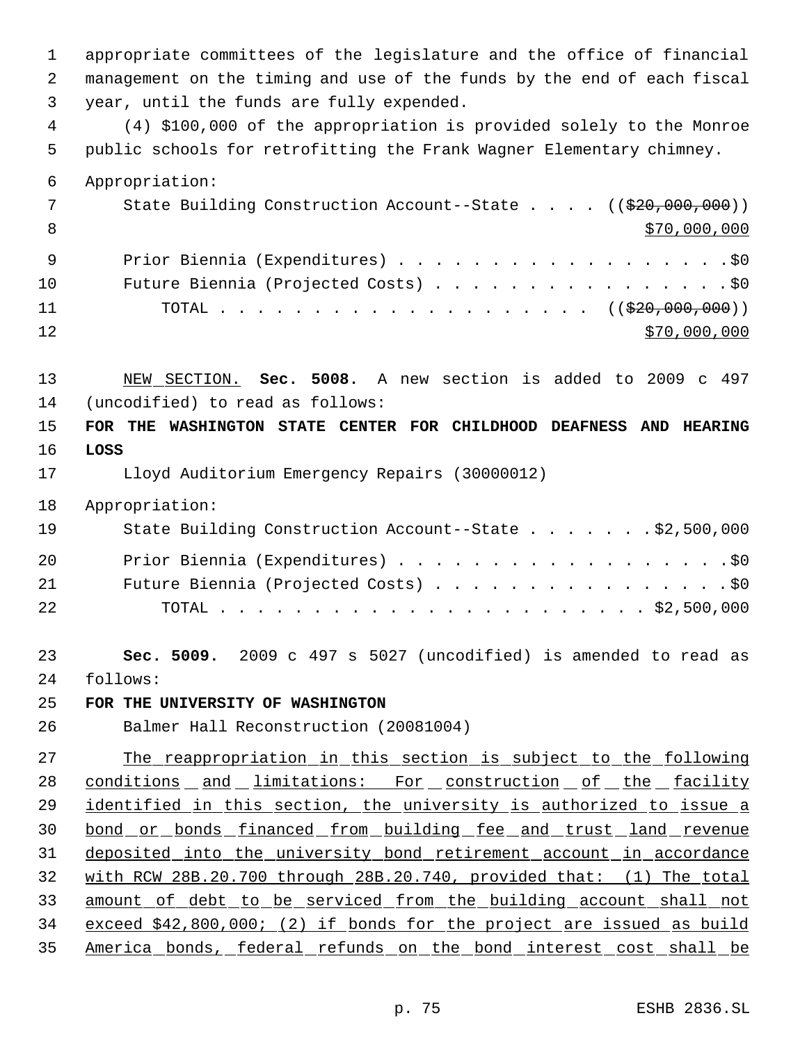appropriate committees of the legislature and the office of financial management on the timing and use of the funds by the end of each fiscal year, until the funds are fully expended.

(4) $100,000 of the appropriation is provided solely to the Monroe public schools for retrofitting the Frank Wagner Elementary chimney.

Appropriation:

State Building Construction Account--State . . . . (($20,000,000)) $70,000,000

Prior Biennia (Expenditures) . . . . . . . . . . . . . . . . . . $0

Future Biennia (Projected Costs) . . . . . . . . . . . . . . . . $0

TOTAL . . . . . . . . . . . . . . . . . . . . . (($20,000,000)) $70,000,000

NEW SECTION. **Sec. 5008.** A new section is added to 2009 c 497 (uncodified) to read as follows:

**FOR THE WASHINGTON STATE CENTER FOR CHILDHOOD DEAFNESS AND HEARING LOSS**

Lloyd Auditorium Emergency Repairs (30000012)

Appropriation:

State Building Construction Account--State . . . . . . . $2,500,000

Prior Biennia (Expenditures) . . . . . . . . . . . . . . . . . . $0

Future Biennia (Projected Costs) . . . . . . . . . . . . . . . . $0

TOTAL . . . . . . . . . . . . . . . . . . . . . . . . $2,500,000

**Sec. 5009.** 2009 c 497 s 5027 (uncodified) is amended to read as follows:

**FOR THE UNIVERSITY OF WASHINGTON**

Balmer Hall Reconstruction (20081004)

The reappropriation in this section is subject to the following conditions and limitations: For construction of the facility identified in this section, the university is authorized to issue a bond or bonds financed from building fee and trust land revenue deposited into the university bond retirement account in accordance with RCW 28B.20.700 through 28B.20.740, provided that: (1) The total amount of debt to be serviced from the building account shall not exceed $42,800,000; (2) if bonds for the project are issued as build America bonds, federal refunds on the bond interest cost shall be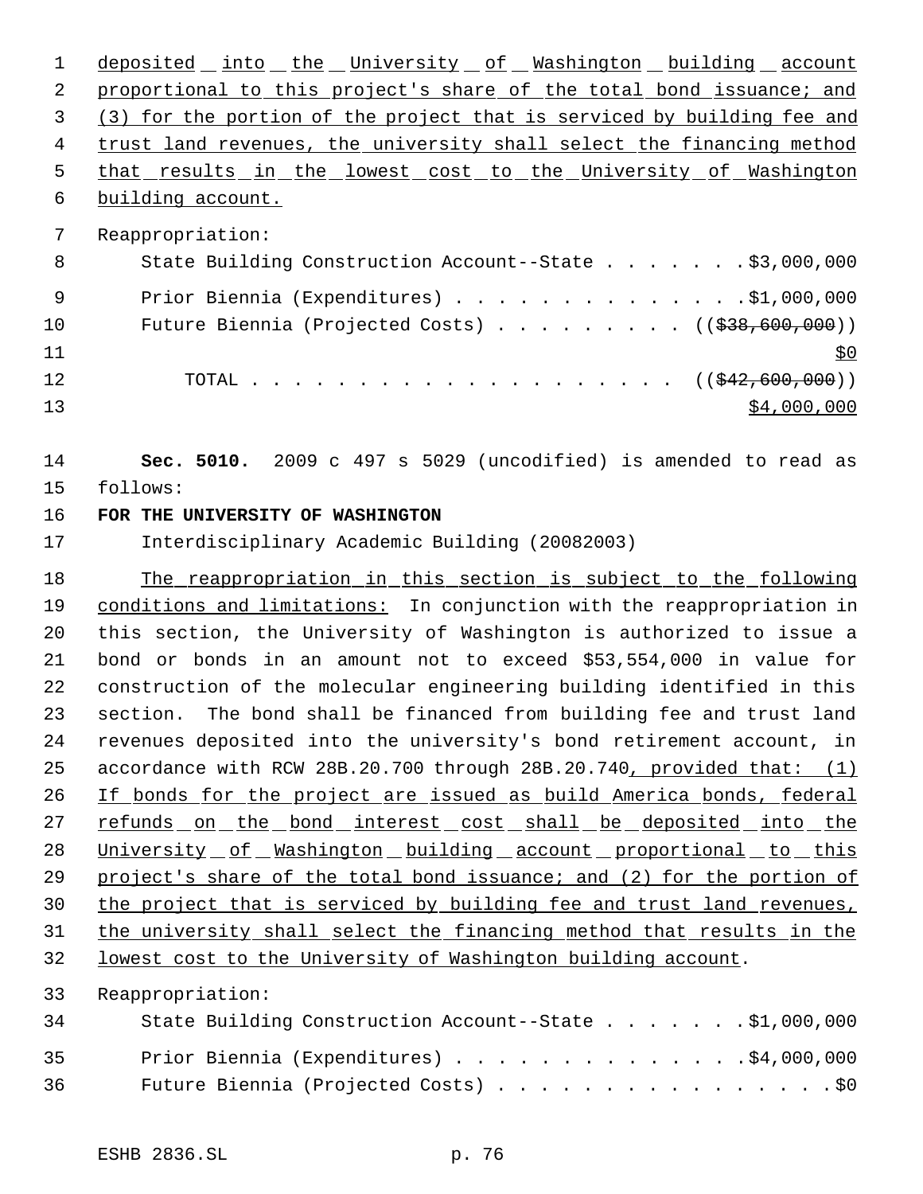deposited into the University of Washington building account proportional to this project's share of the total bond issuance; and (3) for the portion of the project that is serviced by building fee and trust land revenues, the university shall select the financing method that results in the lowest cost to the University of Washington building account.

Reappropriation:

State Building Construction Account--State . . . . . . . . $3,000,000

Prior Biennia (Expenditures) . . . . . . . . . . . . . . $1,000,000

Future Biennia (Projected Costs) . . . . . . . . . . (($38,600,000))
$0

TOTAL . . . . . . . . . . . . . . . . . . . . . (($42,600,000))
$4,000,000

**Sec. 5010.** 2009 c 497 s 5029 (uncodified) is amended to read as follows:

**FOR THE UNIVERSITY OF WASHINGTON**

Interdisciplinary Academic Building (20082003)

The reappropriation in this section is subject to the following conditions and limitations: In conjunction with the reappropriation in this section, the University of Washington is authorized to issue a bond or bonds in an amount not to exceed $53,554,000 in value for construction of the molecular engineering building identified in this section. The bond shall be financed from building fee and trust land revenues deposited into the university's bond retirement account, in accordance with RCW 28B.20.700 through 28B.20.740, provided that: (1) If bonds for the project are issued as build America bonds, federal refunds on the bond interest cost shall be deposited into the University of Washington building account proportional to this project's share of the total bond issuance; and (2) for the portion of the project that is serviced by building fee and trust land revenues, the university shall select the financing method that results in the lowest cost to the University of Washington building account.

Reappropriation:

State Building Construction Account--State . . . . . . . . $1,000,000

Prior Biennia (Expenditures) . . . . . . . . . . . . . . $4,000,000

Future Biennia (Projected Costs) . . . . . . . . . . . . . . . . . $0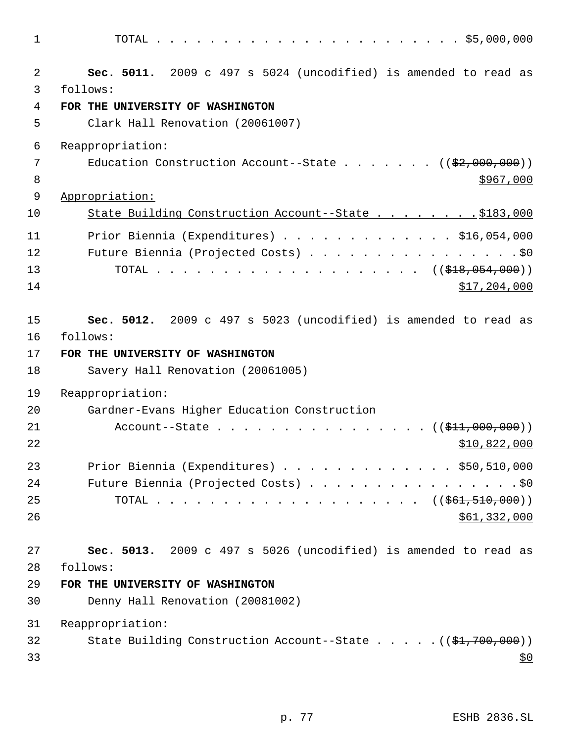TOTAL . . . . . . . . . . . . . . . . . . . . . . . $5,000,000

**Sec. 5011.** 2009 c 497 s 5024 (uncodified) is amended to read as follows:

**FOR THE UNIVERSITY OF WASHINGTON**

Clark Hall Renovation (20061007)

Reappropriation:

Education Construction Account--State . . . . . . . ((~~$2,000,000~~)) $967,000

Appropriation:

State Building Construction Account--State . . . . . . . . $183,000

Prior Biennia (Expenditures) . . . . . . . . . . . . . $16,054,000

Future Biennia (Projected Costs) . . . . . . . . . . . . . . . . $0

TOTAL . . . . . . . . . . . . . . . . . . . . ((~~$18,054,000~~)) $17,204,000

**Sec. 5012.** 2009 c 497 s 5023 (uncodified) is amended to read as follows:

**FOR THE UNIVERSITY OF WASHINGTON**

Savery Hall Renovation (20061005)

Reappropriation:

Gardner-Evans Higher Education Construction Account--State . . . . . . . . . . . . . . . . ((~~$11,000,000~~)) $10,822,000

Prior Biennia (Expenditures) . . . . . . . . . . . . . $50,510,000

Future Biennia (Projected Costs) . . . . . . . . . . . . . . . . $0

TOTAL . . . . . . . . . . . . . . . . . . . . ((~~$61,510,000~~)) $61,332,000

**Sec. 5013.** 2009 c 497 s 5026 (uncodified) is amended to read as follows:

**FOR THE UNIVERSITY OF WASHINGTON**

Denny Hall Renovation (20081002)

Reappropriation:

State Building Construction Account--State . . . . . ((~~$1,700,000~~)) $0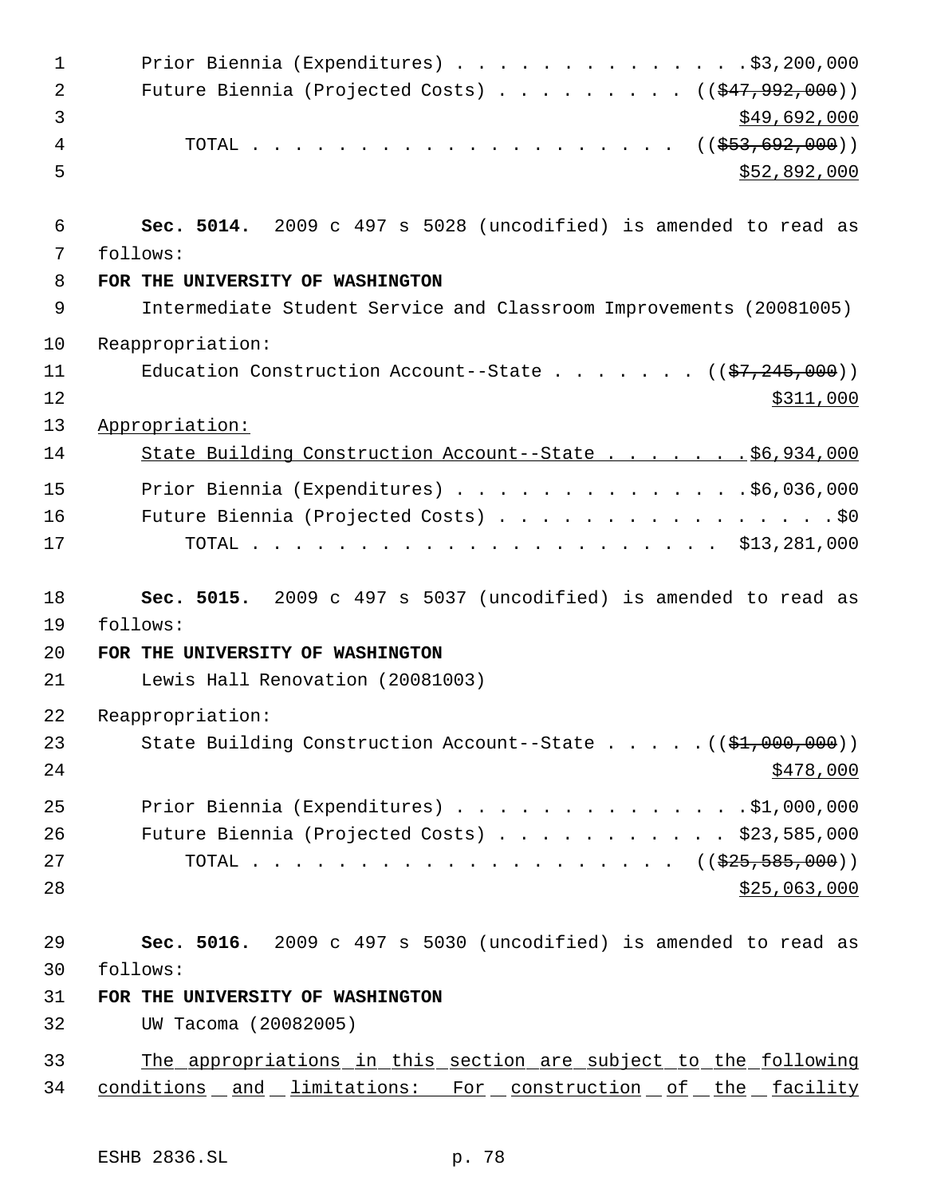Prior Biennia (Expenditures) . . . . . . . . . . . . . . .$3,200,000
Future Biennia (Projected Costs) . . . . . . . . . . ((~~$47,992,000~~))
<u>$49,692,000</u>
TOTAL . . . . . . . . . . . . . . . . . . . . . ((~~$53,692,000~~))
<u>$52,892,000</u>

**Sec. 5014.** 2009 c 497 s 5028 (uncodified) is amended to read as follows:

**FOR THE UNIVERSITY OF WASHINGTON**

Intermediate Student Service and Classroom Improvements (20081005)

Reappropriation:

Education Construction Account--State . . . . . . . . ((~~$7,245,000~~))
<u>$311,000</u>

<u>Appropriation:</u>

<u>State Building Construction Account--State . . . . . . . .$6,934,000</u>

Prior Biennia (Expenditures) . . . . . . . . . . . . . . .$6,036,000
Future Biennia (Projected Costs) . . . . . . . . . . . . . . . . .$0
TOTAL . . . . . . . . . . . . . . . . . . . . . . $13,281,000

**Sec. 5015.** 2009 c 497 s 5037 (uncodified) is amended to read as follows:

**FOR THE UNIVERSITY OF WASHINGTON**

Lewis Hall Renovation (20081003)

Reappropriation:

State Building Construction Account--State . . . . . .((~~$1,000,000~~))
<u>$478,000</u>

Prior Biennia (Expenditures) . . . . . . . . . . . . . . .$1,000,000
Future Biennia (Projected Costs) . . . . . . . . . . . . $23,585,000
TOTAL . . . . . . . . . . . . . . . . . . . . . ((~~$25,585,000~~))
<u>$25,063,000</u>

**Sec. 5016.** 2009 c 497 s 5030 (uncodified) is amended to read as follows:

**FOR THE UNIVERSITY OF WASHINGTON**

UW Tacoma (20082005)

<u>The appropriations in this section are subject to the following conditions and limitations: For construction of the facility</u>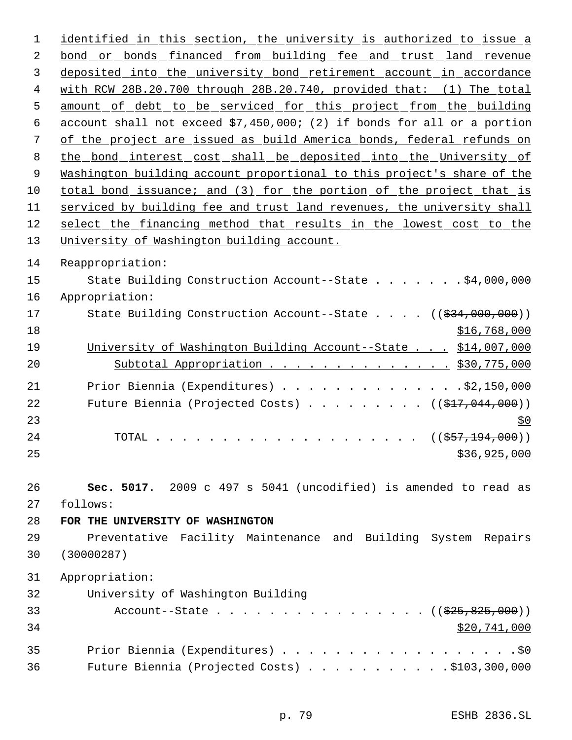identified in this section, the university is authorized to issue a bond or bonds financed from building fee and trust land revenue deposited into the university bond retirement account in accordance with RCW 28B.20.700 through 28B.20.740, provided that: (1) The total amount of debt to be serviced for this project from the building account shall not exceed $7,450,000; (2) if bonds for all or a portion of the project are issued as build America bonds, federal refunds on the bond interest cost shall be deposited into the University of Washington building account proportional to this project's share of the total bond issuance; and (3) for the portion of the project that is serviced by building fee and trust land revenues, the university shall select the financing method that results in the lowest cost to the University of Washington building account.

Reappropriation:

State Building Construction Account--State . . . . . . . $4,000,000

Appropriation:

State Building Construction Account--State . . . . (($34,000,000))
$16,768,000

University of Washington Building Account--State . . . $14,007,000

Subtotal Appropriation . . . . . . . . . . . . . . $30,775,000

Prior Biennia (Expenditures) . . . . . . . . . . . . . . $2,150,000

Future Biennia (Projected Costs) . . . . . . . . . . (($17,044,000))
$0

TOTAL . . . . . . . . . . . . . . . . . . . . . . (($57,194,000))
$36,925,000

**Sec. 5017.** 2009 c 497 s 5041 (uncodified) is amended to read as follows:

**FOR THE UNIVERSITY OF WASHINGTON**

Preventative Facility Maintenance and Building System Repairs (30000287)

Appropriation:

University of Washington Building Account--State . . . . . . . . . . . . . . . . (($25,825,000))
$20,741,000

Prior Biennia (Expenditures) . . . . . . . . . . . . . . . . . . $0

Future Biennia (Projected Costs) . . . . . . . . . . . $103,300,000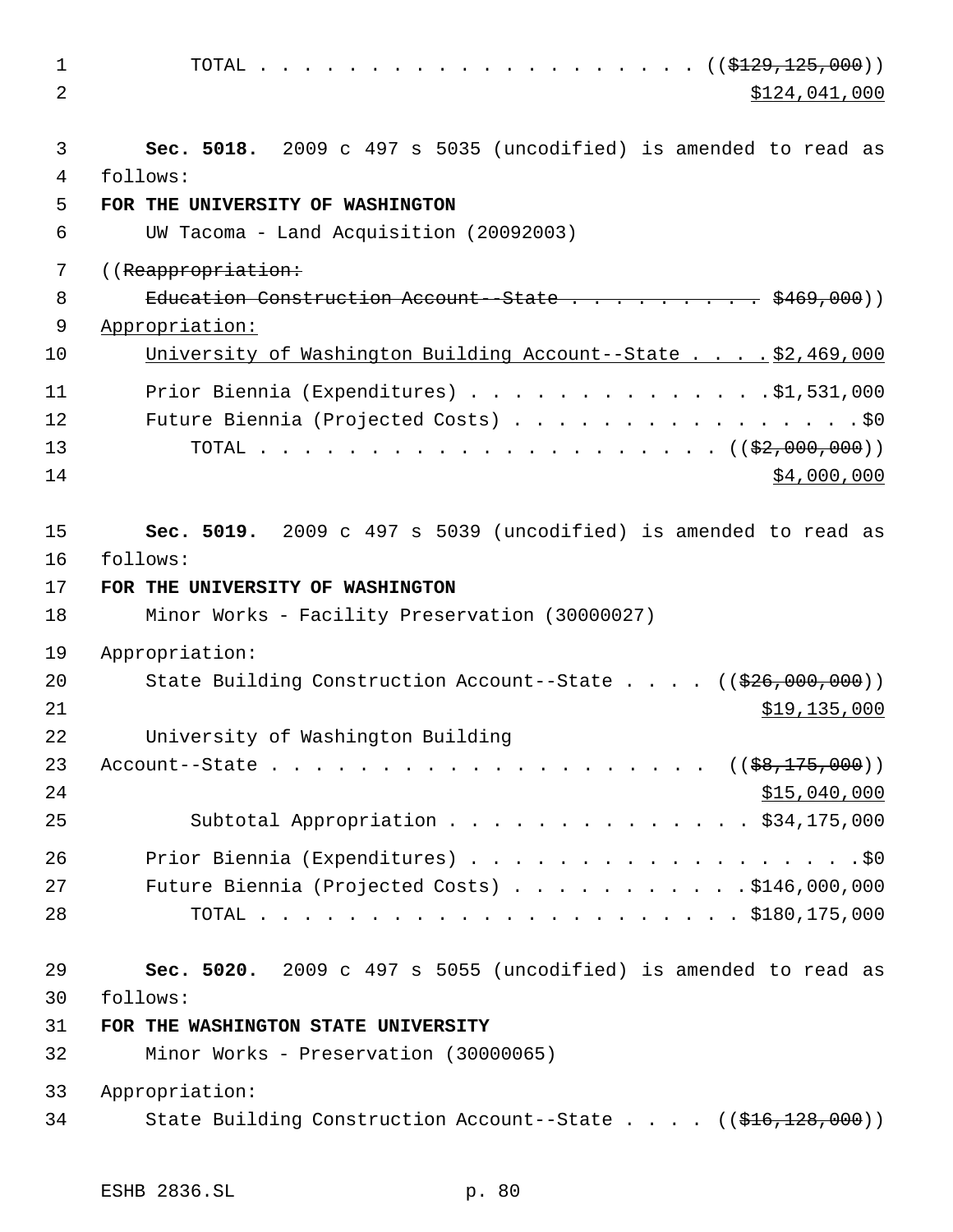TOTAL . . . . . . . . . . . . . . . . . . . . . ((~~$129,125,000~~))
<u>$124,041,000</u>

**Sec. 5018.** 2009 c 497 s 5035 (uncodified) is amended to read as follows:

**FOR THE UNIVERSITY OF WASHINGTON**

UW Tacoma - Land Acquisition (20092003)

((~~Reappropriation:~~
~~Education Construction Account--State . . . . . . . . . . $469,000~~))
<u>Appropriation:</u>
<u>University of Washington Building Account--State . . . . $2,469,000</u>

Prior Biennia (Expenditures) . . . . . . . . . . . . . . $1,531,000
Future Biennia (Projected Costs) . . . . . . . . . . . . . . . . . $0
TOTAL . . . . . . . . . . . . . . . . . . . . . ((~~$2,000,000~~))
<u>$4,000,000</u>

**Sec. 5019.** 2009 c 497 s 5039 (uncodified) is amended to read as follows:

**FOR THE UNIVERSITY OF WASHINGTON**

Minor Works - Facility Preservation (30000027)

Appropriation:
State Building Construction Account--State . . . . ((~~$26,000,000~~))
<u>$19,135,000</u>
University of Washington Building Account--State . . . . . . . . . . . . . . . . . . . . ((~~$8,175,000~~))
<u>$15,040,000</u>
Subtotal Appropriation . . . . . . . . . . . . . . $34,175,000

Prior Biennia (Expenditures) . . . . . . . . . . . . . . . . . . . $0
Future Biennia (Projected Costs) . . . . . . . . . . . $146,000,000
TOTAL . . . . . . . . . . . . . . . . . . . . . . $180,175,000

**Sec. 5020.** 2009 c 497 s 5055 (uncodified) is amended to read as follows:

**FOR THE WASHINGTON STATE UNIVERSITY**

Minor Works - Preservation (30000065)

Appropriation:
State Building Construction Account--State . . . . ((~~$16,128,000~~))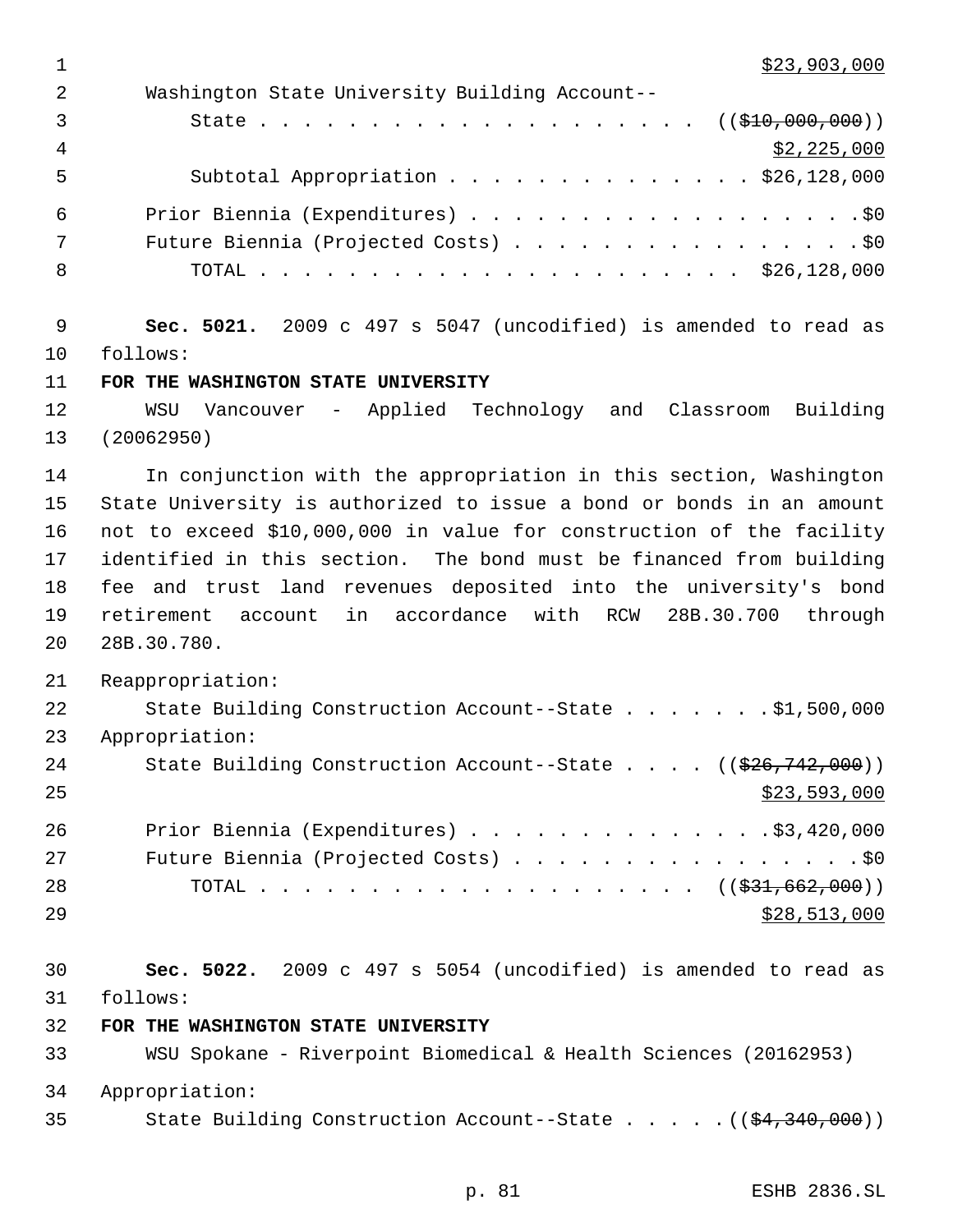$23,903,000

Washington State University Building Account--
State . . . . . . . . . . . . . . . . . . . . . (( ~~$10,000,000~~ ))
$2,225,000

Subtotal Appropriation . . . . . . . . . . . . . . $26,128,000

Prior Biennia (Expenditures) . . . . . . . . . . . . . . . . . . . .$0
Future Biennia (Projected Costs) . . . . . . . . . . . . . . . . . .$0
TOTAL . . . . . . . . . . . . . . . . . . . . . . $26,128,000

**Sec. 5021.** 2009 c 497 s 5047 (uncodified) is amended to read as follows:

**FOR THE WASHINGTON STATE UNIVERSITY**

WSU Vancouver - Applied Technology and Classroom Building (20062950)

In conjunction with the appropriation in this section, Washington State University is authorized to issue a bond or bonds in an amount not to exceed $10,000,000 in value for construction of the facility identified in this section. The bond must be financed from building fee and trust land revenues deposited into the university's bond retirement account in accordance with RCW 28B.30.700 through 28B.30.780.

Reappropriation:
State Building Construction Account--State . . . . . . . .$1,500,000

Appropriation:
State Building Construction Account--State . . . . (( ~~$26,742,000~~ ))
$23,593,000

Prior Biennia (Expenditures) . . . . . . . . . . . . . . .$3,420,000
Future Biennia (Projected Costs) . . . . . . . . . . . . . . . . . .$0
TOTAL . . . . . . . . . . . . . . . . . . . . . (( ~~$31,662,000~~ ))
$28,513,000

**Sec. 5022.** 2009 c 497 s 5054 (uncodified) is amended to read as follows:

**FOR THE WASHINGTON STATE UNIVERSITY**

WSU Spokane - Riverpoint Biomedical & Health Sciences (20162953)

Appropriation:
State Building Construction Account--State . . . . . (( ~~$4,340,000~~ ))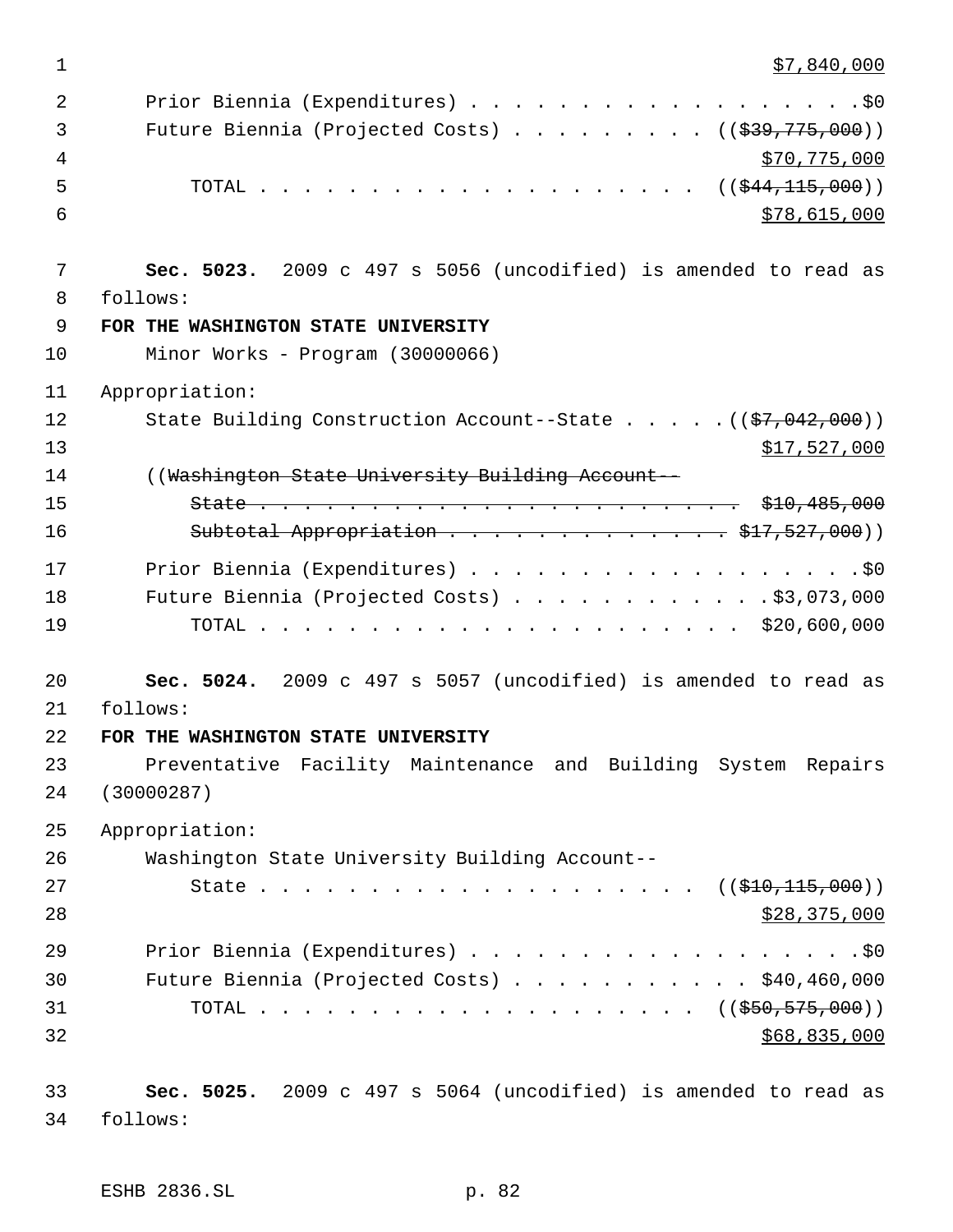$7,840,000

Prior Biennium (Expenditures) . . . . . . . . . . . . . . . . . . .$0

Future Biennium (Projected Costs) . . . . . . . . . . ((~~$39,775,000~~))

$70,775,000

TOTAL . . . . . . . . . . . . . . . . . . . . . . ((~~$44,115,000~~))

$78,615,000

**Sec. 5023.** 2009 c 497 s 5056 (uncodified) is amended to read as follows:

**FOR THE WASHINGTON STATE UNIVERSITY**

Minor Works - Program (30000066)

Appropriation:

State Building Construction Account--State . . . . . ((~~$7,042,000~~))

$17,527,000

((~~Washington State University Building Account--~~

~~State . . . . . . . . . . . . . . . . . . . . . . . . $10,485,000~~

~~Subtotal Appropriation . . . . . . . . . . . . . . $17,527,000~~))

Prior Biennium (Expenditures) . . . . . . . . . . . . . . . . . . .$0

Future Biennium (Projected Costs) . . . . . . . . . . . . .$3,073,000

TOTAL . . . . . . . . . . . . . . . . . . . . . . $20,600,000

**Sec. 5024.** 2009 c 497 s 5057 (uncodified) is amended to read as follows:

**FOR THE WASHINGTON STATE UNIVERSITY**

Preventative Facility Maintenance and Building System Repairs (30000287)

Appropriation:

Washington State University Building Account--

State . . . . . . . . . . . . . . . . . . . . . ((~~$10,115,000~~))

$28,375,000

Prior Biennium (Expenditures) . . . . . . . . . . . . . . . . . . .$0

Future Biennium (Projected Costs) . . . . . . . . . . . . $40,460,000

TOTAL . . . . . . . . . . . . . . . . . . . . . ((~~$50,575,000~~))

$68,835,000

**Sec. 5025.** 2009 c 497 s 5064 (uncodified) is amended to read as follows: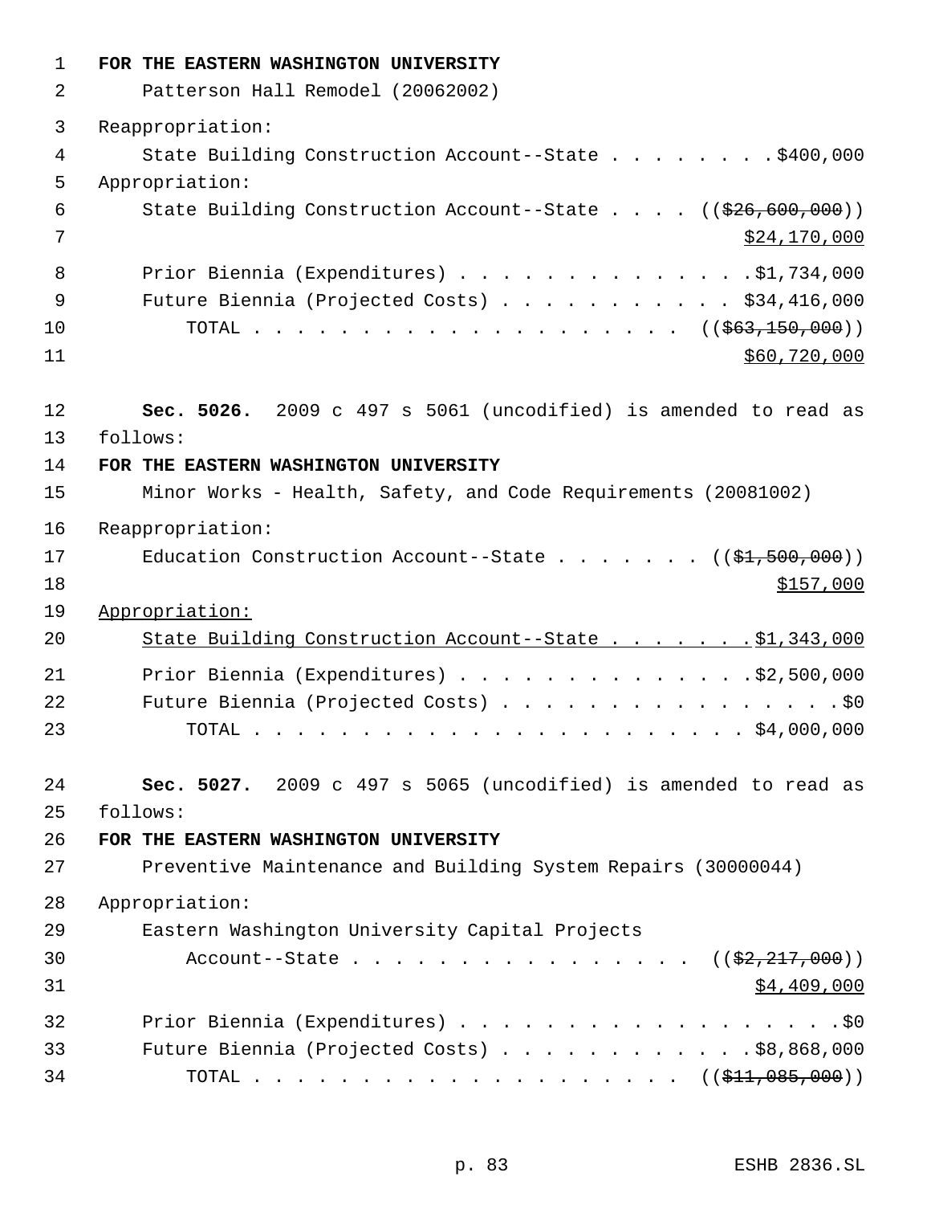**FOR THE EASTERN WASHINGTON UNIVERSITY**

Patterson Hall Remodel (20062002)

Reappropriation:

State Building Construction Account--State . . . . . . . . $400,000

Appropriation:

State Building Construction Account--State . . . . ((~~$26,600,000~~))
<u>$24,170,000</u>

Prior Biennia (Expenditures) . . . . . . . . . . . . . . $1,734,000

Future Biennia (Projected Costs) . . . . . . . . . . . $34,416,000

TOTAL . . . . . . . . . . . . . . . . . . . . . ((~~$63,150,000~~))
<u>$60,720,000</u>

**Sec. 5026.** 2009 c 497 s 5061 (uncodified) is amended to read as follows:

**FOR THE EASTERN WASHINGTON UNIVERSITY**

Minor Works - Health, Safety, and Code Requirements (20081002)

Reappropriation:

Education Construction Account--State . . . . . . . ((~~$1,500,000~~))
<u>$157,000</u>

<u>Appropriation:</u>

<u>State Building Construction Account--State . . . . . . . $1,343,000</u>

Prior Biennia (Expenditures) . . . . . . . . . . . . . . $2,500,000

Future Biennia (Projected Costs) . . . . . . . . . . . . . . . . $0

TOTAL . . . . . . . . . . . . . . . . . . . . . . . . $4,000,000

**Sec. 5027.** 2009 c 497 s 5065 (uncodified) is amended to read as follows:

**FOR THE EASTERN WASHINGTON UNIVERSITY**

Preventive Maintenance and Building System Repairs (30000044)

Appropriation:

Eastern Washington University Capital Projects Account--State . . . . . . . . . . . . . . . . ((~~$2,217,000~~))
<u>$4,409,000</u>

Prior Biennia (Expenditures) . . . . . . . . . . . . . . . . . . $0

Future Biennia (Projected Costs) . . . . . . . . . . . . $8,868,000

TOTAL . . . . . . . . . . . . . . . . . . . . . ((~~$11,085,000~~))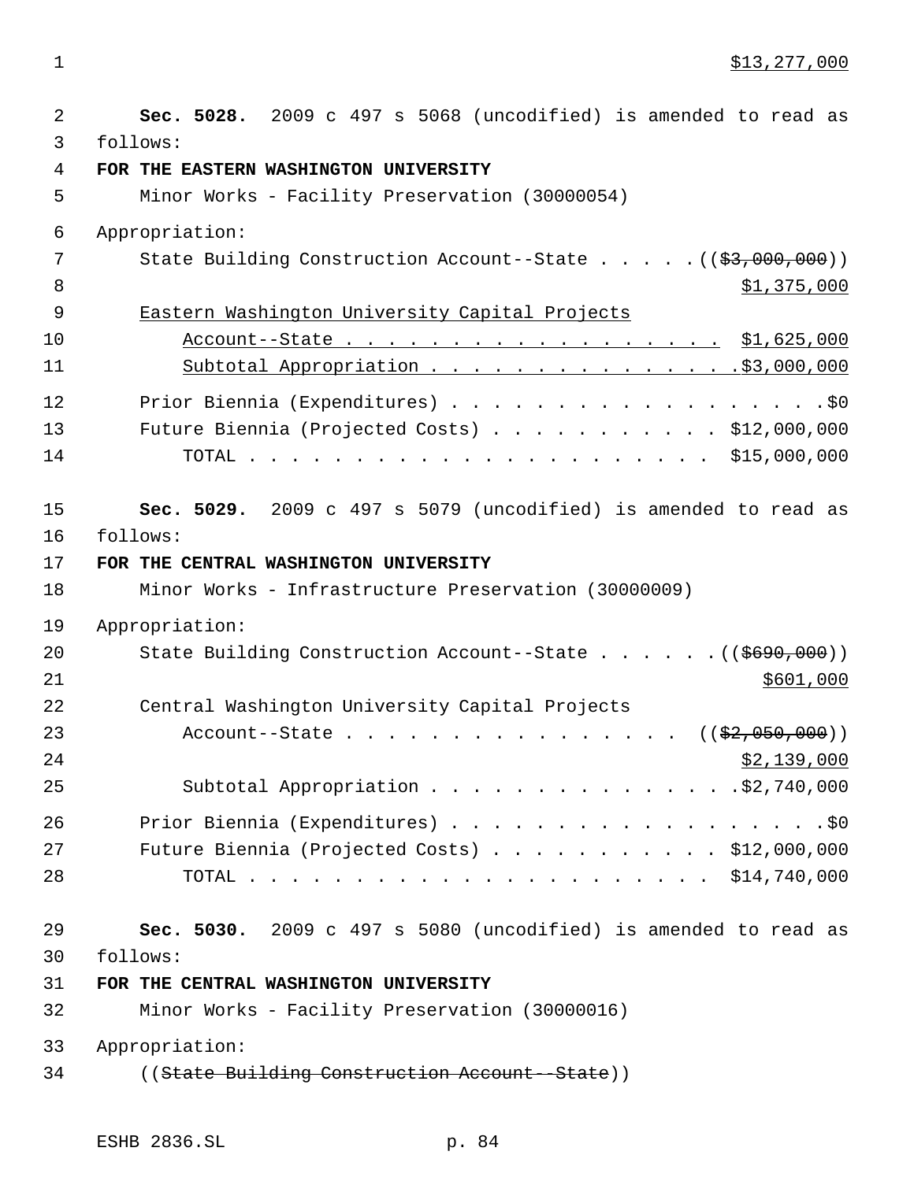$13,277,000

**Sec. 5028.** 2009 c 497 s 5068 (uncodified) is amended to read as follows:

**FOR THE EASTERN WASHINGTON UNIVERSITY**

Minor Works - Facility Preservation (30000054)

Appropriation:

State Building Construction Account--State . . . . . ((~~$3,000,000~~))
$1,375,000

Eastern Washington University Capital Projects Account--State . . . . . . . . . . . . . . . . . . $1,625,000

Subtotal Appropriation . . . . . . . . . . . . . . . $3,000,000

Prior Biennia (Expenditures) . . . . . . . . . . . . . . . . . . . $0

Future Biennia (Projected Costs) . . . . . . . . . . . $12,000,000

TOTAL . . . . . . . . . . . . . . . . . . . . . . $15,000,000

**Sec. 5029.** 2009 c 497 s 5079 (uncodified) is amended to read as follows:

**FOR THE CENTRAL WASHINGTON UNIVERSITY**

Minor Works - Infrastructure Preservation (30000009)

Appropriation:

State Building Construction Account--State . . . . . . ((~~$690,000~~))
$601,000

Central Washington University Capital Projects Account--State . . . . . . . . . . . . . . . . ((~~$2,050,000~~))
$2,139,000

Subtotal Appropriation . . . . . . . . . . . . . . . $2,740,000

Prior Biennia (Expenditures) . . . . . . . . . . . . . . . . . . . $0

Future Biennia (Projected Costs) . . . . . . . . . . . $12,000,000

TOTAL . . . . . . . . . . . . . . . . . . . . . . $14,740,000

**Sec. 5030.** 2009 c 497 s 5080 (uncodified) is amended to read as follows:

**FOR THE CENTRAL WASHINGTON UNIVERSITY**

Minor Works - Facility Preservation (30000016)

Appropriation:

((~~State Building Construction Account--State~~))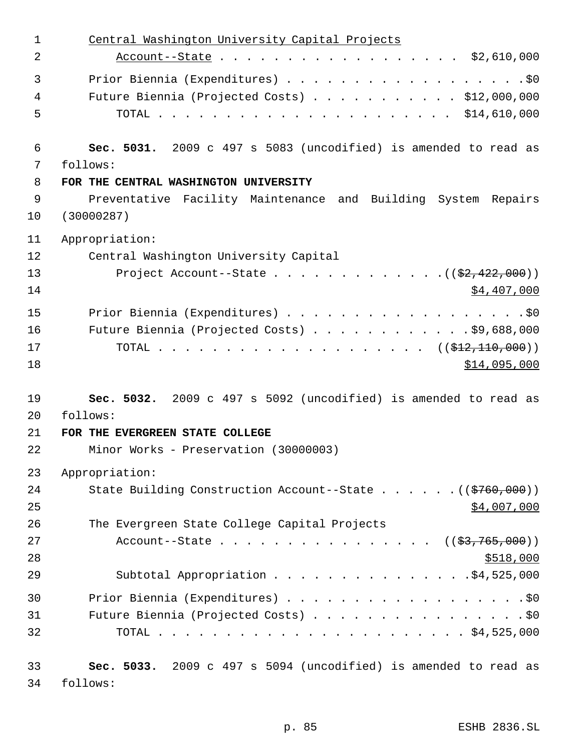<u>Central Washington University Capital Projects</u>
<u>Account--State</u> . . . . . . . . . . . . . . . . . . $2,610,000

Prior Biennia (Expenditures) . . . . . . . . . . . . . . . . . . . .$0
Future Biennia (Projected Costs) . . . . . . . . . . . $12,000,000
TOTAL . . . . . . . . . . . . . . . . . . . . . . . $14,610,000

**Sec. 5031.** 2009 c 497 s 5083 (uncodified) is amended to read as follows:

**FOR THE CENTRAL WASHINGTON UNIVERSITY**

Preventative Facility Maintenance and Building System Repairs (30000287)

Appropriation:

Central Washington University Capital
Project Account--State . . . . . . . . . . . . . .((~~$2,422,000~~))
<u>$4,407,000</u>

Prior Biennia (Expenditures) . . . . . . . . . . . . . . . . . . .$0
Future Biennia (Projected Costs) . . . . . . . . . . . . .$9,688,000
TOTAL . . . . . . . . . . . . . . . . . . . . . ((~~$12,110,000~~))
<u>$14,095,000</u>

**Sec. 5032.** 2009 c 497 s 5092 (uncodified) is amended to read as follows:

**FOR THE EVERGREEN STATE COLLEGE**

Minor Works - Preservation (30000003)

Appropriation:

State Building Construction Account--State . . . . . .((~~$760,000~~))
<u>$4,007,000</u>

The Evergreen State College Capital Projects
Account--State . . . . . . . . . . . . . . . . ((~~$3,765,000~~))
<u>$518,000</u>

Subtotal Appropriation . . . . . . . . . . . . . . .$4,525,000

Prior Biennia (Expenditures) . . . . . . . . . . . . . . . . . . . .$0
Future Biennia (Projected Costs) . . . . . . . . . . . . . . . . .$0
TOTAL . . . . . . . . . . . . . . . . . . . . . . . . $4,525,000

**Sec. 5033.** 2009 c 497 s 5094 (uncodified) is amended to read as follows: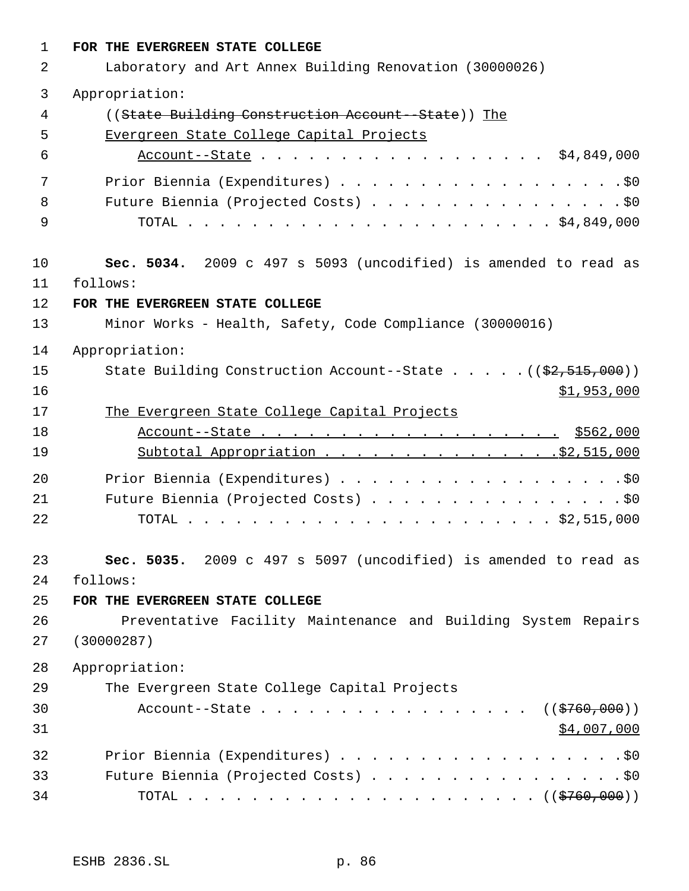**FOR THE EVERGREEN STATE COLLEGE**

Laboratory and Art Annex Building Renovation (30000026)

Appropriation:

((~~State Building Construction Account--State~~)) <u>The Evergreen State College Capital Projects Account--State</u> . . . . . . . . . . . . . . . . . . . $4,849,000

Prior Biennia (Expenditures) . . . . . . . . . . . . . . . . . . . $0

Future Biennia (Projected Costs) . . . . . . . . . . . . . . . . . $0

TOTAL . . . . . . . . . . . . . . . . . . . . . . . . $4,849,000

**Sec. 5034.** 2009 c 497 s 5093 (uncodified) is amended to read as follows:

**FOR THE EVERGREEN STATE COLLEGE**

Minor Works - Health, Safety, Code Compliance (30000016)

Appropriation:

State Building Construction Account--State . . . . . ((~~$2,515,000~~)) <u>$1,953,000</u>

<u>The Evergreen State College Capital Projects Account--State . . . . . . . . . . . . . . . . . . . $562,000</u>

<u>Subtotal Appropriation . . . . . . . . . . . . . . . $2,515,000</u>

Prior Biennia (Expenditures) . . . . . . . . . . . . . . . . . . . $0

Future Biennia (Projected Costs) . . . . . . . . . . . . . . . . . $0

TOTAL . . . . . . . . . . . . . . . . . . . . . . . . $2,515,000

**Sec. 5035.** 2009 c 497 s 5097 (uncodified) is amended to read as follows:

**FOR THE EVERGREEN STATE COLLEGE**

Preventative Facility Maintenance and Building System Repairs (30000287)

Appropriation:

The Evergreen State College Capital Projects Account--State . . . . . . . . . . . . . . . . . ((~~$760,000~~)) <u>$4,007,000</u>

Prior Biennia (Expenditures) . . . . . . . . . . . . . . . . . . . $0

Future Biennia (Projected Costs) . . . . . . . . . . . . . . . . . $0

TOTAL . . . . . . . . . . . . . . . . . . . . . . . . ((~~$760,000~~))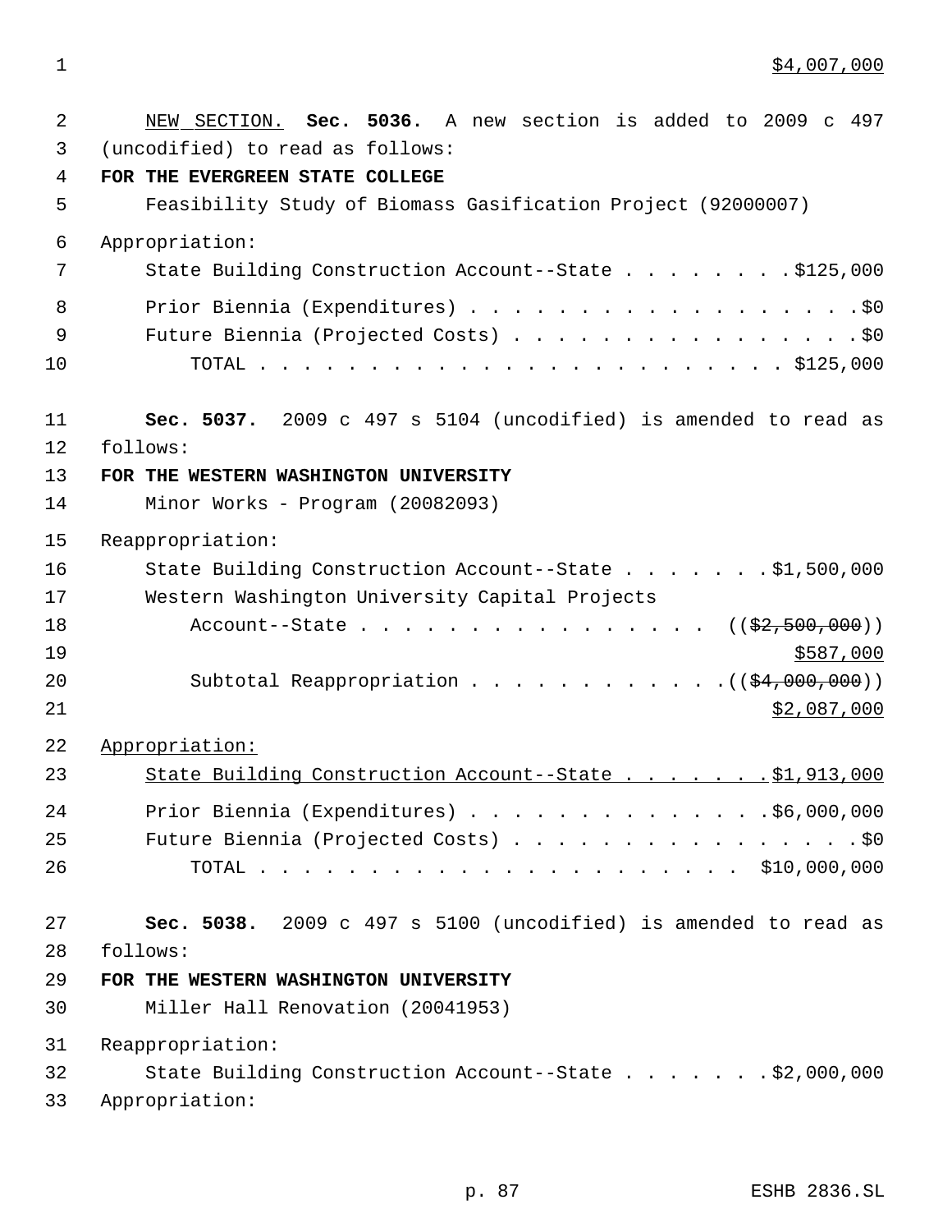$4,007,000

<u>NEW SECTION.</u> **Sec. 5036.** A new section is added to 2009 c 497 (uncodified) to read as follows:

**FOR THE EVERGREEN STATE COLLEGE**

Feasibility Study of Biomass Gasification Project (92000007)

Appropriation:

State Building Construction Account--State . . . . . . . . $125,000

Prior Biennia (Expenditures) . . . . . . . . . . . . . . . . . . $0

Future Biennia (Projected Costs) . . . . . . . . . . . . . . . . $0

TOTAL . . . . . . . . . . . . . . . . . . . . . . . . $125,000

**Sec. 5037.** 2009 c 497 s 5104 (uncodified) is amended to read as follows:

**FOR THE WESTERN WASHINGTON UNIVERSITY**

Minor Works - Program (20082093)

Reappropriation:

State Building Construction Account--State . . . . . . . $1,500,000

Western Washington University Capital Projects Account--State . . . . . . . . . . . . . . . . (( ~~$2,500,000~~ ))

<u>$587,000</u>

Subtotal Reappropriation . . . . . . . . . . . . (( ~~$4,000,000~~ ))

<u>$2,087,000</u>

<u>Appropriation:</u>

<u>State Building Construction Account--State . . . . . . . $1,913,000</u>

Prior Biennia (Expenditures) . . . . . . . . . . . . . . $6,000,000

Future Biennia (Projected Costs) . . . . . . . . . . . . . . . . $0

TOTAL . . . . . . . . . . . . . . . . . . . . . . . $10,000,000

**Sec. 5038.** 2009 c 497 s 5100 (uncodified) is amended to read as follows:

**FOR THE WESTERN WASHINGTON UNIVERSITY**

Miller Hall Renovation (20041953)

Reappropriation:

State Building Construction Account--State . . . . . . . $2,000,000

Appropriation: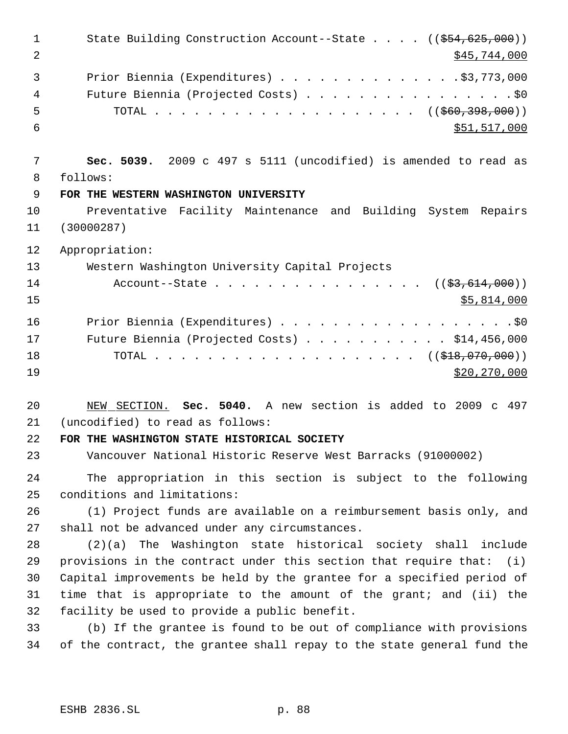State Building Construction Account--State . . . . (($54,625,000))
$45,744,000

Prior Biennium (Expenditures) . . . . . . . . . . . . . .$3,773,000
Future Biennium (Projected Costs) . . . . . . . . . . . . . . . . .$0
TOTAL . . . . . . . . . . . . . . . . . . . . . (($60,398,000))
$51,517,000

**Sec. 5039.** 2009 c 497 s 5111 (uncodified) is amended to read as follows:

**FOR THE WESTERN WASHINGTON UNIVERSITY**

Preventative Facility Maintenance and Building System Repairs (30000287)

Appropriation:

Western Washington University Capital Projects
Account--State . . . . . . . . . . . . . . . . . (($3,614,000))
$5,814,000

Prior Biennium (Expenditures) . . . . . . . . . . . . . . . . . . .$0
Future Biennium (Projected Costs) . . . . . . . . . . . $14,456,000
TOTAL . . . . . . . . . . . . . . . . . . . . . (($18,070,000))
$20,270,000

NEW SECTION. **Sec. 5040.** A new section is added to 2009 c 497 (uncodified) to read as follows:

**FOR THE WASHINGTON STATE HISTORICAL SOCIETY**

Vancouver National Historic Reserve West Barracks (91000002)

The appropriation in this section is subject to the following conditions and limitations:

(1) Project funds are available on a reimbursement basis only, and shall not be advanced under any circumstances.

(2)(a) The Washington state historical society shall include provisions in the contract under this section that require that: (i) Capital improvements be held by the grantee for a specified period of time that is appropriate to the amount of the grant; and (ii) the facility be used to provide a public benefit.

(b) If the grantee is found to be out of compliance with provisions of the contract, the grantee shall repay to the state general fund the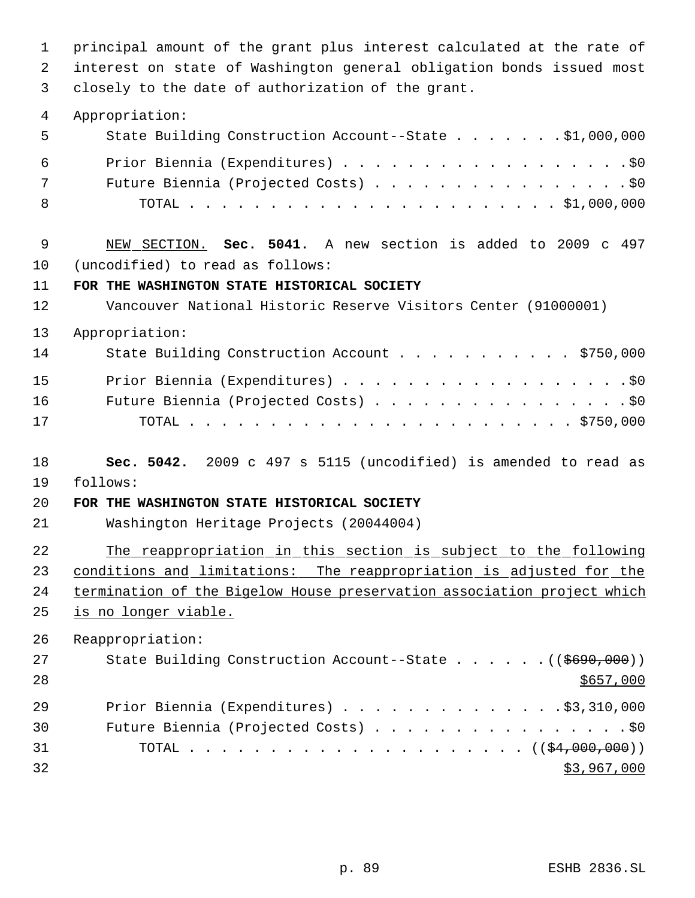principal amount of the grant plus interest calculated at the rate of interest on state of Washington general obligation bonds issued most closely to the date of authorization of the grant.

Appropriation:

| | |
|---|---|
| State Building Construction Account--State | $1,000,000 |
| Prior Biennia (Expenditures) | $0 |
| Future Biennia (Projected Costs) | $0 |
| TOTAL | $1,000,000 |

<u>NEW SECTION.</u> **Sec. 5041.** A new section is added to 2009 c 497 (uncodified) to read as follows:

**FOR THE WASHINGTON STATE HISTORICAL SOCIETY**

Vancouver National Historic Reserve Visitors Center (91000001)

Appropriation:

| | |
|---|---|
| State Building Construction Account | $750,000 |
| Prior Biennia (Expenditures) | $0 |
| Future Biennia (Projected Costs) | $0 |
| TOTAL | $750,000 |

**Sec. 5042.** 2009 c 497 s 5115 (uncodified) is amended to read as follows:

**FOR THE WASHINGTON STATE HISTORICAL SOCIETY**

Washington Heritage Projects (20044004)

<u>The reappropriation in this section is subject to the following conditions and limitations: The reappropriation is adjusted for the termination of the Bigelow House preservation association project which is no longer viable.</u>

Reappropriation:

| | |
|---|---|
| State Building Construction Account--State | ((~~$690,000~~)) <u>$657,000</u> |
| Prior Biennia (Expenditures) | $3,310,000 |
| Future Biennia (Projected Costs) | $0 |
| TOTAL | ((~~$4,000,000~~)) <u>$3,967,000</u> |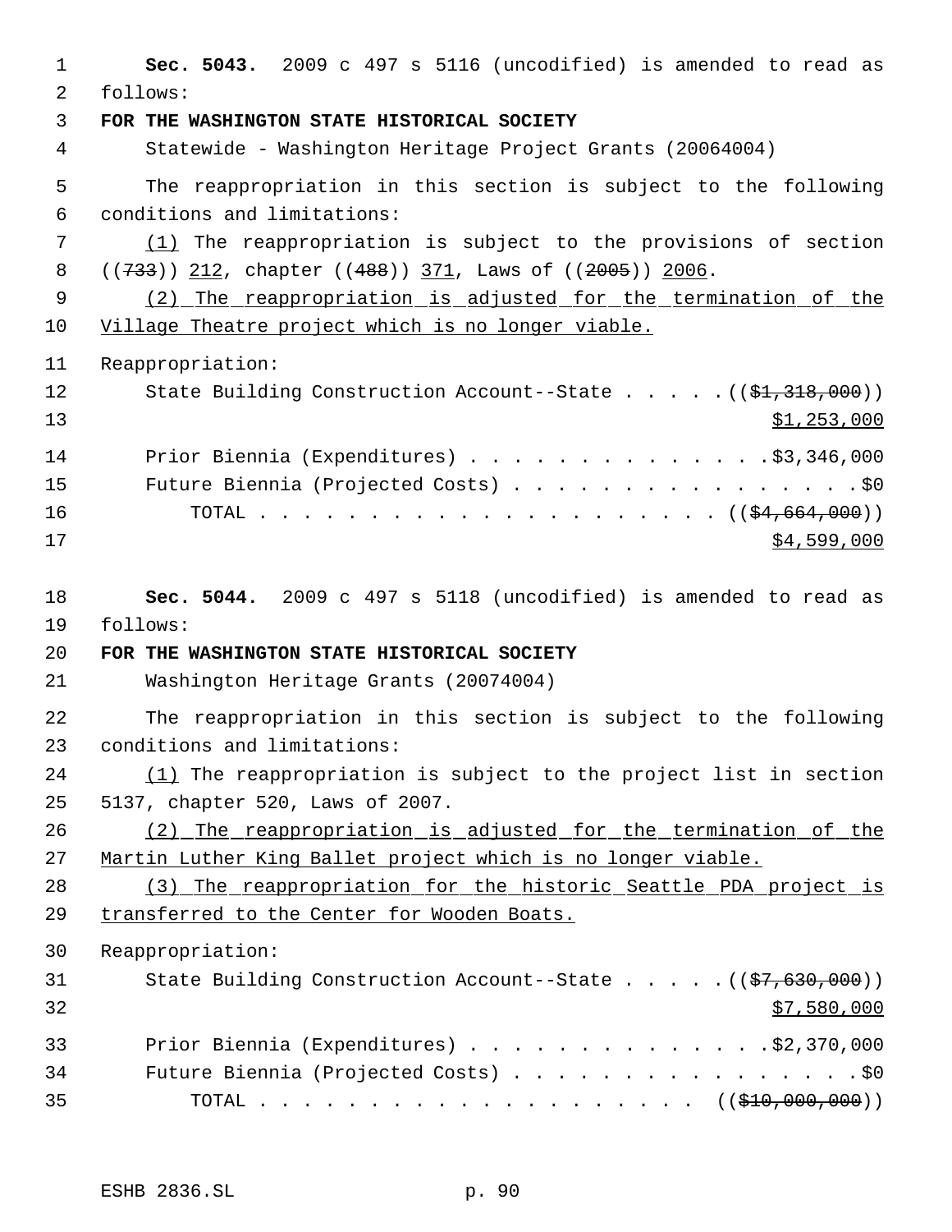**Sec. 5043.** 2009 c 497 s 5116 (uncodified) is amended to read as follows:

**FOR THE WASHINGTON STATE HISTORICAL SOCIETY**

Statewide - Washington Heritage Project Grants (20064004)

The reappropriation in this section is subject to the following conditions and limitations:

(1) The reappropriation is subject to the provisions of section ((~~733~~)) 212, chapter ((~~488~~)) 371, Laws of ((~~2005~~)) 2006.

(2) The reappropriation is adjusted for the termination of the Village Theatre project which is no longer viable.

Reappropriation:

State Building Construction Account--State . . . . . ((~~$1,318,000~~)) $1,253,000

Prior Biennia (Expenditures) . . . . . . . . . . . . . . $3,346,000

Future Biennia (Projected Costs) . . . . . . . . . . . . . . . . . $0

TOTAL . . . . . . . . . . . . . . . . . . . . . . ((~~$4,664,000~~)) $4,599,000

**Sec. 5044.** 2009 c 497 s 5118 (uncodified) is amended to read as follows:

**FOR THE WASHINGTON STATE HISTORICAL SOCIETY**

Washington Heritage Grants (20074004)

The reappropriation in this section is subject to the following conditions and limitations:

(1) The reappropriation is subject to the project list in section 5137, chapter 520, Laws of 2007.

(2) The reappropriation is adjusted for the termination of the Martin Luther King Ballet project which is no longer viable.

(3) The reappropriation for the historic Seattle PDA project is transferred to the Center for Wooden Boats.

Reappropriation:

State Building Construction Account--State . . . . . ((~~$7,630,000~~)) $7,580,000

Prior Biennia (Expenditures) . . . . . . . . . . . . . . $2,370,000

Future Biennia (Projected Costs) . . . . . . . . . . . . . . . . . $0

TOTAL . . . . . . . . . . . . . . . . . . . . . ((~~$10,000,000~~))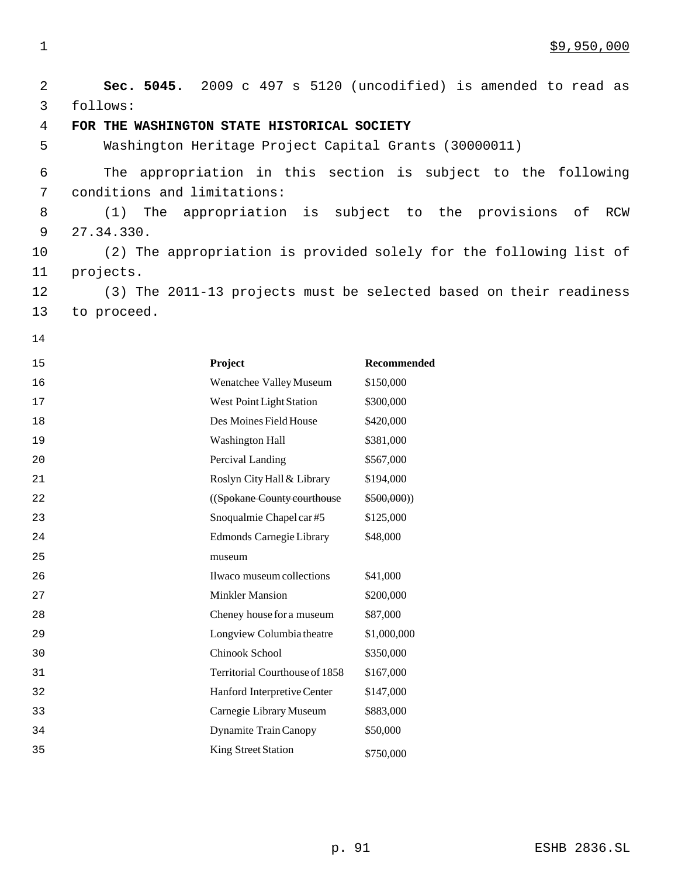$9,950,000

**Sec. 5045.** 2009 c 497 s 5120 (uncodified) is amended to read as follows:

**FOR THE WASHINGTON STATE HISTORICAL SOCIETY**

Washington Heritage Project Capital Grants (30000011)

The appropriation in this section is subject to the following conditions and limitations:

(1) The appropriation is subject to the provisions of RCW 27.34.330.

(2) The appropriation is provided solely for the following list of projects.

(3) The 2011-13 projects must be selected based on their readiness to proceed.

| Project | Recommended |
|---|---|
| Wenatchee Valley Museum | $150,000 |
| West Point Light Station | $300,000 |
| Des Moines Field House | $420,000 |
| Washington Hall | $381,000 |
| Percival Landing | $567,000 |
| Roslyn City Hall & Library | $194,000 |
| ((~~Spokane County courthouse~~ | ~~$500,000~~)) |
| Snoqualmie Chapel car #5 | $125,000 |
| Edmonds Carnegie Library museum | $48,000 |
| Ilwaco museum collections | $41,000 |
| Minkler Mansion | $200,000 |
| Cheney house for a museum | $87,000 |
| Longview Columbia theatre | $1,000,000 |
| Chinook School | $350,000 |
| Territorial Courthouse of 1858 | $167,000 |
| Hanford Interpretive Center | $147,000 |
| Carnegie Library Museum | $883,000 |
| Dynamite Train Canopy | $50,000 |
| King Street Station | $750,000 |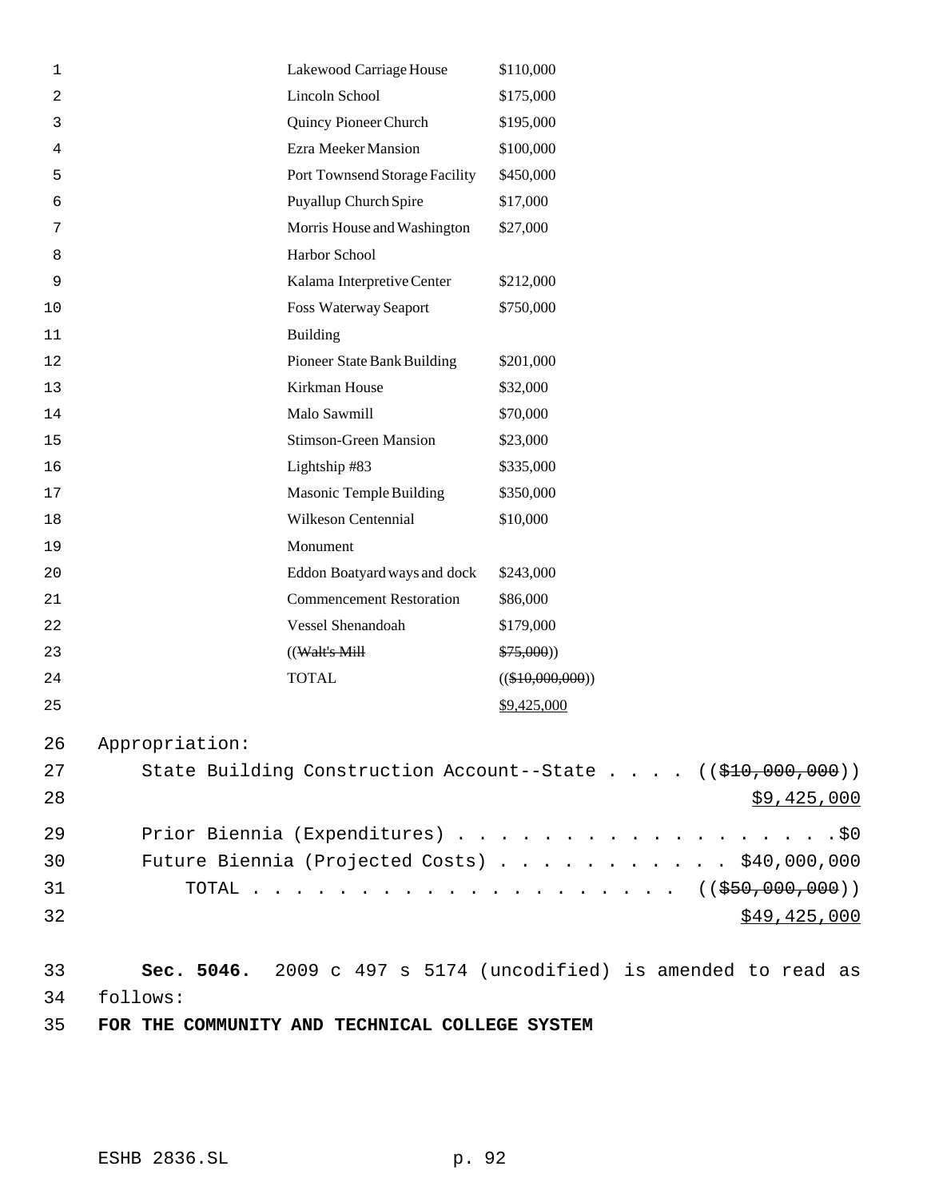| | |
|---|---|
| Lakewood Carriage House | $110,000 |
| Lincoln School | $175,000 |
| Quincy Pioneer Church | $195,000 |
| Ezra Meeker Mansion | $100,000 |
| Port Townsend Storage Facility | $450,000 |
| Puyallup Church Spire | $17,000 |
| Morris House and Washington Harbor School | $27,000 |
| Kalama Interpretive Center | $212,000 |
| Foss Waterway Seaport Building | $750,000 |
| Pioneer State Bank Building | $201,000 |
| Kirkman House | $32,000 |
| Malo Sawmill | $70,000 |
| Stimson-Green Mansion | $23,000 |
| Lightship #83 | $335,000 |
| Masonic Temple Building | $350,000 |
| Wilkeson Centennial Monument | $10,000 |
| Eddon Boatyard ways and dock | $243,000 |
| Commencement Restoration | $86,000 |
| Vessel Shenandoah | $179,000 |
| ((~~Walt's Mill~~ | ~~$75,000~~)) |
| TOTAL | ((~~$10,000,000~~)) |
| | $9,425,000 |

Appropriation:

State Building Construction Account--State . . . . ((~~$10,000,000~~))
$9,425,000

Prior Biennia (Expenditures) . . . . . . . . . . . . . . . . . . . $0

Future Biennia (Projected Costs) . . . . . . . . . . . . $40,000,000

TOTAL . . . . . . . . . . . . . . . . . . . . . . ((~~$50,000,000~~))
$49,425,000

**Sec. 5046.** 2009 c 497 s 5174 (uncodified) is amended to read as follows:

**FOR THE COMMUNITY AND TECHNICAL COLLEGE SYSTEM**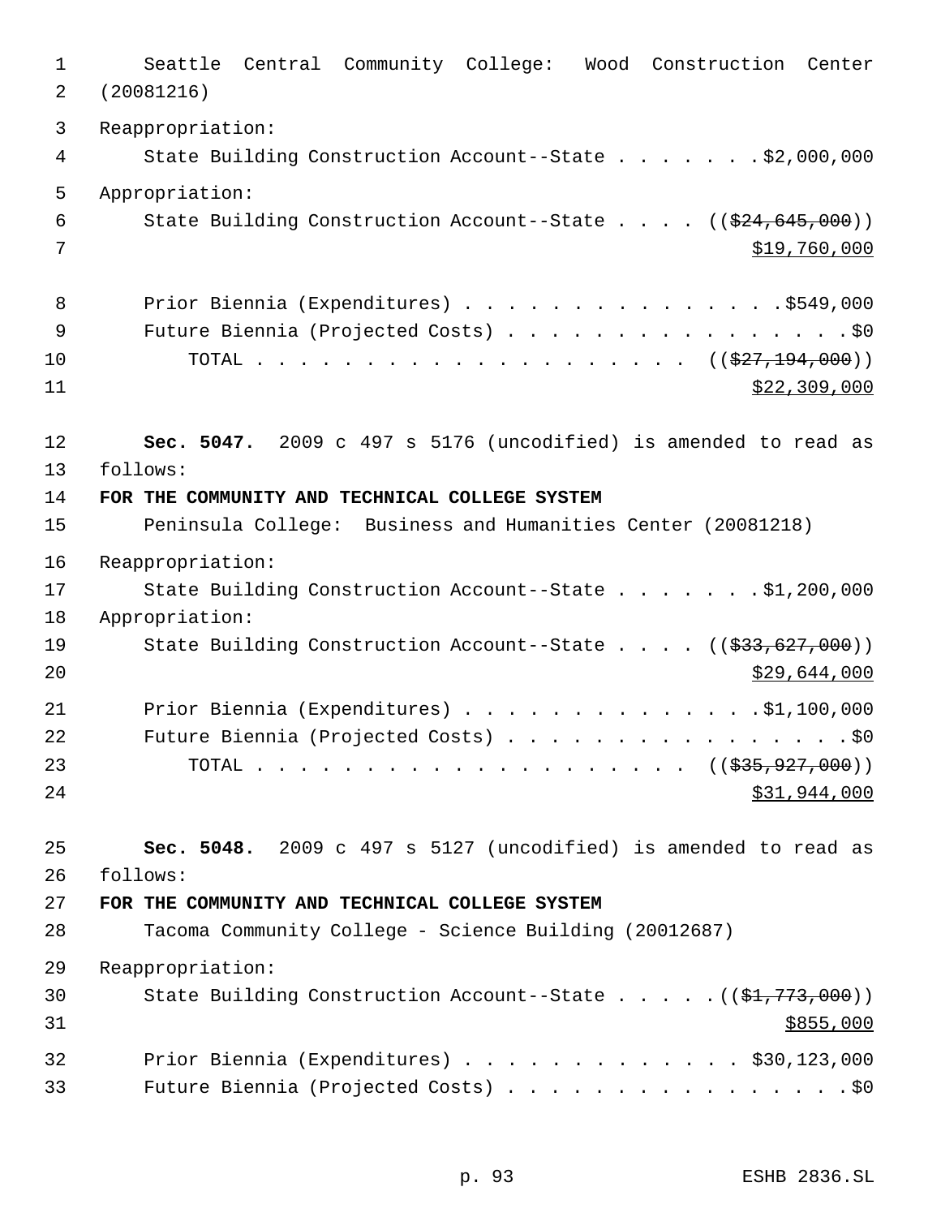Seattle Central Community College: Wood Construction Center (20081216)

Reappropriation:

State Building Construction Account--State . . . . . . . $2,000,000

Appropriation:

State Building Construction Account--State . . . . ((~~$24,645,000~~))
$19,760,000

Prior Biennia (Expenditures) . . . . . . . . . . . . . . . $549,000

Future Biennia (Projected Costs) . . . . . . . . . . . . . . . . . $0

TOTAL . . . . . . . . . . . . . . . . . . . . . ((~~$27,194,000~~))
$22,309,000

**Sec. 5047.** 2009 c 497 s 5176 (uncodified) is amended to read as follows:

**FOR THE COMMUNITY AND TECHNICAL COLLEGE SYSTEM**

Peninsula College: Business and Humanities Center (20081218)

Reappropriation:

State Building Construction Account--State . . . . . . . $1,200,000

Appropriation:

State Building Construction Account--State . . . . ((~~$33,627,000~~))
$29,644,000

Prior Biennia (Expenditures) . . . . . . . . . . . . . . $1,100,000

Future Biennia (Projected Costs) . . . . . . . . . . . . . . . . . $0

TOTAL . . . . . . . . . . . . . . . . . . . . . ((~~$35,927,000~~))
$31,944,000

**Sec. 5048.** 2009 c 497 s 5127 (uncodified) is amended to read as follows:

**FOR THE COMMUNITY AND TECHNICAL COLLEGE SYSTEM**

Tacoma Community College - Science Building (20012687)

Reappropriation:

State Building Construction Account--State . . . . . ((~~$1,773,000~~))
$855,000

Prior Biennia (Expenditures) . . . . . . . . . . . . . $30,123,000

Future Biennia (Projected Costs) . . . . . . . . . . . . . . . . . $0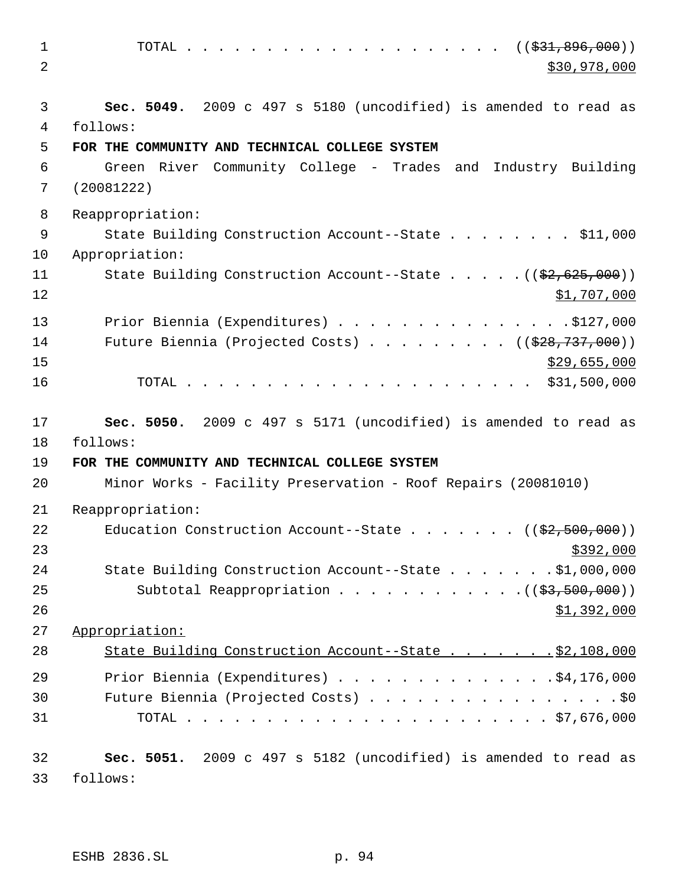TOTAL . . . . . . . . . . . . . . . . . . . . . . ((~~$31,896,000~~))
<u>$30,978,000</u>

**Sec. 5049.** 2009 c 497 s 5180 (uncodified) is amended to read as follows:

**FOR THE COMMUNITY AND TECHNICAL COLLEGE SYSTEM**

Green River Community College - Trades and Industry Building (20081222)

Reappropriation:

State Building Construction Account--State . . . . . . . . $11,000

Appropriation:

State Building Construction Account--State . . . . . ((~~$2,625,000~~))
<u>$1,707,000</u>

Prior Biennia (Expenditures) . . . . . . . . . . . . . . .$127,000

Future Biennia (Projected Costs) . . . . . . . . . . ((~~$28,737,000~~))
<u>$29,655,000</u>

TOTAL . . . . . . . . . . . . . . . . . . . . . . $31,500,000

**Sec. 5050.** 2009 c 497 s 5171 (uncodified) is amended to read as follows:

**FOR THE COMMUNITY AND TECHNICAL COLLEGE SYSTEM**

Minor Works - Facility Preservation - Roof Repairs (20081010)

Reappropriation:

Education Construction Account--State . . . . . . . . ((~~$2,500,000~~))
<u>$392,000</u>

State Building Construction Account--State . . . . . . . .$1,000,000

Subtotal Reappropriation . . . . . . . . . . . . .((~~$3,500,000~~))
<u>$1,392,000</u>

<u>Appropriation:</u>

<u>State Building Construction Account--State . . . . . . . .$2,108,000</u>

Prior Biennia (Expenditures) . . . . . . . . . . . . . . .$4,176,000

Future Biennia (Projected Costs) . . . . . . . . . . . . . . . . .$0

TOTAL . . . . . . . . . . . . . . . . . . . . . . . $7,676,000

**Sec. 5051.** 2009 c 497 s 5182 (uncodified) is amended to read as follows: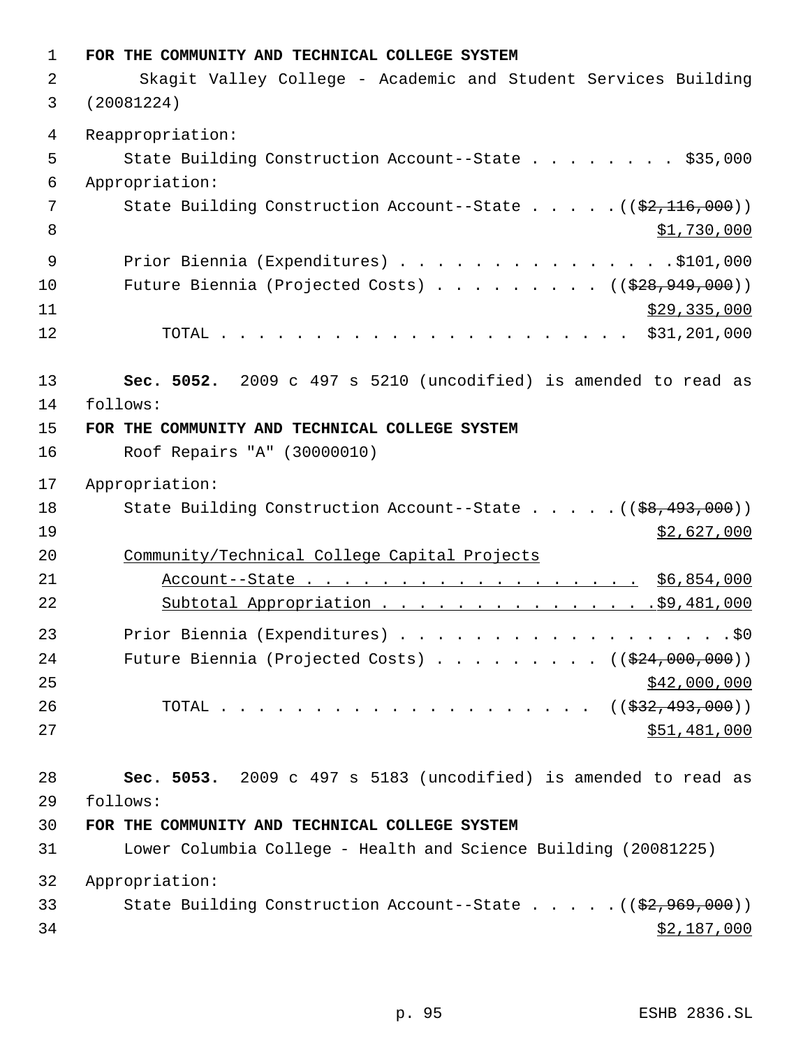**FOR THE COMMUNITY AND TECHNICAL COLLEGE SYSTEM**

Skagit Valley College - Academic and Student Services Building (20081224)

Reappropriation:

State Building Construction Account--State . . . . . . . . . $35,000

Appropriation:

State Building Construction Account--State . . . . . ~~(($2,116,000))~~ $1,730,000

Prior Biennia (Expenditures) . . . . . . . . . . . . . . . $101,000

Future Biennia (Projected Costs) . . . . . . . . . . ~~(($28,949,000))~~ $29,335,000

TOTAL . . . . . . . . . . . . . . . . . . . . . . $31,201,000

**Sec. 5052.** 2009 c 497 s 5210 (uncodified) is amended to read as follows:

**FOR THE COMMUNITY AND TECHNICAL COLLEGE SYSTEM**

Roof Repairs "A" (30000010)

Appropriation:

State Building Construction Account--State . . . . . ~~(($8,493,000))~~ $2,627,000

Community/Technical College Capital Projects Account--State . . . . . . . . . . . . . . . . . . . $6,854,000

Subtotal Appropriation . . . . . . . . . . . . . . . . $9,481,000

Prior Biennia (Expenditures) . . . . . . . . . . . . . . . . . . . $0

Future Biennia (Projected Costs) . . . . . . . . . . ~~(($24,000,000))~~ $42,000,000

TOTAL . . . . . . . . . . . . . . . . . . . . . ~~(($32,493,000))~~ $51,481,000

**Sec. 5053.** 2009 c 497 s 5183 (uncodified) is amended to read as follows:

**FOR THE COMMUNITY AND TECHNICAL COLLEGE SYSTEM**

Lower Columbia College - Health and Science Building (20081225)

Appropriation:

State Building Construction Account--State . . . . . ~~(($2,969,000))~~ $2,187,000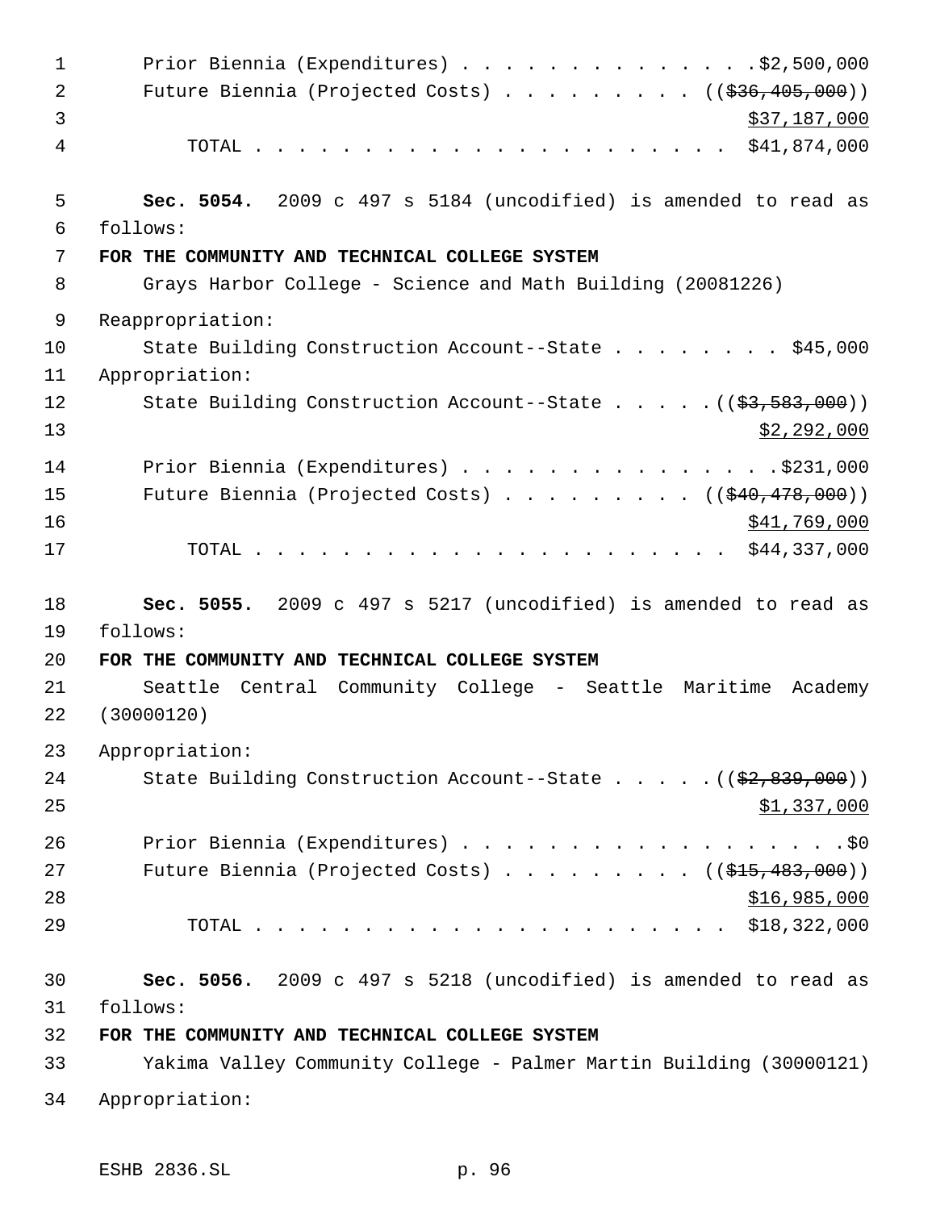Prior Biennia (Expenditures) . . . . . . . . . . . . . . .$2,500,000
Future Biennia (Projected Costs) . . . . . . . . . . ((~~$36,405,000~~))
$37,187,000
TOTAL . . . . . . . . . . . . . . . . . . . . . . $41,874,000

**Sec. 5054.** 2009 c 497 s 5184 (uncodified) is amended to read as follows:

**FOR THE COMMUNITY AND TECHNICAL COLLEGE SYSTEM**

Grays Harbor College - Science and Math Building (20081226)

Reappropriation:
State Building Construction Account--State . . . . . . . . . $45,000
Appropriation:
State Building Construction Account--State . . . . . ((~~$3,583,000~~))
$2,292,000
Prior Biennia (Expenditures) . . . . . . . . . . . . . . . .$231,000
Future Biennia (Projected Costs) . . . . . . . . . . ((~~$40,478,000~~))
$41,769,000
TOTAL . . . . . . . . . . . . . . . . . . . . . . $44,337,000

**Sec. 5055.** 2009 c 497 s 5217 (uncodified) is amended to read as follows:

**FOR THE COMMUNITY AND TECHNICAL COLLEGE SYSTEM**

Seattle Central Community College - Seattle Maritime Academy (30000120)

Appropriation:
State Building Construction Account--State . . . . . ((~~$2,839,000~~))
$1,337,000
Prior Biennia (Expenditures) . . . . . . . . . . . . . . . . . . .$0
Future Biennia (Projected Costs) . . . . . . . . . . ((~~$15,483,000~~))
$16,985,000
TOTAL . . . . . . . . . . . . . . . . . . . . . . $18,322,000

**Sec. 5056.** 2009 c 497 s 5218 (uncodified) is amended to read as follows:

**FOR THE COMMUNITY AND TECHNICAL COLLEGE SYSTEM**

Yakima Valley Community College - Palmer Martin Building (30000121)

Appropriation: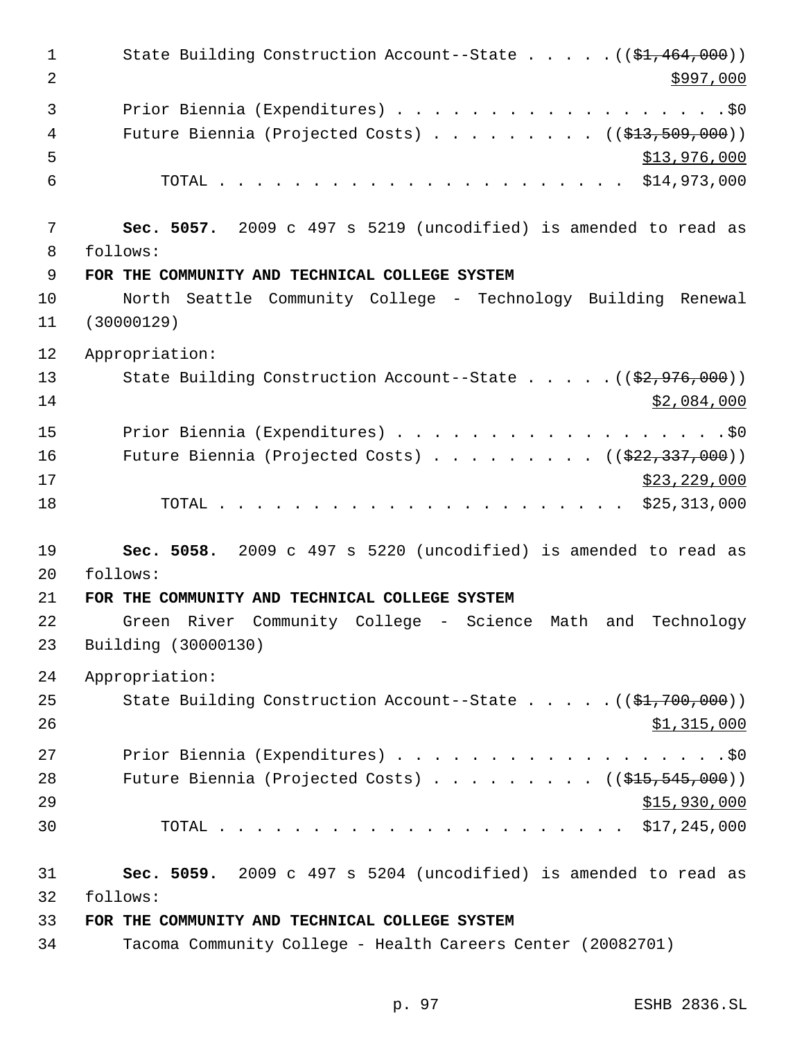State Building Construction Account--State . . . . . (($1,464,000))
$997,000

Prior Biennia (Expenditures) . . . . . . . . . . . . . . . . . . .$0
Future Biennia (Projected Costs) . . . . . . . . . . (($13,509,000))
$13,976,000
TOTAL . . . . . . . . . . . . . . . . . . . . . . . $14,973,000

**Sec. 5057.** 2009 c 497 s 5219 (uncodified) is amended to read as follows:

**FOR THE COMMUNITY AND TECHNICAL COLLEGE SYSTEM**

North Seattle Community College - Technology Building Renewal (30000129)

Appropriation:

State Building Construction Account--State . . . . . (($2,976,000))
$2,084,000

Prior Biennia (Expenditures) . . . . . . . . . . . . . . . . . . .$0
Future Biennia (Projected Costs) . . . . . . . . . . (($22,337,000))
$23,229,000
TOTAL . . . . . . . . . . . . . . . . . . . . . . . $25,313,000

**Sec. 5058.** 2009 c 497 s 5220 (uncodified) is amended to read as follows:

**FOR THE COMMUNITY AND TECHNICAL COLLEGE SYSTEM**

Green River Community College - Science Math and Technology Building (30000130)

Appropriation:

State Building Construction Account--State . . . . . (($1,700,000))
$1,315,000

Prior Biennia (Expenditures) . . . . . . . . . . . . . . . . . . .$0
Future Biennia (Projected Costs) . . . . . . . . . . (($15,545,000))
$15,930,000
TOTAL . . . . . . . . . . . . . . . . . . . . . . . $17,245,000

**Sec. 5059.** 2009 c 497 s 5204 (uncodified) is amended to read as follows:

**FOR THE COMMUNITY AND TECHNICAL COLLEGE SYSTEM**

Tacoma Community College - Health Careers Center (20082701)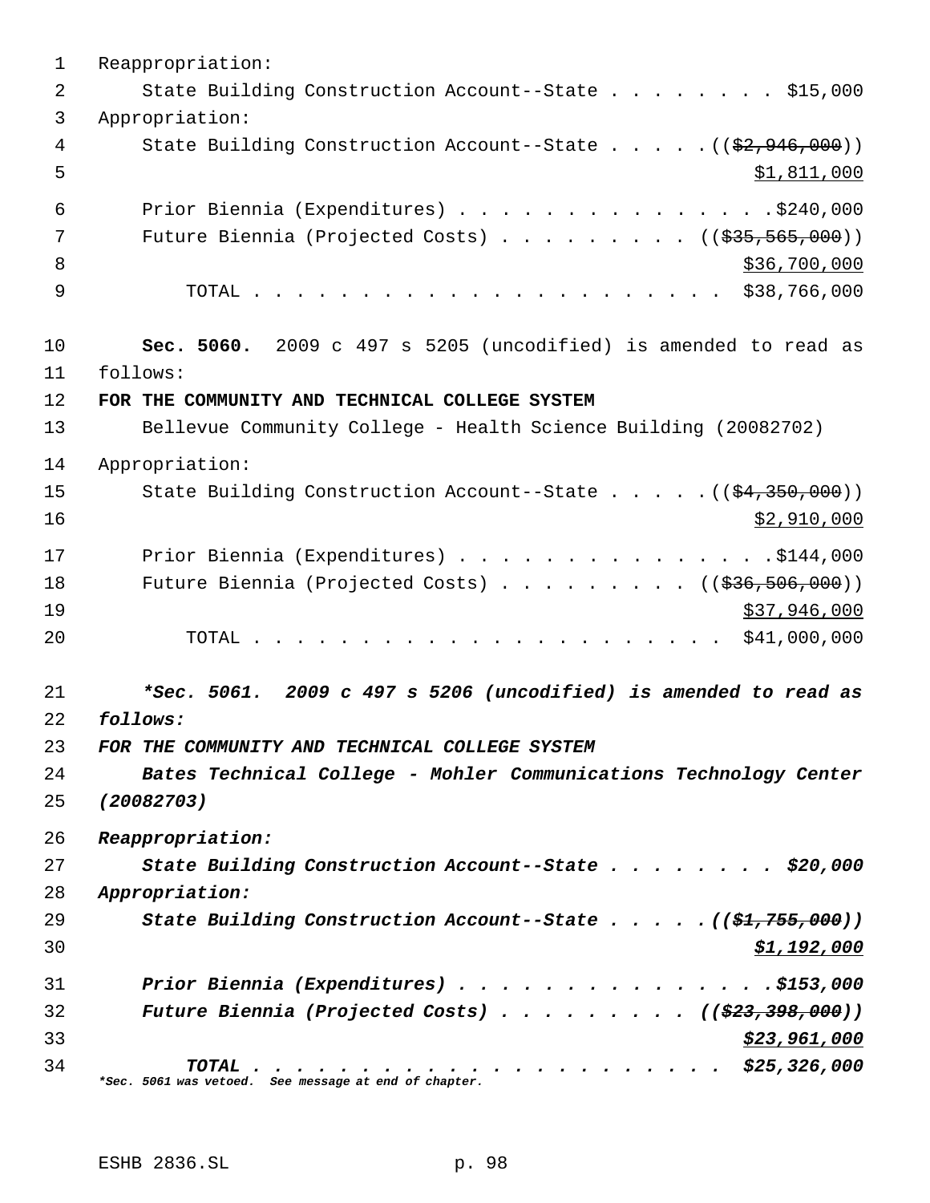Reappropriation:

State Building Construction Account--State . . . . . . . . $15,000

Appropriation:

State Building Construction Account--State . . . . . (( ~~$2,946,000~~ ))
$1,811,000

Prior Biennia (Expenditures) . . . . . . . . . . . . . . . .$240,000

Future Biennia (Projected Costs) . . . . . . . . . . (( ~~$35,565,000~~ ))
$36,700,000

TOTAL . . . . . . . . . . . . . . . . . . . . . . . $38,766,000

**Sec. 5060.** 2009 c 497 s 5205 (uncodified) is amended to read as follows:

**FOR THE COMMUNITY AND TECHNICAL COLLEGE SYSTEM**

Bellevue Community College - Health Science Building (20082702)

Appropriation:

State Building Construction Account--State . . . . . (( ~~$4,350,000~~ ))
$2,910,000

Prior Biennia (Expenditures) . . . . . . . . . . . . . . . .$144,000

Future Biennia (Projected Costs) . . . . . . . . . . (( ~~$36,506,000~~ ))
$37,946,000

TOTAL . . . . . . . . . . . . . . . . . . . . . . . $41,000,000

***\*Sec. 5061. 2009 c 497 s 5206 (uncodified) is amended to read as follows:***

***FOR THE COMMUNITY AND TECHNICAL COLLEGE SYSTEM***

***Bates Technical College - Mohler Communications Technology Center (20082703)***

***Reappropriation:***

***State Building Construction Account--State . . . . . . . . $20,000***

***Appropriation:***

***State Building Construction Account--State . . . . . ((~~$1,755,000~~))***
***$1,192,000***

***Prior Biennia (Expenditures) . . . . . . . . . . . . . . . .$153,000***

***Future Biennia (Projected Costs) . . . . . . . . . . ((~~$23,398,000~~))***
***$23,961,000***

***TOTAL . . . . . . . . . . . . . . . . . . . . . . . $25,326,000***

*\*Sec. 5061 was vetoed. See message at end of chapter.*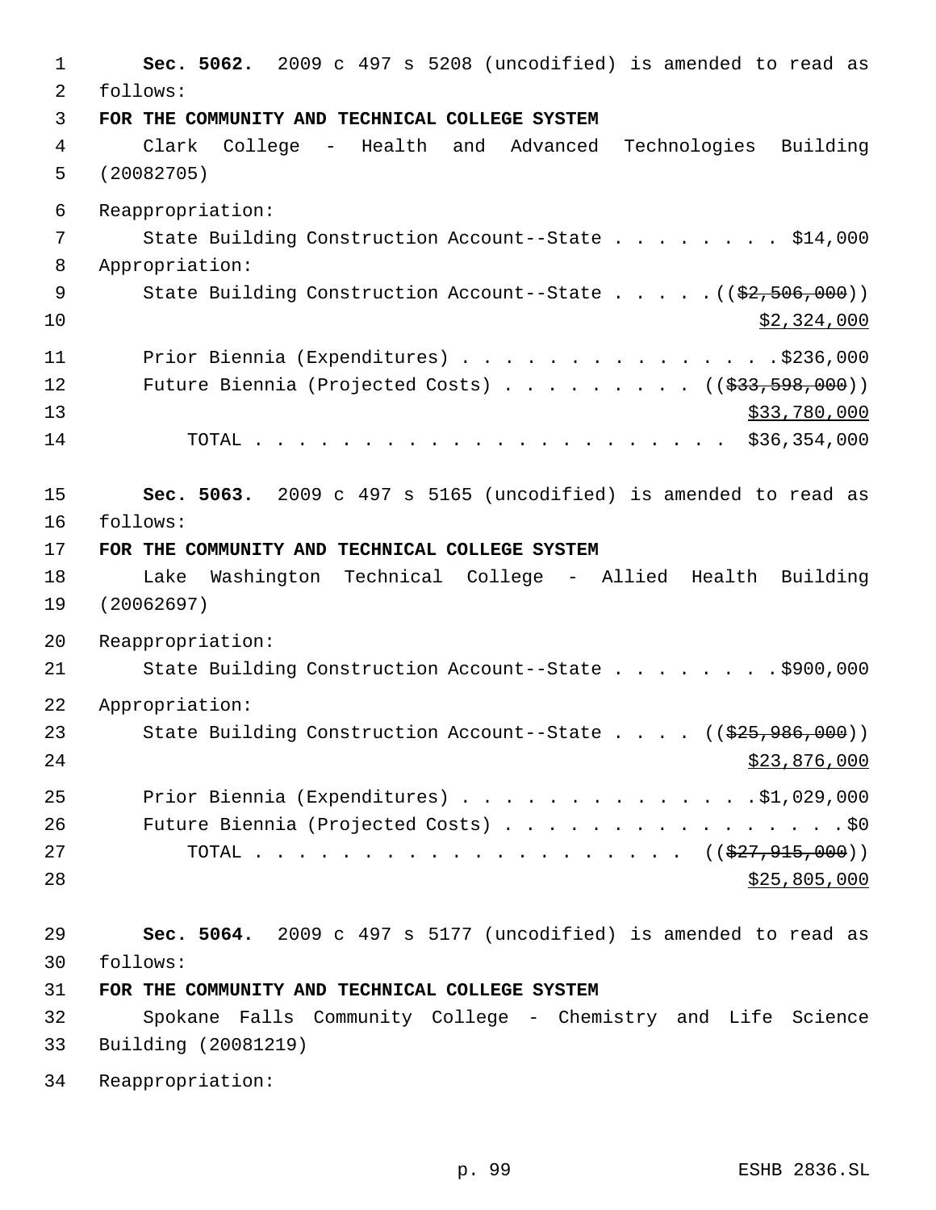**Sec. 5062.** 2009 c 497 s 5208 (uncodified) is amended to read as follows:

**FOR THE COMMUNITY AND TECHNICAL COLLEGE SYSTEM**

Clark College - Health and Advanced Technologies Building (20082705)

Reappropriation:

State Building Construction Account--State . . . . . . . . . $14,000

Appropriation:

State Building Construction Account--State . . . . . (($2,506,000)) $2,324,000

Prior Biennia (Expenditures) . . . . . . . . . . . . . . . .$236,000

Future Biennia (Projected Costs) . . . . . . . . . . (($33,598,000)) $33,780,000

TOTAL . . . . . . . . . . . . . . . . . . . . . . . $36,354,000

**Sec. 5063.** 2009 c 497 s 5165 (uncodified) is amended to read as follows:

**FOR THE COMMUNITY AND TECHNICAL COLLEGE SYSTEM**

Lake Washington Technical College - Allied Health Building (20062697)

Reappropriation:

State Building Construction Account--State . . . . . . . . .$900,000

Appropriation:

State Building Construction Account--State . . . . (($25,986,000)) $23,876,000

Prior Biennia (Expenditures) . . . . . . . . . . . . . . .$1,029,000

Future Biennia (Projected Costs) . . . . . . . . . . . . . . . . . .$0

TOTAL . . . . . . . . . . . . . . . . . . . . . (($27,915,000)) $25,805,000

**Sec. 5064.** 2009 c 497 s 5177 (uncodified) is amended to read as follows:

**FOR THE COMMUNITY AND TECHNICAL COLLEGE SYSTEM**

Spokane Falls Community College - Chemistry and Life Science Building (20081219)

Reappropriation: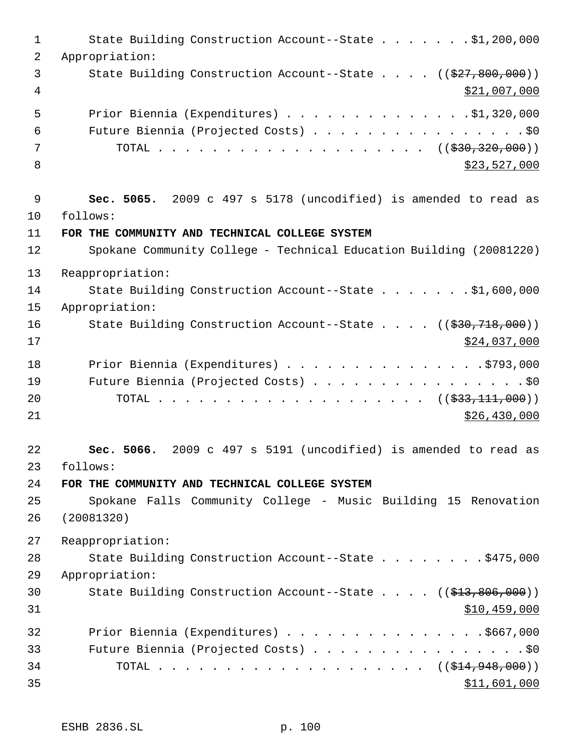State Building Construction Account--State . . . . . . . $1,200,000

Appropriation:

State Building Construction Account--State . . . . (($27,800,000)) $21,007,000

Prior Biennia (Expenditures) . . . . . . . . . . . . . . $1,320,000

Future Biennia (Projected Costs) . . . . . . . . . . . . . . . . . $0

TOTAL . . . . . . . . . . . . . . . . . . . . . (($30,320,000)) $23,527,000

**Sec. 5065.** 2009 c 497 s 5178 (uncodified) is amended to read as follows:

**FOR THE COMMUNITY AND TECHNICAL COLLEGE SYSTEM**

Spokane Community College - Technical Education Building (20081220)

Reappropriation:

State Building Construction Account--State . . . . . . . $1,600,000

Appropriation:

State Building Construction Account--State . . . . (($30,718,000)) $24,037,000

Prior Biennia (Expenditures) . . . . . . . . . . . . . . . $793,000

Future Biennia (Projected Costs) . . . . . . . . . . . . . . . . . $0

TOTAL . . . . . . . . . . . . . . . . . . . . . (($33,111,000)) $26,430,000

**Sec. 5066.** 2009 c 497 s 5191 (uncodified) is amended to read as follows:

**FOR THE COMMUNITY AND TECHNICAL COLLEGE SYSTEM**

Spokane Falls Community College - Music Building 15 Renovation (20081320)

Reappropriation:

State Building Construction Account--State . . . . . . . . $475,000

Appropriation:

State Building Construction Account--State . . . . (($13,806,000)) $10,459,000

Prior Biennia (Expenditures) . . . . . . . . . . . . . . . $667,000

Future Biennia (Projected Costs) . . . . . . . . . . . . . . . . . $0

TOTAL . . . . . . . . . . . . . . . . . . . . . (($14,948,000)) $11,601,000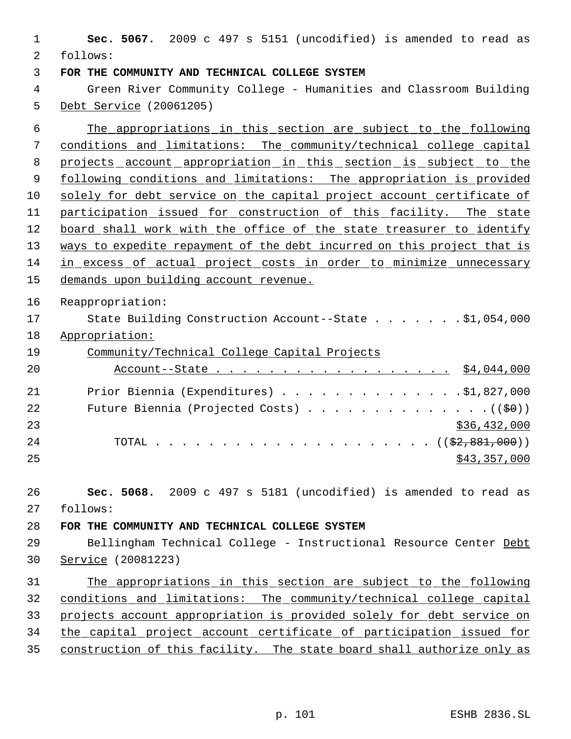**Sec. 5067.** 2009 c 497 s 5151 (uncodified) is amended to read as follows:

**FOR THE COMMUNITY AND TECHNICAL COLLEGE SYSTEM**

Green River Community College - Humanities and Classroom Building Debt Service (20061205)

The appropriations in this section are subject to the following conditions and limitations: The community/technical college capital projects account appropriation in this section is subject to the following conditions and limitations: The appropriation is provided solely for debt service on the capital project account certificate of participation issued for construction of this facility. The state board shall work with the office of the state treasurer to identify ways to expedite repayment of the debt incurred on this project that is in excess of actual project costs in order to minimize unnecessary demands upon building account revenue.

Reappropriation:

State Building Construction Account--State . . . . . . . $1,054,000

Appropriation:

Community/Technical College Capital Projects Account--State . . . . . . . . . . . . . . . . . . . $4,044,000

Prior Biennia (Expenditures) . . . . . . . . . . . . . . $1,827,000

Future Biennia (Projected Costs) . . . . . . . . . . . . . . (($0)) $36,432,000

TOTAL . . . . . . . . . . . . . . . . . . . . . (($2,881,000)) $43,357,000

**Sec. 5068.** 2009 c 497 s 5181 (uncodified) is amended to read as follows:

**FOR THE COMMUNITY AND TECHNICAL COLLEGE SYSTEM**

Bellingham Technical College - Instructional Resource Center Debt Service (20081223)

The appropriations in this section are subject to the following conditions and limitations: The community/technical college capital projects account appropriation is provided solely for debt service on the capital project account certificate of participation issued for construction of this facility. The state board shall authorize only as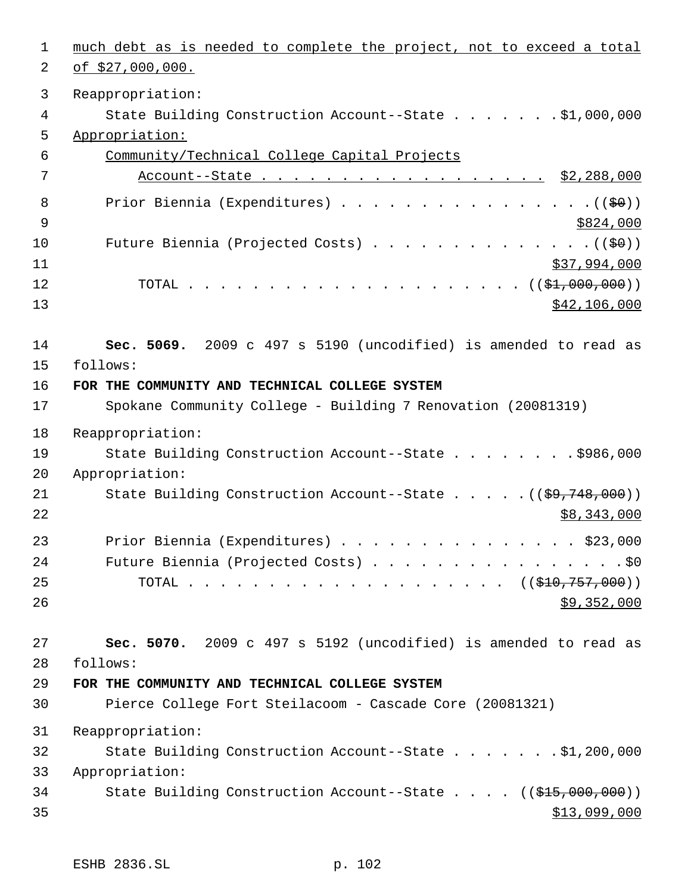much debt as is needed to complete the project, not to exceed a total of $27,000,000.

Reappropriation:

State Building Construction Account--State . . . . . . . $1,000,000

Appropriation:

Community/Technical College Capital Projects Account--State . . . . . . . . . . . . . . . . . . $2,288,000

Prior Biennia (Expenditures) . . . . . . . . . . . . . . . . (($0)) $824,000

Future Biennia (Projected Costs) . . . . . . . . . . . . . . (($0)) $37,994,000

TOTAL . . . . . . . . . . . . . . . . . . . . . (($1,000,000)) $42,106,000

**Sec. 5069.** 2009 c 497 s 5190 (uncodified) is amended to read as follows:

**FOR THE COMMUNITY AND TECHNICAL COLLEGE SYSTEM**

Spokane Community College - Building 7 Renovation (20081319)

Reappropriation:

State Building Construction Account--State . . . . . . . . $986,000

Appropriation:

State Building Construction Account--State . . . . . (($9,748,000)) $8,343,000

Prior Biennia (Expenditures) . . . . . . . . . . . . . . . . $23,000

Future Biennia (Projected Costs) . . . . . . . . . . . . . . . . . $0

TOTAL . . . . . . . . . . . . . . . . . . . . (($10,757,000)) $9,352,000

**Sec. 5070.** 2009 c 497 s 5192 (uncodified) is amended to read as follows:

**FOR THE COMMUNITY AND TECHNICAL COLLEGE SYSTEM**

Pierce College Fort Steilacoom - Cascade Core (20081321)

Reappropriation:

State Building Construction Account--State . . . . . . . $1,200,000

Appropriation:

State Building Construction Account--State . . . . (($15,000,000)) $13,099,000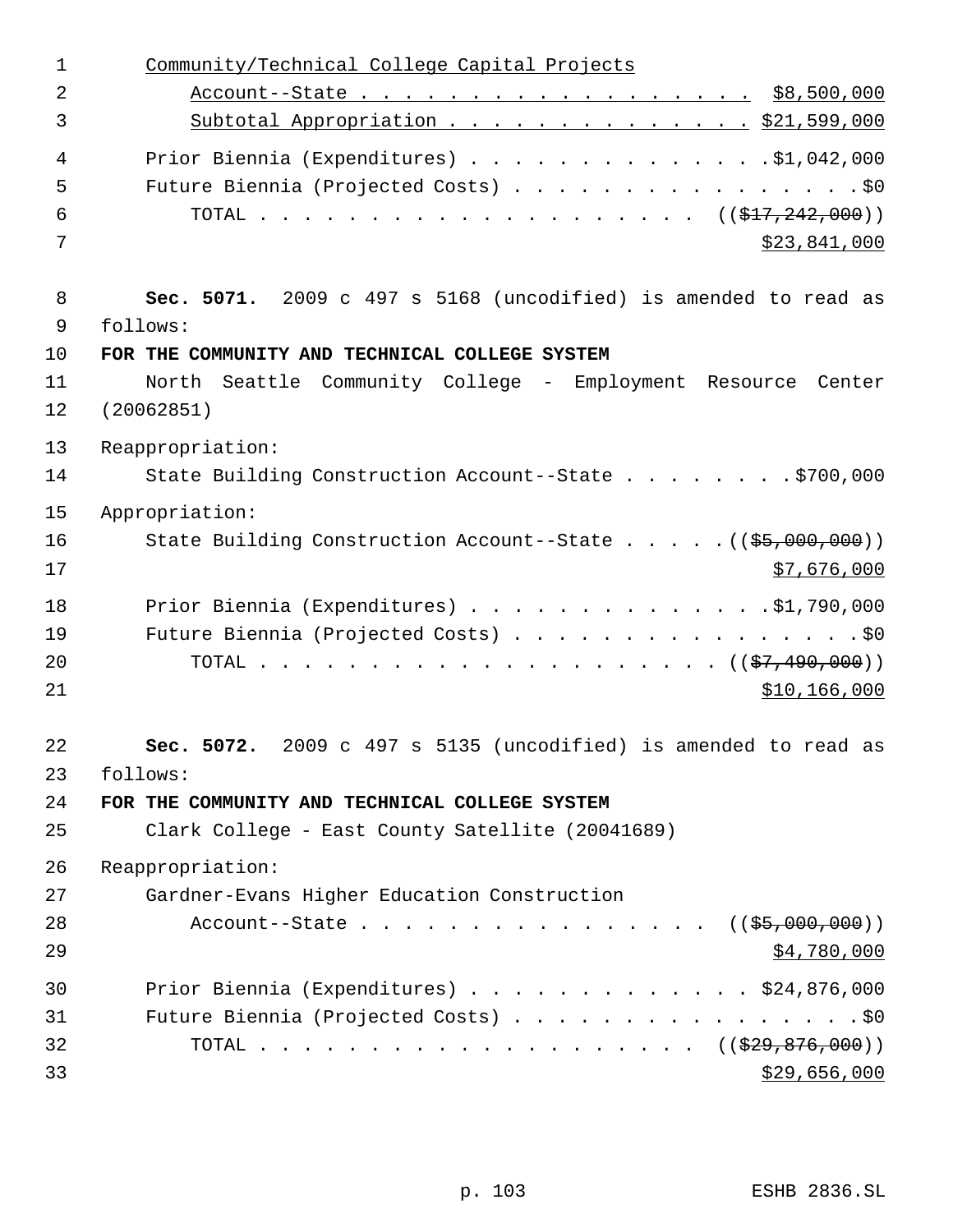Community/Technical College Capital Projects
Account--State . . . . . . . . . . . . . . . . . . $8,500,000
Subtotal Appropriation . . . . . . . . . . . . . . $21,599,000

Prior Biennia (Expenditures) . . . . . . . . . . . . . .$1,042,000
Future Biennia (Projected Costs) . . . . . . . . . . . . . . . . .$0
TOTAL . . . . . . . . . . . . . . . . . . . . . . ((~~$17,242,000~~))
$23,841,000

**Sec. 5071.** 2009 c 497 s 5168 (uncodified) is amended to read as follows:

**FOR THE COMMUNITY AND TECHNICAL COLLEGE SYSTEM**

North Seattle Community College - Employment Resource Center (20062851)

Reappropriation:
State Building Construction Account--State . . . . . . . . .$700,000

Appropriation:
State Building Construction Account--State . . . . . .((~~$5,000,000~~))
$7,676,000

Prior Biennia (Expenditures) . . . . . . . . . . . . . .$1,790,000
Future Biennia (Projected Costs) . . . . . . . . . . . . . . . . .$0
TOTAL . . . . . . . . . . . . . . . . . . . . . . ((~~$7,490,000~~))
$10,166,000

**Sec. 5072.** 2009 c 497 s 5135 (uncodified) is amended to read as follows:

**FOR THE COMMUNITY AND TECHNICAL COLLEGE SYSTEM**

Clark College - East County Satellite (20041689)

Reappropriation:
Gardner-Evans Higher Education Construction
Account--State . . . . . . . . . . . . . . . . ((~~$5,000,000~~))
$4,780,000

Prior Biennia (Expenditures) . . . . . . . . . . . . . $24,876,000
Future Biennia (Projected Costs) . . . . . . . . . . . . . . . . .$0
TOTAL . . . . . . . . . . . . . . . . . . . . . ((~~$29,876,000~~))
$29,656,000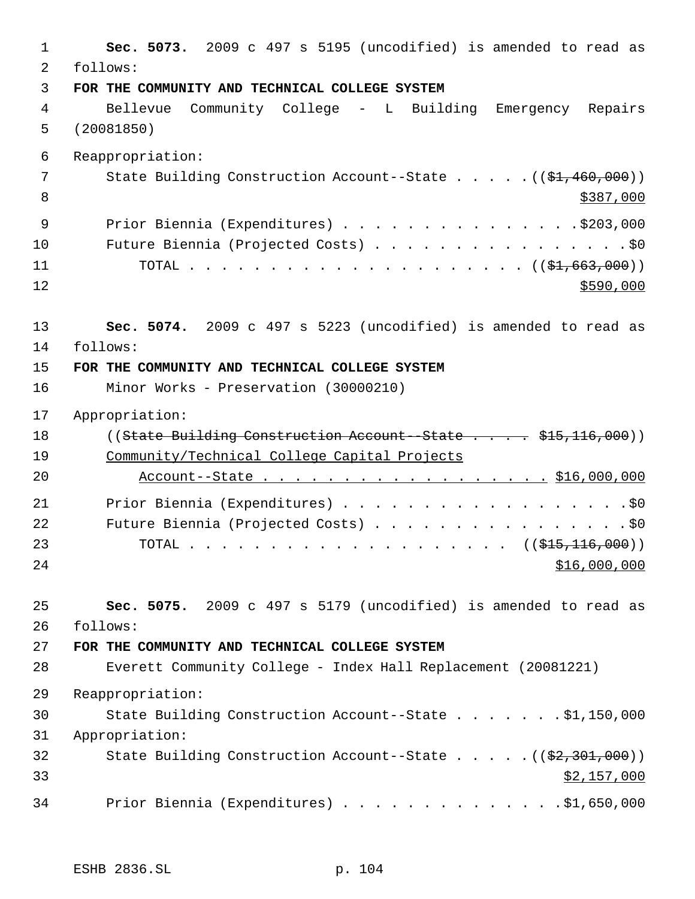**Sec. 5073.** 2009 c 497 s 5195 (uncodified) is amended to read as follows:

**FOR THE COMMUNITY AND TECHNICAL COLLEGE SYSTEM**

Bellevue Community College - L Building Emergency Repairs (20081850)

Reappropriation:

State Building Construction Account--State . . . . . ((~~$1,460,000~~)) $387,000

Prior Biennia (Expenditures) . . . . . . . . . . . . . . . $203,000

Future Biennia (Projected Costs) . . . . . . . . . . . . . . . . . $0

TOTAL . . . . . . . . . . . . . . . . . . . . . . ((~~$1,663,000~~)) $590,000

**Sec. 5074.** 2009 c 497 s 5223 (uncodified) is amended to read as follows:

**FOR THE COMMUNITY AND TECHNICAL COLLEGE SYSTEM**

Minor Works - Preservation (30000210)

Appropriation:

((~~State Building Construction Account--State . . . . . $15,116,000~~))

Community/Technical College Capital Projects Account--State . . . . . . . . . . . . . . . . . . $16,000,000

Prior Biennia (Expenditures) . . . . . . . . . . . . . . . . . . . $0

Future Biennia (Projected Costs) . . . . . . . . . . . . . . . . . $0

TOTAL . . . . . . . . . . . . . . . . . . . . . ((~~$15,116,000~~)) $16,000,000

**Sec. 5075.** 2009 c 497 s 5179 (uncodified) is amended to read as follows:

**FOR THE COMMUNITY AND TECHNICAL COLLEGE SYSTEM**

Everett Community College - Index Hall Replacement (20081221)

Reappropriation:

State Building Construction Account--State . . . . . . . $1,150,000

Appropriation:

State Building Construction Account--State . . . . . ((~~$2,301,000~~)) $2,157,000

Prior Biennia (Expenditures) . . . . . . . . . . . . . . $1,650,000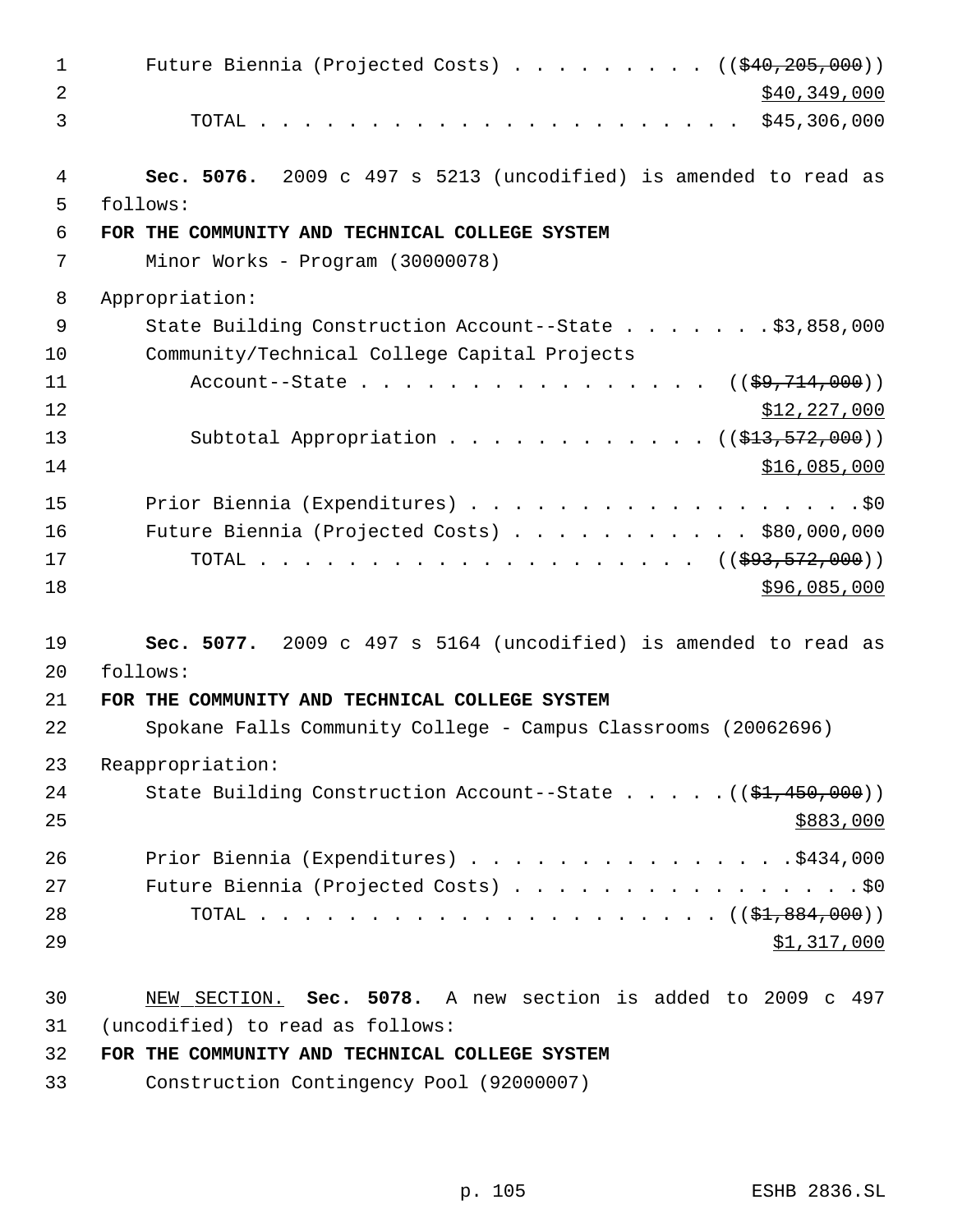Future Biennia (Projected Costs) . . . . . . . . . . ((~~$40,205,000~~))
<u>$40,349,000</u>
TOTAL . . . . . . . . . . . . . . . . . . . . . . $45,306,000

**Sec. 5076.** 2009 c 497 s 5213 (uncodified) is amended to read as follows:

**FOR THE COMMUNITY AND TECHNICAL COLLEGE SYSTEM**

Minor Works - Program (30000078)

Appropriation:

State Building Construction Account--State . . . . . . . $3,858,000
Community/Technical College Capital Projects
Account--State . . . . . . . . . . . . . . . . . ((~~$9,714,000~~))
<u>$12,227,000</u>
Subtotal Appropriation . . . . . . . . . . . . ((~~$13,572,000~~))
<u>$16,085,000</u>

Prior Biennia (Expenditures) . . . . . . . . . . . . . . . . . . $0
Future Biennia (Projected Costs) . . . . . . . . . . . . $80,000,000
TOTAL . . . . . . . . . . . . . . . . . . . . . ((~~$93,572,000~~))
<u>$96,085,000</u>

**Sec. 5077.** 2009 c 497 s 5164 (uncodified) is amended to read as follows:

**FOR THE COMMUNITY AND TECHNICAL COLLEGE SYSTEM**

Spokane Falls Community College - Campus Classrooms (20062696)

Reappropriation:

State Building Construction Account--State . . . . . ((~~$1,450,000~~))
<u>$883,000</u>

Prior Biennia (Expenditures) . . . . . . . . . . . . . . . $434,000
Future Biennia (Projected Costs) . . . . . . . . . . . . . . . . . $0
TOTAL . . . . . . . . . . . . . . . . . . . . . . ((~~$1,884,000~~))
<u>$1,317,000</u>

<u>NEW SECTION.</u> **Sec. 5078.** A new section is added to 2009 c 497 (uncodified) to read as follows:

**FOR THE COMMUNITY AND TECHNICAL COLLEGE SYSTEM**

Construction Contingency Pool (92000007)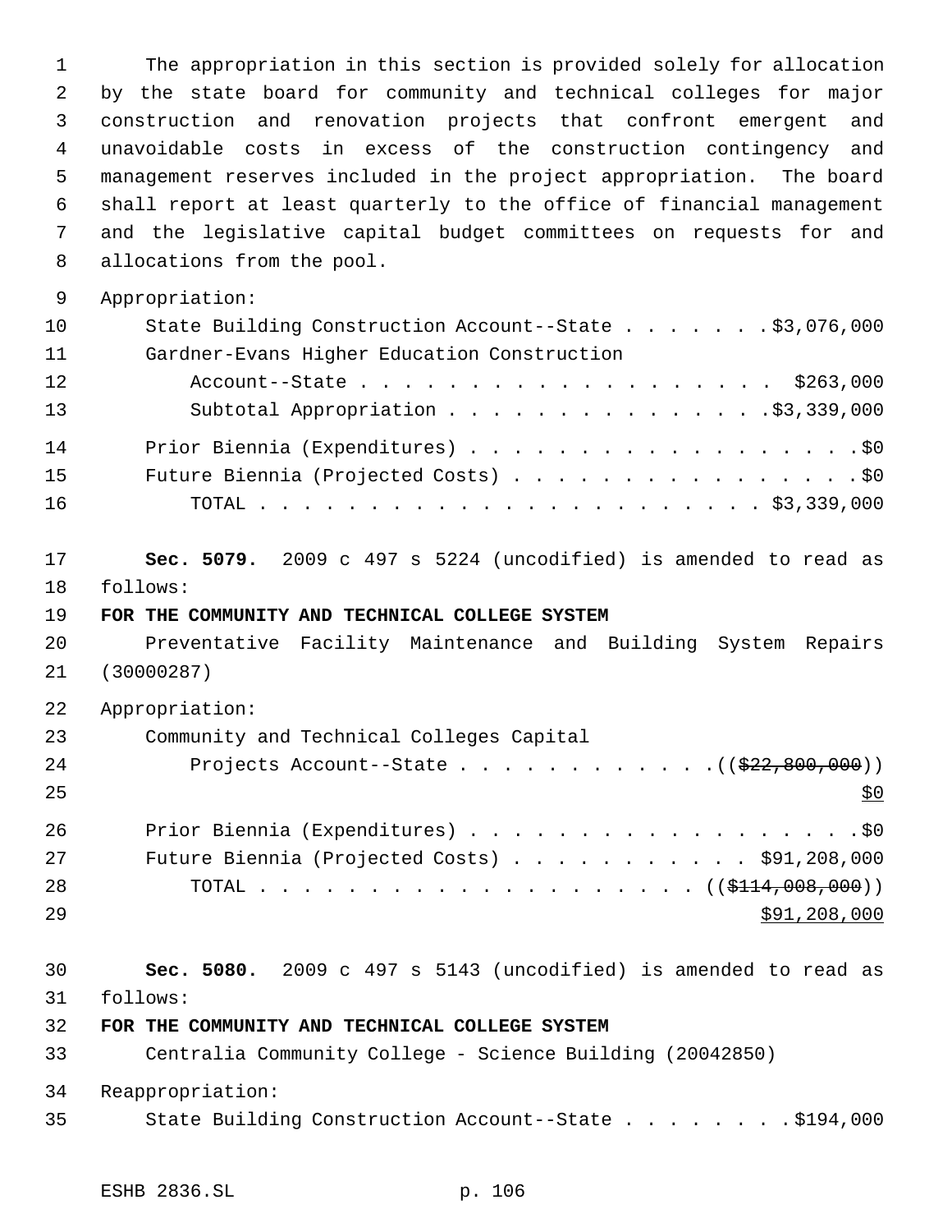The appropriation in this section is provided solely for allocation by the state board for community and technical colleges for major construction and renovation projects that confront emergent and unavoidable costs in excess of the construction contingency and management reserves included in the project appropriation. The board shall report at least quarterly to the office of financial management and the legislative capital budget committees on requests for and allocations from the pool.

Appropriation:

State Building Construction Account--State . . . . . . . . $3,076,000
Gardner-Evans Higher Education Construction
Account--State . . . . . . . . . . . . . . . . . . . $263,000
Subtotal Appropriation . . . . . . . . . . . . . . . $3,339,000

Prior Biennia (Expenditures) . . . . . . . . . . . . . . . . . . . $0
Future Biennia (Projected Costs) . . . . . . . . . . . . . . . . . $0
TOTAL . . . . . . . . . . . . . . . . . . . . . . . $3,339,000

**Sec. 5079.** 2009 c 497 s 5224 (uncodified) is amended to read as follows:

**FOR THE COMMUNITY AND TECHNICAL COLLEGE SYSTEM**

Preventative Facility Maintenance and Building System Repairs (30000287)

Appropriation:

Community and Technical Colleges Capital
Projects Account--State . . . . . . . . . . . . ((~~$22,800,000~~))
<u>$0</u>

Prior Biennia (Expenditures) . . . . . . . . . . . . . . . . . . . $0
Future Biennia (Projected Costs) . . . . . . . . . . . . $91,208,000
TOTAL . . . . . . . . . . . . . . . . . . . . . ((~~$114,008,000~~))
<u>$91,208,000</u>

**Sec. 5080.** 2009 c 497 s 5143 (uncodified) is amended to read as follows:

**FOR THE COMMUNITY AND TECHNICAL COLLEGE SYSTEM**

Centralia Community College - Science Building (20042850)

Reappropriation:

State Building Construction Account--State . . . . . . . . . $194,000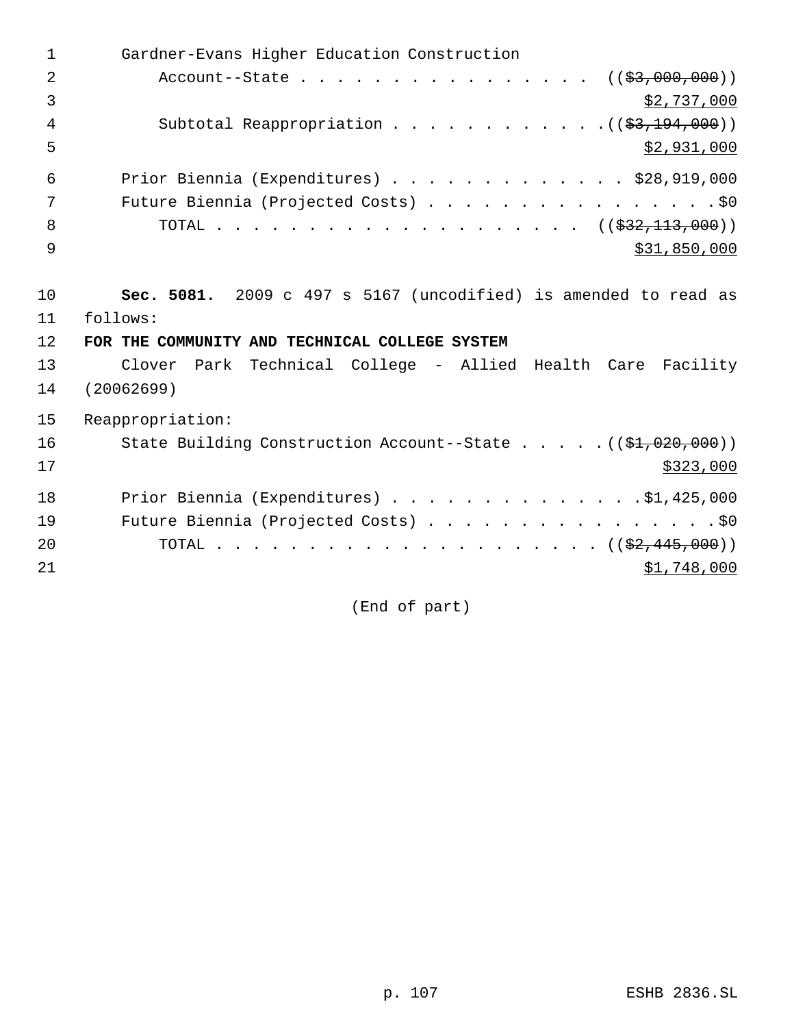Gardner-Evans Higher Education Construction
Account--State . . . . . . . . . . . . . . . . (( ~~$3,000,000~~ ))
$2,737,000
Subtotal Reappropriation . . . . . . . . . . . . (( ~~$3,194,000~~ ))
$2,931,000

Prior Biennia (Expenditures) . . . . . . . . . . . . . $28,919,000
Future Biennia (Projected Costs) . . . . . . . . . . . . . . . . . $0
TOTAL . . . . . . . . . . . . . . . . . . . . . (( ~~$32,113,000~~ ))
$31,850,000

**Sec. 5081.** 2009 c 497 s 5167 (uncodified) is amended to read as follows:

**FOR THE COMMUNITY AND TECHNICAL COLLEGE SYSTEM**

Clover Park Technical College - Allied Health Care Facility (20062699)

Reappropriation:
State Building Construction Account--State . . . . . (( ~~$1,020,000~~ ))
$323,000

Prior Biennia (Expenditures) . . . . . . . . . . . . . . $1,425,000
Future Biennia (Projected Costs) . . . . . . . . . . . . . . . . . $0
TOTAL . . . . . . . . . . . . . . . . . . . . . . (( ~~$2,445,000~~ ))
$1,748,000

(End of part)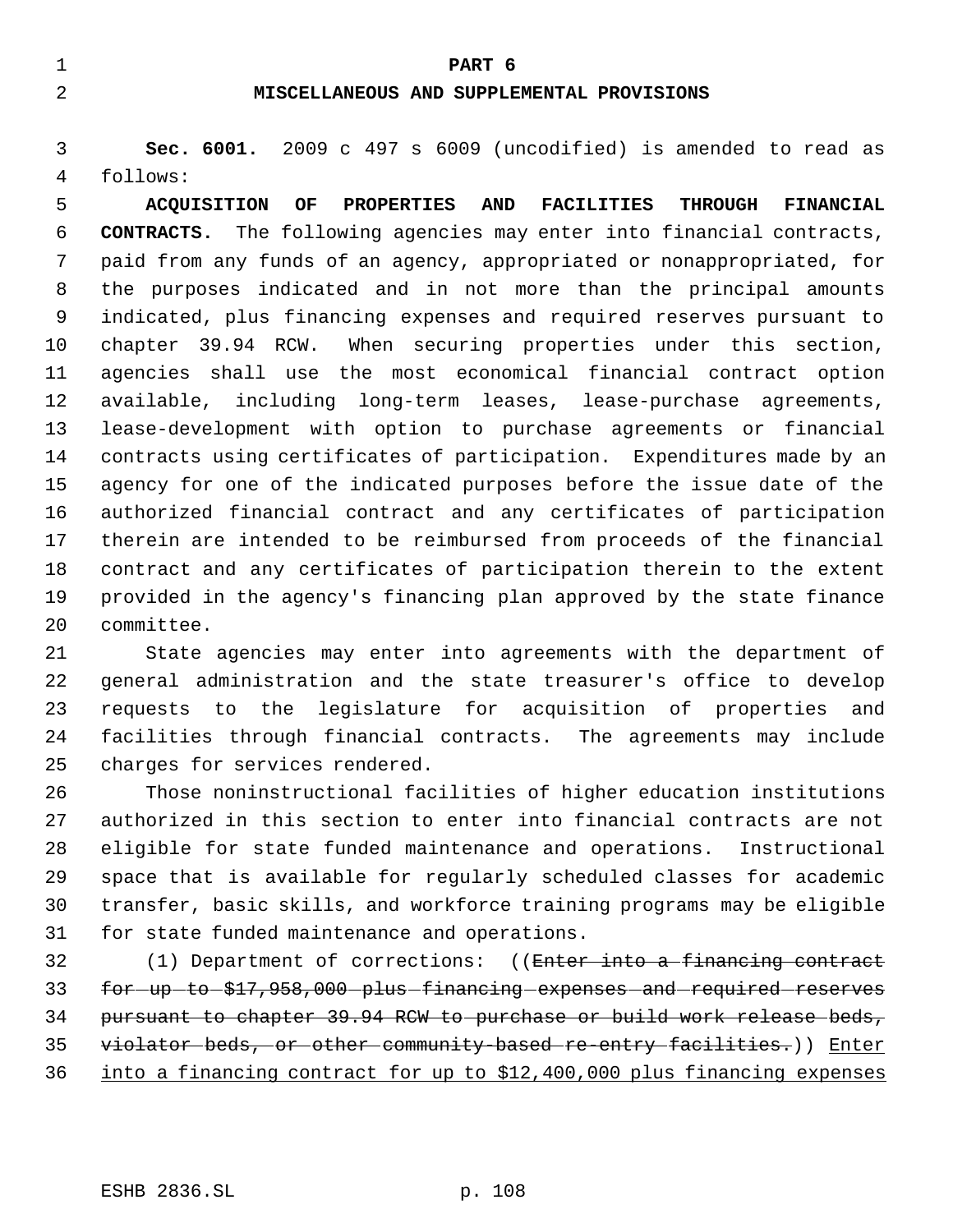**PART 6**

**MISCELLANEOUS AND SUPPLEMENTAL PROVISIONS**

**Sec. 6001.** 2009 c 497 s 6009 (uncodified) is amended to read as follows:

**ACQUISITION OF PROPERTIES AND FACILITIES THROUGH FINANCIAL CONTRACTS.** The following agencies may enter into financial contracts, paid from any funds of an agency, appropriated or nonappropriated, for the purposes indicated and in not more than the principal amounts indicated, plus financing expenses and required reserves pursuant to chapter 39.94 RCW. When securing properties under this section, agencies shall use the most economical financial contract option available, including long-term leases, lease-purchase agreements, lease-development with option to purchase agreements or financial contracts using certificates of participation. Expenditures made by an agency for one of the indicated purposes before the issue date of the authorized financial contract and any certificates of participation therein are intended to be reimbursed from proceeds of the financial contract and any certificates of participation therein to the extent provided in the agency's financing plan approved by the state finance committee.

State agencies may enter into agreements with the department of general administration and the state treasurer's office to develop requests to the legislature for acquisition of properties and facilities through financial contracts. The agreements may include charges for services rendered.

Those noninstructional facilities of higher education institutions authorized in this section to enter into financial contracts are not eligible for state funded maintenance and operations. Instructional space that is available for regularly scheduled classes for academic transfer, basic skills, and workforce training programs may be eligible for state funded maintenance and operations.

(1) Department of corrections: ((~~Enter into a financing contract for up to $17,958,000 plus financing expenses and required reserves pursuant to chapter 39.94 RCW to purchase or build work release beds, violator beds, or other community-based re-entry facilities.~~)) <u>Enter into a financing contract for up to $12,400,000 plus financing expenses</u>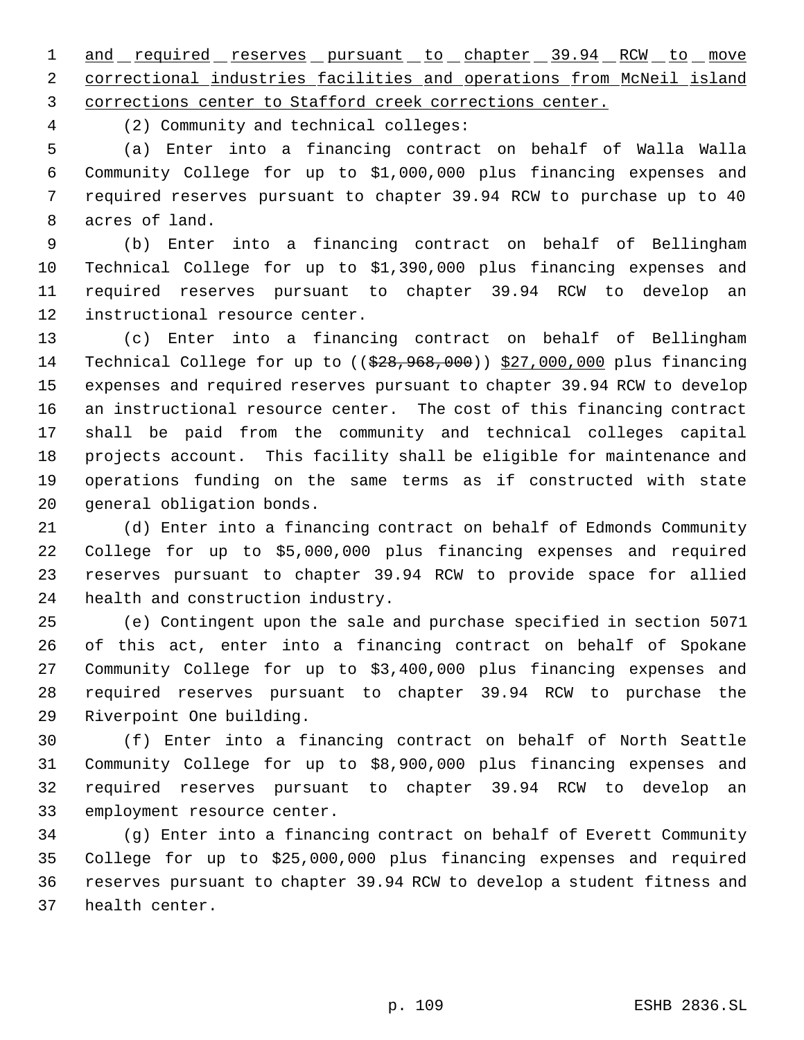<u>and required reserves pursuant to chapter 39.94 RCW to move correctional industries facilities and operations from McNeil island corrections center to Stafford creek corrections center.</u>

(2) Community and technical colleges:

(a) Enter into a financing contract on behalf of Walla Walla Community College for up to $1,000,000 plus financing expenses and required reserves pursuant to chapter 39.94 RCW to purchase up to 40 acres of land.

(b) Enter into a financing contract on behalf of Bellingham Technical College for up to $1,390,000 plus financing expenses and required reserves pursuant to chapter 39.94 RCW to develop an instructional resource center.

(c) Enter into a financing contract on behalf of Bellingham Technical College for up to ((~~$28,968,000~~)) <u>$27,000,000</u> plus financing expenses and required reserves pursuant to chapter 39.94 RCW to develop an instructional resource center. The cost of this financing contract shall be paid from the community and technical colleges capital projects account. This facility shall be eligible for maintenance and operations funding on the same terms as if constructed with state general obligation bonds.

(d) Enter into a financing contract on behalf of Edmonds Community College for up to $5,000,000 plus financing expenses and required reserves pursuant to chapter 39.94 RCW to provide space for allied health and construction industry.

(e) Contingent upon the sale and purchase specified in section 5071 of this act, enter into a financing contract on behalf of Spokane Community College for up to $3,400,000 plus financing expenses and required reserves pursuant to chapter 39.94 RCW to purchase the Riverpoint One building.

(f) Enter into a financing contract on behalf of North Seattle Community College for up to $8,900,000 plus financing expenses and required reserves pursuant to chapter 39.94 RCW to develop an employment resource center.

(g) Enter into a financing contract on behalf of Everett Community College for up to $25,000,000 plus financing expenses and required reserves pursuant to chapter 39.94 RCW to develop a student fitness and health center.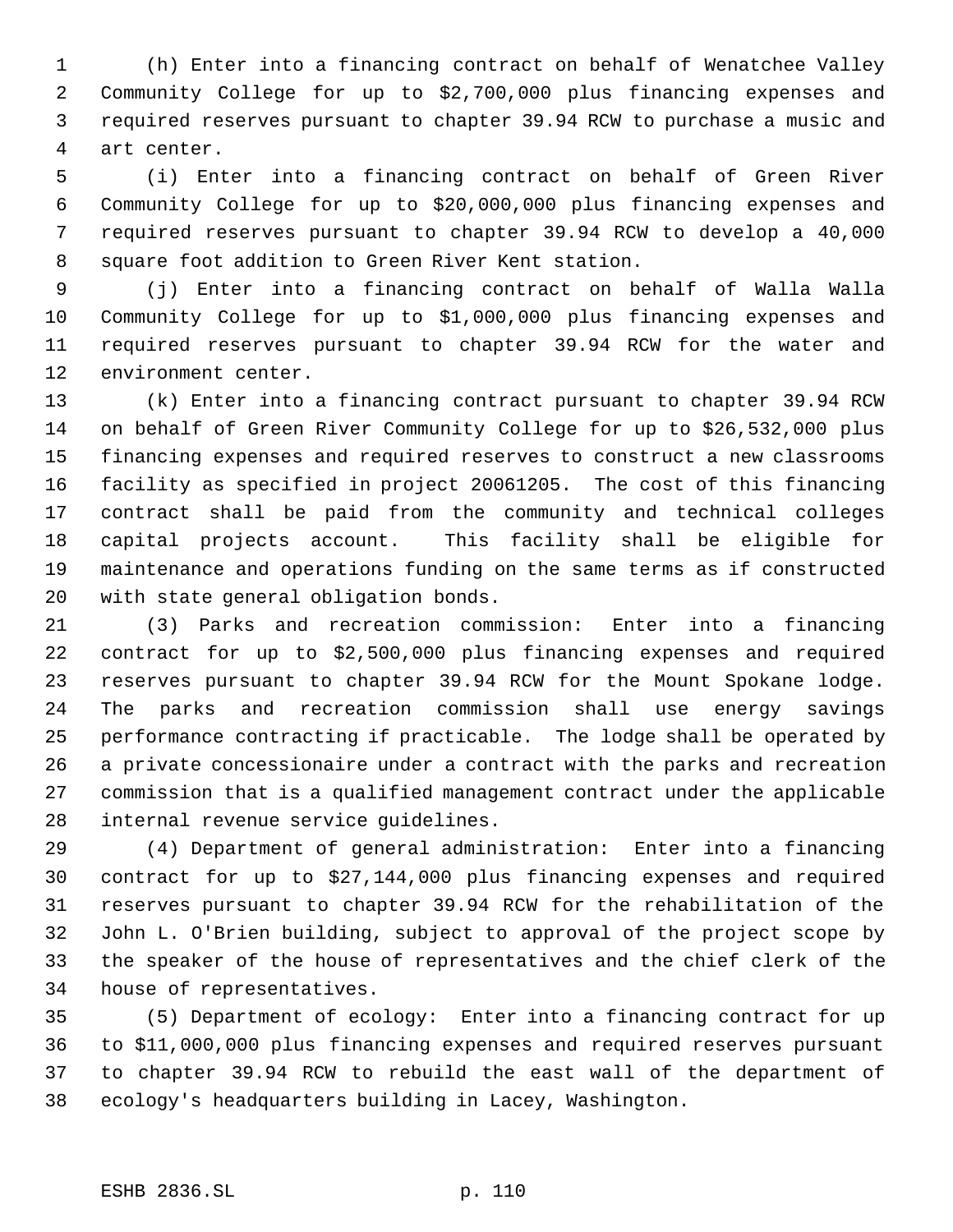(h) Enter into a financing contract on behalf of Wenatchee Valley Community College for up to $2,700,000 plus financing expenses and required reserves pursuant to chapter 39.94 RCW to purchase a music and art center.

(i) Enter into a financing contract on behalf of Green River Community College for up to $20,000,000 plus financing expenses and required reserves pursuant to chapter 39.94 RCW to develop a 40,000 square foot addition to Green River Kent station.

(j) Enter into a financing contract on behalf of Walla Walla Community College for up to $1,000,000 plus financing expenses and required reserves pursuant to chapter 39.94 RCW for the water and environment center.

(k) Enter into a financing contract pursuant to chapter 39.94 RCW on behalf of Green River Community College for up to $26,532,000 plus financing expenses and required reserves to construct a new classrooms facility as specified in project 20061205. The cost of this financing contract shall be paid from the community and technical colleges capital projects account. This facility shall be eligible for maintenance and operations funding on the same terms as if constructed with state general obligation bonds.

(3) Parks and recreation commission: Enter into a financing contract for up to $2,500,000 plus financing expenses and required reserves pursuant to chapter 39.94 RCW for the Mount Spokane lodge. The parks and recreation commission shall use energy savings performance contracting if practicable. The lodge shall be operated by a private concessionaire under a contract with the parks and recreation commission that is a qualified management contract under the applicable internal revenue service guidelines.

(4) Department of general administration: Enter into a financing contract for up to $27,144,000 plus financing expenses and required reserves pursuant to chapter 39.94 RCW for the rehabilitation of the John L. O'Brien building, subject to approval of the project scope by the speaker of the house of representatives and the chief clerk of the house of representatives.

(5) Department of ecology: Enter into a financing contract for up to $11,000,000 plus financing expenses and required reserves pursuant to chapter 39.94 RCW to rebuild the east wall of the department of ecology's headquarters building in Lacey, Washington.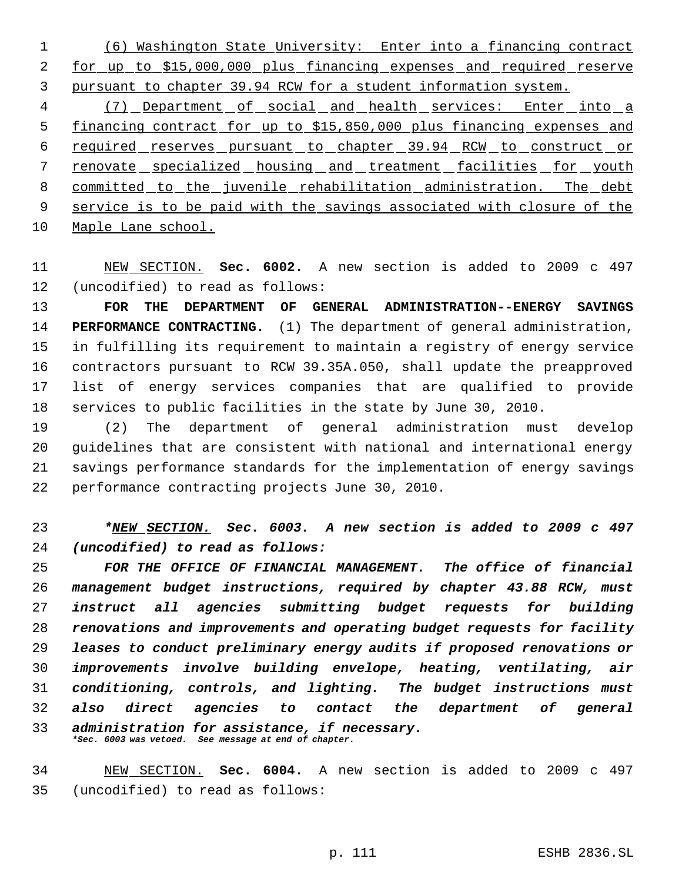(6) Washington State University: Enter into a financing contract for up to $15,000,000 plus financing expenses and required reserve pursuant to chapter 39.94 RCW for a student information system.

(7) Department of social and health services: Enter into a financing contract for up to $15,850,000 plus financing expenses and required reserves pursuant to chapter 39.94 RCW to construct or renovate specialized housing and treatment facilities for youth committed to the juvenile rehabilitation administration. The debt service is to be paid with the savings associated with closure of the Maple Lane school.

NEW SECTION. **Sec. 6002.** A new section is added to 2009 c 497 (uncodified) to read as follows:

**FOR THE DEPARTMENT OF GENERAL ADMINISTRATION--ENERGY SAVINGS PERFORMANCE CONTRACTING.** (1) The department of general administration, in fulfilling its requirement to maintain a registry of energy service contractors pursuant to RCW 39.35A.050, shall update the preapproved list of energy services companies that are qualified to provide services to public facilities in the state by June 30, 2010.

(2) The department of general administration must develop guidelines that are consistent with national and international energy savings performance standards for the implementation of energy savings performance contracting projects June 30, 2010.

***NEW SECTION. Sec. 6003. A new section is added to 2009 c 497 (uncodified) to read as follows:***

***FOR THE OFFICE OF FINANCIAL MANAGEMENT. The office of financial management budget instructions, required by chapter 43.88 RCW, must instruct all agencies submitting budget requests for building renovations and improvements and operating budget requests for facility leases to conduct preliminary energy audits if proposed renovations or improvements involve building envelope, heating, ventilating, air conditioning, controls, and lighting. The budget instructions must also direct agencies to contact the department of general administration for assistance, if necessary.***

***\*Sec. 6003 was vetoed. See message at end of chapter.***

NEW SECTION. **Sec. 6004.** A new section is added to 2009 c 497 (uncodified) to read as follows: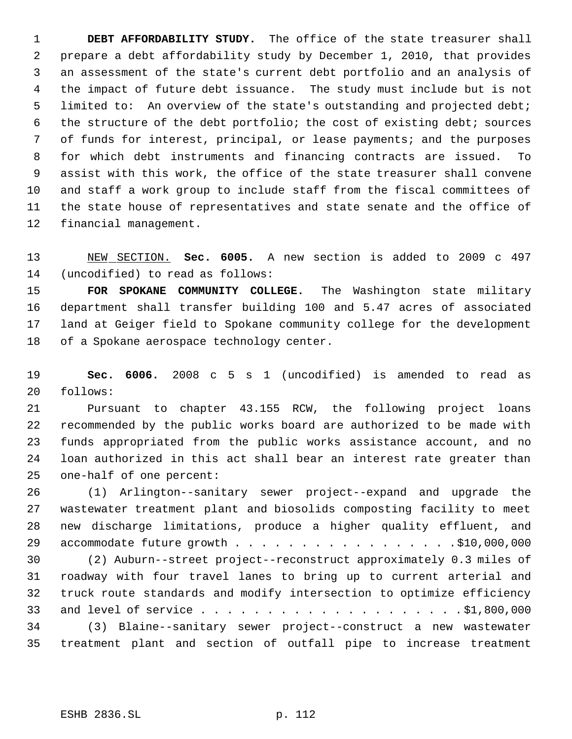**DEBT AFFORDABILITY STUDY.** The office of the state treasurer shall prepare a debt affordability study by December 1, 2010, that provides an assessment of the state's current debt portfolio and an analysis of the impact of future debt issuance. The study must include but is not limited to: An overview of the state's outstanding and projected debt; the structure of the debt portfolio; the cost of existing debt; sources of funds for interest, principal, or lease payments; and the purposes for which debt instruments and financing contracts are issued. To assist with this work, the office of the state treasurer shall convene and staff a work group to include staff from the fiscal committees of the state house of representatives and state senate and the office of financial management.

NEW SECTION. **Sec. 6005.** A new section is added to 2009 c 497 (uncodified) to read as follows:

**FOR SPOKANE COMMUNITY COLLEGE.** The Washington state military department shall transfer building 100 and 5.47 acres of associated land at Geiger field to Spokane community college for the development of a Spokane aerospace technology center.

**Sec. 6006.** 2008 c 5 s 1 (uncodified) is amended to read as follows:

Pursuant to chapter 43.155 RCW, the following project loans recommended by the public works board are authorized to be made with funds appropriated from the public works assistance account, and no loan authorized in this act shall bear an interest rate greater than one-half of one percent:

(1) Arlington--sanitary sewer project--expand and upgrade the wastewater treatment plant and biosolids composting facility to meet new discharge limitations, produce a higher quality effluent, and accommodate future growth . . . . . . . . . . . . . . . . .$10,000,000

(2) Auburn--street project--reconstruct approximately 0.3 miles of roadway with four travel lanes to bring up to current arterial and truck route standards and modify intersection to optimize efficiency and level of service . . . . . . . . . . . . . . . . . . . . .$1,800,000

(3) Blaine--sanitary sewer project--construct a new wastewater treatment plant and section of outfall pipe to increase treatment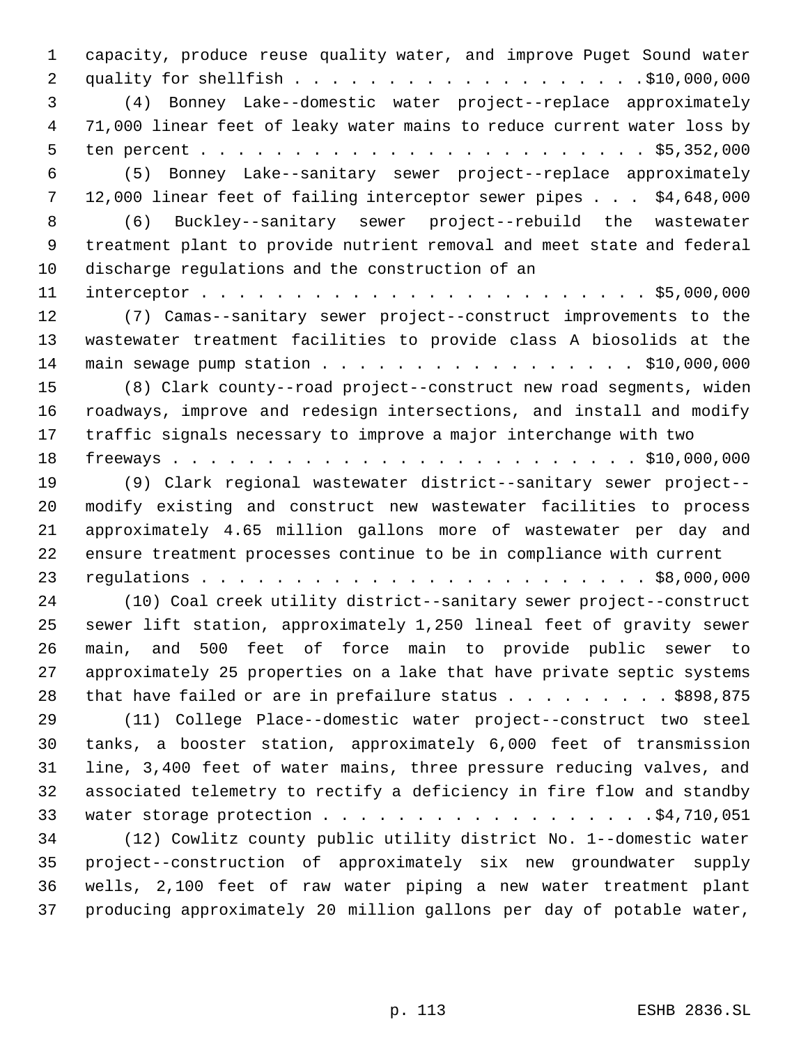capacity, produce reuse quality water, and improve Puget Sound water quality for shellfish . . . . . . . . . . . . . . . . . . . $10,000,000

(4) Bonney Lake--domestic water project--replace approximately 71,000 linear feet of leaky water mains to reduce current water loss by ten percent . . . . . . . . . . . . . . . . . . . . . . . . $5,352,000

(5) Bonney Lake--sanitary sewer project--replace approximately 12,000 linear feet of failing interceptor sewer pipes . . . $4,648,000

(6) Buckley--sanitary sewer project--rebuild the wastewater treatment plant to provide nutrient removal and meet state and federal discharge regulations and the construction of an interceptor . . . . . . . . . . . . . . . . . . . . . . . . $5,000,000

(7) Camas--sanitary sewer project--construct improvements to the wastewater treatment facilities to provide class A biosolids at the main sewage pump station . . . . . . . . . . . . . . . . . $10,000,000

(8) Clark county--road project--construct new road segments, widen roadways, improve and redesign intersections, and install and modify traffic signals necessary to improve a major interchange with two freeways . . . . . . . . . . . . . . . . . . . . . . . . $10,000,000

(9) Clark regional wastewater district--sanitary sewer project--modify existing and construct new wastewater facilities to process approximately 4.65 million gallons more of wastewater per day and ensure treatment processes continue to be in compliance with current regulations . . . . . . . . . . . . . . . . . . . . . . . . $8,000,000

(10) Coal creek utility district--sanitary sewer project--construct sewer lift station, approximately 1,250 lineal feet of gravity sewer main, and 500 feet of force main to provide public sewer to approximately 25 properties on a lake that have private septic systems that have failed or are in prefailure status . . . . . . . . . $898,875

(11) College Place--domestic water project--construct two steel tanks, a booster station, approximately 6,000 feet of transmission line, 3,400 feet of water mains, three pressure reducing valves, and associated telemetry to rectify a deficiency in fire flow and standby water storage protection . . . . . . . . . . . . . . . . . $4,710,051

(12) Cowlitz county public utility district No. 1--domestic water project--construction of approximately six new groundwater supply wells, 2,100 feet of raw water piping a new water treatment plant producing approximately 20 million gallons per day of potable water,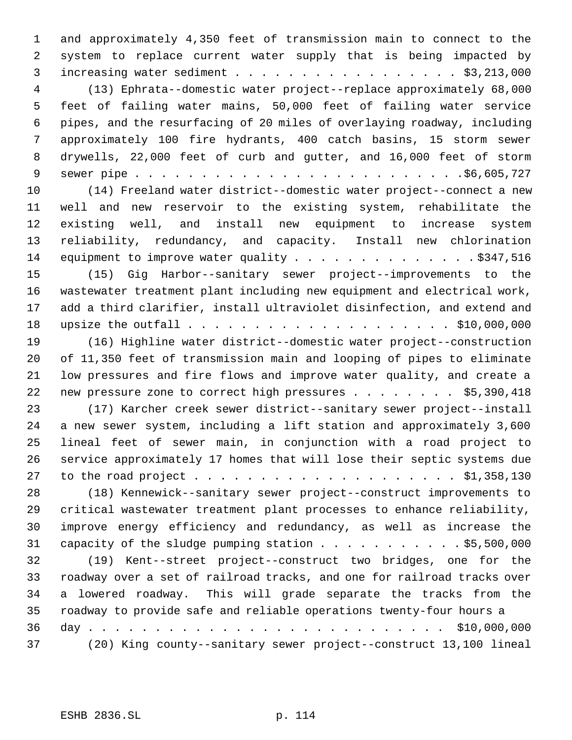and approximately 4,350 feet of transmission main to connect to the system to replace current water supply that is being impacted by increasing water sediment . . . . . . . . . . . . . . . . . $3,213,000

(13) Ephrata--domestic water project--replace approximately 68,000 feet of failing water mains, 50,000 feet of failing water service pipes, and the resurfacing of 20 miles of overlaying roadway, including approximately 100 fire hydrants, 400 catch basins, 15 storm sewer drywells, 22,000 feet of curb and gutter, and 16,000 feet of storm sewer pipe . . . . . . . . . . . . . . . . . . . . . . . . .$6,605,727

(14) Freeland water district--domestic water project--connect a new well and new reservoir to the existing system, rehabilitate the existing well, and install new equipment to increase system reliability, redundancy, and capacity. Install new chlorination equipment to improve water quality . . . . . . . . . . . . . . $347,516

(15) Gig Harbor--sanitary sewer project--improvements to the wastewater treatment plant including new equipment and electrical work, add a third clarifier, install ultraviolet disinfection, and extend and upsize the outfall . . . . . . . . . . . . . . . . . . . . $10,000,000

(16) Highline water district--domestic water project--construction of 11,350 feet of transmission main and looping of pipes to eliminate low pressures and fire flows and improve water quality, and create a new pressure zone to correct high pressures . . . . . . . . $5,390,418

(17) Karcher creek sewer district--sanitary sewer project--install a new sewer system, including a lift station and approximately 3,600 lineal feet of sewer main, in conjunction with a road project to service approximately 17 homes that will lose their septic systems due to the road project . . . . . . . . . . . . . . . . . . . . $1,358,130

(18) Kennewick--sanitary sewer project--construct improvements to critical wastewater treatment plant processes to enhance reliability, improve energy efficiency and redundancy, as well as increase the capacity of the sludge pumping station . . . . . . . . . . . $5,500,000

(19) Kent--street project--construct two bridges, one for the roadway over a set of railroad tracks, and one for railroad tracks over a lowered roadway. This will grade separate the tracks from the roadway to provide safe and reliable operations twenty-four hours a day . . . . . . . . . . . . . . . . . . . . . . . . . . . $10,000,000

(20) King county--sanitary sewer project--construct 13,100 lineal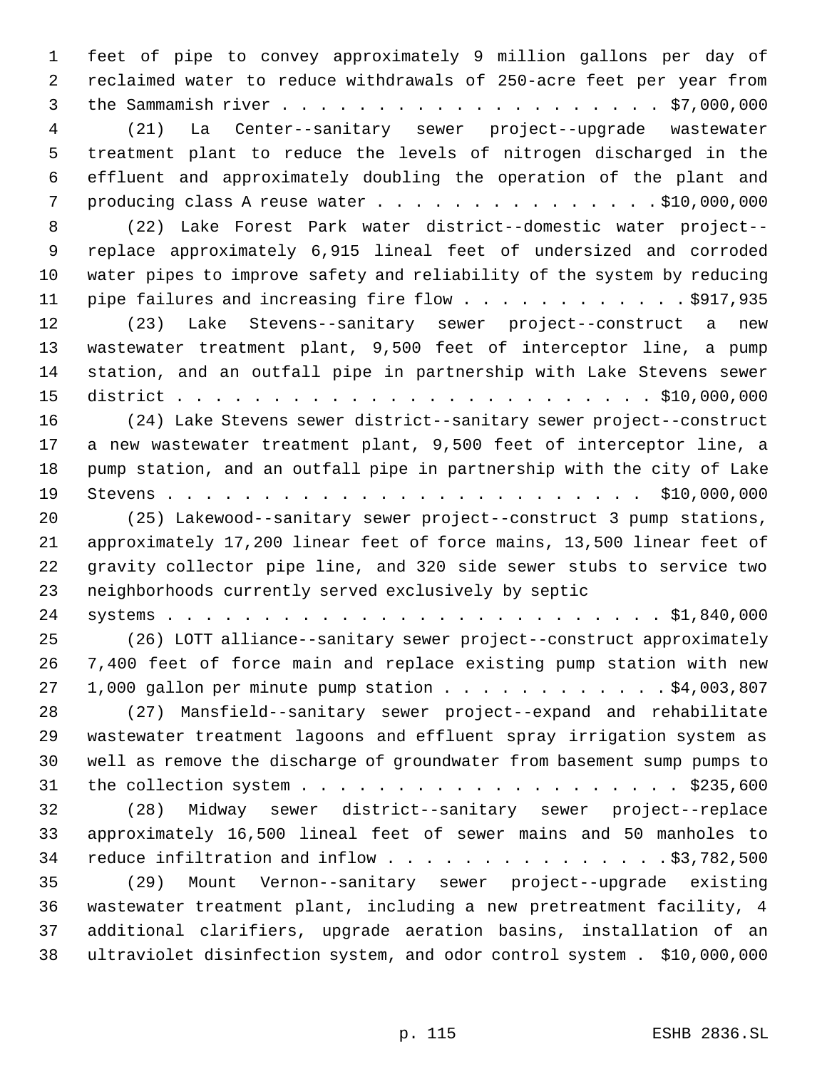feet of pipe to convey approximately 9 million gallons per day of reclaimed water to reduce withdrawals of 250-acre feet per year from the Sammamish river . . . . . . . . . . . . . . . . . . . . . $7,000,000

(21) La Center--sanitary sewer project--upgrade wastewater treatment plant to reduce the levels of nitrogen discharged in the effluent and approximately doubling the operation of the plant and producing class A reuse water . . . . . . . . . . . . . . . $10,000,000

(22) Lake Forest Park water district--domestic water project--replace approximately 6,915 lineal feet of undersized and corroded water pipes to improve safety and reliability of the system by reducing pipe failures and increasing fire flow . . . . . . . . . . . . $917,935

(23) Lake Stevens--sanitary sewer project--construct a new wastewater treatment plant, 9,500 feet of interceptor line, a pump station, and an outfall pipe in partnership with Lake Stevens sewer district . . . . . . . . . . . . . . . . . . . . . . . . . . $10,000,000

(24) Lake Stevens sewer district--sanitary sewer project--construct a new wastewater treatment plant, 9,500 feet of interceptor line, a pump station, and an outfall pipe in partnership with the city of Lake Stevens . . . . . . . . . . . . . . . . . . . . . . . . . . $10,000,000

(25) Lakewood--sanitary sewer project--construct 3 pump stations, approximately 17,200 linear feet of force mains, 13,500 linear feet of gravity collector pipe line, and 320 side sewer stubs to service two neighborhoods currently served exclusively by septic systems . . . . . . . . . . . . . . . . . . . . . . . . . . $1,840,000

(26) LOTT alliance--sanitary sewer project--construct approximately 7,400 feet of force main and replace existing pump station with new 1,000 gallon per minute pump station . . . . . . . . . . . . $4,003,807

(27) Mansfield--sanitary sewer project--expand and rehabilitate wastewater treatment lagoons and effluent spray irrigation system as well as remove the discharge of groundwater from basement sump pumps to the collection system . . . . . . . . . . . . . . . . . . . . $235,600

(28) Midway sewer district--sanitary sewer project--replace approximately 16,500 lineal feet of sewer mains and 50 manholes to reduce infiltration and inflow . . . . . . . . . . . . . . . $3,782,500

(29) Mount Vernon--sanitary sewer project--upgrade existing wastewater treatment plant, including a new pretreatment facility, 4 additional clarifiers, upgrade aeration basins, installation of an ultraviolet disinfection system, and odor control system . $10,000,000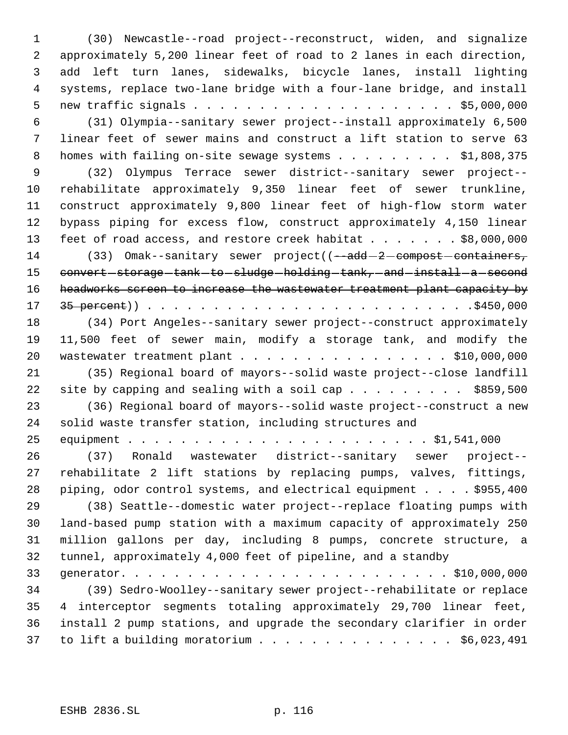(30) Newcastle--road project--reconstruct, widen, and signalize approximately 5,200 linear feet of road to 2 lanes in each direction, add left turn lanes, sidewalks, bicycle lanes, install lighting systems, replace two-lane bridge with a four-lane bridge, and install new traffic signals . . . . . . . . . . . . . . . . . . . . $5,000,000

(31) Olympia--sanitary sewer project--install approximately 6,500 linear feet of sewer mains and construct a lift station to serve 63 homes with failing on-site sewage systems . . . . . . . . . $1,808,375

(32) Olympus Terrace sewer district--sanitary sewer project--rehabilitate approximately 9,350 linear feet of sewer trunkline, construct approximately 9,800 linear feet of high-flow storm water bypass piping for excess flow, construct approximately 4,150 linear feet of road access, and restore creek habitat . . . . . . . $8,000,000

(33) Omak--sanitary sewer project((~~--add 2 compost containers, convert storage tank to sludge holding tank, and install a second headworks screen to increase the wastewater treatment plant capacity by 35 percent~~)) . . . . . . . . . . . . . . . . . . . . . . . . .$450,000

(34) Port Angeles--sanitary sewer project--construct approximately 11,500 feet of sewer main, modify a storage tank, and modify the wastewater treatment plant . . . . . . . . . . . . . . . . $10,000,000

(35) Regional board of mayors--solid waste project--close landfill site by capping and sealing with a soil cap . . . . . . . . . $859,500

(36) Regional board of mayors--solid waste project--construct a new solid waste transfer station, including structures and equipment . . . . . . . . . . . . . . . . . . . . . . . . $1,541,000

(37) Ronald wastewater district--sanitary sewer project--rehabilitate 2 lift stations by replacing pumps, valves, fittings, piping, odor control systems, and electrical equipment . . . . $955,400

(38) Seattle--domestic water project--replace floating pumps with land-based pump station with a maximum capacity of approximately 250 million gallons per day, including 8 pumps, concrete structure, a tunnel, approximately 4,000 feet of pipeline, and a standby generator. . . . . . . . . . . . . . . . . . . . . . . . . . $10,000,000

(39) Sedro-Woolley--sanitary sewer project--rehabilitate or replace 4 interceptor segments totaling approximately 29,700 linear feet, install 2 pump stations, and upgrade the secondary clarifier in order to lift a building moratorium . . . . . . . . . . . . . . . $6,023,491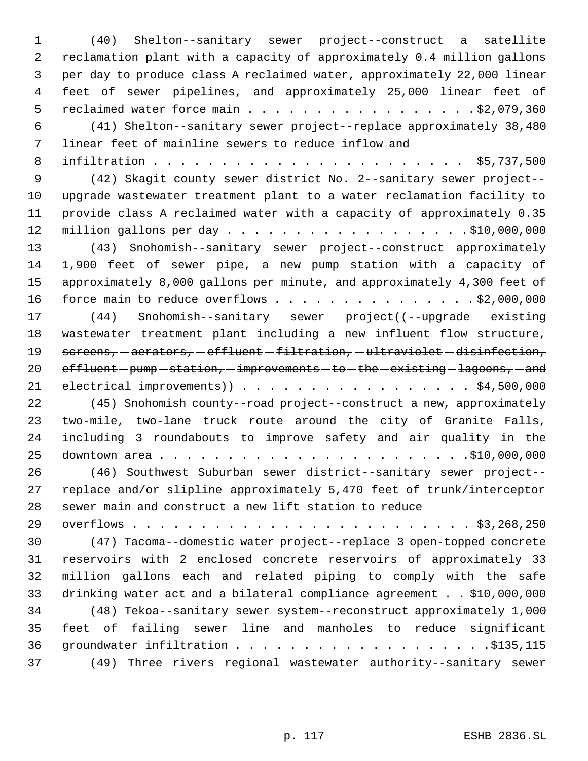(40) Shelton--sanitary sewer project--construct a satellite reclamation plant with a capacity of approximately 0.4 million gallons per day to produce class A reclaimed water, approximately 22,000 linear feet of sewer pipelines, and approximately 25,000 linear feet of reclaimed water force main . . . . . . . . . . . . . . . . . $2,079,360

(41) Shelton--sanitary sewer project--replace approximately 38,480 linear feet of mainline sewers to reduce inflow and infiltration . . . . . . . . . . . . . . . . . . . . . . . $5,737,500

(42) Skagit county sewer district No. 2--sanitary sewer project--upgrade wastewater treatment plant to a water reclamation facility to provide class A reclaimed water with a capacity of approximately 0.35 million gallons per day . . . . . . . . . . . . . . . . . . $10,000,000

(43) Snohomish--sanitary sewer project--construct approximately 1,900 feet of sewer pipe, a new pump station with a capacity of approximately 8,000 gallons per minute, and approximately 4,300 feet of force main to reduce overflows . . . . . . . . . . . . . . . . $2,000,000

(44) Snohomish--sanitary sewer project((~~--upgrade existing wastewater treatment plant including a new influent flow structure, screens, aerators, effluent filtration, ultraviolet disinfection, effluent pump station, improvements to the existing lagoons, and electrical improvements~~)) . . . . . . . . . . . . . . . . . $4,500,000

(45) Snohomish county--road project--construct a new, approximately two-mile, two-lane truck route around the city of Granite Falls, including 3 roundabouts to improve safety and air quality in the downtown area . . . . . . . . . . . . . . . . . . . . . . . . $10,000,000

(46) Southwest Suburban sewer district--sanitary sewer project--replace and/or slipline approximately 5,470 feet of trunk/interceptor sewer main and construct a new lift station to reduce overflows . . . . . . . . . . . . . . . . . . . . . . . . . . $3,268,250

(47) Tacoma--domestic water project--replace 3 open-topped concrete reservoirs with 2 enclosed concrete reservoirs of approximately 33 million gallons each and related piping to comply with the safe drinking water act and a bilateral compliance agreement . . $10,000,000

(48) Tekoa--sanitary sewer system--reconstruct approximately 1,000 feet of failing sewer line and manholes to reduce significant groundwater infiltration . . . . . . . . . . . . . . . . . . . $135,115

(49) Three rivers regional wastewater authority--sanitary sewer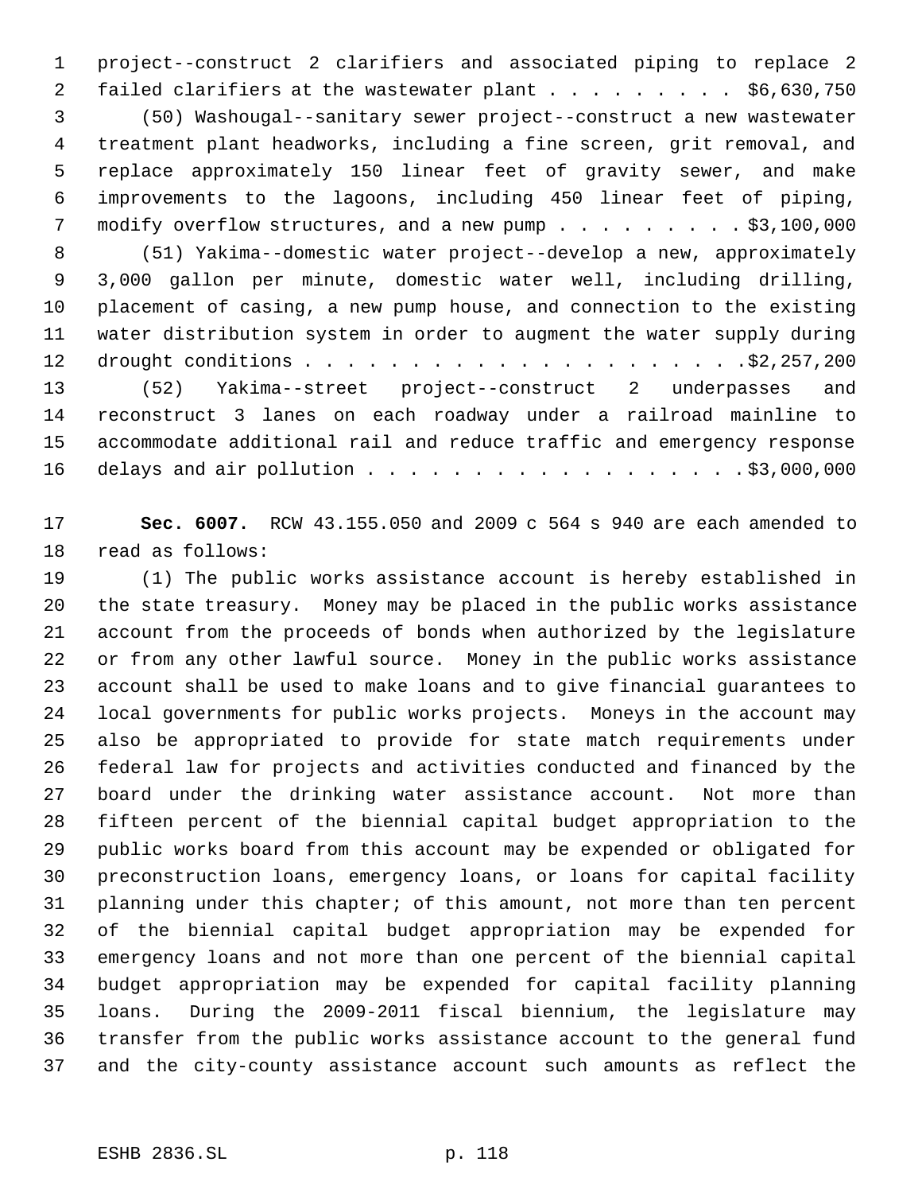project--construct 2 clarifiers and associated piping to replace 2 failed clarifiers at the wastewater plant . . . . . . . . . $6,630,750

(50) Washougal--sanitary sewer project--construct a new wastewater treatment plant headworks, including a fine screen, grit removal, and replace approximately 150 linear feet of gravity sewer, and make improvements to the lagoons, including 450 linear feet of piping, modify overflow structures, and a new pump . . . . . . . . . $3,100,000

(51) Yakima--domestic water project--develop a new, approximately 3,000 gallon per minute, domestic water well, including drilling, placement of casing, a new pump house, and connection to the existing water distribution system in order to augment the water supply during drought conditions . . . . . . . . . . . . . . . . . . . . .$2,257,200

(52) Yakima--street project--construct 2 underpasses and reconstruct 3 lanes on each roadway under a railroad mainline to accommodate additional rail and reduce traffic and emergency response delays and air pollution . . . . . . . . . . . . . . . . . .$3,000,000

**Sec. 6007.** RCW 43.155.050 and 2009 c 564 s 940 are each amended to read as follows:

(1) The public works assistance account is hereby established in the state treasury. Money may be placed in the public works assistance account from the proceeds of bonds when authorized by the legislature or from any other lawful source. Money in the public works assistance account shall be used to make loans and to give financial guarantees to local governments for public works projects. Moneys in the account may also be appropriated to provide for state match requirements under federal law for projects and activities conducted and financed by the board under the drinking water assistance account. Not more than fifteen percent of the biennial capital budget appropriation to the public works board from this account may be expended or obligated for preconstruction loans, emergency loans, or loans for capital facility planning under this chapter; of this amount, not more than ten percent of the biennial capital budget appropriation may be expended for emergency loans and not more than one percent of the biennial capital budget appropriation may be expended for capital facility planning loans. During the 2009-2011 fiscal biennium, the legislature may transfer from the public works assistance account to the general fund and the city-county assistance account such amounts as reflect the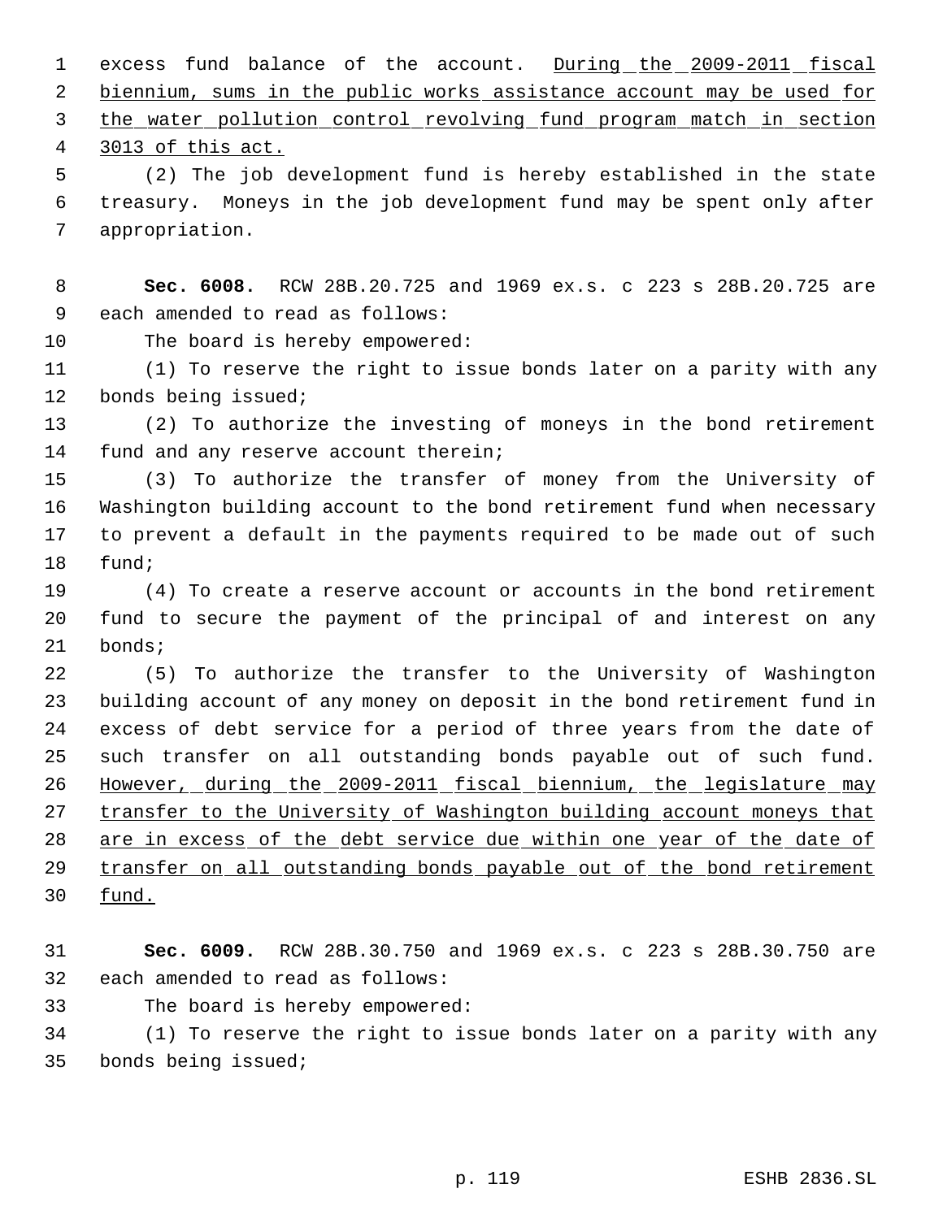excess fund balance of the account. During the 2009-2011 fiscal biennium, sums in the public works assistance account may be used for the water pollution control revolving fund program match in section 3013 of this act.

(2) The job development fund is hereby established in the state treasury. Moneys in the job development fund may be spent only after appropriation.

**Sec. 6008.** RCW 28B.20.725 and 1969 ex.s. c 223 s 28B.20.725 are each amended to read as follows:

The board is hereby empowered:

(1) To reserve the right to issue bonds later on a parity with any bonds being issued;

(2) To authorize the investing of moneys in the bond retirement fund and any reserve account therein;

(3) To authorize the transfer of money from the University of Washington building account to the bond retirement fund when necessary to prevent a default in the payments required to be made out of such fund;

(4) To create a reserve account or accounts in the bond retirement fund to secure the payment of the principal of and interest on any bonds;

(5) To authorize the transfer to the University of Washington building account of any money on deposit in the bond retirement fund in excess of debt service for a period of three years from the date of such transfer on all outstanding bonds payable out of such fund. However, during the 2009-2011 fiscal biennium, the legislature may transfer to the University of Washington building account moneys that are in excess of the debt service due within one year of the date of transfer on all outstanding bonds payable out of the bond retirement fund.

**Sec. 6009.** RCW 28B.30.750 and 1969 ex.s. c 223 s 28B.30.750 are each amended to read as follows:

The board is hereby empowered:

(1) To reserve the right to issue bonds later on a parity with any bonds being issued;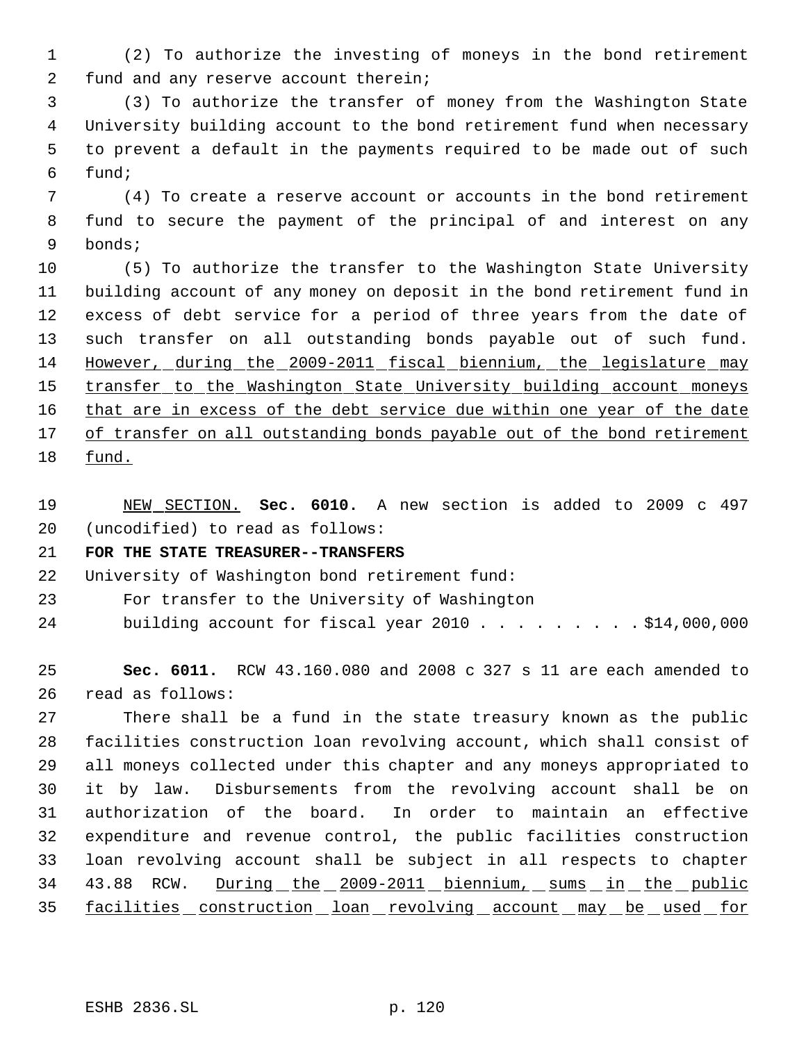(2) To authorize the investing of moneys in the bond retirement fund and any reserve account therein;

(3) To authorize the transfer of money from the Washington State University building account to the bond retirement fund when necessary to prevent a default in the payments required to be made out of such fund;

(4) To create a reserve account or accounts in the bond retirement fund to secure the payment of the principal of and interest on any bonds;

(5) To authorize the transfer to the Washington State University building account of any money on deposit in the bond retirement fund in excess of debt service for a period of three years from the date of such transfer on all outstanding bonds payable out of such fund. <u>However, during the 2009-2011 fiscal biennium, the legislature may transfer to the Washington State University building account moneys that are in excess of the debt service due within one year of the date of transfer on all outstanding bonds payable out of the bond retirement fund.</u>

<u>NEW SECTION.</u> **Sec. 6010.** A new section is added to 2009 c 497 (uncodified) to read as follows:

**FOR THE STATE TREASURER--TRANSFERS**

University of Washington bond retirement fund:

For transfer to the University of Washington building account for fiscal year 2010 . . . . . . . . . $14,000,000

**Sec. 6011.** RCW 43.160.080 and 2008 c 327 s 11 are each amended to read as follows:

There shall be a fund in the state treasury known as the public facilities construction loan revolving account, which shall consist of all moneys collected under this chapter and any moneys appropriated to it by law. Disbursements from the revolving account shall be on authorization of the board. In order to maintain an effective expenditure and revenue control, the public facilities construction loan revolving account shall be subject in all respects to chapter 43.88 RCW. <u>During the 2009-2011 biennium, sums in the public facilities construction loan revolving account may be used for</u>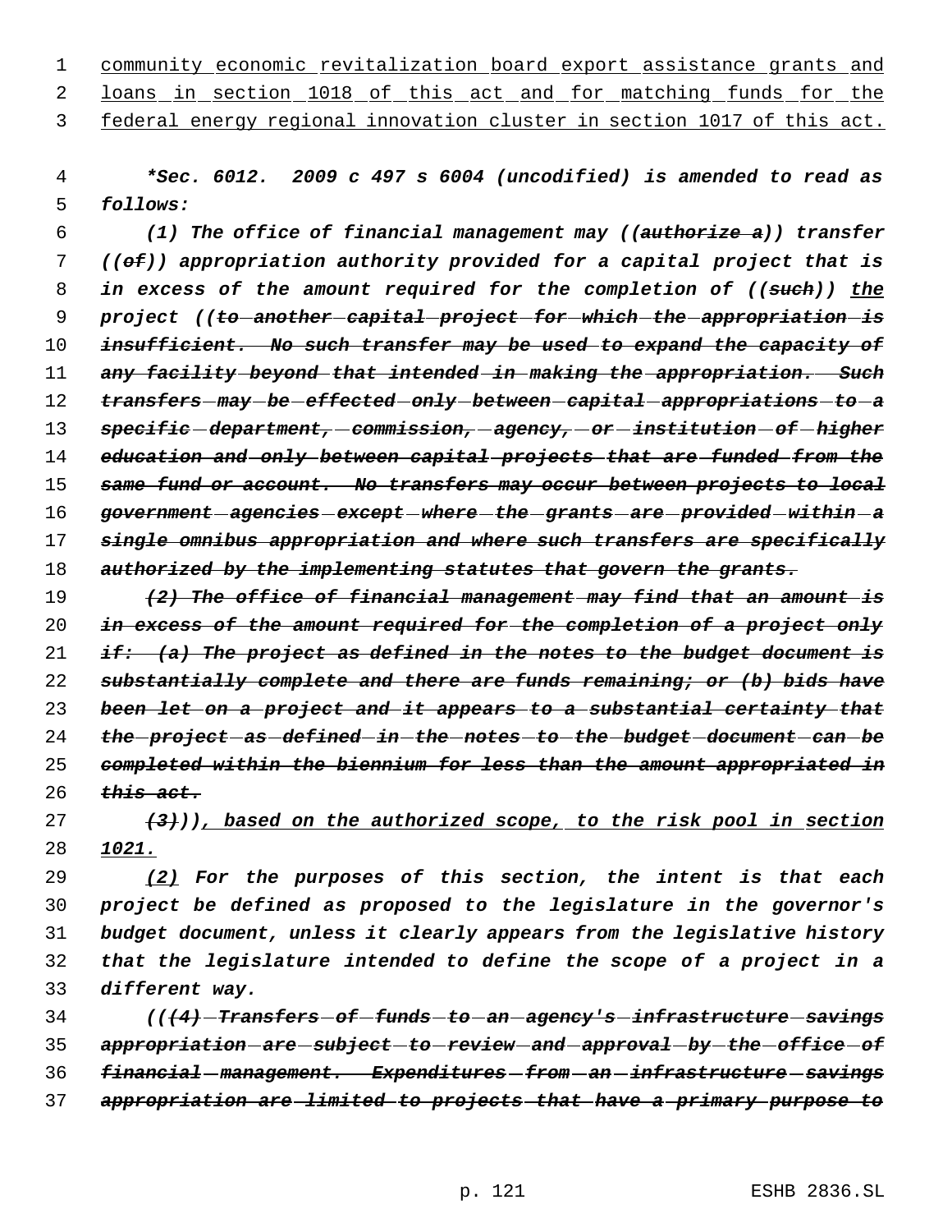community economic revitalization board export assistance grants and loans in section 1018 of this act and for matching funds for the federal energy regional innovation cluster in section 1017 of this act.

***Sec. 6012. 2009 c 497 s 6004 (uncodified) is amended to read as follows:***

*(1) The office of financial management may ((~~authorize a~~)) transfer ((~~of~~)) appropriation authority provided for a capital project that is in excess of the amount required for the completion of ((~~such~~)) the project ((~~to another capital project for which the appropriation is insufficient. No such transfer may be used to expand the capacity of any facility beyond that intended in making the appropriation. Such transfers may be effected only between capital appropriations to a specific department, commission, agency, or institution of higher education and only between capital projects that are funded from the same fund or account. No transfers may occur between projects to local government agencies except where the grants are provided within a single omnibus appropriation and where such transfers are specifically authorized by the implementing statutes that govern the grants.~~*

*~~(2) The office of financial management may find that an amount is in excess of the amount required for the completion of a project only if: (a) The project as defined in the notes to the budget document is substantially complete and there are funds remaining; or (b) bids have been let on a project and it appears to a substantial certainty that the project as defined in the notes to the budget document can be completed within the biennium for less than the amount appropriated in this act.~~*

*~~(3)~~)), based on the authorized scope, to the risk pool in section 1021.*

*(2) For the purposes of this section, the intent is that each project be defined as proposed to the legislature in the governor's budget document, unless it clearly appears from the legislative history that the legislature intended to define the scope of a project in a different way.*

*((~~(4) Transfers of funds to an agency's infrastructure savings appropriation are subject to review and approval by the office of financial management. Expenditures from an infrastructure savings appropriation are limited to projects that have a primary purpose to~~*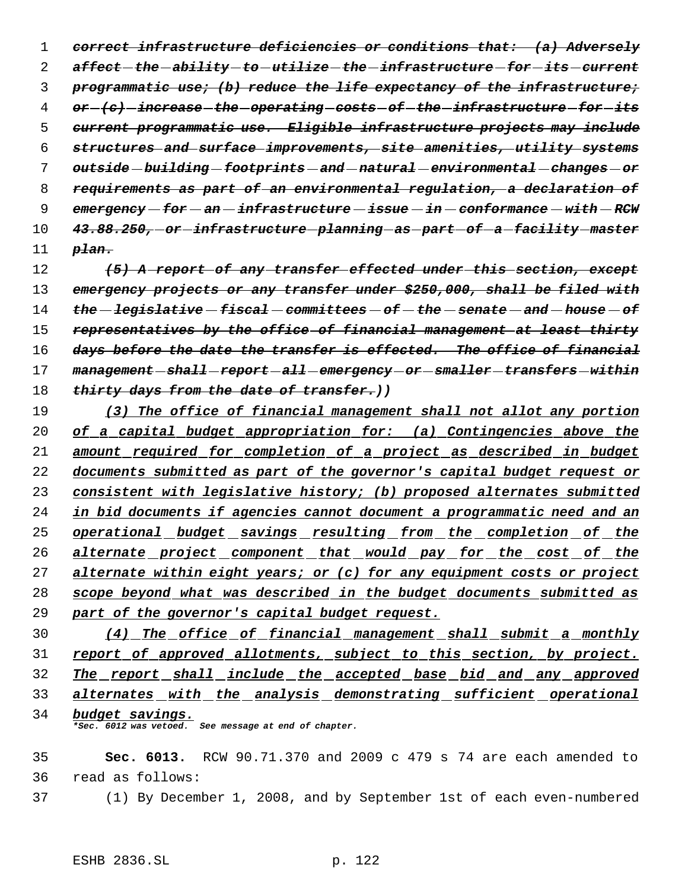~~correct infrastructure deficiencies or conditions that: (a) Adversely affect the ability to utilize the infrastructure for its current programmatic use; (b) reduce the life expectancy of the infrastructure; or (c) increase the operating costs of the infrastructure for its current programmatic use. Eligible infrastructure projects may include structures and surface improvements, site amenities, utility systems outside building footprints and natural environmental changes or requirements as part of an environmental regulation, a declaration of emergency for an infrastructure issue in conformance with RCW 43.88.250, or infrastructure planning as part of a facility master plan.~~

~~(5) A report of any transfer effected under this section, except emergency projects or any transfer under $250,000, shall be filed with the legislative fiscal committees of the senate and house of representatives by the office of financial management at least thirty days before the date the transfer is effected. The office of financial management shall report all emergency or smaller transfers within thirty days from the date of transfer.~~))

(3) The office of financial management shall not allot any portion of a capital budget appropriation for: (a) Contingencies above the amount required for completion of a project as described in budget documents submitted as part of the governor's capital budget request or consistent with legislative history; (b) proposed alternates submitted in bid documents if agencies cannot document a programmatic need and an operational budget savings resulting from the completion of the alternate project component that would pay for the cost of the alternate within eight years; or (c) for any equipment costs or project scope beyond what was described in the budget documents submitted as part of the governor's capital budget request.

(4) The office of financial management shall submit a monthly report of approved allotments, subject to this section, by project. The report shall include the accepted base bid and any approved alternates with the analysis demonstrating sufficient operational budget savings.

*\*Sec. 6012 was vetoed. See message at end of chapter.*

**Sec. 6013.** RCW 90.71.370 and 2009 c 479 s 74 are each amended to read as follows:

(1) By December 1, 2008, and by September 1st of each even-numbered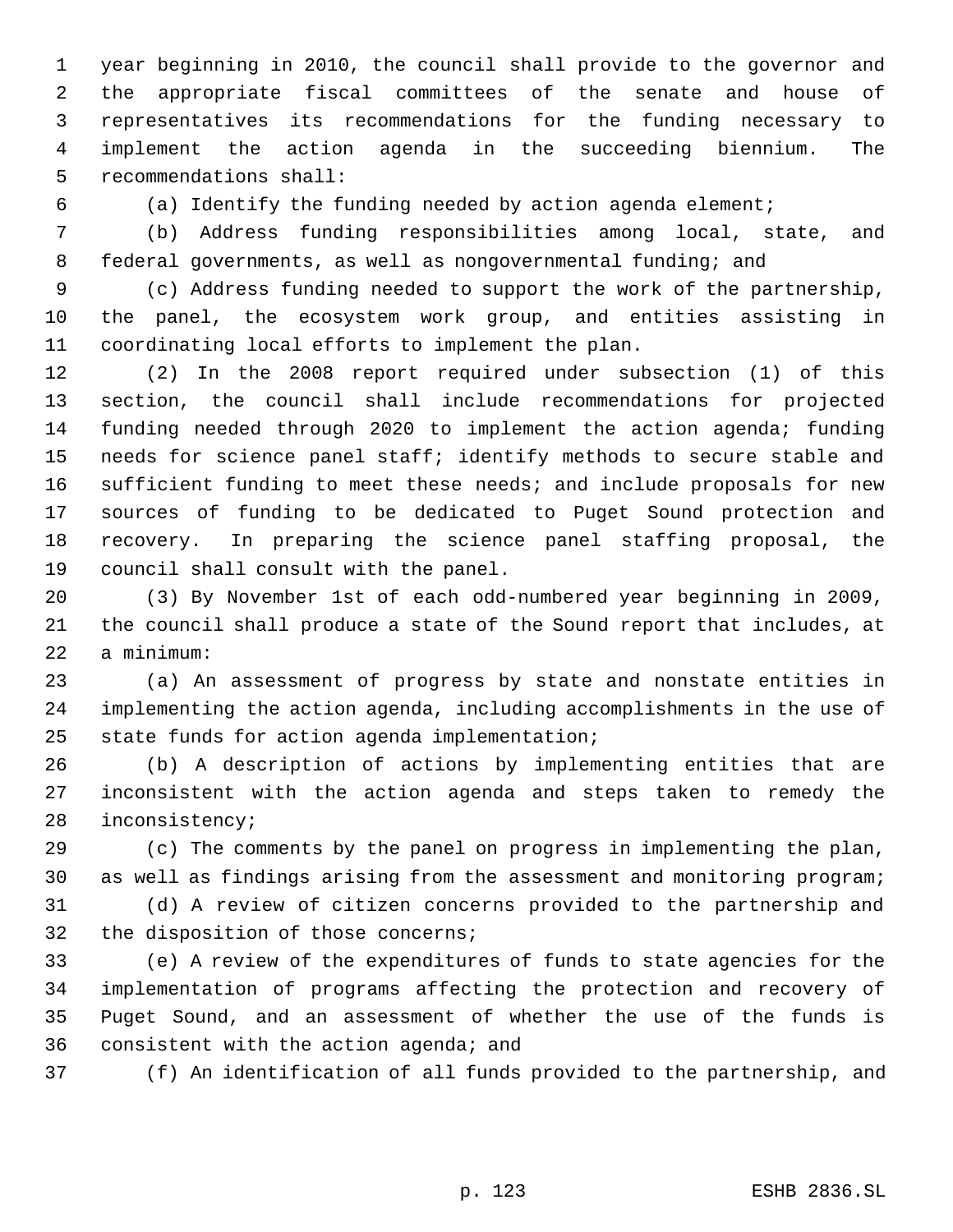year beginning in 2010, the council shall provide to the governor and the appropriate fiscal committees of the senate and house of representatives its recommendations for the funding necessary to implement the action agenda in the succeeding biennium. The recommendations shall:

(a) Identify the funding needed by action agenda element;

(b) Address funding responsibilities among local, state, and federal governments, as well as nongovernmental funding; and

(c) Address funding needed to support the work of the partnership, the panel, the ecosystem work group, and entities assisting in coordinating local efforts to implement the plan.

(2) In the 2008 report required under subsection (1) of this section, the council shall include recommendations for projected funding needed through 2020 to implement the action agenda; funding needs for science panel staff; identify methods to secure stable and sufficient funding to meet these needs; and include proposals for new sources of funding to be dedicated to Puget Sound protection and recovery. In preparing the science panel staffing proposal, the council shall consult with the panel.

(3) By November 1st of each odd-numbered year beginning in 2009, the council shall produce a state of the Sound report that includes, at a minimum:

(a) An assessment of progress by state and nonstate entities in implementing the action agenda, including accomplishments in the use of state funds for action agenda implementation;

(b) A description of actions by implementing entities that are inconsistent with the action agenda and steps taken to remedy the inconsistency;

(c) The comments by the panel on progress in implementing the plan, as well as findings arising from the assessment and monitoring program;

(d) A review of citizen concerns provided to the partnership and the disposition of those concerns;

(e) A review of the expenditures of funds to state agencies for the implementation of programs affecting the protection and recovery of Puget Sound, and an assessment of whether the use of the funds is consistent with the action agenda; and

(f) An identification of all funds provided to the partnership, and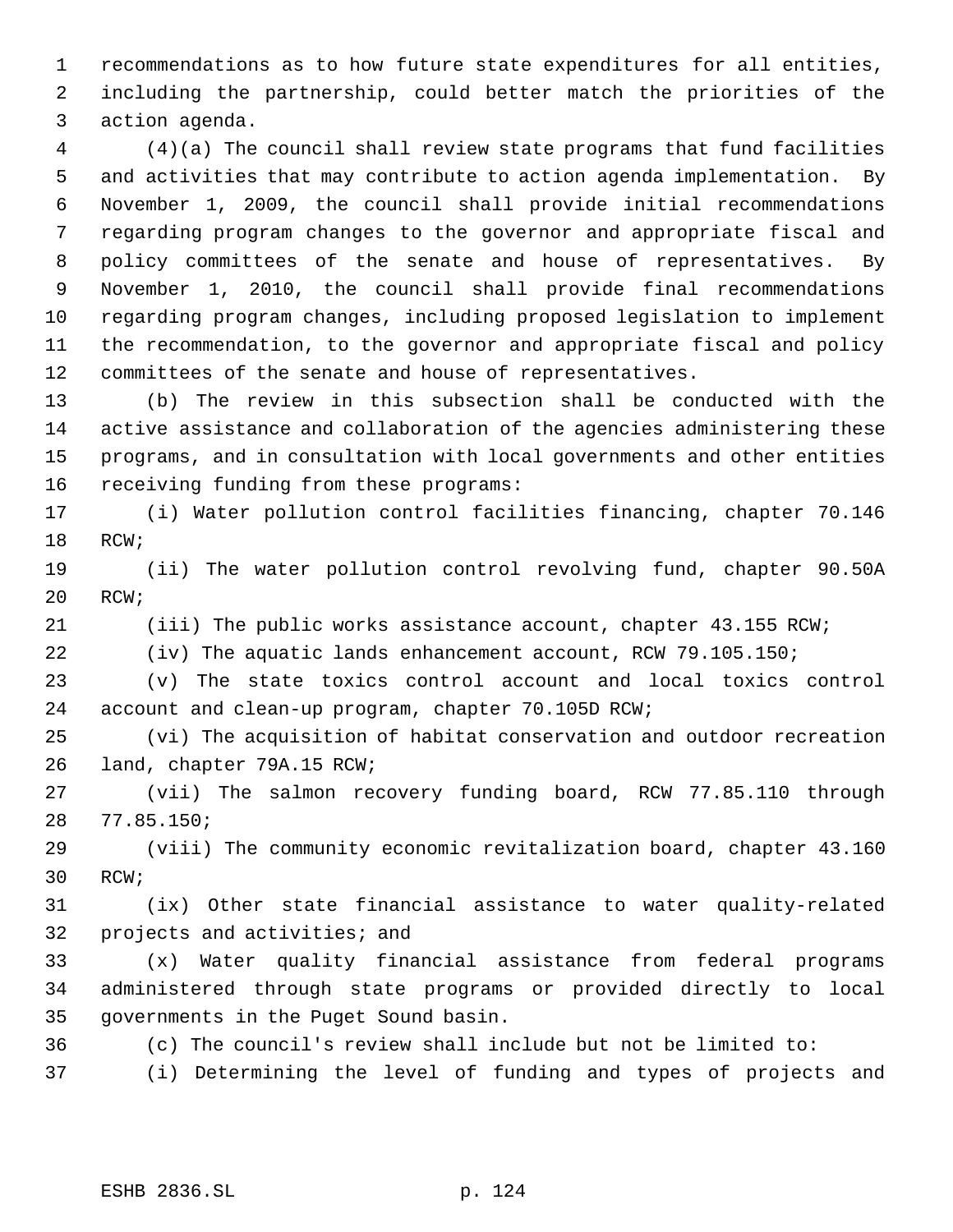recommendations as to how future state expenditures for all entities, including the partnership, could better match the priorities of the action agenda.

(4)(a) The council shall review state programs that fund facilities and activities that may contribute to action agenda implementation. By November 1, 2009, the council shall provide initial recommendations regarding program changes to the governor and appropriate fiscal and policy committees of the senate and house of representatives. By November 1, 2010, the council shall provide final recommendations regarding program changes, including proposed legislation to implement the recommendation, to the governor and appropriate fiscal and policy committees of the senate and house of representatives.

(b) The review in this subsection shall be conducted with the active assistance and collaboration of the agencies administering these programs, and in consultation with local governments and other entities receiving funding from these programs:

(i) Water pollution control facilities financing, chapter 70.146 RCW;

(ii) The water pollution control revolving fund, chapter 90.50A RCW;

(iii) The public works assistance account, chapter 43.155 RCW;

(iv) The aquatic lands enhancement account, RCW 79.105.150;

(v) The state toxics control account and local toxics control account and clean-up program, chapter 70.105D RCW;

(vi) The acquisition of habitat conservation and outdoor recreation land, chapter 79A.15 RCW;

(vii) The salmon recovery funding board, RCW 77.85.110 through 77.85.150;

(viii) The community economic revitalization board, chapter 43.160 RCW;

(ix) Other state financial assistance to water quality-related projects and activities; and

(x) Water quality financial assistance from federal programs administered through state programs or provided directly to local governments in the Puget Sound basin.

(c) The council's review shall include but not be limited to:

(i) Determining the level of funding and types of projects and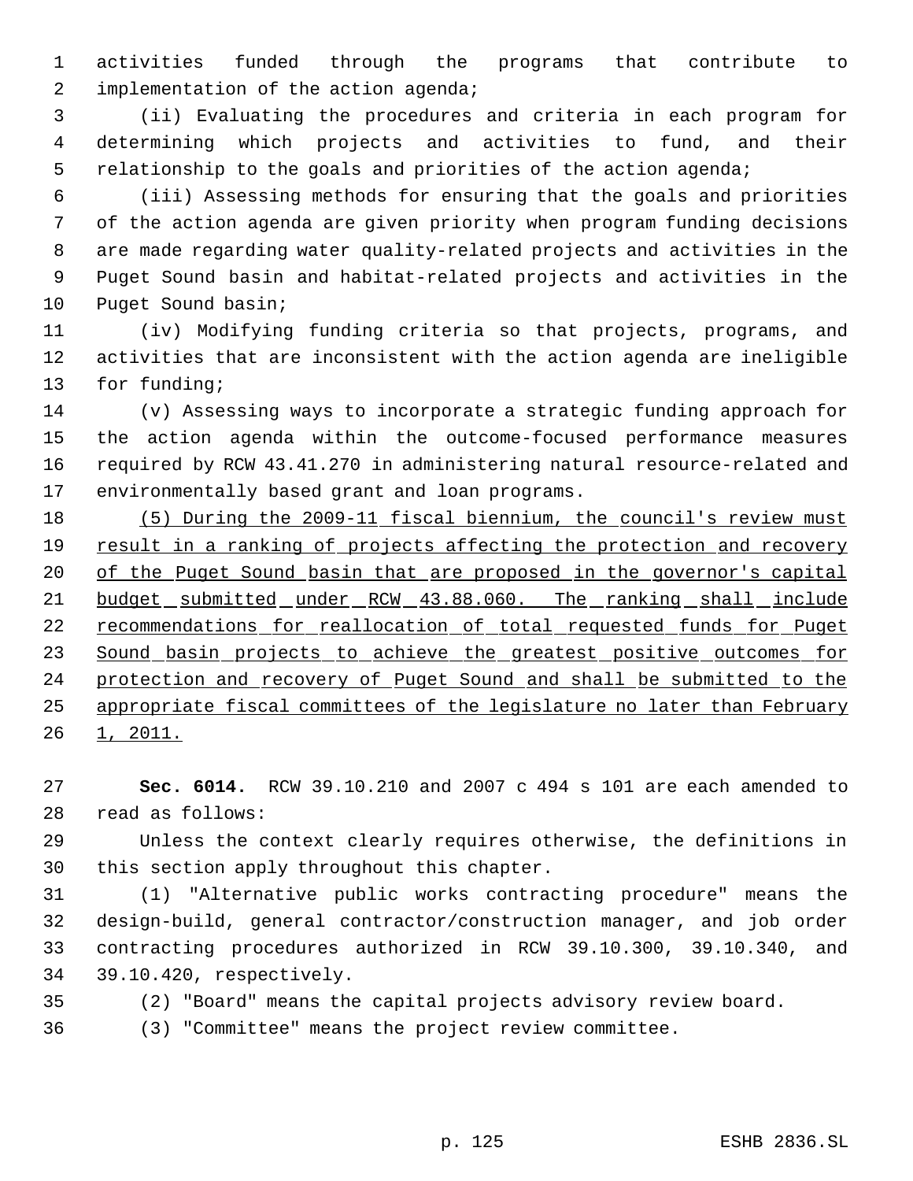activities funded through the programs that contribute to implementation of the action agenda;

(ii) Evaluating the procedures and criteria in each program for determining which projects and activities to fund, and their relationship to the goals and priorities of the action agenda;

(iii) Assessing methods for ensuring that the goals and priorities of the action agenda are given priority when program funding decisions are made regarding water quality-related projects and activities in the Puget Sound basin and habitat-related projects and activities in the Puget Sound basin;

(iv) Modifying funding criteria so that projects, programs, and activities that are inconsistent with the action agenda are ineligible for funding;

(v) Assessing ways to incorporate a strategic funding approach for the action agenda within the outcome-focused performance measures required by RCW 43.41.270 in administering natural resource-related and environmentally based grant and loan programs.

(5) During the 2009-11 fiscal biennium, the council's review must result in a ranking of projects affecting the protection and recovery of the Puget Sound basin that are proposed in the governor's capital budget submitted under RCW 43.88.060. The ranking shall include recommendations for reallocation of total requested funds for Puget Sound basin projects to achieve the greatest positive outcomes for protection and recovery of Puget Sound and shall be submitted to the appropriate fiscal committees of the legislature no later than February 1, 2011.

**Sec. 6014.** RCW 39.10.210 and 2007 c 494 s 101 are each amended to read as follows:

Unless the context clearly requires otherwise, the definitions in this section apply throughout this chapter.

(1) "Alternative public works contracting procedure" means the design-build, general contractor/construction manager, and job order contracting procedures authorized in RCW 39.10.300, 39.10.340, and 39.10.420, respectively.

(2) "Board" means the capital projects advisory review board.

(3) "Committee" means the project review committee.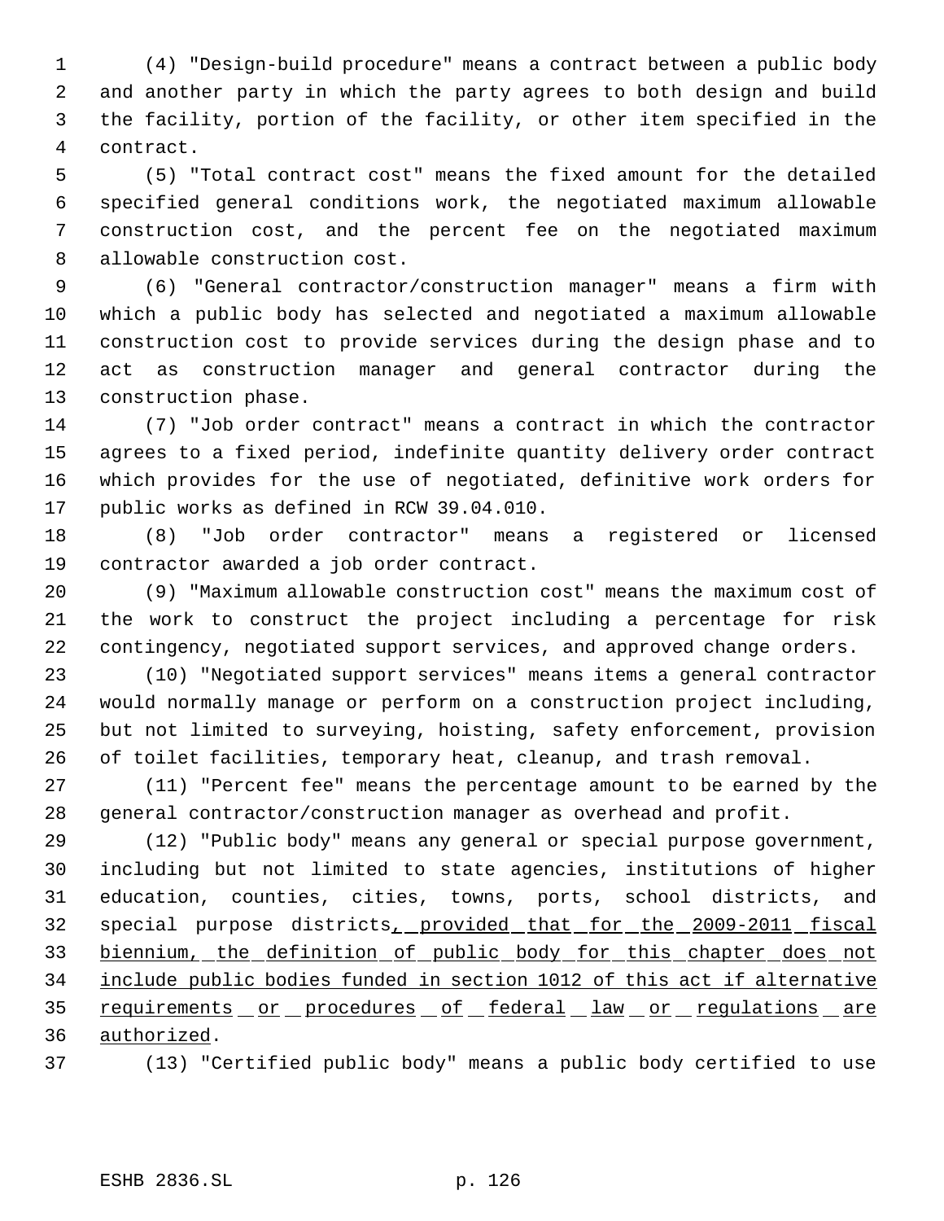(4) "Design-build procedure" means a contract between a public body and another party in which the party agrees to both design and build the facility, portion of the facility, or other item specified in the contract.

(5) "Total contract cost" means the fixed amount for the detailed specified general conditions work, the negotiated maximum allowable construction cost, and the percent fee on the negotiated maximum allowable construction cost.

(6) "General contractor/construction manager" means a firm with which a public body has selected and negotiated a maximum allowable construction cost to provide services during the design phase and to act as construction manager and general contractor during the construction phase.

(7) "Job order contract" means a contract in which the contractor agrees to a fixed period, indefinite quantity delivery order contract which provides for the use of negotiated, definitive work orders for public works as defined in RCW 39.04.010.

(8) "Job order contractor" means a registered or licensed contractor awarded a job order contract.

(9) "Maximum allowable construction cost" means the maximum cost of the work to construct the project including a percentage for risk contingency, negotiated support services, and approved change orders.

(10) "Negotiated support services" means items a general contractor would normally manage or perform on a construction project including, but not limited to surveying, hoisting, safety enforcement, provision of toilet facilities, temporary heat, cleanup, and trash removal.

(11) "Percent fee" means the percentage amount to be earned by the general contractor/construction manager as overhead and profit.

(12) "Public body" means any general or special purpose government, including but not limited to state agencies, institutions of higher education, counties, cities, towns, ports, school districts, and special purpose districts<u>, provided that for the 2009-2011 fiscal biennium, the definition of public body for this chapter does not include public bodies funded in section 1012 of this act if alternative requirements or procedures of federal law or regulations are authorized</u>.

(13) "Certified public body" means a public body certified to use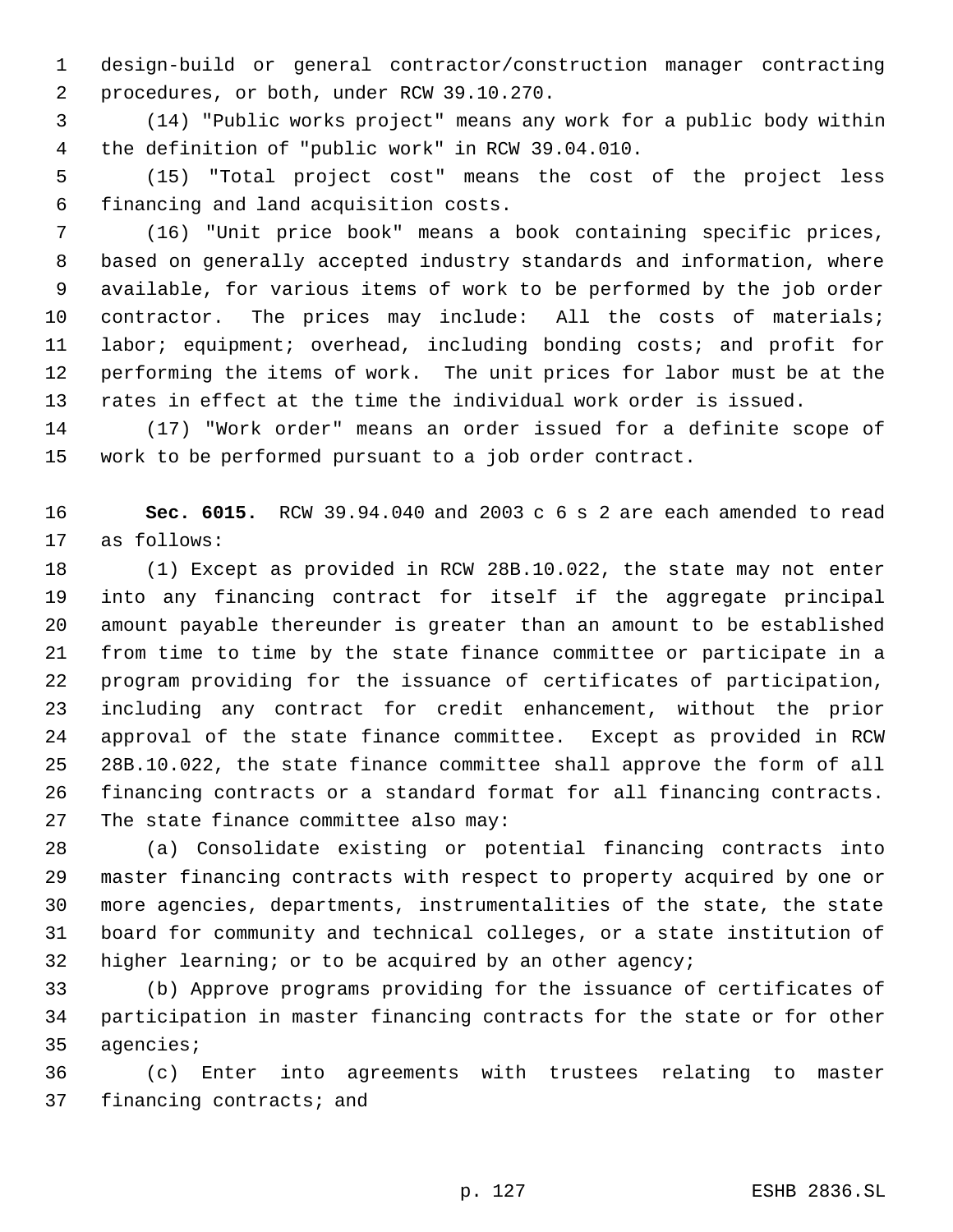design-build or general contractor/construction manager contracting procedures, or both, under RCW 39.10.270.

(14) "Public works project" means any work for a public body within the definition of "public work" in RCW 39.04.010.

(15) "Total project cost" means the cost of the project less financing and land acquisition costs.

(16) "Unit price book" means a book containing specific prices, based on generally accepted industry standards and information, where available, for various items of work to be performed by the job order contractor. The prices may include: All the costs of materials; labor; equipment; overhead, including bonding costs; and profit for performing the items of work. The unit prices for labor must be at the rates in effect at the time the individual work order is issued.

(17) "Work order" means an order issued for a definite scope of work to be performed pursuant to a job order contract.

**Sec. 6015.** RCW 39.94.040 and 2003 c 6 s 2 are each amended to read as follows:

(1) Except as provided in RCW 28B.10.022, the state may not enter into any financing contract for itself if the aggregate principal amount payable thereunder is greater than an amount to be established from time to time by the state finance committee or participate in a program providing for the issuance of certificates of participation, including any contract for credit enhancement, without the prior approval of the state finance committee. Except as provided in RCW 28B.10.022, the state finance committee shall approve the form of all financing contracts or a standard format for all financing contracts. The state finance committee also may:

(a) Consolidate existing or potential financing contracts into master financing contracts with respect to property acquired by one or more agencies, departments, instrumentalities of the state, the state board for community and technical colleges, or a state institution of higher learning; or to be acquired by an other agency;

(b) Approve programs providing for the issuance of certificates of participation in master financing contracts for the state or for other agencies;

(c) Enter into agreements with trustees relating to master financing contracts; and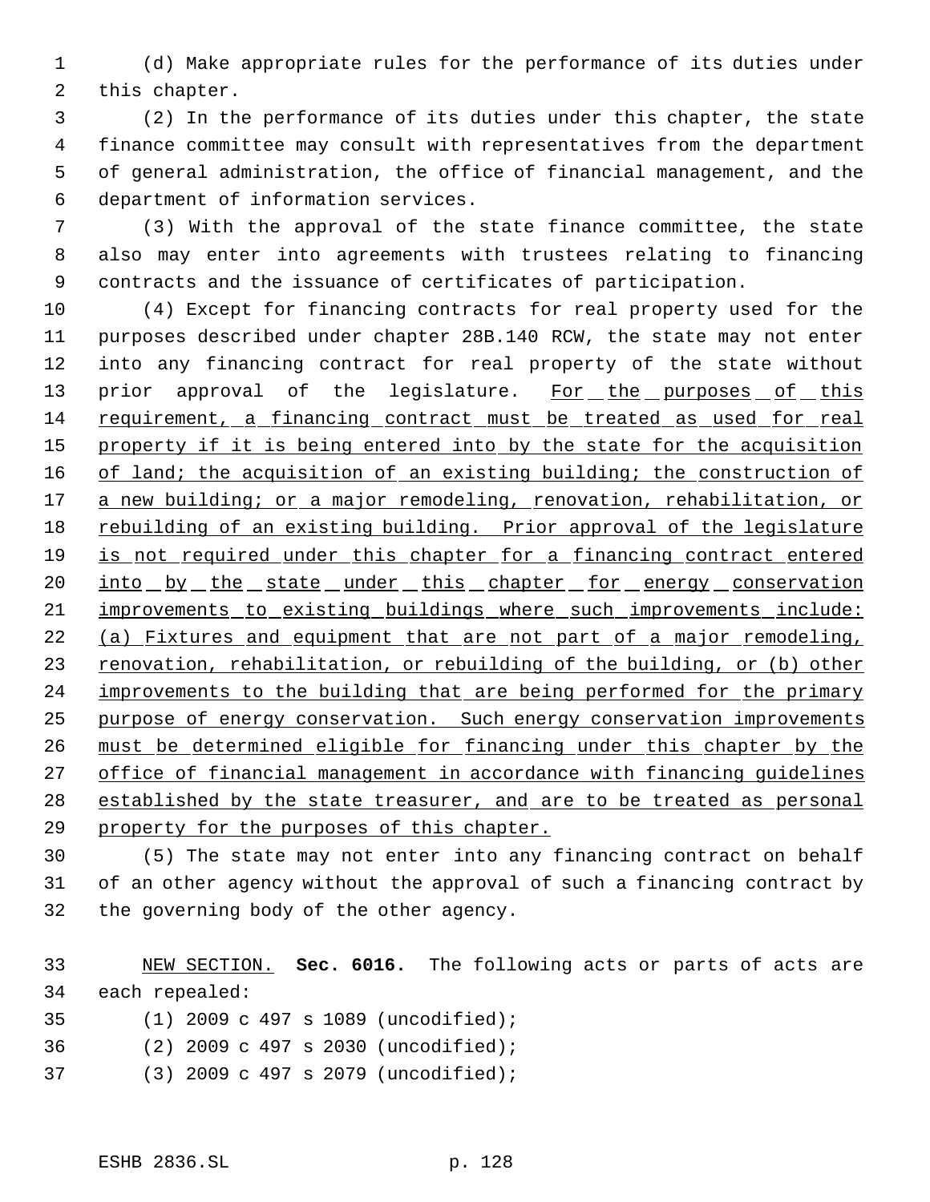(d) Make appropriate rules for the performance of its duties under this chapter.

(2) In the performance of its duties under this chapter, the state finance committee may consult with representatives from the department of general administration, the office of financial management, and the department of information services.

(3) With the approval of the state finance committee, the state also may enter into agreements with trustees relating to financing contracts and the issuance of certificates of participation.

(4) Except for financing contracts for real property used for the purposes described under chapter 28B.140 RCW, the state may not enter into any financing contract for real property of the state without prior approval of the legislature. <u>For the purposes of this requirement, a financing contract must be treated as used for real property if it is being entered into by the state for the acquisition of land; the acquisition of an existing building; the construction of a new building; or a major remodeling, renovation, rehabilitation, or rebuilding of an existing building. Prior approval of the legislature is not required under this chapter for a financing contract entered into by the state under this chapter for energy conservation improvements to existing buildings where such improvements include: (a) Fixtures and equipment that are not part of a major remodeling, renovation, rehabilitation, or rebuilding of the building, or (b) other improvements to the building that are being performed for the primary purpose of energy conservation. Such energy conservation improvements must be determined eligible for financing under this chapter by the office of financial management in accordance with financing guidelines established by the state treasurer, and are to be treated as personal property for the purposes of this chapter.</u>

(5) The state may not enter into any financing contract on behalf of an other agency without the approval of such a financing contract by the governing body of the other agency.

<u>NEW SECTION.</u> **Sec. 6016.** The following acts or parts of acts are each repealed:

(1) 2009 c 497 s 1089 (uncodified);

(2) 2009 c 497 s 2030 (uncodified);

(3) 2009 c 497 s 2079 (uncodified);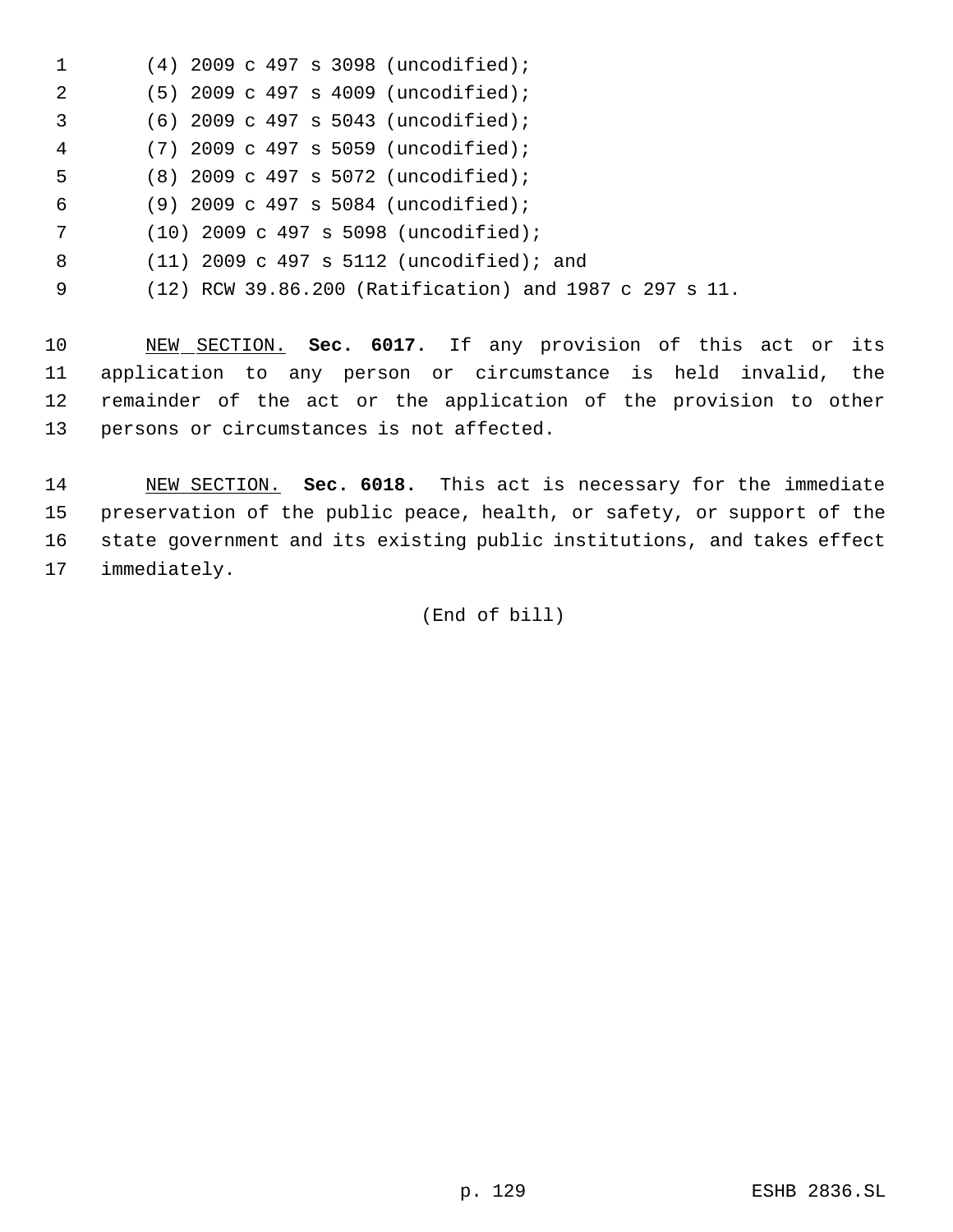(4) 2009 c 497 s 3098 (uncodified);

(5) 2009 c 497 s 4009 (uncodified);

(6) 2009 c 497 s 5043 (uncodified);

(7) 2009 c 497 s 5059 (uncodified);

(8) 2009 c 497 s 5072 (uncodified);

(9) 2009 c 497 s 5084 (uncodified);

(10) 2009 c 497 s 5098 (uncodified);

(11) 2009 c 497 s 5112 (uncodified); and

(12) RCW 39.86.200 (Ratification) and 1987 c 297 s 11.

NEW SECTION. **Sec. 6017.** If any provision of this act or its application to any person or circumstance is held invalid, the remainder of the act or the application of the provision to other persons or circumstances is not affected.

NEW SECTION. **Sec. 6018.** This act is necessary for the immediate preservation of the public peace, health, or safety, or support of the state government and its existing public institutions, and takes effect immediately.

(End of bill)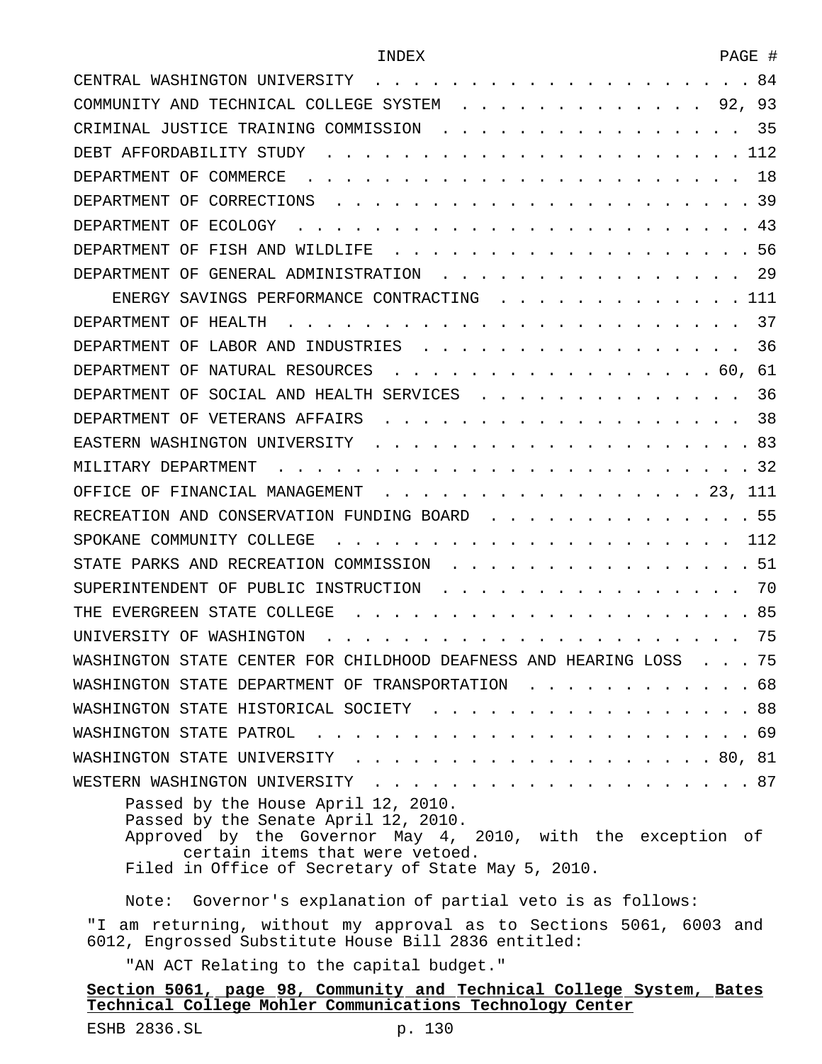| INDEX | PAGE # |
|---|---|
| CENTRAL WASHINGTON UNIVERSITY | 84 |
| COMMUNITY AND TECHNICAL COLLEGE SYSTEM | 92, 93 |
| CRIMINAL JUSTICE TRAINING COMMISSION | 35 |
| DEBT AFFORDABILITY STUDY | 112 |
| DEPARTMENT OF COMMERCE | 18 |
| DEPARTMENT OF CORRECTIONS | 39 |
| DEPARTMENT OF ECOLOGY | 43 |
| DEPARTMENT OF FISH AND WILDLIFE | 56 |
| DEPARTMENT OF GENERAL ADMINISTRATION | 29 |
| ENERGY SAVINGS PERFORMANCE CONTRACTING | 111 |
| DEPARTMENT OF HEALTH | 37 |
| DEPARTMENT OF LABOR AND INDUSTRIES | 36 |
| DEPARTMENT OF NATURAL RESOURCES | 60, 61 |
| DEPARTMENT OF SOCIAL AND HEALTH SERVICES | 36 |
| DEPARTMENT OF VETERANS AFFAIRS | 38 |
| EASTERN WASHINGTON UNIVERSITY | 83 |
| MILITARY DEPARTMENT | 32 |
| OFFICE OF FINANCIAL MANAGEMENT | 23, 111 |
| RECREATION AND CONSERVATION FUNDING BOARD | 55 |
| SPOKANE COMMUNITY COLLEGE | 112 |
| STATE PARKS AND RECREATION COMMISSION | 51 |
| SUPERINTENDENT OF PUBLIC INSTRUCTION | 70 |
| THE EVERGREEN STATE COLLEGE | 85 |
| UNIVERSITY OF WASHINGTON | 75 |
| WASHINGTON STATE CENTER FOR CHILDHOOD DEAFNESS AND HEARING LOSS | 75 |
| WASHINGTON STATE DEPARTMENT OF TRANSPORTATION | 68 |
| WASHINGTON STATE HISTORICAL SOCIETY | 88 |
| WASHINGTON STATE PATROL | 69 |
| WASHINGTON STATE UNIVERSITY | 80, 81 |
| WESTERN WASHINGTON UNIVERSITY | 87 |

Passed by the House April 12, 2010.
Passed by the Senate April 12, 2010.
Approved by the Governor May 4, 2010, with the exception of certain items that were vetoed.
Filed in Office of Secretary of State May 5, 2010.

Note: Governor's explanation of partial veto is as follows:

"I am returning, without my approval as to Sections 5061, 6003 and 6012, Engrossed Substitute House Bill 2836 entitled:

"AN ACT Relating to the capital budget."

**<u>Section 5061, page 98, Community and Technical College System, Bates Technical College Mohler Communications Technology Center</u>**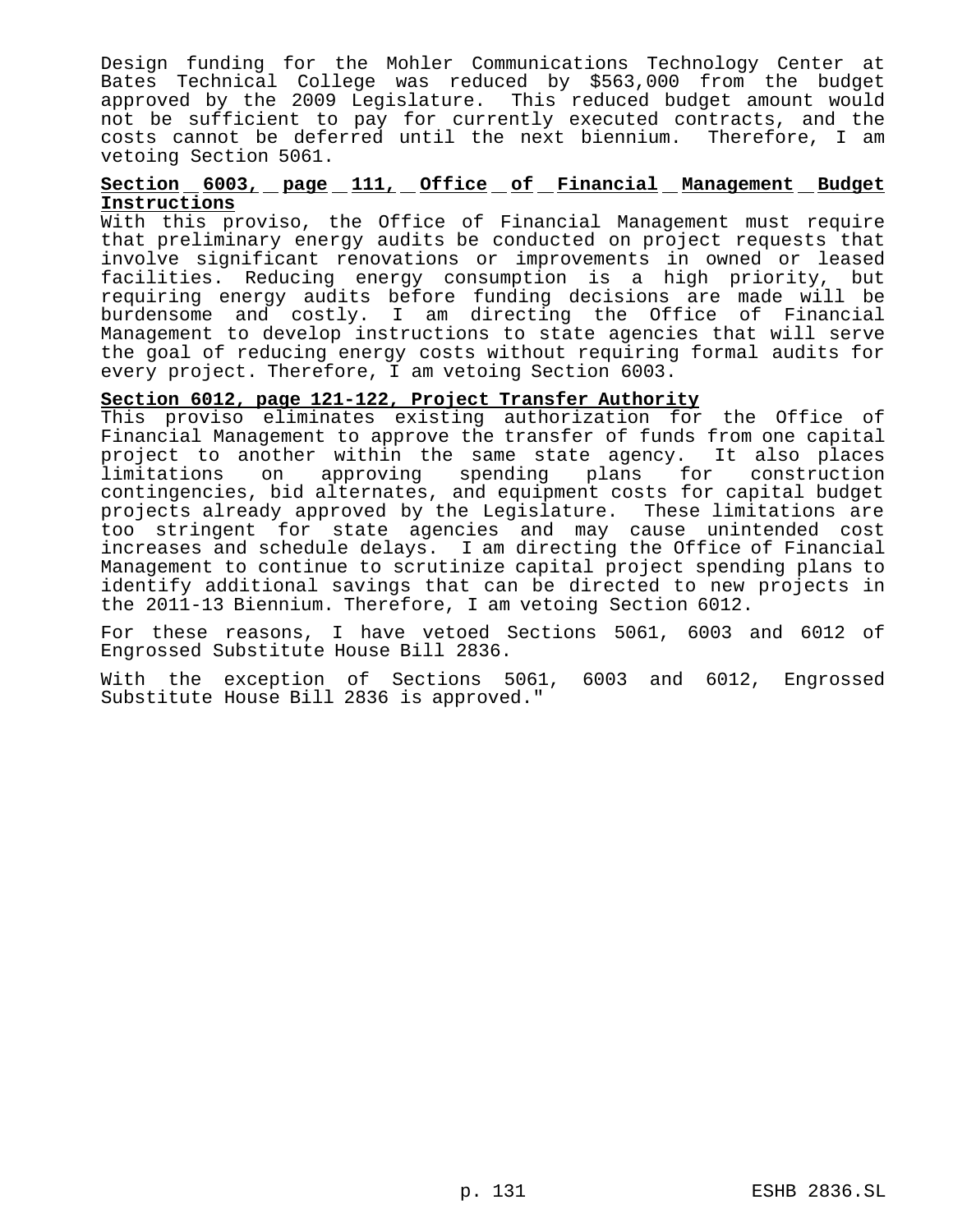Design funding for the Mohler Communications Technology Center at Bates Technical College was reduced by $563,000 from the budget approved by the 2009 Legislature. This reduced budget amount would not be sufficient to pay for currently executed contracts, and the costs cannot be deferred until the next biennium. Therefore, I am vetoing Section 5061.

**Section 6003, page 111, Office of Financial Management Budget Instructions**

With this proviso, the Office of Financial Management must require that preliminary energy audits be conducted on project requests that involve significant renovations or improvements in owned or leased facilities. Reducing energy consumption is a high priority, but requiring energy audits before funding decisions are made will be burdensome and costly. I am directing the Office of Financial Management to develop instructions to state agencies that will serve the goal of reducing energy costs without requiring formal audits for every project. Therefore, I am vetoing Section 6003.

**Section 6012, page 121-122, Project Transfer Authority**

This proviso eliminates existing authorization for the Office of Financial Management to approve the transfer of funds from one capital project to another within the same state agency. It also places limitations on approving spending plans for construction contingencies, bid alternates, and equipment costs for capital budget projects already approved by the Legislature. These limitations are too stringent for state agencies and may cause unintended cost increases and schedule delays. I am directing the Office of Financial Management to continue to scrutinize capital project spending plans to identify additional savings that can be directed to new projects in the 2011-13 Biennium. Therefore, I am vetoing Section 6012.

For these reasons, I have vetoed Sections 5061, 6003 and 6012 of Engrossed Substitute House Bill 2836.

With the exception of Sections 5061, 6003 and 6012, Engrossed Substitute House Bill 2836 is approved."